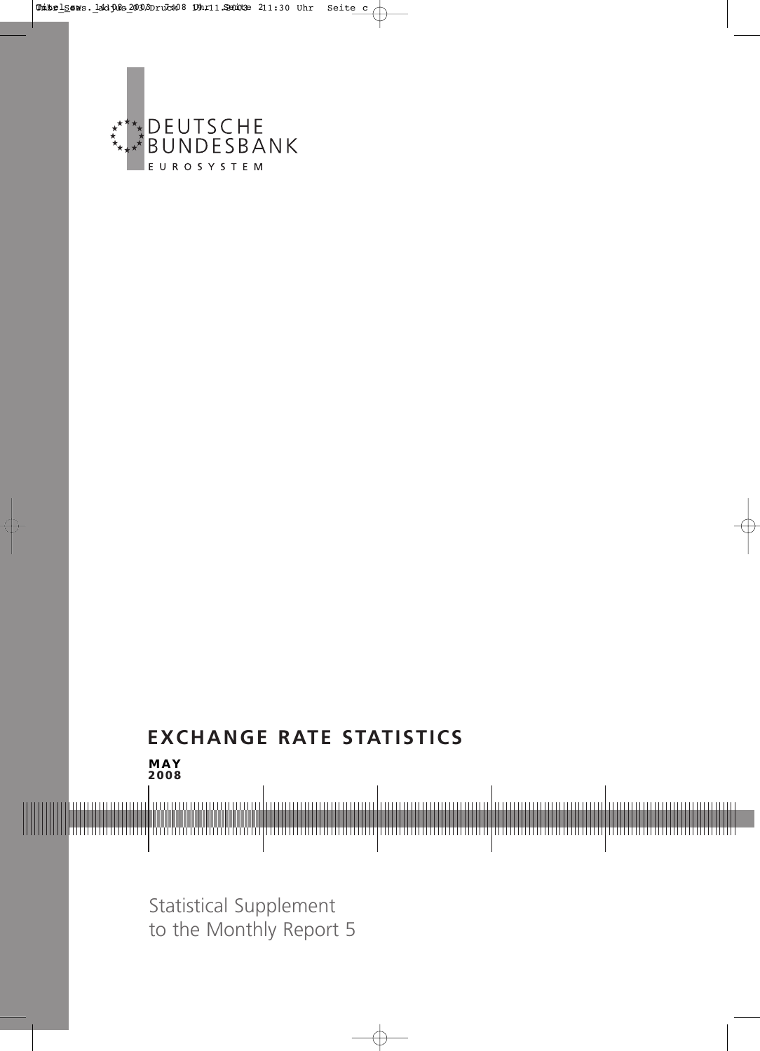DEUTSCHE
BUNDESBANK
EUROSYSTEM

# EXCHANGE RATE STATISTICS

**MAY 2008**

Statistical Supplement
to the Monthly Report 5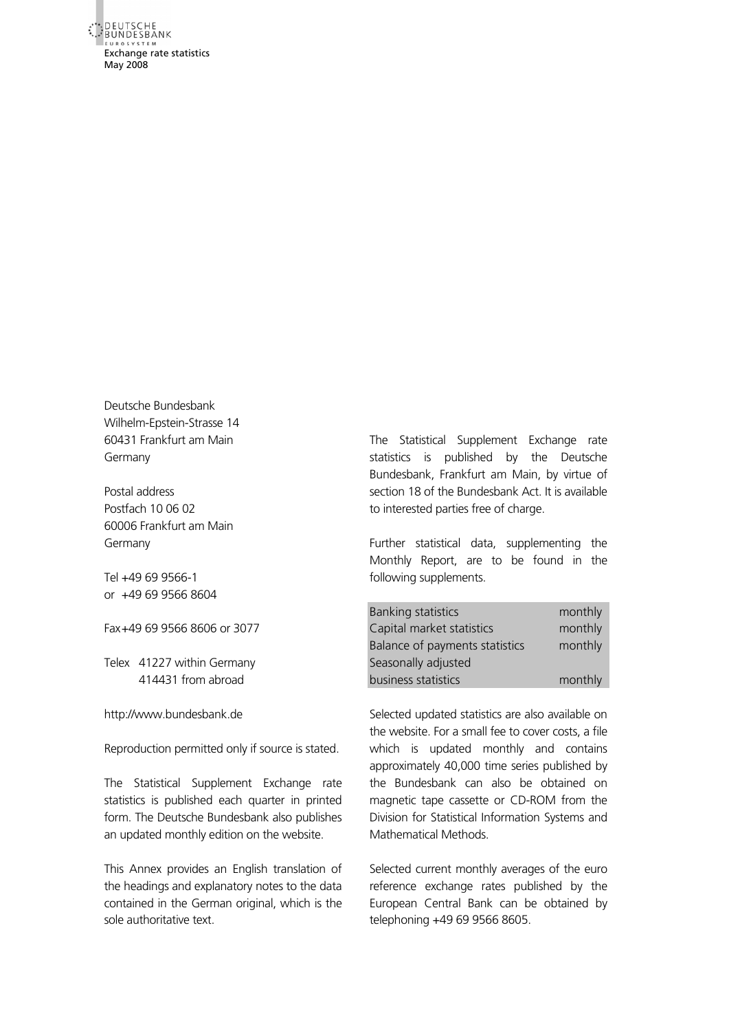Deutsche Bundesbank
Wilhelm-Epstein-Strasse 14
60431 Frankfurt am Main
Germany

Postal address
Postfach 10 06 02
60006 Frankfurt am Main
Germany

Tel +49 69 9566-1
or +49 69 9566 8604

Fax +49 69 9566 8606 or 3077

Telex 41227 within Germany
414431 from abroad

http://www.bundesbank.de

Reproduction permitted only if source is stated.

The Statistical Supplement Exchange rate statistics is published each quarter in printed form. The Deutsche Bundesbank also publishes an updated monthly edition on the website.

This Annex provides an English translation of the headings and explanatory notes to the data contained in the German original, which is the sole authoritative text.

The Statistical Supplement Exchange rate statistics is published by the Deutsche Bundesbank, Frankfurt am Main, by virtue of section 18 of the Bundesbank Act. It is available to interested parties free of charge.

Further statistical data, supplementing the Monthly Report, are to be found in the following supplements.

| | |
|---|---|
| Banking statistics | monthly |
| Capital market statistics | monthly |
| Balance of payments statistics | monthly |
| Seasonally adjusted business statistics | monthly |

Selected updated statistics are also available on the website. For a small fee to cover costs, a file which is updated monthly and contains approximately 40,000 time series published by the Bundesbank can also be obtained on magnetic tape cassette or CD-ROM from the Division for Statistical Information Systems and Mathematical Methods.

Selected current monthly averages of the euro reference exchange rates published by the European Central Bank can be obtained by telephoning +49 69 9566 8605.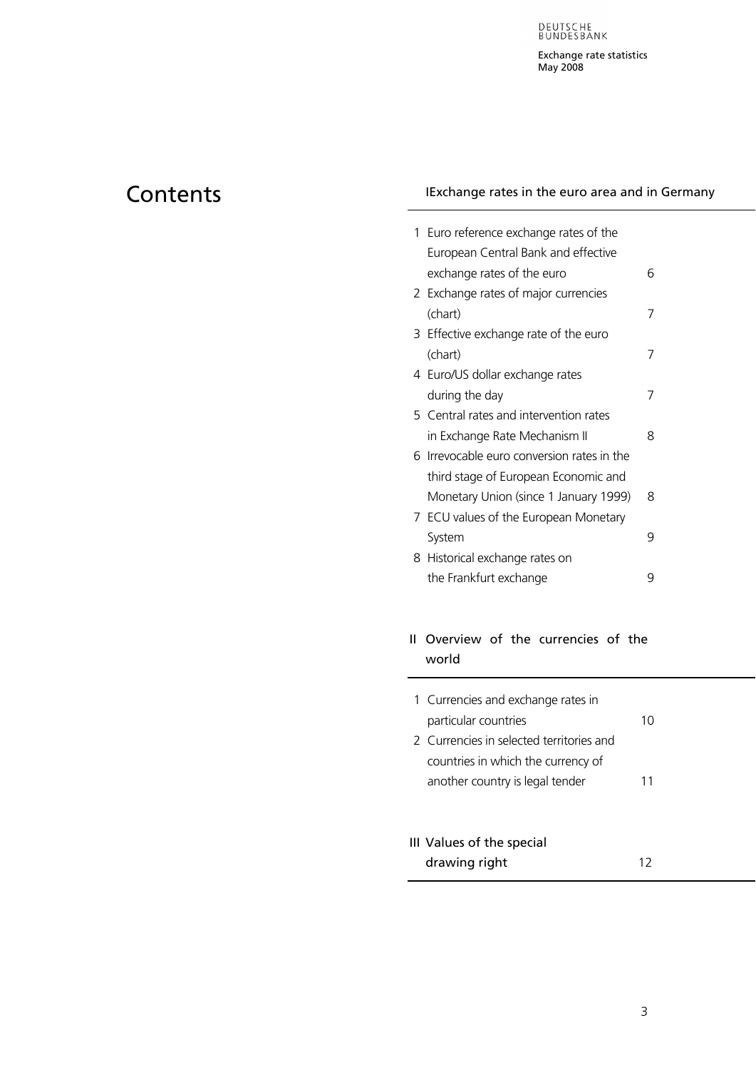# Contents

## I Exchange rates in the euro area and in Germany

| | | |
|---|---|---|
| 1 | Euro reference exchange rates of the European Central Bank and effective exchange rates of the euro | 6 |
| 2 | Exchange rates of major currencies (chart) | 7 |
| 3 | Effective exchange rate of the euro (chart) | 7 |
| 4 | Euro/US dollar exchange rates during the day | 7 |
| 5 | Central rates and intervention rates in Exchange Rate Mechanism II | 8 |
| 6 | Irrevocable euro conversion rates in the third stage of European Economic and Monetary Union (since 1 January 1999) | 8 |
| 7 | ECU values of the European Monetary System | 9 |
| 8 | Historical exchange rates on the Frankfurt exchange | 9 |

## II Overview of the currencies of the world

| | | |
|---|---|---|
| 1 | Currencies and exchange rates in particular countries | 10 |
| 2 | Currencies in selected territories and countries in which the currency of another country is legal tender | 11 |

## III Values of the special drawing right 12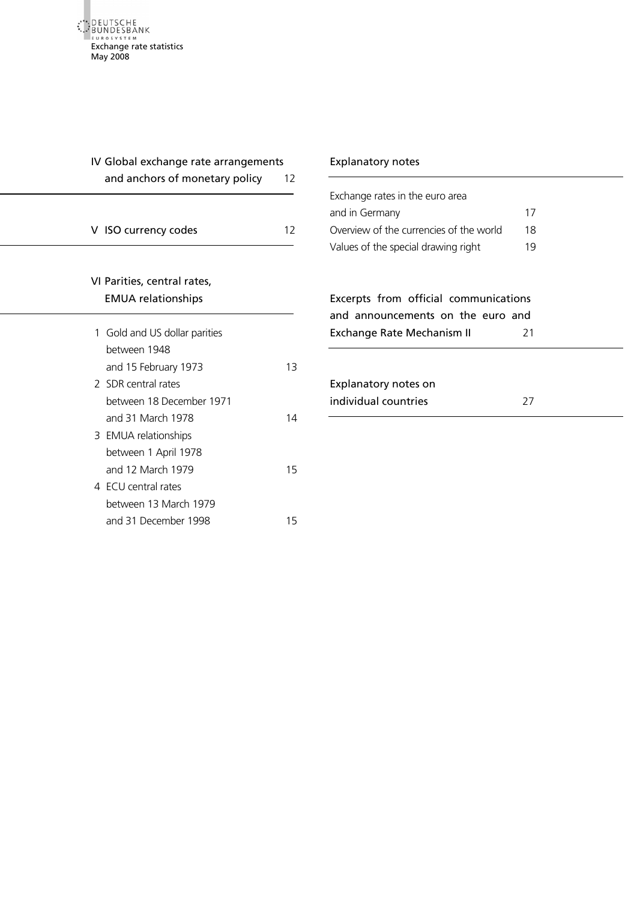IV Global exchange rate arrangements and anchors of monetary policy 12

V ISO currency codes 12

VI Parities, central rates, EMUA relationships

1 Gold and US dollar parities between 1948 and 15 February 1973 13
2 SDR central rates between 18 December 1971 and 31 March 1978 14
3 EMUA relationships between 1 April 1978 and 12 March 1979 15
4 ECU central rates between 13 March 1979 and 31 December 1998 15

Explanatory notes

Exchange rates in the euro area and in Germany 17
Overview of the currencies of the world 18
Values of the special drawing right 19

Excerpts from official communications and announcements on the euro and Exchange Rate Mechanism II 21

Explanatory notes on individual countries 27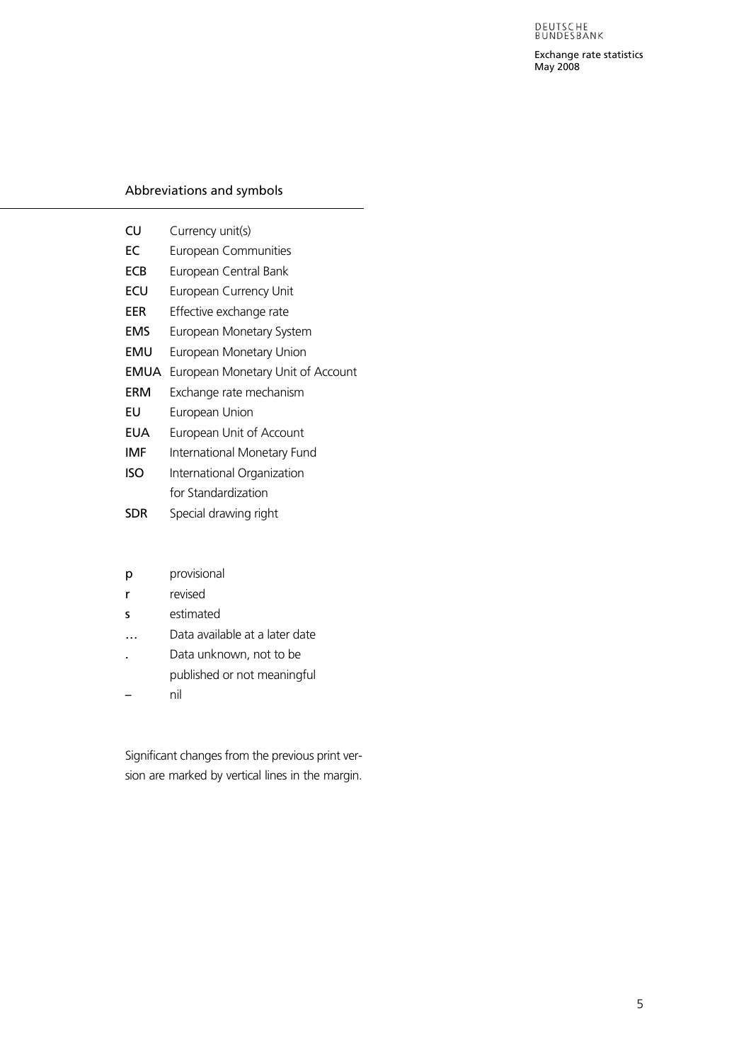## Abbreviations and symbols

| | |
|---|---|
| **CU** | Currency unit(s) |
| **EC** | European Communities |
| **ECB** | European Central Bank |
| **ECU** | European Currency Unit |
| **EER** | Effective exchange rate |
| **EMS** | European Monetary System |
| **EMU** | European Monetary Union |
| **EMUA** | European Monetary Unit of Account |
| **ERM** | Exchange rate mechanism |
| **EU** | European Union |
| **EUA** | European Unit of Account |
| **IMF** | International Monetary Fund |
| **ISO** | International Organization for Standardization |
| **SDR** | Special drawing right |

| | |
|---|---|
| p | provisional |
| r | revised |
| s | estimated |
| … | Data available at a later date |
| . | Data unknown, not to be published or not meaningful |
| – | nil |

Significant changes from the previous print version are marked by vertical lines in the margin.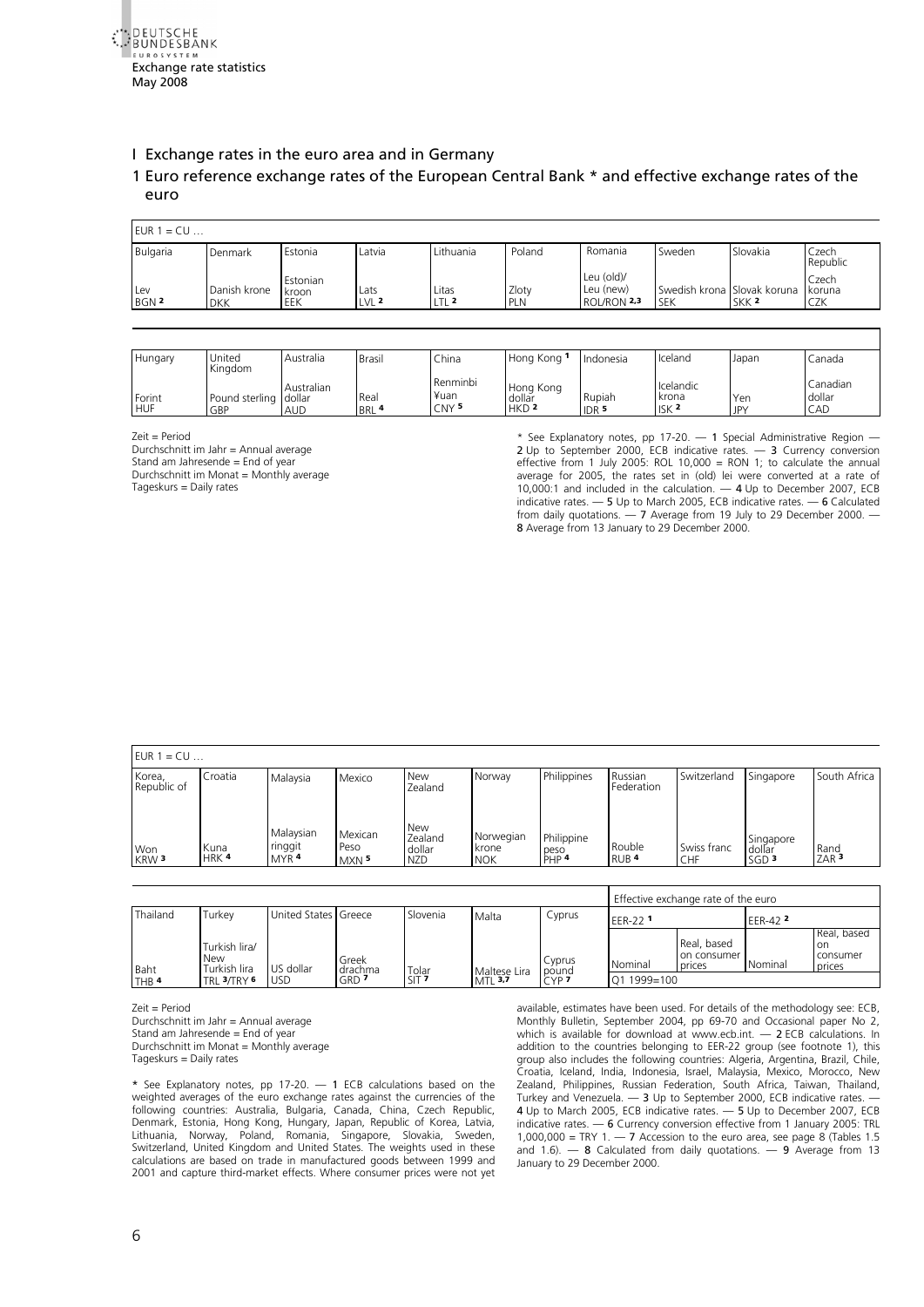Exchange rate statistics
May 2008

# I Exchange rates in the euro area and in Germany

## 1 Euro reference exchange rates of the European Central Bank * and effective exchange rates of the euro

EUR 1 = CU …

| Bulgaria | Denmark | Estonia | Latvia | Lithuania | Poland | Romania | Sweden | Slovakia | Czech Republic |
|---|---|---|---|---|---|---|---|---|---|
| Lev BGN 2 | Danish krone DKK | Estonian kroon EEK | Lats LVL 2 | Litas LTL 2 | Zloty PLN | Leu (old)/ Leu (new) ROL/RON 2,3 | Swedish krona SEK | Slovak koruna SKK 2 | Czech koruna CZK |

| Hungary | United Kingdom | Australia | Brasil | China | Hong Kong 1 | Indonesia | Iceland | Japan | Canada |
|---|---|---|---|---|---|---|---|---|---|
| Forint HUF | Pound sterling GBP | Australian dollar AUD | Real BRL 4 | Renminbi ¥uan CNY 5 | Hong Kong dollar HKD 2 | Rupiah IDR 5 | Icelandic krona ISK 2 | Yen JPY | Canadian dollar CAD |

Zeit = Period
Durchschnitt im Jahr = Annual average
Stand am Jahresende = End of year
Durchschnitt im Monat = Monthly average
Tageskurs = Daily rates

* See Explanatory notes, pp 17-20. — 1 Special Administrative Region — 2 Up to September 2000, ECB indicative rates. — 3 Currency conversion effective from 1 July 2005: ROL 10,000 = RON 1; to calculate the annual average for 2005, the rates set in (old) lei were converted at a rate of 10,000:1 and included in the calculation. — 4 Up to December 2007, ECB indicative rates. — 5 Up to March 2005, ECB indicative rates. — 6 Calculated from daily quotations. — 7 Average from 19 July to 29 December 2000. — 8 Average from 13 January to 29 December 2000.

EUR 1 = CU …

| Korea, Republic of | Croatia | Malaysia | Mexico | New Zealand | Norway | Philippines | Russian Federation | Switzerland | Singapore | South Africa |
|---|---|---|---|---|---|---|---|---|---|---|
| Won KRW 3 | Kuna HRK 4 | Malaysian ringgit MYR 4 | Mexican Peso MXN 5 | New Zealand dollar NZD | Norwegian krone NOK | Philippine peso PHP 4 | Rouble RUB 4 | Swiss franc CHF | Singapore dollar SGD 3 | Rand ZAR 3 |

| Thailand | Turkey | United States | Greece | Slovenia | Malta | Cyprus | Effective exchange rate of the euro | | | |
|---|---|---|---|---|---|---|---|---|---|---|
| | | | | | | | EER-22 1 | | EER-42 2 | |
| Baht THB 4 | Turkish lira/ New Turkish lira TRL 3/TRY 6 | US dollar USD | Greek drachma GRD 7 | Tolar SIT 7 | Maltese Lira MTL 3,7 | Cyprus pound CYP 7 | Nominal | Real, based on consumer prices | Nominal | Real, based on consumer prices |
| | | | | | | | Q1 1999=100 | | | |

Zeit = Period
Durchschnitt im Jahr = Annual average
Stand am Jahresende = End of year
Durchschnitt im Monat = Monthly average
Tageskurs = Daily rates

* See Explanatory notes, pp 17-20. — 1 ECB calculations based on the weighted averages of the euro exchange rates against the currencies of the following countries: Australia, Bulgaria, Canada, China, Czech Republic, Denmark, Estonia, Hong Kong, Hungary, Japan, Republic of Korea, Latvia, Lithuania, Norway, Poland, Romania, Singapore, Slovakia, Sweden, Switzerland, United Kingdom and United States. The weights used in these calculations are based on trade in manufactured goods between 1999 and 2001 and capture third-market effects. Where consumer prices were not yet available, estimates have been used. For details of the methodology see: ECB, Monthly Bulletin, September 2004, pp 69-70 and Occasional paper No 2, which is available for download at www.ecb.int. — 2 ECB calculations. In addition to the countries belonging to EER-22 group (see footnote 1), this group also includes the following countries: Algeria, Argentina, Brazil, Chile, Croatia, Iceland, India, Indonesia, Israel, Malaysia, Mexico, Morocco, New Zealand, Philippines, Russian Federation, South Africa, Taiwan, Thailand, Turkey and Venezuela. — 3 Up to September 2000, ECB indicative rates. — 4 Up to March 2005, ECB indicative rates. — 5 Up to December 2007, ECB indicative rates. — 6 Currency conversion effective from 1 January 2005: TRL 1,000,000 = TRY 1. — 7 Accession to the euro area, see page 8 (Tables 1.5 and 1.6). — 8 Calculated from daily quotations. — 9 Average from 13 January to 29 December 2000.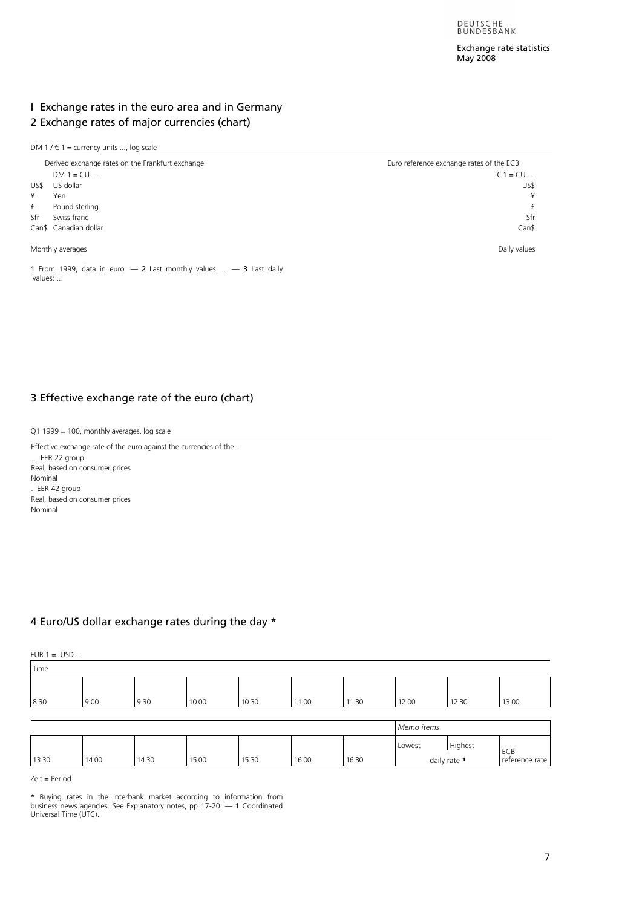# I Exchange rates in the euro area and in Germany

## 2 Exchange rates of major currencies (chart)

DM 1 / € 1 = currency units ..., log scale

Derived exchange rates on the Frankfurt exchange

DM 1 = CU …

| | | Euro reference exchange rates of the ECB |
|---|---|---|
| | | € 1 = CU … |
| US$ | US dollar | US$ |
| ¥ | Yen | ¥ |
| £ | Pound sterling | £ |
| Sfr | Swiss franc | Sfr |
| Can$ | Canadian dollar | Can$ |

Monthly averages

Daily values

1 From 1999, data in euro. — 2 Last monthly values: ... — 3 Last daily values: ...

## 3 Effective exchange rate of the euro (chart)

Q1 1999 = 100, monthly averages, log scale

Effective exchange rate of the euro against the currencies of the…

… EER-22 group

Real, based on consumer prices

Nominal

.. EER-42 group

Real, based on consumer prices

Nominal

## 4 Euro/US dollar exchange rates during the day *

EUR 1 = USD ...

| Time | | | | | | | | | |
|---|---|---|---|---|---|---|---|---|---|
| 8.30 | 9.00 | 9.30 | 10.00 | 10.30 | 11.00 | 11.30 | 12.00 | 12.30 | 13.00 |

| | | | | | | | *Memo items* | | |
|---|---|---|---|---|---|---|---|---|---|
| | | | | | | | Lowest | Highest | ECB reference rate |
| 13.30 | 14.00 | 14.30 | 15.00 | 15.30 | 16.00 | 16.30 | daily rate [1] | | |

Zeit = Period

* Buying rates in the interbank market according to information from business news agencies. See Explanatory notes, pp 17-20. — 1 Coordinated Universal Time (UTC).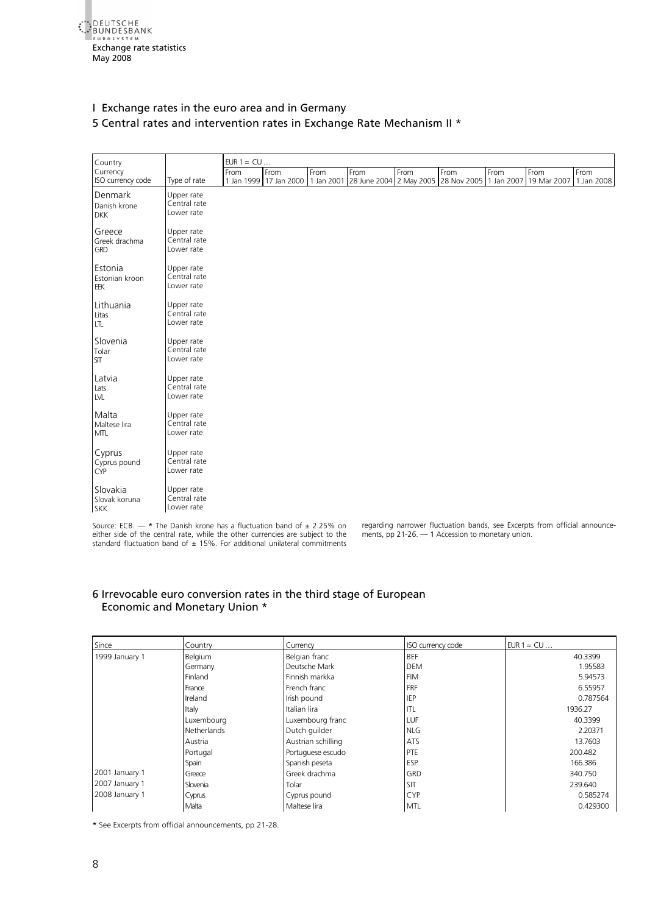Deutsche Bundesbank
Exchange rate statistics
May 2008

## I Exchange rates in the euro area and in Germany

### 5 Central rates and intervention rates in Exchange Rate Mechanism II *

| Country<br>Currency<br>ISO currency code | Type of rate | EUR 1 = CU …<br>From<br>1 Jan 1999 | From<br>17 Jan 2000 | From<br>1 Jan 2001 | From<br>28 June 2004 | From<br>2 May 2005 | From<br>28 Nov 2005 | From<br>1 Jan 2007 | From<br>19 Mar 2007 | From<br>1.Jan 2008 |
|---|---|---|---|---|---|---|---|---|---|---|
| Denmark<br>Danish krone<br>DKK | Upper rate<br>Central rate<br>Lower rate | | | | | | | | | |
| Greece<br>Greek drachma<br>GRD | Upper rate<br>Central rate<br>Lower rate | | | | | | | | | |
| Estonia<br>Estonian kroon<br>EEK | Upper rate<br>Central rate<br>Lower rate | | | | | | | | | |
| Lithuania<br>Litas<br>LTL | Upper rate<br>Central rate<br>Lower rate | | | | | | | | | |
| Slovenia<br>Tolar<br>SIT | Upper rate<br>Central rate<br>Lower rate | | | | | | | | | |
| Latvia<br>Lats<br>LVL | Upper rate<br>Central rate<br>Lower rate | | | | | | | | | |
| Malta<br>Maltese lira<br>MTL | Upper rate<br>Central rate<br>Lower rate | | | | | | | | | |
| Cyprus<br>Cyprus pound<br>CYP | Upper rate<br>Central rate<br>Lower rate | | | | | | | | | |
| Slovakia<br>Slovak koruna<br>SKK | Upper rate<br>Central rate<br>Lower rate | | | | | | | | | |

Source: ECB. — * The Danish krone has a fluctuation band of ± 2.25% on either side of the central rate, while the other currencies are subject to the standard fluctuation band of ± 15%. For additional unilateral commitments regarding narrower fluctuation bands, see Excerpts from official announcements, pp 21-26. — 1 Accession to monetary union.

### 6 Irrevocable euro conversion rates in the third stage of European Economic and Monetary Union *

| Since | Country | Currency | ISO currency code | EUR 1 = CU … |
|---|---|---|---|---|
| 1999 January 1 | Belgium | Belgian franc | BEF | 40.3399 |
| | Germany | Deutsche Mark | DEM | 1.95583 |
| | Finland | Finnish markka | FIM | 5.94573 |
| | France | French franc | FRF | 6.55957 |
| | Ireland | Irish pound | IEP | 0.787564 |
| | Italy | Italian lira | ITL | 1936.27 |
| | Luxembourg | Luxembourg franc | LUF | 40.3399 |
| | Netherlands | Dutch guilder | NLG | 2.20371 |
| | Austria | Austrian schilling | ATS | 13.7603 |
| | Portugal | Portuguese escudo | PTE | 200.482 |
| | Spain | Spanish peseta | ESP | 166.386 |
| 2001 January 1 | Greece | Greek drachma | GRD | 340.750 |
| 2007 January 1 | Slovenia | Tolar | SIT | 239.640 |
| 2008 January 1 | Cyprus | Cyprus pound | CYP | 0.585274 |
| | Malta | Maltese lira | MTL | 0.429300 |

* See Excerpts from official announcements, pp 21-28.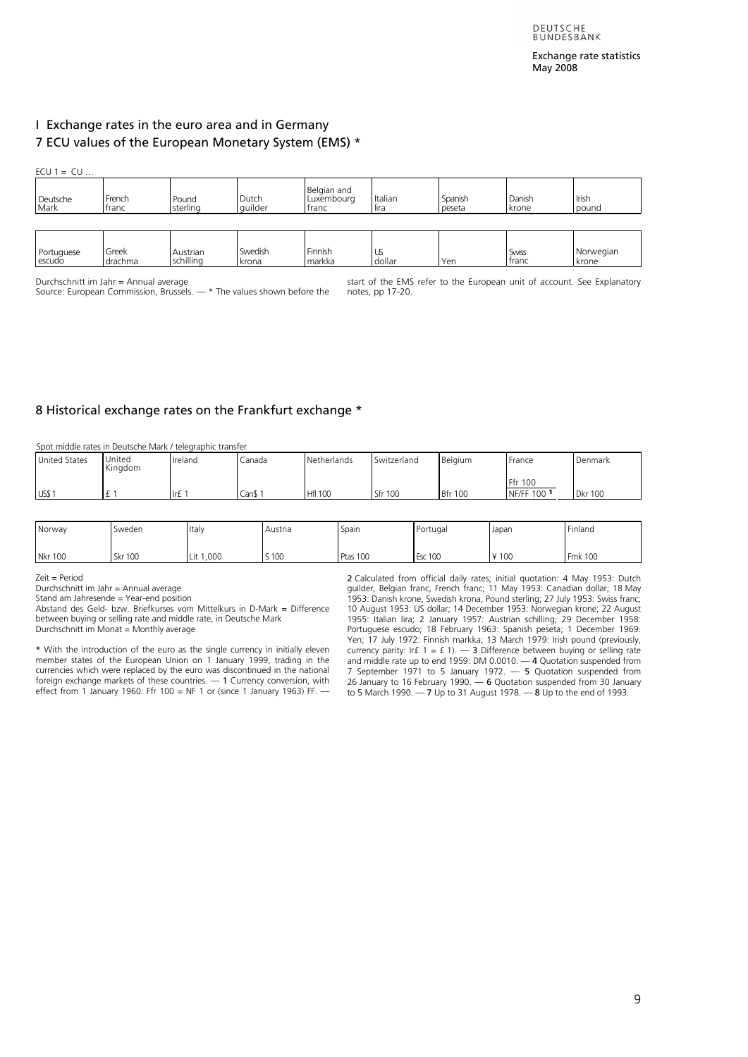# I Exchange rates in the euro area and in Germany

## 7 ECU values of the European Monetary System (EMS) *

ECU 1 = CU …

| Deutsche Mark | French franc | Pound sterling | Dutch guilder | Belgian and Luxembourg franc | Italian lira | Spanish peseta | Danish krone | Irish pound |
|---|---|---|---|---|---|---|---|---|

| Portuguese escudo | Greek drachma | Austrian schilling | Swedish krona | Finnish markka | US dollar | Yen | Swiss franc | Norwegian krone |
|---|---|---|---|---|---|---|---|---|

Durchschnitt im Jahr = Annual average

Source: European Commission, Brussels. — * The values shown before the start of the EMS refer to the European unit of account. See Explanatory notes, pp 17-20.

## 8 Historical exchange rates on the Frankfurt exchange *

Spot middle rates in Deutsche Mark / telegraphic transfer

| United States | United Kingdom | Ireland | Canada | Netherlands | Switzerland | Belgium | France | Denmark |
|---|---|---|---|---|---|---|---|---|
| US$ 1 | £ 1 | Ir£ 1 | Can$ 1 | Hfl 100 | Sfr 100 | Bfr 100 | Ffr 100 NF/FF 100 [1] | Dkr 100 |

| Norway | Sweden | Italy | Austria | Spain | Portugal | Japan | Finland |
|---|---|---|---|---|---|---|---|
| Nkr 100 | Skr 100 | Lit 1,000 | S 100 | Ptas 100 | Esc 100 | ¥ 100 | Fmk 100 |

Zeit = Period

Durchschnitt im Jahr = Annual average

Stand am Jahresende = Year-end position

Abstand des Geld- bzw. Briefkurses vom Mittelkurs in D-Mark = Difference between buying or selling rate and middle rate, in Deutsche Mark

Durchschnitt im Monat = Monthly average

* With the introduction of the euro as the single currency in initially eleven member states of the European Union on 1 January 1999, trading in the currencies which were replaced by the euro was discontinued in the national foreign exchange markets of these countries. — **1** Currency conversion, with effect from 1 January 1960: Ffr 100 = NF 1 or (since 1 January 1963) FF. — **2** Calculated from official daily rates; initial quotation: 4 May 1953: Dutch guilder, Belgian franc, French franc; 11 May 1953: Canadian dollar; 18 May 1953: Danish krone, Swedish krona, Pound sterling; 27 July 1953: Swiss franc; 10 August 1953: US dollar; 14 December 1953: Norwegian krone; 22 August 1955: Italian lira; 2 January 1957: Austrian schilling; 29 December 1958: Portuguese escudo; 18 February 1963: Spanish peseta; 1 December 1969: Yen; 17 July 1972: Finnish markka; 13 March 1979: Irish pound (previously, currency parity: Ir£ 1 = £ 1). — **3** Difference between buying or selling rate and middle rate up to end 1959: DM 0.0010. — **4** Quotation suspended from 7 September 1971 to 5 January 1972. — **5** Quotation suspended from 26 January to 16 February 1990. — **6** Quotation suspended from 30 January to 5 March 1990. — **7** Up to 31 August 1978. — **8** Up to the end of 1993.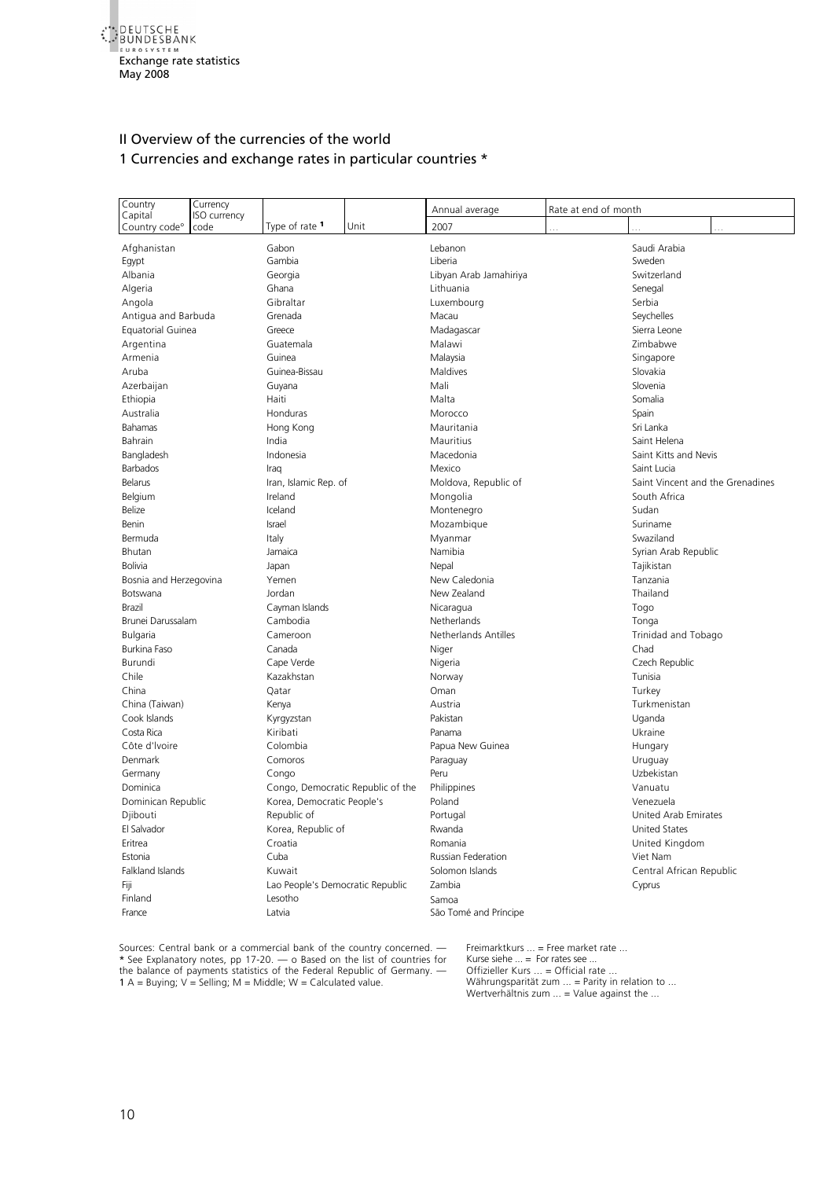## II Overview of the currencies of the world

### 1 Currencies and exchange rates in particular countries *

| Country Capital Country code° | Currency ISO currency code | Type of rate 1 | Unit | Annual average 2007 | Rate at end of month ... | ... | ... |
|---|---|---|---|---|---|---|---|

Afghanistan
Egypt
Albania
Algeria
Angola
Antigua and Barbuda
Equatorial Guinea
Argentina
Armenia
Aruba
Azerbaijan
Ethiopia
Australia
Bahamas
Bahrain
Bangladesh
Barbados
Belarus
Belgium
Belize
Benin
Bermuda
Bhutan
Bolivia
Bosnia and Herzegovina
Botswana
Brazil
Brunei Darussalam
Bulgaria
Burkina Faso
Burundi
Chile
China
China (Taiwan)
Cook Islands
Costa Rica
Côte d'Ivoire
Denmark
Germany
Dominica
Dominican Republic
Djibouti
El Salvador
Eritrea
Estonia
Falkland Islands
Fiji
Finland
France
Gabon
Gambia
Georgia
Ghana
Gibraltar
Grenada
Greece
Guatemala
Guinea
Guinea-Bissau
Guyana
Haiti
Honduras
Hong Kong
India
Indonesia
Iraq
Iran, Islamic Rep. of
Ireland
Iceland
Israel
Italy
Jamaica
Japan
Yemen
Jordan
Cayman Islands
Cambodia
Cameroon
Canada
Cape Verde
Kazakhstan
Qatar
Kenya
Kyrgyzstan
Kiribati
Colombia
Comoros
Congo
Congo, Democratic Republic of the
Korea, Democratic People's Republic of
Korea, Republic of
Croatia
Cuba
Kuwait
Lao People's Democratic Republic
Lesotho
Latvia
Lebanon
Liberia
Libyan Arab Jamahiriya
Lithuania
Luxembourg
Macau
Madagascar
Malawi
Malaysia
Maldives
Mali
Malta
Morocco
Mauritania
Mauritius
Macedonia
Mexico
Moldova, Republic of
Mongolia
Montenegro
Mozambique
Myanmar
Namibia
Nepal
New Caledonia
New Zealand
Nicaragua
Netherlands
Netherlands Antilles
Niger
Nigeria
Norway
Oman
Austria
Pakistan
Panama
Papua New Guinea
Paraguay
Peru
Philippines
Poland
Portugal
Rwanda
Romania
Russian Federation
Solomon Islands
Zambia
Samoa
São Tomé and Príncipe
Saudi Arabia
Sweden
Switzerland
Senegal
Serbia
Seychelles
Sierra Leone
Zimbabwe
Singapore
Slovakia
Slovenia
Somalia
Spain
Sri Lanka
Saint Helena
Saint Kitts and Nevis
Saint Lucia
Saint Vincent and the Grenadines
South Africa
Sudan
Suriname
Swaziland
Syrian Arab Republic
Tajikistan
Tanzania
Thailand
Togo
Tonga
Trinidad and Tobago
Chad
Czech Republic
Tunisia
Turkey
Turkmenistan
Uganda
Ukraine
Hungary
Uruguay
Uzbekistan
Vanuatu
Venezuela
United Arab Emirates
United States
United Kingdom
Viet Nam
Central African Republic
Cyprus

Sources: Central bank or a commercial bank of the country concerned. — * See Explanatory notes, pp 17-20. — o Based on the list of countries for the balance of payments statistics of the Federal Republic of Germany. — 1 A = Buying; V = Selling; M = Middle; W = Calculated value.

Freimarktkurs ... = Free market rate ...
Kurse siehe ... = For rates see ...
Offizieller Kurs ... = Official rate ...
Währungsparität zum ... = Parity in relation to ...
Wertverhältnis zum ... = Value against the ...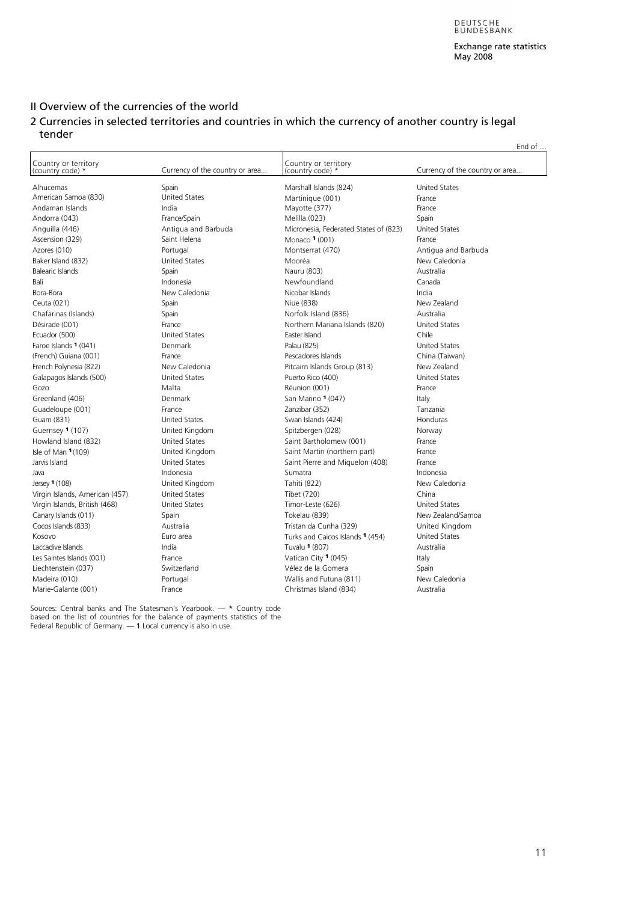## II Overview of the currencies of the world

### 2 Currencies in selected territories and countries in which the currency of another country is legal tender

End of …

| Country or territory (country code) * | Currency of the country or area... | Country or territory (country code) * | Currency of the country or area... |
|---|---|---|---|
| Alhucemas | Spain | Marshall Islands (824) | United States |
| American Samoa (830) | United States | Martinique (001) | France |
| Andaman Islands | India | Mayotte (377) | France |
| Andorra (043) | France/Spain | Melilla (023) | Spain |
| Anguilla (446) | Antigua and Barbuda | Micronesia, Federated States of (823) | United States |
| Ascension (329) | Saint Helena | Monaco 1 (001) | France |
| Azores (010) | Portugal | Montserrat (470) | Antigua and Barbuda |
| Baker Island (832) | United States | Mooréa | New Caledonia |
| Balearic Islands | Spain | Nauru (803) | Australia |
| Bali | Indonesia | Newfoundland | Canada |
| Bora-Bora | New Caledonia | Nicobar Islands | India |
| Ceuta (021) | Spain | Niue (838) | New Zealand |
| Chafarinas (Islands) | Spain | Norfolk Island (836) | Australia |
| Désirade (001) | France | Northern Mariana Islands (820) | United States |
| Ecuador (500) | United States | Easter Island | Chile |
| Faroe Islands 1 (041) | Denmark | Palau (825) | United States |
| (French) Guiana (001) | France | Pescadores Islands | China (Taiwan) |
| French Polynesia (822) | New Caledonia | Pitcairn Islands Group (813) | New Zealand |
| Galapagos Islands (500) | United States | Puerto Rico (400) | United States |
| Gozo | Malta | Réunion (001) | France |
| Greenland (406) | Denmark | San Marino 1 (047) | Italy |
| Guadeloupe (001) | France | Zanzibar (352) | Tanzania |
| Guam (831) | United States | Swan Islands (424) | Honduras |
| Guernsey 1 (107) | United Kingdom | Spitzbergen (028) | Norway |
| Howland Island (832) | United States | Saint Bartholomew (001) | France |
| Isle of Man 1 (109) | United Kingdom | Saint Martin (northern part) | France |
| Jarvis Island | United States | Saint Pierre and Miquelon (408) | France |
| Java | Indonesia | Sumatra | Indonesia |
| Jersey 1 (108) | United Kingdom | Tahiti (822) | New Caledonia |
| Virgin Islands, American (457) | United States | Tibet (720) | China |
| Virgin Islands, British (468) | United States | Timor-Leste (626) | United States |
| Canary Islands (011) | Spain | Tokelau (839) | New Zealand/Samoa |
| Cocos Islands (833) | Australia | Tristan da Cunha (329) | United Kingdom |
| Kosovo | Euro area | Turks and Caicos Islands 1 (454) | United States |
| Laccadive Islands | India | Tuvalu 1 (807) | Australia |
| Les Saintes Islands (001) | France | Vatican City 1 (045) | Italy |
| Liechtenstein (037) | Switzerland | Vélez de la Gomera | Spain |
| Madeira (010) | Portugal | Wallis and Futuna (811) | New Caledonia |
| Marie-Galante (001) | France | Christmas Island (834) | Australia |

Sources: Central banks and The Statesman's Yearbook. — * Country code based on the list of countries for the balance of payments statistics of the Federal Republic of Germany. — 1 Local currency is also in use.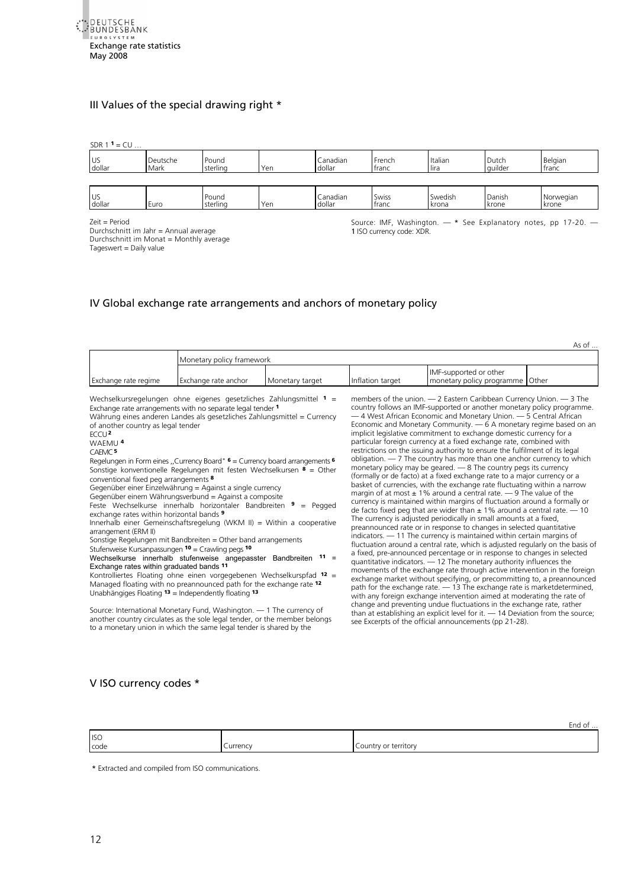## III Values of the special drawing right *

SDR 1 [1] = CU …

| US dollar | Deutsche Mark | Pound sterling | Yen | Canadian dollar | French franc | Italian lira | Dutch guilder | Belgian franc |
|---|---|---|---|---|---|---|---|---|

| US dollar | Euro | Pound sterling | Yen | Canadian dollar | Swiss franc | Swedish krona | Danish krone | Norwegian krone |
|---|---|---|---|---|---|---|---|---|

Zeit = Period
Durchschnitt im Jahr = Annual average
Durchschnitt im Monat = Monthly average
Tageswert = Daily value

Source: IMF, Washington. — * See Explanatory notes, pp 17-20. — 1 ISO currency code: XDR.

## IV Global exchange rate arrangements and anchors of monetary policy

As of …

| Exchange rate regime | Monetary policy framework | | | | |
|---|---|---|---|---|---|
| | Exchange rate anchor | Monetary target | Inflation target | IMF-supported or other monetary policy programme | Other |

Wechselkursregelungen ohne eigenes gesetzliches Zahlungsmittel [1] = Exchange rate arrangements with no separate legal tender [1]
Währung eines anderen Landes als gesetzliches Zahlungsmittel = Currency of another country as legal tender
ECCU [2]
WAEMU [4]
CAEMC [5]
Regelungen in Form eines „Currency Board" [6] = Currency board arrangements [6]
Sonstige konventionelle Regelungen mit festen Wechselkursen [8] = Other conventional fixed peg arrangements [8]
Gegenüber einer Einzelwährung = Against a single currency
Gegenüber einem Währungsverbund = Against a composite
Feste Wechselkurse innerhalb horizontaler Bandbreiten [9] = Pegged exchange rates within horizontal bands [9]
Innerhalb einer Gemeinschaftsregelung (WKM II) = Within a cooperative arrangement (ERM II)
Sonstige Regelungen mit Bandbreiten = Other band arrangements
Stufenweise Kursanpassungen [10] = Crawling pegs [10]
Wechselkurse innerhalb stufenweise angepasster Bandbreiten [11] = Exchange rates within graduated bands [11]
Kontrolliertes Floating ohne einen vorgegebenen Wechselkurspfad [12] = Managed floating with no preannounced path for the exchange rate [12]
Unabhängiges Floating [13] = Independently floating [13]

Source: International Monetary Fund, Washington. — 1 The currency of another country circulates as the sole legal tender, or the member belongs to a monetary union in which the same legal tender is shared by the members of the union. — 2 Eastern Caribbean Currency Union. — 3 The country follows an IMF-supported or another monetary policy programme. — 4 West African Economic and Monetary Union. — 5 Central African Economic and Monetary Community. — 6 A monetary regime based on an implicit legislative commitment to exchange domestic currency for a particular foreign currency at a fixed exchange rate, combined with restrictions on the issuing authority to ensure the fulfilment of its legal obligation. — 7 The country has more than one anchor currency to which monetary policy may be geared. — 8 The country pegs its currency (formally or de facto) at a fixed exchange rate to a major currency or a basket of currencies, with the exchange rate fluctuating within a narrow margin of at most ± 1% around a central rate. — 9 The value of the currency is maintained within margins of fluctuation around a formally or de facto fixed peg that are wider than ± 1% around a central rate. — 10 The currency is adjusted periodically in small amounts at a fixed, preannounced rate or in response to changes in selected quantitative indicators. — 11 The currency is maintained within certain margins of fluctuation around a central rate, which is adjusted regularly on the basis of a fixed, pre-announced percentage or in response to changes in selected quantitative indicators. — 12 The monetary authority influences the movements of the exchange rate through active intervention in the foreign exchange market without specifying, or precommitting to, a preannounced path for the exchange rate. — 13 The exchange rate is marketdetermined, with any foreign exchange intervention aimed at moderating the rate of change and preventing undue fluctuations in the exchange rate, rather than at establishing an explicit level for it. — 14 Deviation from the source; see Excerpts of the official announcements (pp 21-28).

## V ISO currency codes *

End of …

| ISO code | Currency | Country or territory |
|---|---|---|

* Extracted and compiled from ISO communications.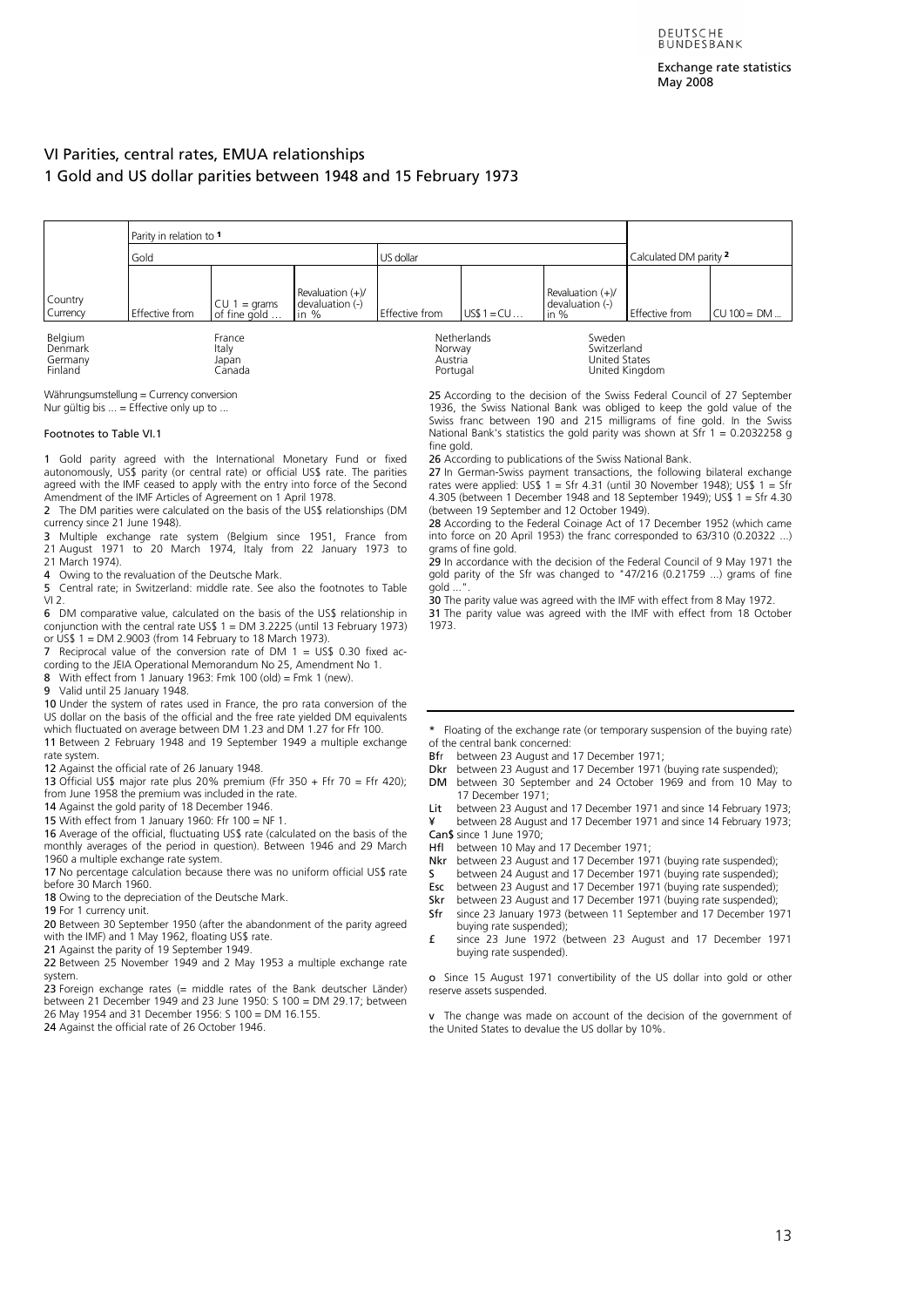# VI Parities, central rates, EMUA relationships

## 1 Gold and US dollar parities between 1948 and 15 February 1973

| | Parity in relation to **1** | | | | | | | |
|---|---|---|---|---|---|---|---|---|
| | Gold | | | US dollar | | | Calculated DM parity **2** | |
| Country<br>Currency | Effective from | CU 1 = grams of fine gold … | Revaluation (+)/ devaluation (-) in % | Effective from | US$ 1 = CU … | Revaluation (+)/ devaluation (-) in % | Effective from | CU 100 = DM … |

Belgium
Denmark
Germany
Finland

France
Italy
Japan
Canada

Netherlands
Norway
Austria
Portugal

Sweden
Switzerland
United States
United Kingdom

Währungsumstellung = Currency conversion
Nur gültig bis … = Effective only up to …

### Footnotes to Table VI.1

**1** Gold parity agreed with the International Monetary Fund or fixed autonomously, US$ parity (or central rate) or official US$ rate. The parities agreed with the IMF ceased to apply with the entry into force of the Second Amendment of the IMF Articles of Agreement on 1 April 1978.
**2** The DM parities were calculated on the basis of the US$ relationships (DM currency since 21 June 1948).
**3** Multiple exchange rate system (Belgium since 1951, France from 21 August 1971 to 20 March 1974, Italy from 22 January 1973 to 21 March 1974).
**4** Owing to the revaluation of the Deutsche Mark.
**5** Central rate; in Switzerland: middle rate. See also the footnotes to Table VI 2.
**6** DM comparative value, calculated on the basis of the US$ relationship in conjunction with the central rate US$ 1 = DM 3.2225 (until 13 February 1973) or US$ 1 = DM 2.9003 (from 14 February to 18 March 1973).
**7** Reciprocal value of the conversion rate of DM 1 = US$ 0.30 fixed according to the JEIA Operational Memorandum No 25, Amendment No 1.
**8** With effect from 1 January 1963: Fmk 100 (old) = Fmk 1 (new).
**9** Valid until 25 January 1948.
**10** Under the system of rates used in France, the pro rata conversion of the US dollar on the basis of the official and the free rate yielded DM equivalents which fluctuated on average between DM 1.23 and DM 1.27 for Ffr 100.
**11** Between 2 February 1948 and 19 September 1949 a multiple exchange rate system.
**12** Against the official rate of 26 January 1948.
**13** Official US$ major rate plus 20% premium (Ffr 350 + Ffr 70 = Ffr 420); from June 1958 the premium was included in the rate.
**14** Against the gold parity of 18 December 1946.
**15** With effect from 1 January 1960: Ffr 100 = NF 1.
**16** Average of the official, fluctuating US$ rate (calculated on the basis of the monthly averages of the period in question). Between 1946 and 29 March 1960 a multiple exchange rate system.
**17** No percentage calculation because there was no uniform official US$ rate before 30 March 1960.
**18** Owing to the depreciation of the Deutsche Mark.
**19** For 1 currency unit.
**20** Between 30 September 1950 (after the abandonment of the parity agreed with the IMF) and 1 May 1962, floating US$ rate.
**21** Against the parity of 19 September 1949.
**22** Between 25 November 1949 and 2 May 1953 a multiple exchange rate system.
**23** Foreign exchange rates (= middle rates of the Bank deutscher Länder) between 21 December 1949 and 23 June 1950: S 100 = DM 29.17; between 26 May 1954 and 31 December 1956: S 100 = DM 16.155.
**24** Against the official rate of 26 October 1946.
**25** According to the decision of the Swiss Federal Council of 27 September 1936, the Swiss National Bank was obliged to keep the gold value of the Swiss franc between 190 and 215 milligrams of fine gold. In the Swiss National Bank's statistics the gold parity was shown at Sfr 1 = 0.2032258 g fine gold.
**26** According to publications of the Swiss National Bank.
**27** In German-Swiss payment transactions, the following bilateral exchange rates were applied: US$ 1 = Sfr 4.31 (until 30 November 1948); US$ 1 = Sfr 4.305 (between 1 December 1948 and 18 September 1949); US$ 1 = Sfr 4.30 (between 19 September and 12 October 1949).
**28** According to the Federal Coinage Act of 17 December 1952 (which came into force on 20 April 1953) the franc corresponded to 63/310 (0.20322 …) grams of fine gold.
**29** In accordance with the decision of the Federal Council of 9 May 1971 the gold parity of the Sfr was changed to "47/216 (0.21759 …) grams of fine gold …".
**30** The parity value was agreed with the IMF with effect from 8 May 1972.
**31** The parity value was agreed with the IMF with effect from 18 October 1973.

---

\* Floating of the exchange rate (or temporary suspension of the buying rate) of the central bank concerned:
**Bfr** between 23 August and 17 December 1971;
**Dkr** between 23 August and 17 December 1971 (buying rate suspended);
**DM** between 30 September and 24 October 1969 and from 10 May to 17 December 1971;
**Lit** between 23 August and 17 December 1971 and since 14 February 1973;
**¥** between 28 August and 17 December 1971 and since 14 February 1973;
**Can$** since 1 June 1970;
**Hfl** between 10 May and 17 December 1971;
**Nkr** between 23 August and 17 December 1971 (buying rate suspended);
**S** between 24 August and 17 December 1971 (buying rate suspended);
**Esc** between 23 August and 17 December 1971 (buying rate suspended);
**Skr** between 23 August and 17 December 1971 (buying rate suspended);
**Sfr** since 23 January 1973 (between 11 September and 17 December 1971 buying rate suspended);
**£** since 23 June 1972 (between 23 August and 17 December 1971 buying rate suspended).

**o** Since 15 August 1971 convertibility of the US dollar into gold or other reserve assets suspended.

**v** The change was made on account of the decision of the government of the United States to devalue the US dollar by 10%.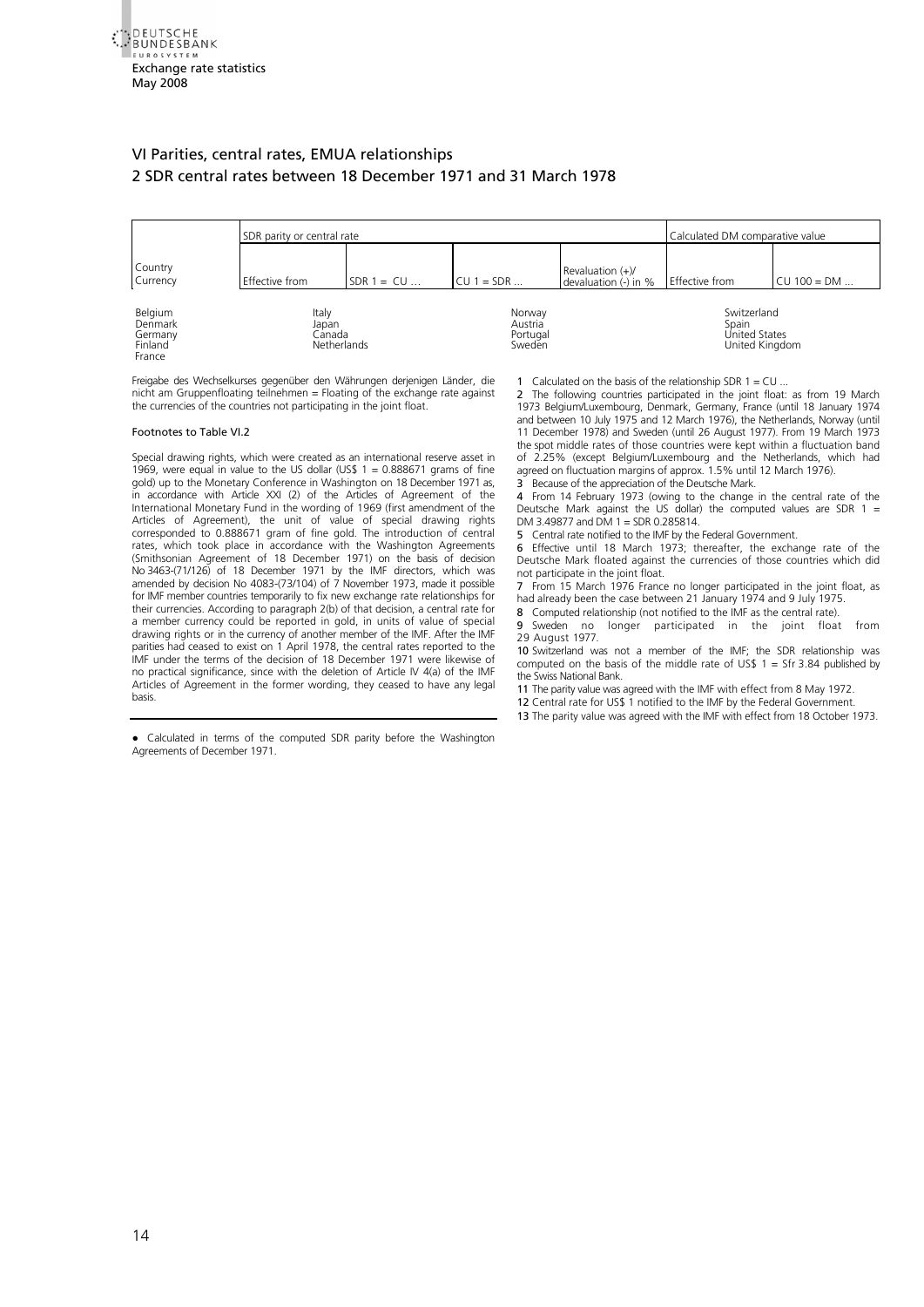# VI Parities, central rates, EMUA relationships

## 2 SDR central rates between 18 December 1971 and 31 March 1978

| Country Currency | SDR parity or central rate | | | | Calculated DM comparative value | |
|---|---|---|---|---|---|---|
| | Effective from | SDR 1 = CU … | CU 1 = SDR … | Revaluation (+)/ devaluation (-) in % | Effective from | CU 100 = DM … |

Belgium
Denmark
Germany
Finland
France

Italy
Japan
Canada
Netherlands

Norway
Austria
Portugal
Sweden

Switzerland
Spain
United States
United Kingdom

Freigabe des Wechselkurses gegenüber den Währungen derjenigen Länder, die nicht am Gruppenfloating teilnehmen = Floating of the exchange rate against the currencies of the countries not participating in the joint float.

### Footnotes to Table VI.2

Special drawing rights, which were created as an international reserve asset in 1969, were equal in value to the US dollar (US$ 1 = 0.888671 grams of fine gold) up to the Monetary Conference in Washington on 18 December 1971 as, in accordance with Article XXI (2) of the Articles of Agreement of the International Monetary Fund in the wording of 1969 (first amendment of the Articles of Agreement), the unit of value of special drawing rights corresponded to 0.888671 gram of fine gold. The introduction of central rates, which took place in accordance with the Washington Agreements (Smithsonian Agreement of 18 December 1971) on the basis of decision No 3463-(71/126) of 18 December 1971 by the IMF directors, which was amended by decision No 4083-(73/104) of 7 November 1973, made it possible for IMF member countries temporarily to fix new exchange rate relationships for their currencies. According to paragraph 2(b) of that decision, a central rate for a member currency could be reported in gold, in units of value of special drawing rights or in the currency of another member of the IMF. After the IMF parities had ceased to exist on 1 April 1978, the central rates reported to the IMF under the terms of the decision of 18 December 1971 were likewise of no practical significance, since with the deletion of Article IV 4(a) of the IMF Articles of Agreement in the former wording, they ceased to have any legal basis.

● Calculated in terms of the computed SDR parity before the Washington Agreements of December 1971.

1 Calculated on the basis of the relationship SDR 1 = CU …
2 The following countries participated in the joint float: as from 19 March 1973 Belgium/Luxembourg, Denmark, Germany, France (until 18 January 1974 and between 10 July 1975 and 12 March 1976), the Netherlands, Norway (until 11 December 1978) and Sweden (until 26 August 1977). From 19 March 1973 the spot middle rates of those countries were kept within a fluctuation band of 2.25% (except Belgium/Luxembourg and the Netherlands, which had agreed on fluctuation margins of approx. 1.5% until 12 March 1976).
3 Because of the appreciation of the Deutsche Mark.
4 From 14 February 1973 (owing to the change in the central rate of the Deutsche Mark against the US dollar) the computed values are SDR 1 = DM 3.49877 and DM 1 = SDR 0.285814.
5 Central rate notified to the IMF by the Federal Government.
6 Effective until 18 March 1973; thereafter, the exchange rate of the Deutsche Mark floated against the currencies of those countries which did not participate in the joint float.
7 From 15 March 1976 France no longer participated in the joint float, as had already been the case between 21 January 1974 and 9 July 1975.
8 Computed relationship (not notified to the IMF as the central rate).
9 Sweden no longer participated in the joint float from 29 August 1977.
10 Switzerland was not a member of the IMF; the SDR relationship was computed on the basis of the middle rate of US$ 1 = Sfr 3.84 published by the Swiss National Bank.
11 The parity value was agreed with the IMF with effect from 8 May 1972.
12 Central rate for US$ 1 notified to the IMF by the Federal Government.
13 The parity value was agreed with the IMF with effect from 18 October 1973.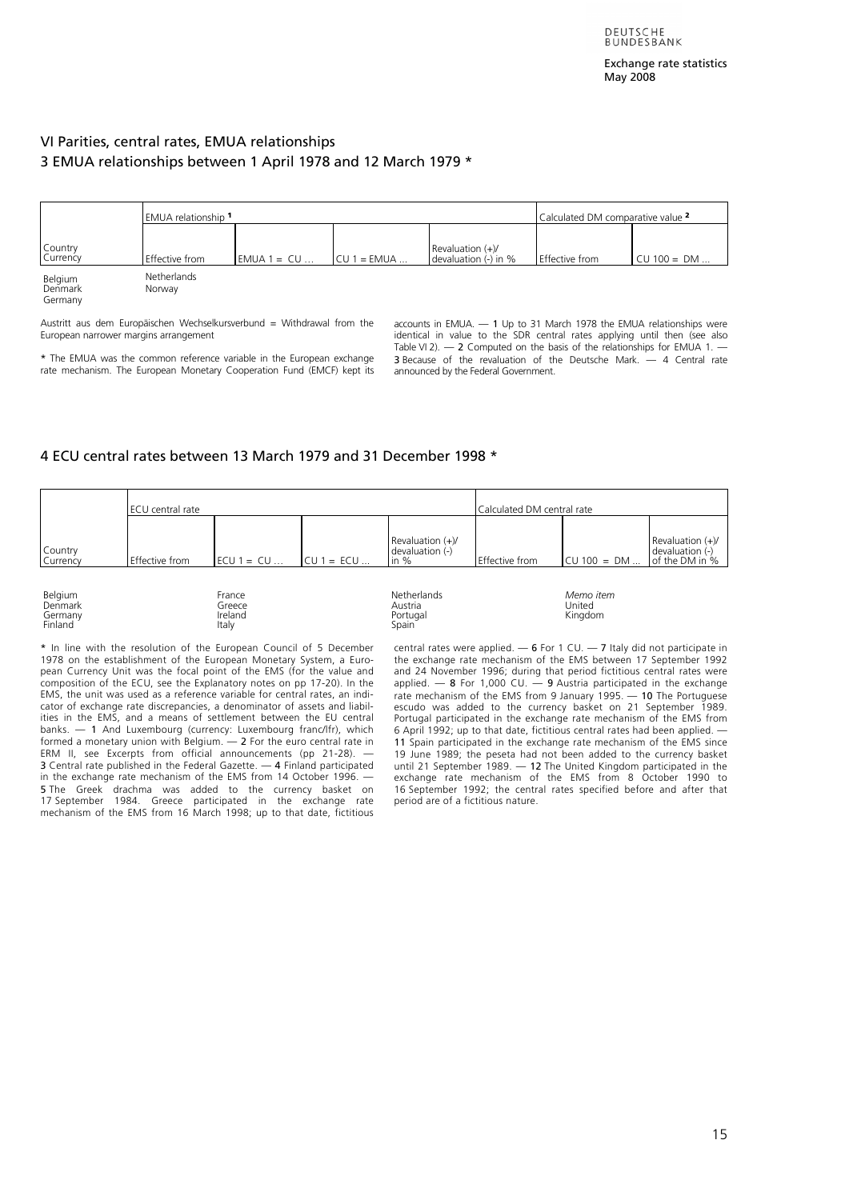## VI Parities, central rates, EMUA relationships

### 3 EMUA relationships between 1 April 1978 and 12 March 1979 *

| Country Currency | EMUA relationship [1] | | | | Calculated DM comparative value [2] | |
|---|---|---|---|---|---|---|
| | Effective from | EMUA 1 = CU … | CU 1 = EMUA … | Revaluation (+)/ devaluation (-) in % | Effective from | CU 100 = DM … |

Belgium
Denmark
Germany
Netherlands
Norway

Austritt aus dem Europäischen Wechselkursverbund = Withdrawal from the European narrower margins arrangement

* The EMUA was the common reference variable in the European exchange rate mechanism. The European Monetary Cooperation Fund (EMCF) kept its accounts in EMUA. — 1 Up to 31 March 1978 the EMUA relationships were identical in value to the SDR central rates applying until then (see also Table VI 2). — 2 Computed on the basis of the relationships for EMUA 1. — 3 Because of the revaluation of the Deutsche Mark. — 4 Central rate announced by the Federal Government.

### 4 ECU central rates between 13 March 1979 and 31 December 1998 *

| Country Currency | ECU central rate | | | | Calculated DM central rate | | |
|---|---|---|---|---|---|---|---|
| | Effective from | ECU 1 = CU … | CU 1 = ECU … | Revaluation (+)/ devaluation (-) in % | Effective from | CU 100 = DM … | Revaluation (+)/ devaluation (-) of the DM in % |

Belgium
Denmark
Germany
Finland
France
Greece
Ireland
Italy
Netherlands
Austria
Portugal
Spain
*Memo item*
United Kingdom

* In line with the resolution of the European Council of 5 December 1978 on the establishment of the European Monetary System, a European Currency Unit was the focal point of the EMS (for the value and composition of the ECU, see the Explanatory notes on pp 17-20). In the EMS, the unit was used as a reference variable for central rates, an indicator of exchange rate discrepancies, a denominator of assets and liabilities in the EMS, and a means of settlement between the EU central banks. — 1 And Luxembourg (currency: Luxembourg franc/lfr), which formed a monetary union with Belgium. — 2 For the euro central rate in ERM II, see Excerpts from official announcements (pp 21-28). — 3 Central rate published in the Federal Gazette. — 4 Finland participated in the exchange rate mechanism of the EMS from 14 October 1996. — 5 The Greek drachma was added to the currency basket on 17 September 1984. Greece participated in the exchange rate mechanism of the EMS from 16 March 1998; up to that date, fictitious central rates were applied. — 6 For 1 CU. — 7 Italy did not participate in the exchange rate mechanism of the EMS between 17 September 1992 and 24 November 1996; during that period fictitious central rates were applied. — 8 For 1,000 CU. — 9 Austria participated in the exchange rate mechanism of the EMS from 9 January 1995. — 10 The Portuguese escudo was added to the currency basket on 21 September 1989. Portugal participated in the exchange rate mechanism of the EMS from 6 April 1992; up to that date, fictitious central rates had been applied. — 11 Spain participated in the exchange rate mechanism of the EMS since 19 June 1989; the peseta had not been added to the currency basket until 21 September 1989. — 12 The United Kingdom participated in the exchange rate mechanism of the EMS from 8 October 1990 to 16 September 1992; the central rates specified before and after that period are of a fictitious nature.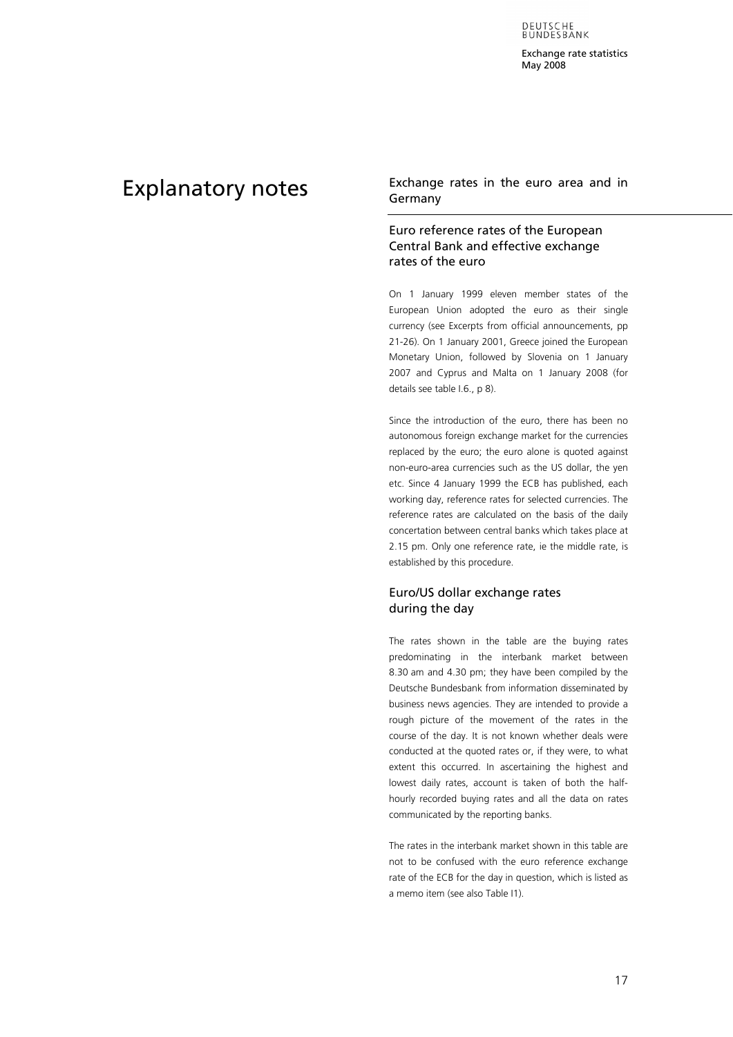# Explanatory notes

## Exchange rates in the euro area and in Germany

### Euro reference rates of the European Central Bank and effective exchange rates of the euro

On 1 January 1999 eleven member states of the European Union adopted the euro as their single currency (see Excerpts from official announcements, pp 21-26). On 1 January 2001, Greece joined the European Monetary Union, followed by Slovenia on 1 January 2007 and Cyprus and Malta on 1 January 2008 (for details see table I.6., p 8).

Since the introduction of the euro, there has been no autonomous foreign exchange market for the currencies replaced by the euro; the euro alone is quoted against non-euro-area currencies such as the US dollar, the yen etc. Since 4 January 1999 the ECB has published, each working day, reference rates for selected currencies. The reference rates are calculated on the basis of the daily concertation between central banks which takes place at 2.15 pm. Only one reference rate, ie the middle rate, is established by this procedure.

### Euro/US dollar exchange rates during the day

The rates shown in the table are the buying rates predominating in the interbank market between 8.30 am and 4.30 pm; they have been compiled by the Deutsche Bundesbank from information disseminated by business news agencies. They are intended to provide a rough picture of the movement of the rates in the course of the day. It is not known whether deals were conducted at the quoted rates or, if they were, to what extent this occurred. In ascertaining the highest and lowest daily rates, account is taken of both the half-hourly recorded buying rates and all the data on rates communicated by the reporting banks.

The rates in the interbank market shown in this table are not to be confused with the euro reference exchange rate of the ECB for the day in question, which is listed as a memo item (see also Table I1).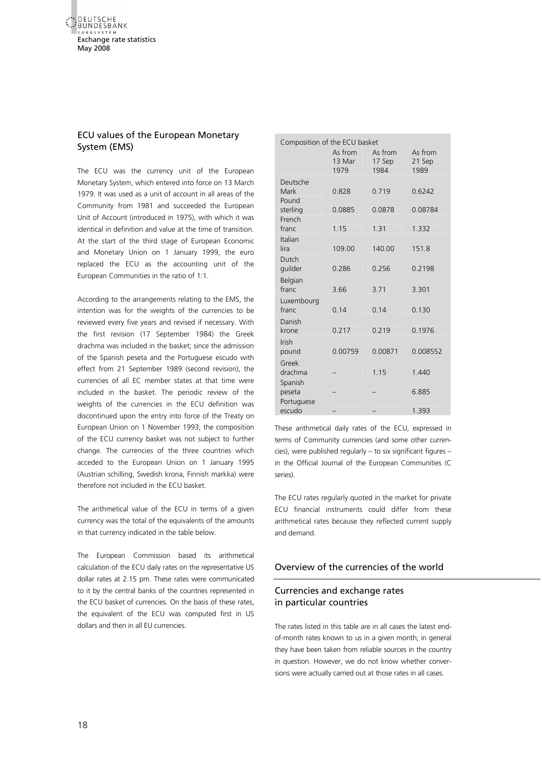## ECU values of the European Monetary System (EMS)

The ECU was the currency unit of the European Monetary System, which entered into force on 13 March 1979. It was used as a unit of account in all areas of the Community from 1981 and succeeded the European Unit of Account (introduced in 1975), with which it was identical in definition and value at the time of transition. At the start of the third stage of European Economic and Monetary Union on 1 January 1999, the euro replaced the ECU as the accounting unit of the European Communities in the ratio of 1:1.

According to the arrangements relating to the EMS, the intention was for the weights of the currencies to be reviewed every five years and revised if necessary. With the first revision (17 September 1984) the Greek drachma was included in the basket; since the admission of the Spanish peseta and the Portuguese escudo with effect from 21 September 1989 (second revision), the currencies of all EC member states at that time were included in the basket. The periodic review of the weights of the currencies in the ECU definition was discontinued upon the entry into force of the Treaty on European Union on 1 November 1993; the composition of the ECU currency basket was not subject to further change. The currencies of the three countries which acceded to the European Union on 1 January 1995 (Austrian schilling, Swedish krona, Finnish markka) were therefore not included in the ECU basket.

The arithmetical value of the ECU in terms of a given currency was the total of the equivalents of the amounts in that currency indicated in the table below.

The European Commission based its arithmetical calculation of the ECU daily rates on the representative US dollar rates at 2.15 pm. These rates were communicated to it by the central banks of the countries represented in the ECU basket of currencies. On the basis of these rates, the equivalent of the ECU was computed first in US dollars and then in all EU currencies.

Composition of the ECU basket

| | As from 13 Mar 1979 | As from 17 Sep 1984 | As from 21 Sep 1989 |
|---|---|---|---|
| Deutsche Mark | 0.828 | 0.719 | 0.6242 |
| Pound sterling | 0.0885 | 0.0878 | 0.08784 |
| French franc | 1.15 | 1.31 | 1.332 |
| Italian lira | 109.00 | 140.00 | 151.8 |
| Dutch guilder | 0.286 | 0.256 | 0.2198 |
| Belgian franc | 3.66 | 3.71 | 3.301 |
| Luxembourg franc | 0.14 | 0.14 | 0.130 |
| Danish krone | 0.217 | 0.219 | 0.1976 |
| Irish pound | 0.00759 | 0.00871 | 0.008552 |
| Greek drachma | – | 1.15 | 1.440 |
| Spanish peseta | – | – | 6.885 |
| Portuguese escudo | – | – | 1.393 |

These arithmetical daily rates of the ECU, expressed in terms of Community currencies (and some other currencies), were published regularly – to six significant figures – in the Official Journal of the European Communities (C series).

The ECU rates regularly quoted in the market for private ECU financial instruments could differ from these arithmetical rates because they reflected current supply and demand.

## Overview of the currencies of the world

### Currencies and exchange rates in particular countries

The rates listed in this table are in all cases the latest end-of-month rates known to us in a given month; in general they have been taken from reliable sources in the country in question. However, we do not know whether conversions were actually carried out at those rates in all cases.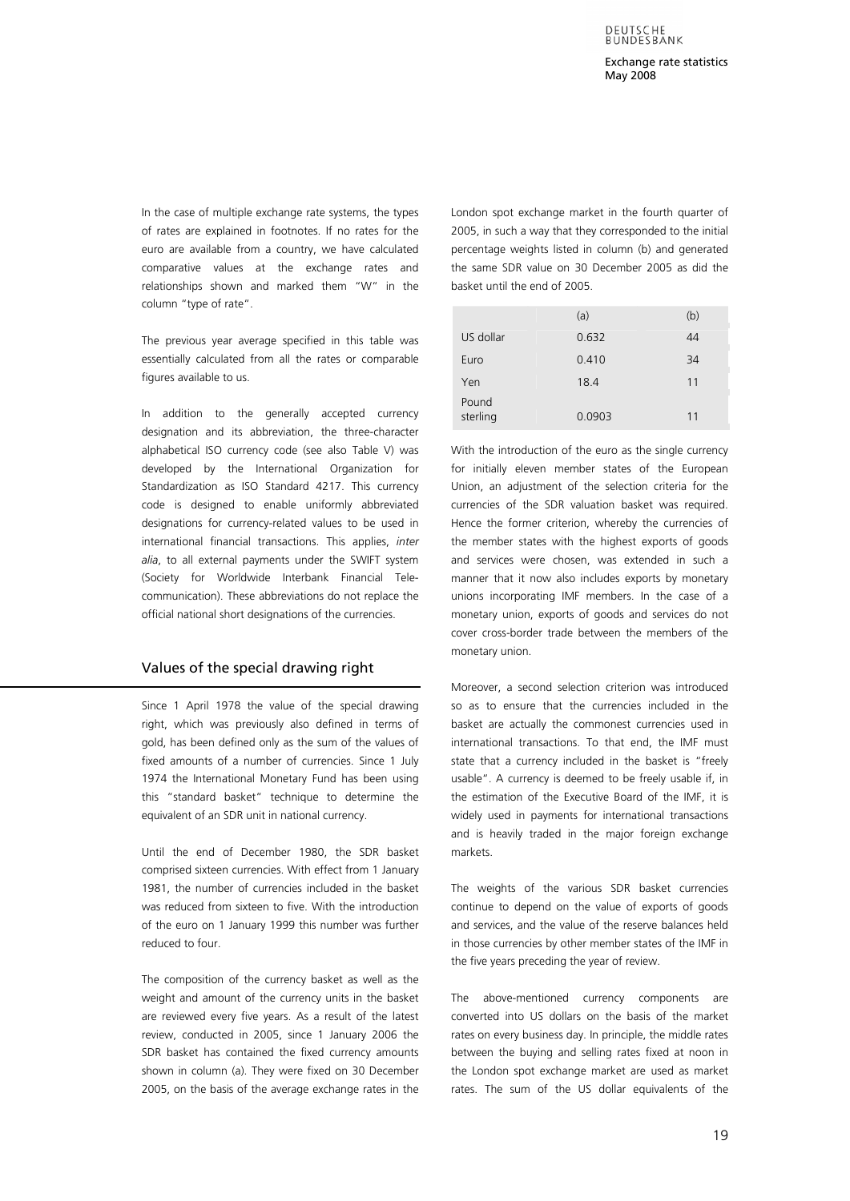In the case of multiple exchange rate systems, the types of rates are explained in footnotes. If no rates for the euro are available from a country, we have calculated comparative values at the exchange rates and relationships shown and marked them "W" in the column "type of rate".

The previous year average specified in this table was essentially calculated from all the rates or comparable figures available to us.

In addition to the generally accepted currency designation and its abbreviation, the three-character alphabetical ISO currency code (see also Table V) was developed by the International Organization for Standardization as ISO Standard 4217. This currency code is designed to enable uniformly abbreviated designations for currency-related values to be used in international financial transactions. This applies, *inter alia*, to all external payments under the SWIFT system (Society for Worldwide Interbank Financial Telecommunication). These abbreviations do not replace the official national short designations of the currencies.

## Values of the special drawing right

Since 1 April 1978 the value of the special drawing right, which was previously also defined in terms of gold, has been defined only as the sum of the values of fixed amounts of a number of currencies. Since 1 July 1974 the International Monetary Fund has been using this "standard basket" technique to determine the equivalent of an SDR unit in national currency.

Until the end of December 1980, the SDR basket comprised sixteen currencies. With effect from 1 January 1981, the number of currencies included in the basket was reduced from sixteen to five. With the introduction of the euro on 1 January 1999 this number was further reduced to four.

The composition of the currency basket as well as the weight and amount of the currency units in the basket are reviewed every five years. As a result of the latest review, conducted in 2005, since 1 January 2006 the SDR basket has contained the fixed currency amounts shown in column (a). They were fixed on 30 December 2005, on the basis of the average exchange rates in the London spot exchange market in the fourth quarter of 2005, in such a way that they corresponded to the initial percentage weights listed in column (b) and generated the same SDR value on 30 December 2005 as did the basket until the end of 2005.

| | (a) | (b) |
|---|---|---|
| US dollar | 0.632 | 44 |
| Euro | 0.410 | 34 |
| Yen | 18.4 | 11 |
| Pound sterling | 0.0903 | 11 |

With the introduction of the euro as the single currency for initially eleven member states of the European Union, an adjustment of the selection criteria for the currencies of the SDR valuation basket was required. Hence the former criterion, whereby the currencies of the member states with the highest exports of goods and services were chosen, was extended in such a manner that it now also includes exports by monetary unions incorporating IMF members. In the case of a monetary union, exports of goods and services do not cover cross-border trade between the members of the monetary union.

Moreover, a second selection criterion was introduced so as to ensure that the currencies included in the basket are actually the commonest currencies used in international transactions. To that end, the IMF must state that a currency included in the basket is "freely usable". A currency is deemed to be freely usable if, in the estimation of the Executive Board of the IMF, it is widely used in payments for international transactions and is heavily traded in the major foreign exchange markets.

The weights of the various SDR basket currencies continue to depend on the value of exports of goods and services, and the value of the reserve balances held in those currencies by other member states of the IMF in the five years preceding the year of review.

The above-mentioned currency components are converted into US dollars on the basis of the market rates on every business day. In principle, the middle rates between the buying and selling rates fixed at noon in the London spot exchange market are used as market rates. The sum of the US dollar equivalents of the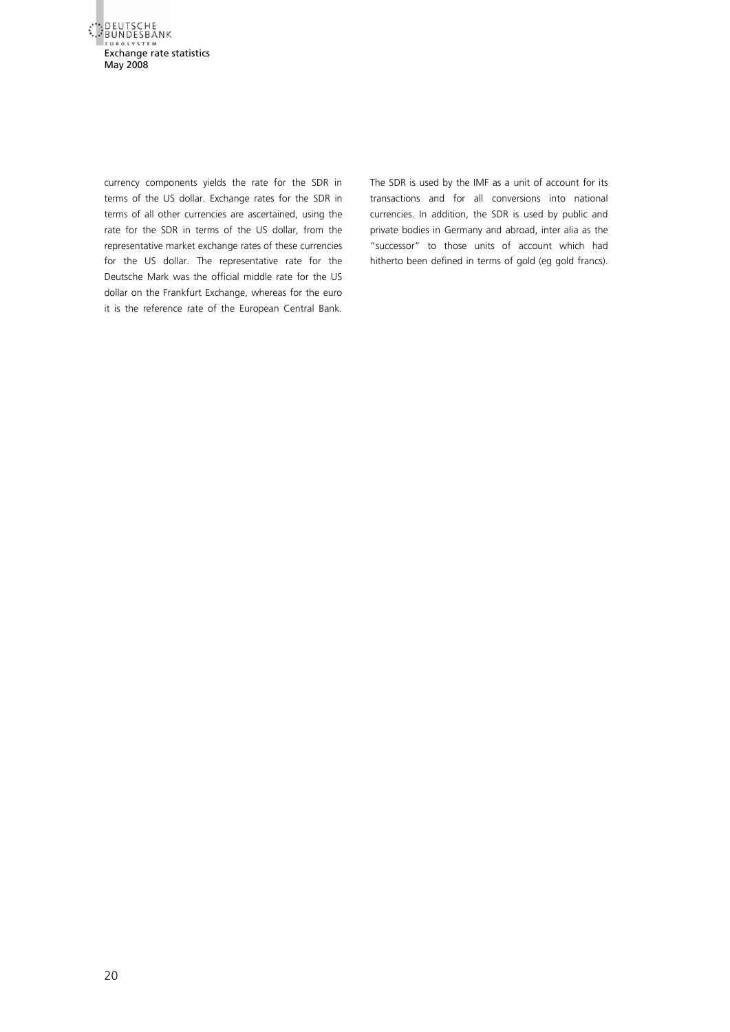currency components yields the rate for the SDR in terms of the US dollar. Exchange rates for the SDR in terms of all other currencies are ascertained, using the rate for the SDR in terms of the US dollar, from the representative market exchange rates of these currencies for the US dollar. The representative rate for the Deutsche Mark was the official middle rate for the US dollar on the Frankfurt Exchange, whereas for the euro it is the reference rate of the European Central Bank.

The SDR is used by the IMF as a unit of account for its transactions and for all conversions into national currencies. In addition, the SDR is used by public and private bodies in Germany and abroad, inter alia as the "successor" to those units of account which had hitherto been defined in terms of gold (eg gold francs).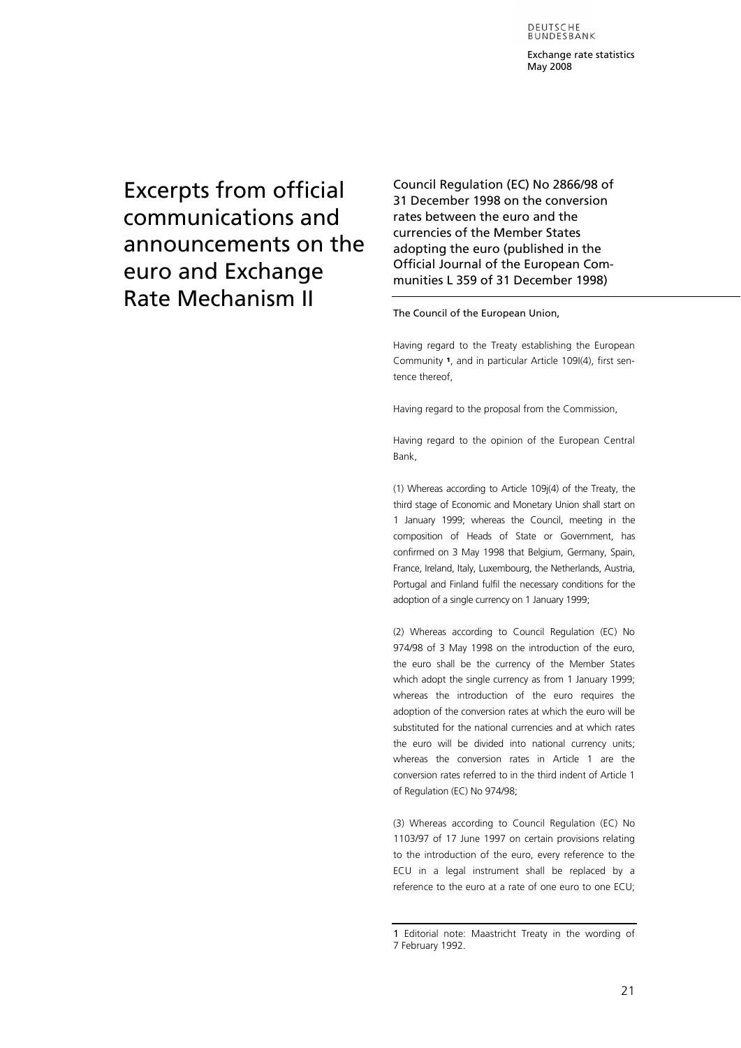# Excerpts from official communications and announcements on the euro and Exchange Rate Mechanism II

## Council Regulation (EC) No 2866/98 of 31 December 1998 on the conversion rates between the euro and the currencies of the Member States adopting the euro (published in the Official Journal of the European Communities L 359 of 31 December 1998)

The Council of the European Union,

Having regard to the Treaty establishing the European Community [1], and in particular Article 109l(4), first sentence thereof,

Having regard to the proposal from the Commission,

Having regard to the opinion of the European Central Bank,

(1) Whereas according to Article 109j(4) of the Treaty, the third stage of Economic and Monetary Union shall start on 1 January 1999; whereas the Council, meeting in the composition of Heads of State or Government, has confirmed on 3 May 1998 that Belgium, Germany, Spain, France, Ireland, Italy, Luxembourg, the Netherlands, Austria, Portugal and Finland fulfil the necessary conditions for the adoption of a single currency on 1 January 1999;

(2) Whereas according to Council Regulation (EC) No 974/98 of 3 May 1998 on the introduction of the euro, the euro shall be the currency of the Member States which adopt the single currency as from 1 January 1999; whereas the introduction of the euro requires the adoption of the conversion rates at which the euro will be substituted for the national currencies and at which rates the euro will be divided into national currency units; whereas the conversion rates in Article 1 are the conversion rates referred to in the third indent of Article 1 of Regulation (EC) No 974/98;

(3) Whereas according to Council Regulation (EC) No 1103/97 of 17 June 1997 on certain provisions relating to the introduction of the euro, every reference to the ECU in a legal instrument shall be replaced by a reference to the euro at a rate of one euro to one ECU;

1 Editorial note: Maastricht Treaty in the wording of 7 February 1992.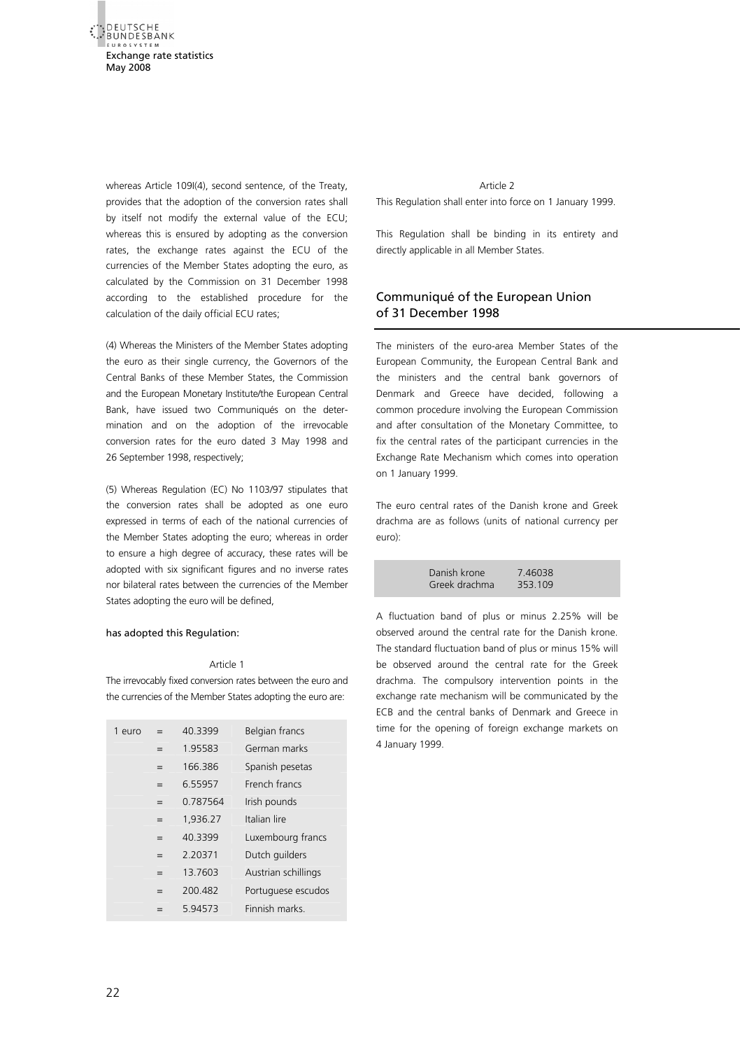whereas Article 109l(4), second sentence, of the Treaty, provides that the adoption of the conversion rates shall by itself not modify the external value of the ECU; whereas this is ensured by adopting as the conversion rates, the exchange rates against the ECU of the currencies of the Member States adopting the euro, as calculated by the Commission on 31 December 1998 according to the established procedure for the calculation of the daily official ECU rates;

(4) Whereas the Ministers of the Member States adopting the euro as their single currency, the Governors of the Central Banks of these Member States, the Commission and the European Monetary Institute/the European Central Bank, have issued two Communiqués on the determination and on the adoption of the irrevocable conversion rates for the euro dated 3 May 1998 and 26 September 1998, respectively;

(5) Whereas Regulation (EC) No 1103/97 stipulates that the conversion rates shall be adopted as one euro expressed in terms of each of the national currencies of the Member States adopting the euro; whereas in order to ensure a high degree of accuracy, these rates will be adopted with six significant figures and no inverse rates nor bilateral rates between the currencies of the Member States adopting the euro will be defined,

**has adopted this Regulation:**

Article 1

The irrevocably fixed conversion rates between the euro and the currencies of the Member States adopting the euro are:

| | | | |
|---|---|---|---|
| 1 euro | = | 40.3399 | Belgian francs |
| | = | 1.95583 | German marks |
| | = | 166.386 | Spanish pesetas |
| | = | 6.55957 | French francs |
| | = | 0.787564 | Irish pounds |
| | = | 1,936.27 | Italian lire |
| | = | 40.3399 | Luxembourg francs |
| | = | 2.20371 | Dutch guilders |
| | = | 13.7603 | Austrian schillings |
| | = | 200.482 | Portuguese escudos |
| | = | 5.94573 | Finnish marks. |

Article 2

This Regulation shall enter into force on 1 January 1999.

This Regulation shall be binding in its entirety and directly applicable in all Member States.

## Communiqué of the European Union of 31 December 1998

The ministers of the euro-area Member States of the European Community, the European Central Bank and the ministers and the central bank governors of Denmark and Greece have decided, following a common procedure involving the European Commission and after consultation of the Monetary Committee, to fix the central rates of the participant currencies in the Exchange Rate Mechanism which comes into operation on 1 January 1999.

The euro central rates of the Danish krone and Greek drachma are as follows (units of national currency per euro):

| | |
|---|---|
| Danish krone | 7.46038 |
| Greek drachma | 353.109 |

A fluctuation band of plus or minus 2.25% will be observed around the central rate for the Danish krone. The standard fluctuation band of plus or minus 15% will be observed around the central rate for the Greek drachma. The compulsory intervention points in the exchange rate mechanism will be communicated by the ECB and the central banks of Denmark and Greece in time for the opening of foreign exchange markets on 4 January 1999.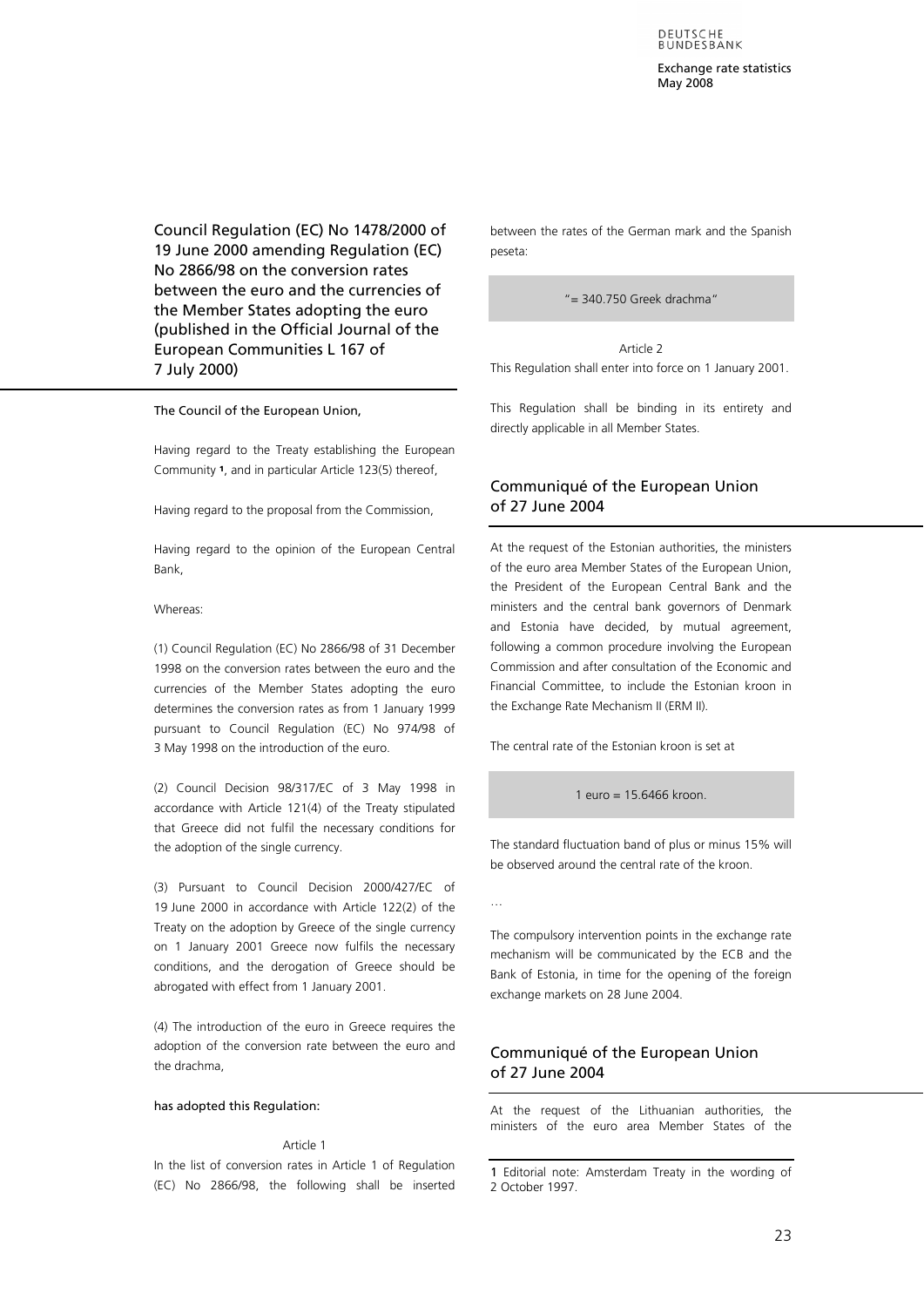## Council Regulation (EC) No 1478/2000 of 19 June 2000 amending Regulation (EC) No 2866/98 on the conversion rates between the euro and the currencies of the Member States adopting the euro (published in the Official Journal of the European Communities L 167 of 7 July 2000)

**The Council of the European Union,**

Having regard to the Treaty establishing the European Community [1], and in particular Article 123(5) thereof,

Having regard to the proposal from the Commission,

Having regard to the opinion of the European Central Bank,

Whereas:

(1) Council Regulation (EC) No 2866/98 of 31 December 1998 on the conversion rates between the euro and the currencies of the Member States adopting the euro determines the conversion rates as from 1 January 1999 pursuant to Council Regulation (EC) No 974/98 of 3 May 1998 on the introduction of the euro.

(2) Council Decision 98/317/EC of 3 May 1998 in accordance with Article 121(4) of the Treaty stipulated that Greece did not fulfil the necessary conditions for the adoption of the single currency.

(3) Pursuant to Council Decision 2000/427/EC of 19 June 2000 in accordance with Article 122(2) of the Treaty on the adoption by Greece of the single currency on 1 January 2001 Greece now fulfils the necessary conditions, and the derogation of Greece should be abrogated with effect from 1 January 2001.

(4) The introduction of the euro in Greece requires the adoption of the conversion rate between the euro and the drachma,

**has adopted this Regulation:**

Article 1

In the list of conversion rates in Article 1 of Regulation (EC) No 2866/98, the following shall be inserted between the rates of the German mark and the Spanish peseta:

"= 340.750 Greek drachma"

Article 2

This Regulation shall enter into force on 1 January 2001.

This Regulation shall be binding in its entirety and directly applicable in all Member States.

## Communiqué of the European Union of 27 June 2004

At the request of the Estonian authorities, the ministers of the euro area Member States of the European Union, the President of the European Central Bank and the ministers and the central bank governors of Denmark and Estonia have decided, by mutual agreement, following a common procedure involving the European Commission and after consultation of the Economic and Financial Committee, to include the Estonian kroon in the Exchange Rate Mechanism II (ERM II).

The central rate of the Estonian kroon is set at

1 euro = 15.6466 kroon.

The standard fluctuation band of plus or minus 15% will be observed around the central rate of the kroon.

…

The compulsory intervention points in the exchange rate mechanism will be communicated by the ECB and the Bank of Estonia, in time for the opening of the foreign exchange markets on 28 June 2004.

## Communiqué of the European Union of 27 June 2004

At the request of the Lithuanian authorities, the ministers of the euro area Member States of the

[1] Editorial note: Amsterdam Treaty in the wording of 2 October 1997.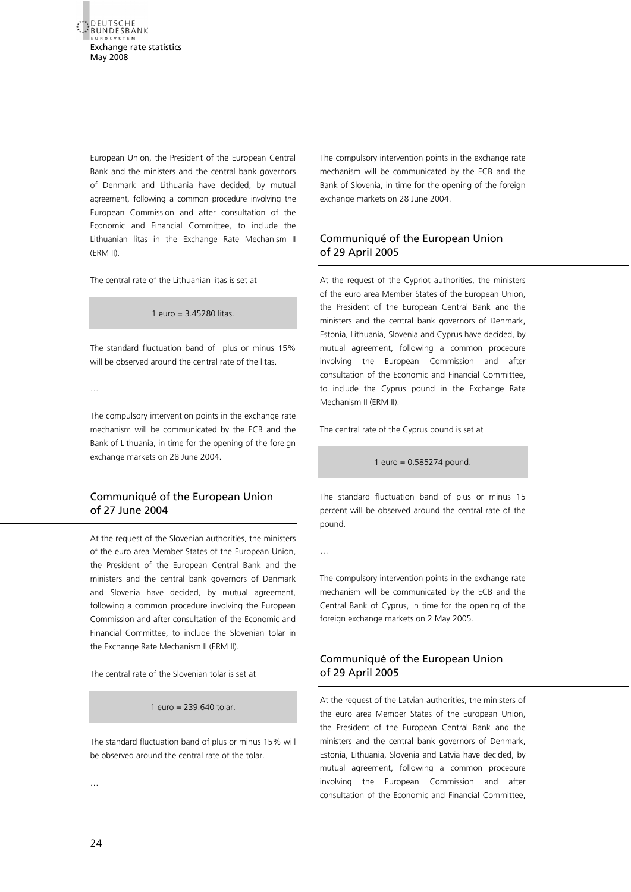European Union, the President of the European Central Bank and the ministers and the central bank governors of Denmark and Lithuania have decided, by mutual agreement, following a common procedure involving the European Commission and after consultation of the Economic and Financial Committee, to include the Lithuanian litas in the Exchange Rate Mechanism II (ERM II).

The central rate of the Lithuanian litas is set at

1 euro = 3.45280 litas.

The standard fluctuation band of plus or minus 15% will be observed around the central rate of the litas.

…

The compulsory intervention points in the exchange rate mechanism will be communicated by the ECB and the Bank of Lithuania, in time for the opening of the foreign exchange markets on 28 June 2004.

## Communiqué of the European Union of 27 June 2004

At the request of the Slovenian authorities, the ministers of the euro area Member States of the European Union, the President of the European Central Bank and the ministers and the central bank governors of Denmark and Slovenia have decided, by mutual agreement, following a common procedure involving the European Commission and after consultation of the Economic and Financial Committee, to include the Slovenian tolar in the Exchange Rate Mechanism II (ERM II).

The central rate of the Slovenian tolar is set at

1 euro = 239.640 tolar.

The standard fluctuation band of plus or minus 15% will be observed around the central rate of the tolar.

…

The compulsory intervention points in the exchange rate mechanism will be communicated by the ECB and the Bank of Slovenia, in time for the opening of the foreign exchange markets on 28 June 2004.

## Communiqué of the European Union of 29 April 2005

At the request of the Cypriot authorities, the ministers of the euro area Member States of the European Union, the President of the European Central Bank and the ministers and the central bank governors of Denmark, Estonia, Lithuania, Slovenia and Cyprus have decided, by mutual agreement, following a common procedure involving the European Commission and after consultation of the Economic and Financial Committee, to include the Cyprus pound in the Exchange Rate Mechanism II (ERM II).

The central rate of the Cyprus pound is set at

1 euro = 0.585274 pound.

The standard fluctuation band of plus or minus 15 percent will be observed around the central rate of the pound.

…

The compulsory intervention points in the exchange rate mechanism will be communicated by the ECB and the Central Bank of Cyprus, in time for the opening of the foreign exchange markets on 2 May 2005.

## Communiqué of the European Union of 29 April 2005

At the request of the Latvian authorities, the ministers of the euro area Member States of the European Union, the President of the European Central Bank and the ministers and the central bank governors of Denmark, Estonia, Lithuania, Slovenia and Latvia have decided, by mutual agreement, following a common procedure involving the European Commission and after consultation of the Economic and Financial Committee,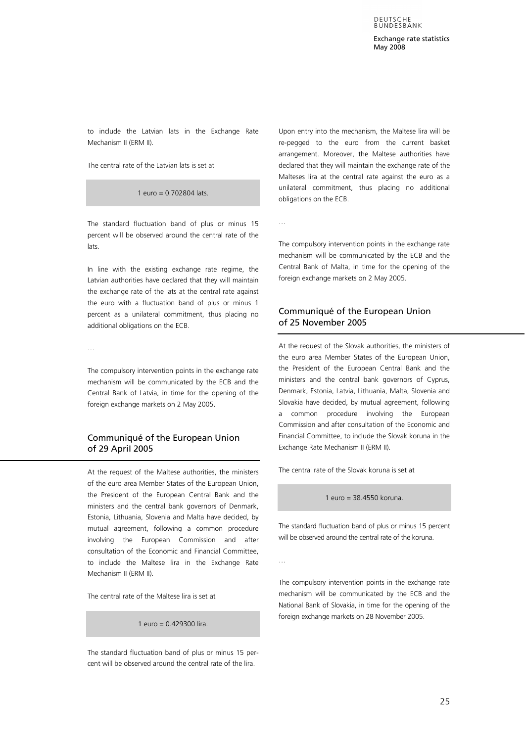to include the Latvian lats in the Exchange Rate Mechanism II (ERM II).

The central rate of the Latvian lats is set at

1 euro = 0.702804 lats.

The standard fluctuation band of plus or minus 15 percent will be observed around the central rate of the lats.

In line with the existing exchange rate regime, the Latvian authorities have declared that they will maintain the exchange rate of the lats at the central rate against the euro with a fluctuation band of plus or minus 1 percent as a unilateral commitment, thus placing no additional obligations on the ECB.

…

The compulsory intervention points in the exchange rate mechanism will be communicated by the ECB and the Central Bank of Latvia, in time for the opening of the foreign exchange markets on 2 May 2005.

## Communiqué of the European Union of 29 April 2005

At the request of the Maltese authorities, the ministers of the euro area Member States of the European Union, the President of the European Central Bank and the ministers and the central bank governors of Denmark, Estonia, Lithuania, Slovenia and Malta have decided, by mutual agreement, following a common procedure involving the European Commission and after consultation of the Economic and Financial Committee, to include the Maltese lira in the Exchange Rate Mechanism II (ERM II).

The central rate of the Maltese lira is set at

1 euro = 0.429300 lira.

The standard fluctuation band of plus or minus 15 percent will be observed around the central rate of the lira.

Upon entry into the mechanism, the Maltese lira will be re-pegged to the euro from the current basket arrangement. Moreover, the Maltese authorities have declared that they will maintain the exchange rate of the Malteses lira at the central rate against the euro as a unilateral commitment, thus placing no additional obligations on the ECB.

…

The compulsory intervention points in the exchange rate mechanism will be communicated by the ECB and the Central Bank of Malta, in time for the opening of the foreign exchange markets on 2 May 2005.

## Communiqué of the European Union of 25 November 2005

At the request of the Slovak authorities, the ministers of the euro area Member States of the European Union, the President of the European Central Bank and the ministers and the central bank governors of Cyprus, Denmark, Estonia, Latvia, Lithuania, Malta, Slovenia and Slovakia have decided, by mutual agreement, following a common procedure involving the European Commission and after consultation of the Economic and Financial Committee, to include the Slovak koruna in the Exchange Rate Mechanism II (ERM II).

The central rate of the Slovak koruna is set at

1 euro = 38.4550 koruna.

The standard fluctuation band of plus or minus 15 percent will be observed around the central rate of the koruna.

…

The compulsory intervention points in the exchange rate mechanism will be communicated by the ECB and the National Bank of Slovakia, in time for the opening of the foreign exchange markets on 28 November 2005.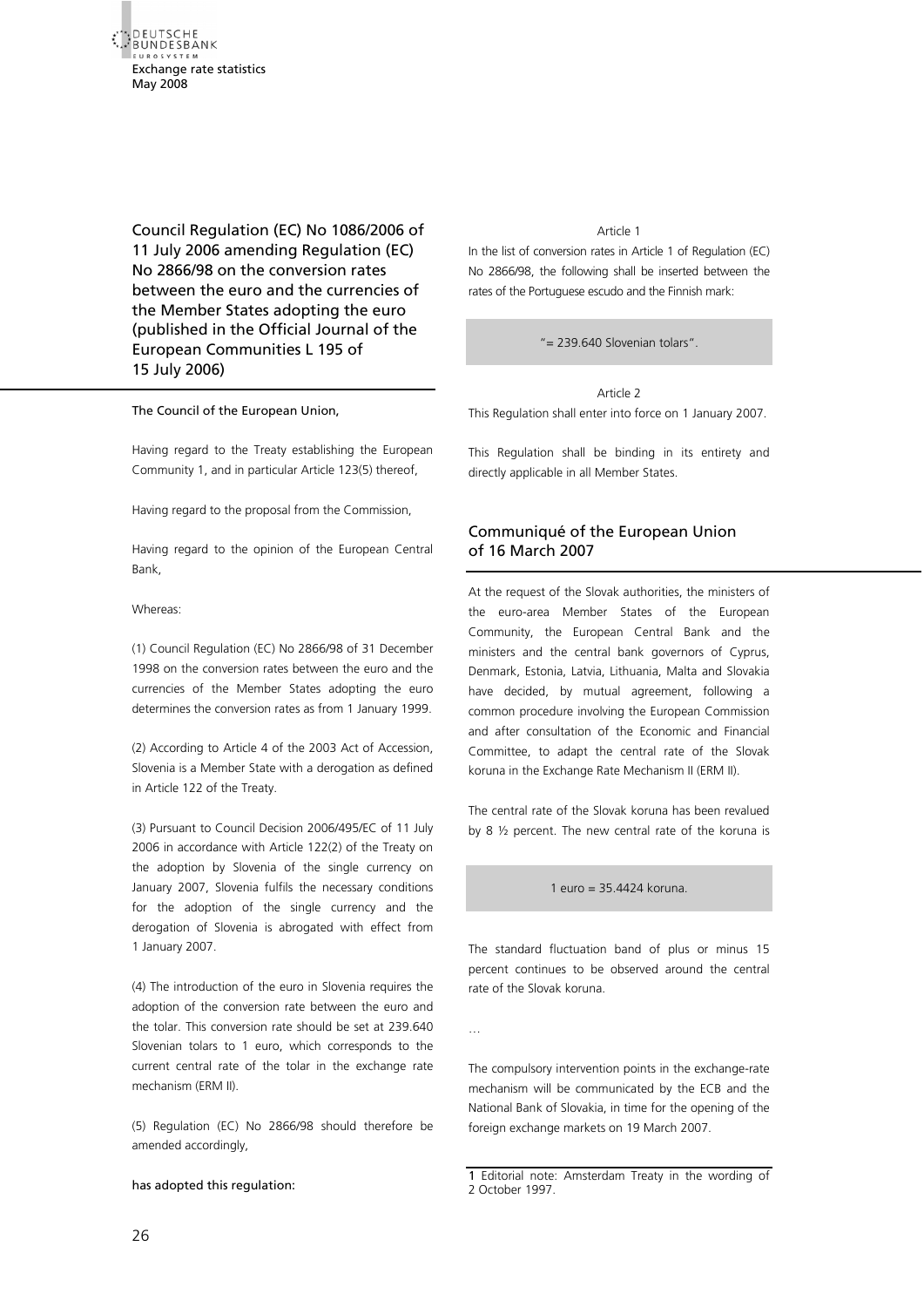## Council Regulation (EC) No 1086/2006 of 11 July 2006 amending Regulation (EC) No 2866/98 on the conversion rates between the euro and the currencies of the Member States adopting the euro (published in the Official Journal of the European Communities L 195 of 15 July 2006)

The Council of the European Union,

Having regard to the Treaty establishing the European Community 1, and in particular Article 123(5) thereof,

Having regard to the proposal from the Commission,

Having regard to the opinion of the European Central Bank,

Whereas:

(1) Council Regulation (EC) No 2866/98 of 31 December 1998 on the conversion rates between the euro and the currencies of the Member States adopting the euro determines the conversion rates as from 1 January 1999.

(2) According to Article 4 of the 2003 Act of Accession, Slovenia is a Member State with a derogation as defined in Article 122 of the Treaty.

(3) Pursuant to Council Decision 2006/495/EC of 11 July 2006 in accordance with Article 122(2) of the Treaty on the adoption by Slovenia of the single currency on January 2007, Slovenia fulfils the necessary conditions for the adoption of the single currency and the derogation of Slovenia is abrogated with effect from 1 January 2007.

(4) The introduction of the euro in Slovenia requires the adoption of the conversion rate between the euro and the tolar. This conversion rate should be set at 239.640 Slovenian tolars to 1 euro, which corresponds to the current central rate of the tolar in the exchange rate mechanism (ERM II).

(5) Regulation (EC) No 2866/98 should therefore be amended accordingly,

has adopted this regulation:

Article 1

In the list of conversion rates in Article 1 of Regulation (EC) No 2866/98, the following shall be inserted between the rates of the Portuguese escudo and the Finnish mark:

"= 239.640 Slovenian tolars".

Article 2

This Regulation shall enter into force on 1 January 2007.

This Regulation shall be binding in its entirety and directly applicable in all Member States.

## Communiqué of the European Union of 16 March 2007

At the request of the Slovak authorities, the ministers of the euro-area Member States of the European Community, the European Central Bank and the ministers and the central bank governors of Cyprus, Denmark, Estonia, Latvia, Lithuania, Malta and Slovakia have decided, by mutual agreement, following a common procedure involving the European Commission and after consultation of the Economic and Financial Committee, to adapt the central rate of the Slovak koruna in the Exchange Rate Mechanism II (ERM II).

The central rate of the Slovak koruna has been revalued by 8 ½ percent. The new central rate of the koruna is

1 euro = 35.4424 koruna.

The standard fluctuation band of plus or minus 15 percent continues to be observed around the central rate of the Slovak koruna.

…

The compulsory intervention points in the exchange-rate mechanism will be communicated by the ECB and the National Bank of Slovakia, in time for the opening of the foreign exchange markets on 19 March 2007.

1 Editorial note: Amsterdam Treaty in the wording of 2 October 1997.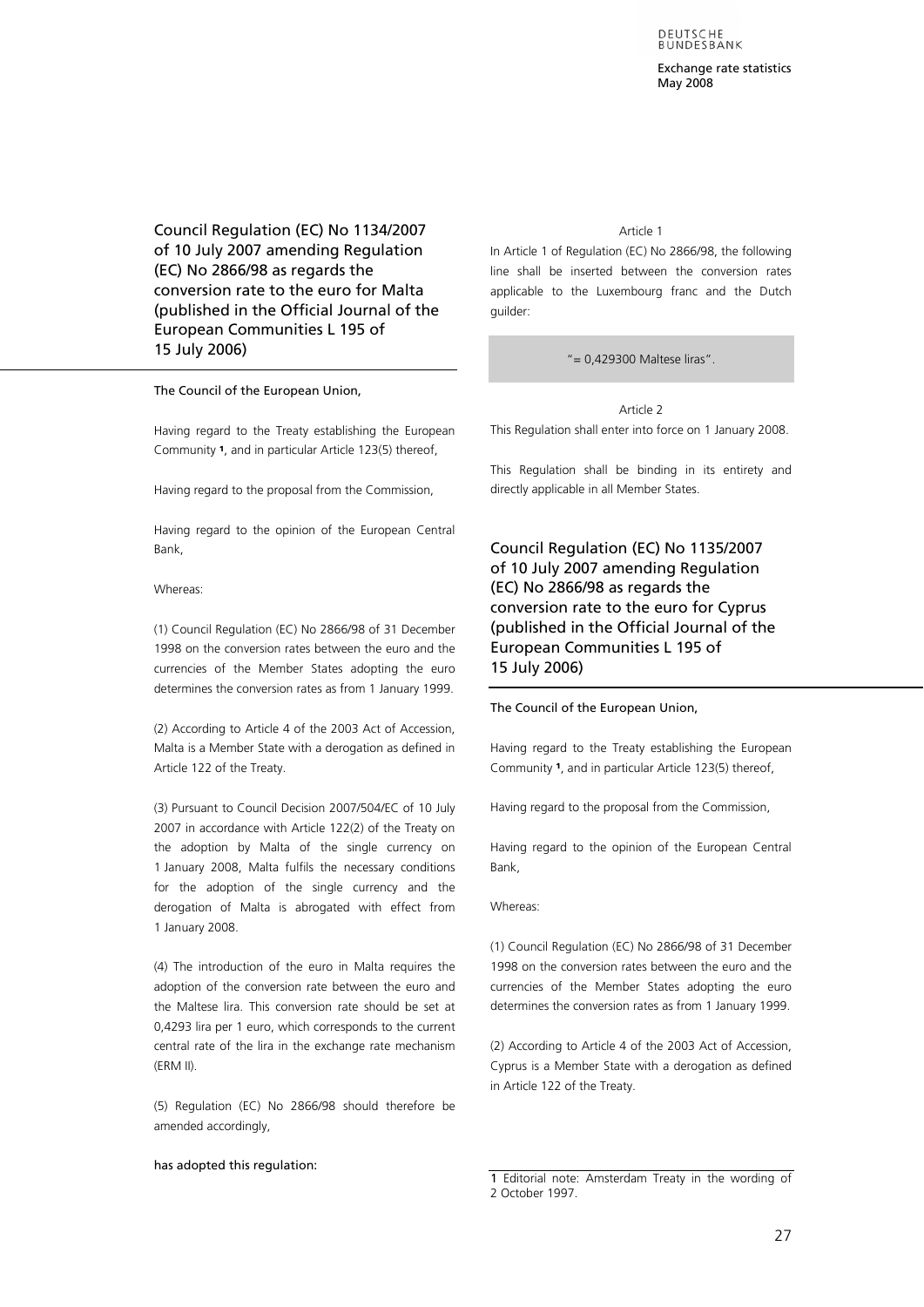## Council Regulation (EC) No 1134/2007 of 10 July 2007 amending Regulation (EC) No 2866/98 as regards the conversion rate to the euro for Malta (published in the Official Journal of the European Communities L 195 of 15 July 2006)

The Council of the European Union,

Having regard to the Treaty establishing the European Community [1], and in particular Article 123(5) thereof,

Having regard to the proposal from the Commission,

Having regard to the opinion of the European Central Bank,

Whereas:

(1) Council Regulation (EC) No 2866/98 of 31 December 1998 on the conversion rates between the euro and the currencies of the Member States adopting the euro determines the conversion rates as from 1 January 1999.

(2) According to Article 4 of the 2003 Act of Accession, Malta is a Member State with a derogation as defined in Article 122 of the Treaty.

(3) Pursuant to Council Decision 2007/504/EC of 10 July 2007 in accordance with Article 122(2) of the Treaty on the adoption by Malta of the single currency on 1 January 2008, Malta fulfils the necessary conditions for the adoption of the single currency and the derogation of Malta is abrogated with effect from 1 January 2008.

(4) The introduction of the euro in Malta requires the adoption of the conversion rate between the euro and the Maltese lira. This conversion rate should be set at 0,4293 lira per 1 euro, which corresponds to the current central rate of the lira in the exchange rate mechanism (ERM II).

(5) Regulation (EC) No 2866/98 should therefore be amended accordingly,

has adopted this regulation:

Article 1

In Article 1 of Regulation (EC) No 2866/98, the following line shall be inserted between the conversion rates applicable to the Luxembourg franc and the Dutch guilder:

"= 0,429300 Maltese liras".

Article 2

This Regulation shall enter into force on 1 January 2008.

This Regulation shall be binding in its entirety and directly applicable in all Member States.

## Council Regulation (EC) No 1135/2007 of 10 July 2007 amending Regulation (EC) No 2866/98 as regards the conversion rate to the euro for Cyprus (published in the Official Journal of the European Communities L 195 of 15 July 2006)

The Council of the European Union,

Having regard to the Treaty establishing the European Community [1], and in particular Article 123(5) thereof,

Having regard to the proposal from the Commission,

Having regard to the opinion of the European Central Bank,

Whereas:

(1) Council Regulation (EC) No 2866/98 of 31 December 1998 on the conversion rates between the euro and the currencies of the Member States adopting the euro determines the conversion rates as from 1 January 1999.

(2) According to Article 4 of the 2003 Act of Accession, Cyprus is a Member State with a derogation as defined in Article 122 of the Treaty.

---

[1] Editorial note: Amsterdam Treaty in the wording of 2 October 1997.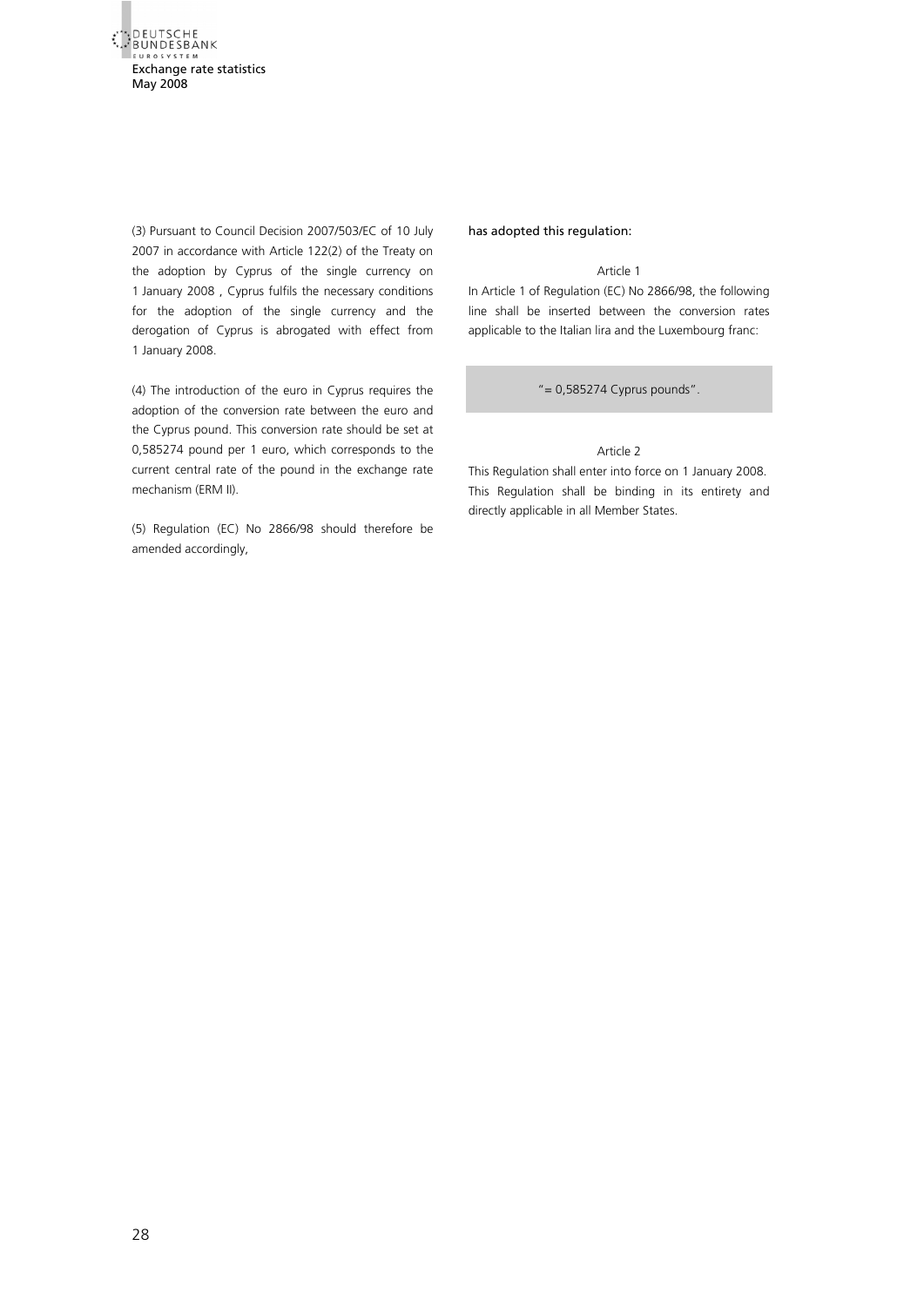(3) Pursuant to Council Decision 2007/503/EC of 10 July 2007 in accordance with Article 122(2) of the Treaty on the adoption by Cyprus of the single currency on 1 January 2008 , Cyprus fulfils the necessary conditions for the adoption of the single currency and the derogation of Cyprus is abrogated with effect from 1 January 2008.

(4) The introduction of the euro in Cyprus requires the adoption of the conversion rate between the euro and the Cyprus pound. This conversion rate should be set at 0,585274 pound per 1 euro, which corresponds to the current central rate of the pound in the exchange rate mechanism (ERM II).

(5) Regulation (EC) No 2866/98 should therefore be amended accordingly,

has adopted this regulation:

Article 1

In Article 1 of Regulation (EC) No 2866/98, the following line shall be inserted between the conversion rates applicable to the Italian lira and the Luxembourg franc:

"= 0,585274 Cyprus pounds".

Article 2

This Regulation shall enter into force on 1 January 2008. This Regulation shall be binding in its entirety and directly applicable in all Member States.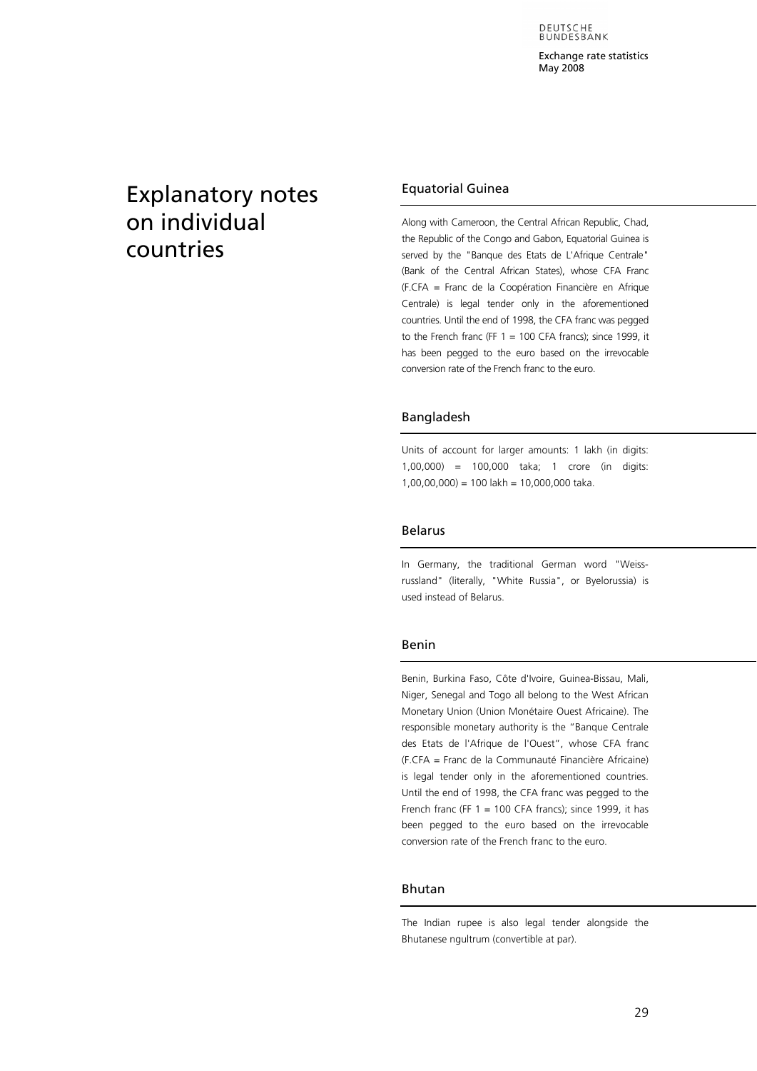# Explanatory notes on individual countries

## Equatorial Guinea

Along with Cameroon, the Central African Republic, Chad, the Republic of the Congo and Gabon, Equatorial Guinea is served by the "Banque des Etats de L'Afrique Centrale" (Bank of the Central African States), whose CFA Franc (F.CFA = Franc de la Coopération Financière en Afrique Centrale) is legal tender only in the aforementioned countries. Until the end of 1998, the CFA franc was pegged to the French franc (FF 1 = 100 CFA francs); since 1999, it has been pegged to the euro based on the irrevocable conversion rate of the French franc to the euro.

## Bangladesh

Units of account for larger amounts: 1 lakh (in digits: 1,00,000) = 100,000 taka; 1 crore (in digits: 1,00,00,000) = 100 lakh = 10,000,000 taka.

## Belarus

In Germany, the traditional German word "Weissrussland" (literally, "White Russia", or Byelorussia) is used instead of Belarus.

## Benin

Benin, Burkina Faso, Côte d'Ivoire, Guinea-Bissau, Mali, Niger, Senegal and Togo all belong to the West African Monetary Union (Union Monétaire Ouest Africaine). The responsible monetary authority is the "Banque Centrale des Etats de l'Afrique de l'Ouest", whose CFA franc (F.CFA = Franc de la Communauté Financière Africaine) is legal tender only in the aforementioned countries. Until the end of 1998, the CFA franc was pegged to the French franc (FF 1 = 100 CFA francs); since 1999, it has been pegged to the euro based on the irrevocable conversion rate of the French franc to the euro.

## Bhutan

The Indian rupee is also legal tender alongside the Bhutanese ngultrum (convertible at par).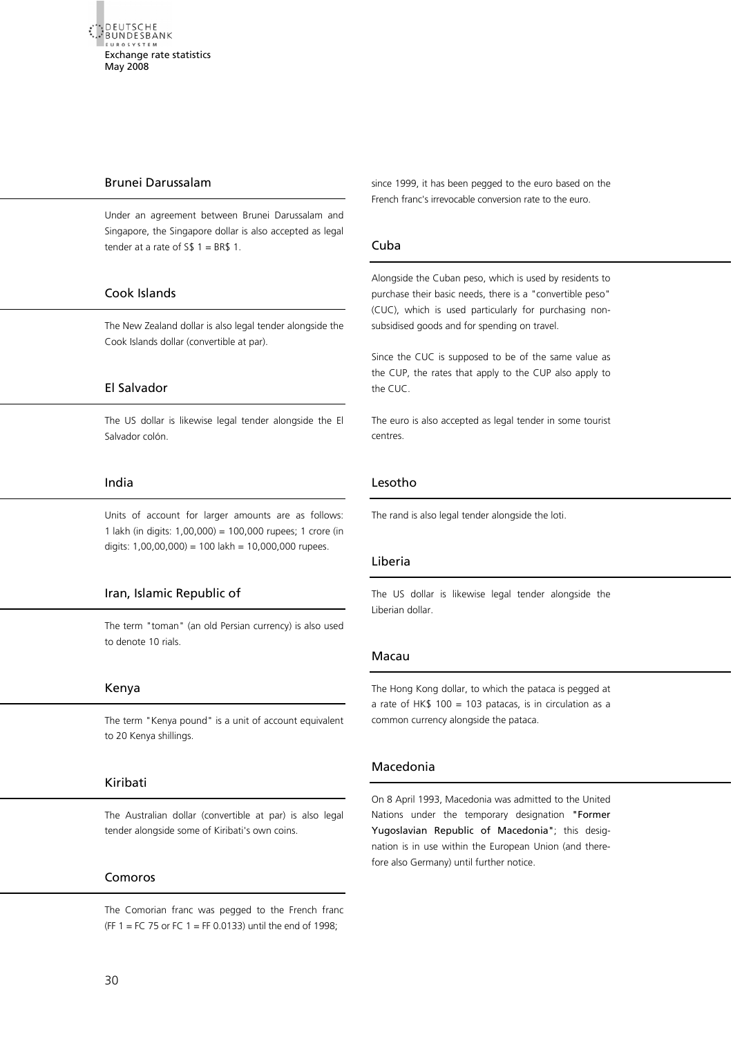## Brunei Darussalam

Under an agreement between Brunei Darussalam and Singapore, the Singapore dollar is also accepted as legal tender at a rate of S$ 1 = BR$ 1.

## Cook Islands

The New Zealand dollar is also legal tender alongside the Cook Islands dollar (convertible at par).

## El Salvador

The US dollar is likewise legal tender alongside the El Salvador colón.

## India

Units of account for larger amounts are as follows: 1 lakh (in digits: 1,00,000) = 100,000 rupees; 1 crore (in digits: 1,00,00,000) = 100 lakh = 10,000,000 rupees.

## Iran, Islamic Republic of

The term "toman" (an old Persian currency) is also used to denote 10 rials.

## Kenya

The term "Kenya pound" is a unit of account equivalent to 20 Kenya shillings.

## Kiribati

The Australian dollar (convertible at par) is also legal tender alongside some of Kiribati's own coins.

## Comoros

The Comorian franc was pegged to the French franc (FF 1 = FC 75 or FC 1 = FF 0.0133) until the end of 1998; since 1999, it has been pegged to the euro based on the French franc's irrevocable conversion rate to the euro.

## Cuba

Alongside the Cuban peso, which is used by residents to purchase their basic needs, there is a "convertible peso" (CUC), which is used particularly for purchasing non-subsidised goods and for spending on travel.

Since the CUC is supposed to be of the same value as the CUP, the rates that apply to the CUP also apply to the CUC.

The euro is also accepted as legal tender in some tourist centres.

## Lesotho

The rand is also legal tender alongside the loti.

## Liberia

The US dollar is likewise legal tender alongside the Liberian dollar.

## Macau

The Hong Kong dollar, to which the pataca is pegged at a rate of HK$ 100 = 103 patacas, is in circulation as a common currency alongside the pataca.

## Macedonia

On 8 April 1993, Macedonia was admitted to the United Nations under the temporary designation **"Former Yugoslavian Republic of Macedonia"**; this designation is in use within the European Union (and therefore also Germany) until further notice.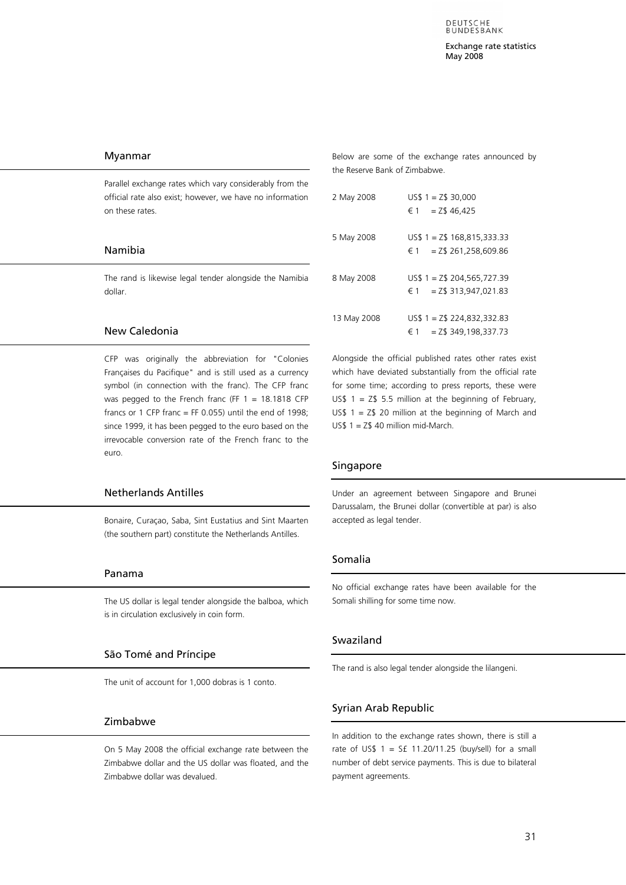## Myanmar

Parallel exchange rates which vary considerably from the official rate also exist; however, we have no information on these rates.

## Namibia

The rand is likewise legal tender alongside the Namibia dollar.

## New Caledonia

CFP was originally the abbreviation for "Colonies Françaises du Pacifique" and is still used as a currency symbol (in connection with the franc). The CFP franc was pegged to the French franc (FF 1 = 18.1818 CFP francs or 1 CFP franc = FF 0.055) until the end of 1998; since 1999, it has been pegged to the euro based on the irrevocable conversion rate of the French franc to the euro.

## Netherlands Antilles

Bonaire, Curaçao, Saba, Sint Eustatius and Sint Maarten (the southern part) constitute the Netherlands Antilles.

## Panama

The US dollar is legal tender alongside the balboa, which is in circulation exclusively in coin form.

## São Tomé and Príncipe

The unit of account for 1,000 dobras is 1 conto.

## Zimbabwe

On 5 May 2008 the official exchange rate between the Zimbabwe dollar and the US dollar was floated, and the Zimbabwe dollar was devalued.

Below are some of the exchange rates announced by the Reserve Bank of Zimbabwe.

| | |
|---|---|
| 2 May 2008 | US$ 1 = Z$ 30,000 |
| | € 1 = Z$ 46,425 |
| 5 May 2008 | US$ 1 = Z$ 168,815,333.33 |
| | € 1 = Z$ 261,258,609.86 |
| 8 May 2008 | US$ 1 = Z$ 204,565,727.39 |
| | € 1 = Z$ 313,947,021.83 |
| 13 May 2008 | US$ 1 = Z$ 224,832,332.83 |
| | € 1 = Z$ 349,198,337.73 |

Alongside the official published rates other rates exist which have deviated substantially from the official rate for some time; according to press reports, these were US$ 1 = Z$ 5.5 million at the beginning of February, US$ 1 = Z$ 20 million at the beginning of March and US$ 1 = Z$ 40 million mid-March.

## Singapore

Under an agreement between Singapore and Brunei Darussalam, the Brunei dollar (convertible at par) is also accepted as legal tender.

## Somalia

No official exchange rates have been available for the Somali shilling for some time now.

## Swaziland

The rand is also legal tender alongside the lilangeni.

## Syrian Arab Republic

In addition to the exchange rates shown, there is still a rate of US$ 1 = S£ 11.20/11.25 (buy/sell) for a small number of debt service payments. This is due to bilateral payment agreements.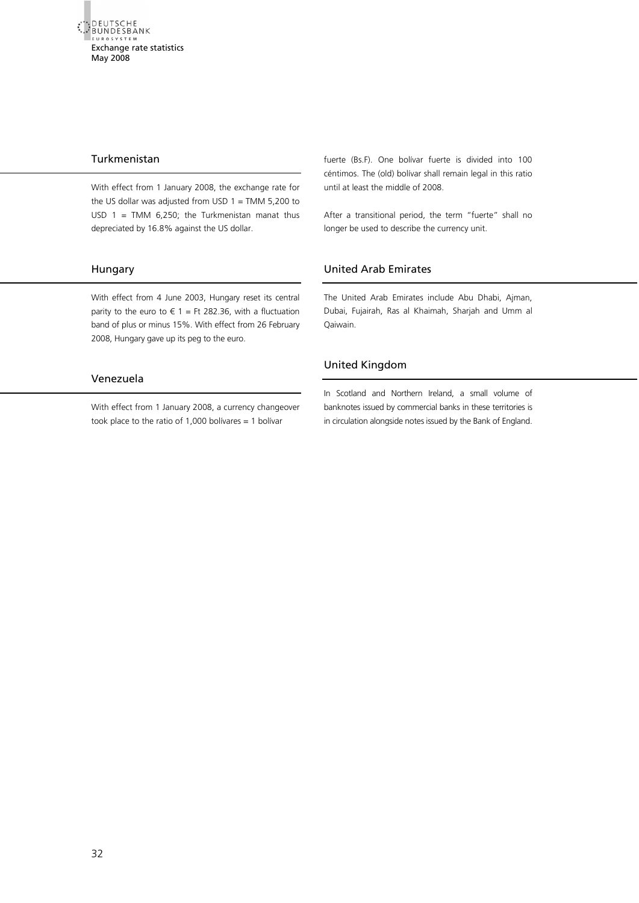## Turkmenistan

With effect from 1 January 2008, the exchange rate for the US dollar was adjusted from USD 1 = TMM 5,200 to USD 1 = TMM 6,250; the Turkmenistan manat thus depreciated by 16.8% against the US dollar.

## Hungary

With effect from 4 June 2003, Hungary reset its central parity to the euro to € 1 = Ft 282.36, with a fluctuation band of plus or minus 15%. With effect from 26 February 2008, Hungary gave up its peg to the euro.

## Venezuela

With effect from 1 January 2008, a currency changeover took place to the ratio of 1,000 bolívares = 1 bolívar fuerte (Bs.F). One bolívar fuerte is divided into 100 céntimos. The (old) bolívar shall remain legal in this ratio until at least the middle of 2008.

After a transitional period, the term "fuerte" shall no longer be used to describe the currency unit.

## United Arab Emirates

The United Arab Emirates include Abu Dhabi, Ajman, Dubai, Fujairah, Ras al Khaimah, Sharjah and Umm al Qaiwain.

## United Kingdom

In Scotland and Northern Ireland, a small volume of banknotes issued by commercial banks in these territories is in circulation alongside notes issued by the Bank of England.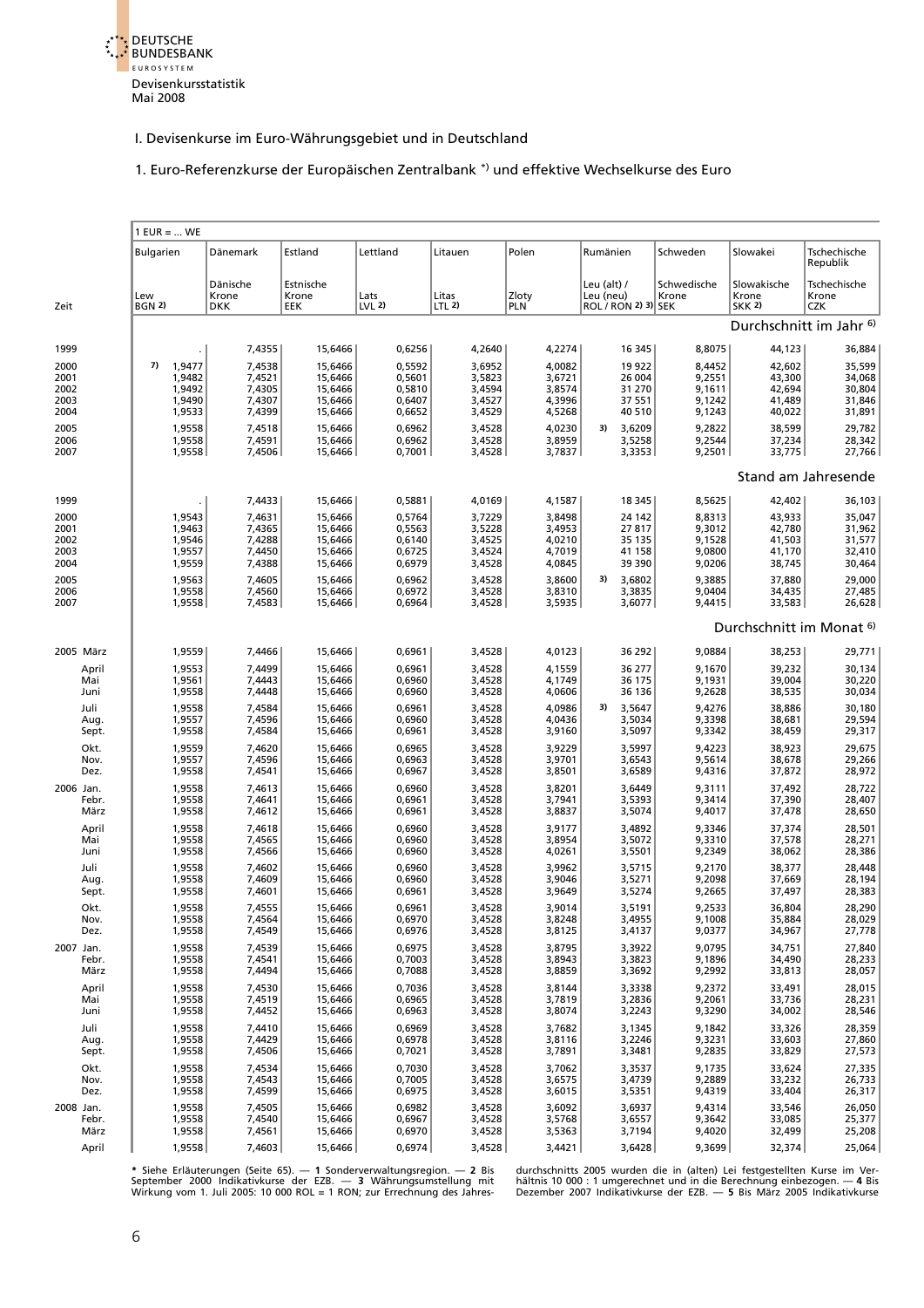# I. Devisenkurse im Euro-Währungsgebiet und in Deutschland

## 1. Euro-Referenzkurse der Europäischen Zentralbank *) und effektive Wechselkurse des Euro

1 EUR = ... WE

| Zeit | Bulgarien Lew BGN 2) | Dänemark Dänische Krone DKK | Estland Estnische Krone EEK | Lettland Lats LVL 2) | Litauen Litas LTL 2) | Polen Zloty PLN | Rumänien Leu (alt) / Leu (neu) ROL / RON 2) 3) | Schweden Schwedische Krone SEK | Slowakei Slowakische Krone SKK 2) | Tschechische Republik Tschechische Krone CZK |
|---|---|---|---|---|---|---|---|---|---|---|
| | **Durchschnitt im Jahr 6)** | | | | | | | | | |
| 1999 | . | 7,4355 | 15,6466 | 0,6256 | 4,2640 | 4,2274 | 16 345 | 8,8075 | 44,123 | 36,884 |
| 2000 | 7) 1,9477 | 7,4538 | 15,6466 | 0,5592 | 3,6952 | 4,0082 | 19 922 | 8,4452 | 42,602 | 35,599 |
| 2001 | 1,9482 | 7,4521 | 15,6466 | 0,5601 | 3,5823 | 3,6721 | 26 004 | 9,2551 | 43,300 | 34,068 |
| 2002 | 1,9492 | 7,4305 | 15,6466 | 0,5810 | 3,4594 | 3,8574 | 31 270 | 9,1611 | 42,694 | 30,804 |
| 2003 | 1,9490 | 7,4307 | 15,6466 | 0,6407 | 3,4527 | 4,3996 | 37 551 | 9,1242 | 41,489 | 31,846 |
| 2004 | 1,9533 | 7,4399 | 15,6466 | 0,6652 | 3,4529 | 4,5268 | 40 510 | 9,1243 | 40,022 | 31,891 |
| 2005 | 1,9558 | 7,4518 | 15,6466 | 0,6962 | 3,4528 | 4,0230 | 3) 3,6209 | 9,2822 | 38,599 | 29,782 |
| 2006 | 1,9558 | 7,4591 | 15,6466 | 0,6962 | 3,4528 | 3,8959 | 3,5258 | 9,2544 | 37,234 | 28,342 |
| 2007 | 1,9558 | 7,4506 | 15,6466 | 0,7001 | 3,4528 | 3,7837 | 3,3353 | 9,2501 | 33,775 | 27,766 |
| | **Stand am Jahresende** | | | | | | | | | |
| 1999 | . | 7,4433 | 15,6466 | 0,5881 | 4,0169 | 4,1587 | 18 345 | 8,5625 | 42,402 | 36,103 |
| 2000 | 1,9543 | 7,4631 | 15,6466 | 0,5764 | 3,7229 | 3,8498 | 24 142 | 8,8313 | 43,933 | 35,047 |
| 2001 | 1,9463 | 7,4365 | 15,6466 | 0,5563 | 3,5228 | 3,4953 | 27 817 | 9,3012 | 42,780 | 31,962 |
| 2002 | 1,9546 | 7,4288 | 15,6466 | 0,6140 | 3,4525 | 4,0210 | 35 135 | 9,1528 | 41,503 | 31,577 |
| 2003 | 1,9557 | 7,4450 | 15,6466 | 0,6725 | 3,4524 | 4,7019 | 41 158 | 9,0800 | 41,170 | 32,410 |
| 2004 | 1,9559 | 7,4388 | 15,6466 | 0,6979 | 3,4528 | 4,0845 | 39 390 | 9,0206 | 38,745 | 30,464 |
| 2005 | 1,9563 | 7,4605 | 15,6466 | 0,6962 | 3,4528 | 3,8600 | 3) 3,6802 | 9,3885 | 37,880 | 29,000 |
| 2006 | 1,9558 | 7,4560 | 15,6466 | 0,6972 | 3,4528 | 3,8310 | 3,3835 | 9,0404 | 34,435 | 27,485 |
| 2007 | 1,9558 | 7,4583 | 15,6466 | 0,6964 | 3,4528 | 3,5935 | 3,6077 | 9,4415 | 33,583 | 26,628 |
| | **Durchschnitt im Monat 6)** | | | | | | | | | |
| 2005 März | 1,9559 | 7,4466 | 15,6466 | 0,6961 | 3,4528 | 4,0123 | 36 292 | 9,0884 | 38,253 | 29,771 |
| April | 1,9553 | 7,4499 | 15,6466 | 0,6961 | 3,4528 | 4,1559 | 36 277 | 9,1670 | 39,232 | 30,134 |
| Mai | 1,9561 | 7,4443 | 15,6466 | 0,6960 | 3,4528 | 4,1749 | 36 175 | 9,1931 | 39,004 | 30,220 |
| Juni | 1,9558 | 7,4448 | 15,6466 | 0,6960 | 3,4528 | 4,0606 | 36 136 | 9,2628 | 38,535 | 30,034 |
| Juli | 1,9558 | 7,4584 | 15,6466 | 0,6961 | 3,4528 | 4,0986 | 3) 3,5647 | 9,4276 | 38,886 | 30,180 |
| Aug. | 1,9557 | 7,4596 | 15,6466 | 0,6960 | 3,4528 | 4,0436 | 3,5034 | 9,3398 | 38,681 | 29,594 |
| Sept. | 1,9558 | 7,4584 | 15,6466 | 0,6961 | 3,4528 | 3,9160 | 3,5097 | 9,3342 | 38,459 | 29,317 |
| Okt. | 1,9559 | 7,4620 | 15,6466 | 0,6965 | 3,4528 | 3,9229 | 3,5997 | 9,4223 | 38,923 | 29,675 |
| Nov. | 1,9557 | 7,4596 | 15,6466 | 0,6963 | 3,4528 | 3,9701 | 3,6543 | 9,5614 | 38,678 | 29,266 |
| Dez. | 1,9558 | 7,4541 | 15,6466 | 0,6967 | 3,4528 | 3,8501 | 3,6589 | 9,4316 | 37,872 | 28,972 |
| 2006 Jan. | 1,9558 | 7,4613 | 15,6466 | 0,6960 | 3,4528 | 3,8201 | 3,6449 | 9,3111 | 37,492 | 28,722 |
| Febr. | 1,9558 | 7,4641 | 15,6466 | 0,6961 | 3,4528 | 3,7941 | 3,5393 | 9,3414 | 37,390 | 28,407 |
| März | 1,9558 | 7,4612 | 15,6466 | 0,6961 | 3,4528 | 3,8837 | 3,5074 | 9,4017 | 37,478 | 28,650 |
| April | 1,9558 | 7,4618 | 15,6466 | 0,6960 | 3,4528 | 3,9177 | 3,4892 | 9,3346 | 37,374 | 28,501 |
| Mai | 1,9558 | 7,4565 | 15,6466 | 0,6960 | 3,4528 | 3,8954 | 3,5072 | 9,3310 | 37,578 | 28,271 |
| Juni | 1,9558 | 7,4566 | 15,6466 | 0,6960 | 3,4528 | 4,0261 | 3,5501 | 9,2349 | 38,062 | 28,386 |
| Juli | 1,9558 | 7,4602 | 15,6466 | 0,6960 | 3,4528 | 3,9962 | 3,5715 | 9,2170 | 38,377 | 28,448 |
| Aug. | 1,9558 | 7,4609 | 15,6466 | 0,6960 | 3,4528 | 3,9046 | 3,5271 | 9,2098 | 37,669 | 28,194 |
| Sept. | 1,9558 | 7,4601 | 15,6466 | 0,6961 | 3,4528 | 3,9649 | 3,5274 | 9,2665 | 37,497 | 28,383 |
| Okt. | 1,9558 | 7,4555 | 15,6466 | 0,6961 | 3,4528 | 3,9014 | 3,5191 | 9,2533 | 36,804 | 28,290 |
| Nov. | 1,9558 | 7,4564 | 15,6466 | 0,6970 | 3,4528 | 3,8248 | 3,4955 | 9,1008 | 35,884 | 28,029 |
| Dez. | 1,9558 | 7,4549 | 15,6466 | 0,6976 | 3,4528 | 3,8125 | 3,4137 | 9,0377 | 34,967 | 27,778 |
| 2007 Jan. | 1,9558 | 7,4539 | 15,6466 | 0,6975 | 3,4528 | 3,8795 | 3,3922 | 9,0795 | 34,751 | 27,840 |
| Febr. | 1,9558 | 7,4541 | 15,6466 | 0,7003 | 3,4528 | 3,8943 | 3,3823 | 9,1896 | 34,490 | 28,233 |
| März | 1,9558 | 7,4494 | 15,6466 | 0,7088 | 3,4528 | 3,8859 | 3,3692 | 9,2992 | 33,813 | 28,057 |
| April | 1,9558 | 7,4530 | 15,6466 | 0,7036 | 3,4528 | 3,8144 | 3,3338 | 9,2372 | 33,491 | 28,015 |
| Mai | 1,9558 | 7,4519 | 15,6466 | 0,6965 | 3,4528 | 3,7819 | 3,2836 | 9,2061 | 33,736 | 28,231 |
| Juni | 1,9558 | 7,4452 | 15,6466 | 0,6963 | 3,4528 | 3,8074 | 3,2243 | 9,3290 | 34,002 | 28,546 |
| Juli | 1,9558 | 7,4410 | 15,6466 | 0,6969 | 3,4528 | 3,7682 | 3,1345 | 9,1842 | 33,326 | 28,359 |
| Aug. | 1,9558 | 7,4429 | 15,6466 | 0,6978 | 3,4528 | 3,8116 | 3,2246 | 9,3231 | 33,603 | 27,860 |
| Sept. | 1,9558 | 7,4506 | 15,6466 | 0,7021 | 3,4528 | 3,7891 | 3,3481 | 9,2835 | 33,829 | 27,573 |
| Okt. | 1,9558 | 7,4534 | 15,6466 | 0,7030 | 3,4528 | 3,7062 | 3,3537 | 9,1735 | 33,624 | 27,335 |
| Nov. | 1,9558 | 7,4543 | 15,6466 | 0,7005 | 3,4528 | 3,6575 | 3,4739 | 9,2889 | 33,232 | 26,733 |
| Dez. | 1,9558 | 7,4599 | 15,6466 | 0,6975 | 3,4528 | 3,6015 | 3,5351 | 9,4319 | 33,404 | 26,317 |
| 2008 Jan. | 1,9558 | 7,4505 | 15,6466 | 0,6982 | 3,4528 | 3,6092 | 3,6937 | 9,4314 | 33,546 | 26,050 |
| Febr. | 1,9558 | 7,4540 | 15,6466 | 0,6967 | 3,4528 | 3,5768 | 3,6557 | 9,3642 | 33,085 | 25,377 |
| März | 1,9558 | 7,4561 | 15,6466 | 0,6970 | 3,4528 | 3,5363 | 3,7194 | 9,4020 | 32,499 | 25,208 |
| April | 1,9558 | 7,4603 | 15,6466 | 0,6974 | 3,4528 | 3,4421 | 3,6428 | 9,3699 | 32,374 | 25,064 |

**\*** Siehe Erläuterungen (Seite 65). — **1** Sonderverwaltungsregion. — **2** Bis September 2000 Indikativkurse der EZB. — **3** Währungsumstellung mit Wirkung vom 1. Juli 2005: 10 000 ROL = 1 RON; zur Errechnung des Jahresdurchschnitts 2005 wurden die in (alten) Lei festgestellten Kurse im Verhältnis 10 000 : 1 umgerechnet und in die Berechnung einbezogen. — **4** Bis Dezember 2007 Indikativkurse der EZB. — **5** Bis März 2005 Indikativkurse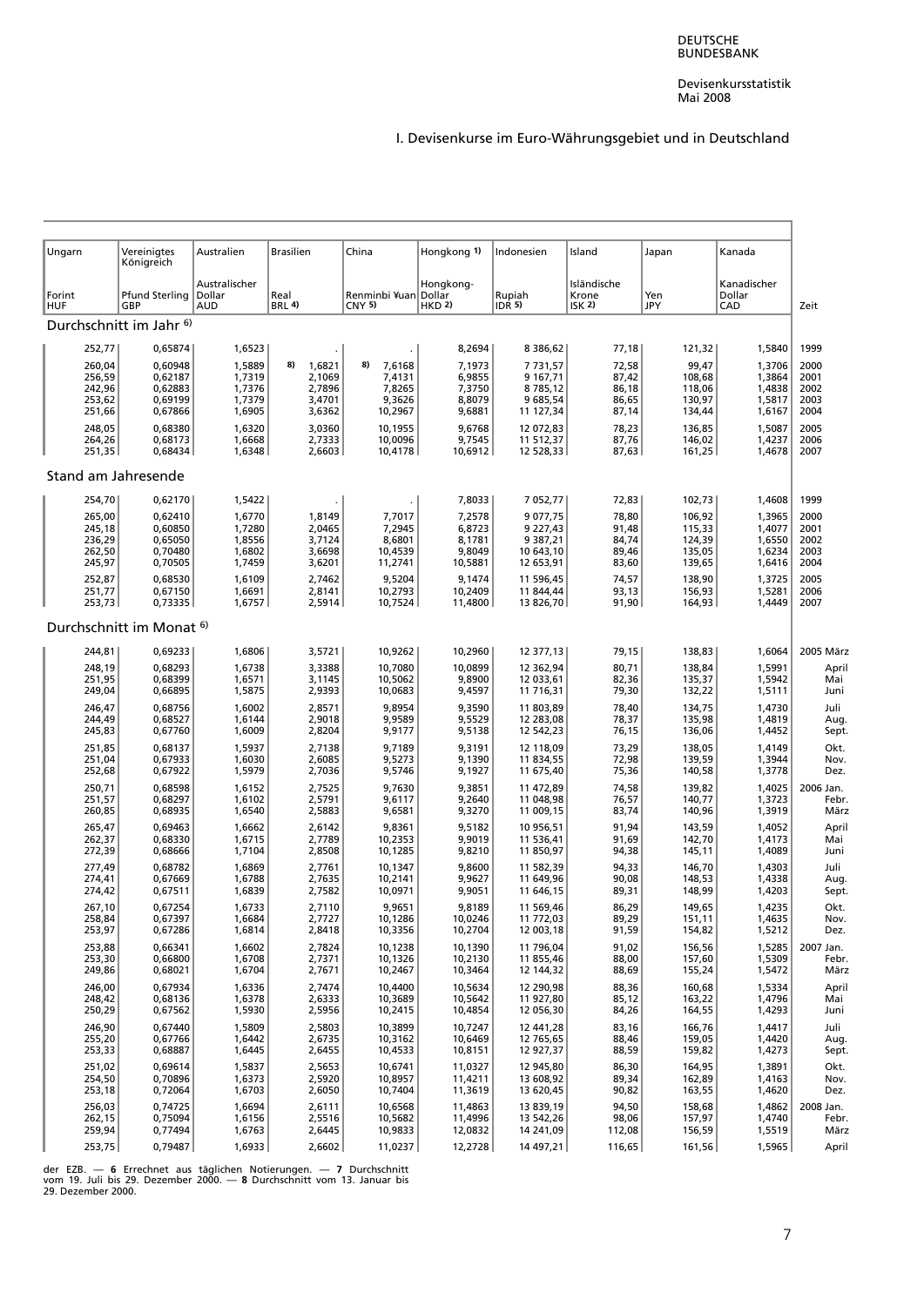# I. Devisenkurse im Euro-Währungsgebiet und in Deutschland

| Ungarn | Vereinigtes Königreich | Australien | Brasilien | China | Hongkong 1) | Indonesien | Island | Japan | Kanada | |
|---|---|---|---|---|---|---|---|---|---|---|
| Forint HUF | Pfund Sterling GBP | Australischer Dollar AUD | Real BRL 4) | Renminbi ¥uan CNY 5) | Hongkong-Dollar HKD 2) | Rupiah IDR 5) | Isländische Krone ISK 2) | Yen JPY | Kanadischer Dollar CAD | Zeit |
| **Durchschnitt im Jahr 6)** | | | | | | | | | | |
| 252,77 | 0,65874 | 1,6523 | . | . | 8,2694 | 8 386,62 | 77,18 | 121,32 | 1,5840 | 1999 |
| 260,04 | 0,60948 | 1,5889 | 8) 1,6821 | 8) 7,6168 | 7,1973 | 7 731,57 | 72,58 | 99,47 | 1,3706 | 2000 |
| 256,59 | 0,62187 | 1,7319 | 2,1069 | 7,4131 | 6,9855 | 9 167,71 | 87,42 | 108,68 | 1,3864 | 2001 |
| 242,96 | 0,62883 | 1,7376 | 2,7896 | 7,8265 | 7,3750 | 8 785,12 | 86,18 | 118,06 | 1,4838 | 2002 |
| 253,62 | 0,69199 | 1,7379 | 3,4701 | 9,3626 | 8,8079 | 9 685,54 | 86,65 | 130,97 | 1,5817 | 2003 |
| 251,66 | 0,67866 | 1,6905 | 3,6362 | 10,2967 | 9,6881 | 11 127,34 | 87,14 | 134,44 | 1,6167 | 2004 |
| 248,05 | 0,68380 | 1,6320 | 3,0360 | 10,1955 | 9,6768 | 12 072,83 | 78,23 | 136,85 | 1,5087 | 2005 |
| 264,26 | 0,68173 | 1,6668 | 2,7333 | 10,0096 | 9,7545 | 11 512,37 | 87,76 | 146,02 | 1,4237 | 2006 |
| 251,35 | 0,68434 | 1,6348 | 2,6603 | 10,4178 | 10,6912 | 12 528,33 | 87,63 | 161,25 | 1,4678 | 2007 |
| **Stand am Jahresende** | | | | | | | | | | |
| 254,70 | 0,62170 | 1,5422 | . | . | 7,8033 | 7 052,77 | 72,83 | 102,73 | 1,4608 | 1999 |
| 265,00 | 0,62410 | 1,6770 | 1,8149 | 7,7017 | 7,2578 | 9 077,75 | 78,80 | 106,92 | 1,3965 | 2000 |
| 245,18 | 0,60850 | 1,7280 | 2,0465 | 7,2945 | 6,8723 | 9 227,43 | 91,48 | 115,33 | 1,4077 | 2001 |
| 236,29 | 0,65050 | 1,8556 | 3,7124 | 8,6801 | 8,1781 | 9 387,21 | 84,74 | 124,39 | 1,6550 | 2002 |
| 262,50 | 0,70480 | 1,6802 | 3,6698 | 10,4539 | 9,8049 | 10 643,10 | 89,46 | 135,05 | 1,6234 | 2003 |
| 245,97 | 0,70505 | 1,7459 | 3,6201 | 11,2741 | 10,5881 | 12 653,91 | 83,60 | 139,65 | 1,6416 | 2004 |
| 252,87 | 0,68530 | 1,6109 | 2,7462 | 9,5204 | 9,1474 | 11 596,45 | 74,57 | 138,90 | 1,3725 | 2005 |
| 251,77 | 0,67150 | 1,6691 | 2,8141 | 10,2793 | 10,2409 | 11 844,44 | 93,13 | 156,93 | 1,5281 | 2006 |
| 253,73 | 0,73335 | 1,6757 | 2,5914 | 10,7524 | 11,4800 | 13 826,70 | 91,90 | 164,93 | 1,4449 | 2007 |
| **Durchschnitt im Monat 6)** | | | | | | | | | | |
| 244,81 | 0,69233 | 1,6806 | 3,5721 | 10,9262 | 10,2960 | 12 377,13 | 79,15 | 138,83 | 1,6064 | 2005 März |
| 248,19 | 0,68293 | 1,6738 | 3,3388 | 10,7080 | 10,0899 | 12 362,94 | 80,71 | 138,84 | 1,5991 | April |
| 251,95 | 0,68399 | 1,6571 | 3,1145 | 10,5062 | 9,8900 | 12 033,61 | 82,36 | 135,37 | 1,5942 | Mai |
| 249,04 | 0,66895 | 1,5875 | 2,9393 | 10,0683 | 9,4597 | 11 716,31 | 79,30 | 132,22 | 1,5111 | Juni |
| 246,47 | 0,68756 | 1,6002 | 2,8571 | 9,8954 | 9,3590 | 11 803,89 | 78,40 | 134,75 | 1,4730 | Juli |
| 244,49 | 0,68527 | 1,6144 | 2,9018 | 9,9589 | 9,5529 | 12 283,08 | 78,37 | 135,98 | 1,4819 | Aug. |
| 245,83 | 0,67760 | 1,6009 | 2,8204 | 9,9177 | 9,5138 | 12 542,23 | 76,15 | 136,06 | 1,4452 | Sept. |
| 251,85 | 0,68137 | 1,5937 | 2,7138 | 9,7189 | 9,3191 | 12 118,09 | 73,29 | 138,05 | 1,4149 | Okt. |
| 251,04 | 0,67933 | 1,6030 | 2,6085 | 9,5273 | 9,1390 | 11 834,55 | 72,98 | 139,59 | 1,3944 | Nov. |
| 252,68 | 0,67922 | 1,5979 | 2,7036 | 9,5746 | 9,1927 | 11 675,40 | 75,36 | 140,58 | 1,3778 | Dez. |
| 250,71 | 0,68598 | 1,6152 | 2,7525 | 9,7630 | 9,3851 | 11 472,89 | 74,58 | 139,82 | 1,4025 | 2006 Jan. |
| 251,57 | 0,68297 | 1,6102 | 2,5791 | 9,6117 | 9,2640 | 11 048,98 | 76,57 | 140,77 | 1,3723 | Febr. |
| 260,85 | 0,68935 | 1,6540 | 2,5883 | 9,6581 | 9,3270 | 11 009,15 | 83,74 | 140,96 | 1,3919 | März |
| 265,47 | 0,69463 | 1,6662 | 2,6142 | 9,8361 | 9,5182 | 10 956,51 | 91,94 | 143,59 | 1,4052 | April |
| 262,37 | 0,68330 | 1,6715 | 2,7789 | 10,2353 | 9,9019 | 11 536,41 | 91,69 | 142,70 | 1,4173 | Mai |
| 272,39 | 0,68666 | 1,7104 | 2,8508 | 10,1285 | 9,8210 | 11 850,97 | 94,38 | 145,11 | 1,4089 | Juni |
| 277,49 | 0,68782 | 1,6869 | 2,7761 | 10,1347 | 9,8600 | 11 582,39 | 94,33 | 146,70 | 1,4303 | Juli |
| 274,41 | 0,67669 | 1,6788 | 2,7635 | 10,2141 | 9,9627 | 11 649,96 | 90,08 | 148,53 | 1,4338 | Aug. |
| 274,42 | 0,67511 | 1,6839 | 2,7582 | 10,0971 | 9,9051 | 11 646,15 | 89,31 | 148,99 | 1,4203 | Sept. |
| 267,10 | 0,67254 | 1,6733 | 2,7110 | 9,9651 | 9,8189 | 11 569,46 | 86,29 | 149,65 | 1,4235 | Okt. |
| 258,84 | 0,67397 | 1,6684 | 2,7727 | 10,1286 | 10,0246 | 11 772,03 | 89,29 | 151,11 | 1,4635 | Nov. |
| 253,97 | 0,67286 | 1,6814 | 2,8418 | 10,3356 | 10,2704 | 12 003,18 | 91,59 | 154,82 | 1,5212 | Dez. |
| 253,88 | 0,66341 | 1,6602 | 2,7824 | 10,1238 | 10,1390 | 11 796,04 | 91,02 | 156,56 | 1,5285 | 2007 Jan. |
| 253,30 | 0,66800 | 1,6708 | 2,7371 | 10,1326 | 10,2130 | 11 855,46 | 88,00 | 157,60 | 1,5309 | Febr. |
| 249,86 | 0,68021 | 1,6704 | 2,7671 | 10,2467 | 10,3464 | 12 144,32 | 88,69 | 155,24 | 1,5472 | März |
| 246,00 | 0,67934 | 1,6336 | 2,7474 | 10,4400 | 10,5634 | 12 290,98 | 88,36 | 160,68 | 1,5334 | April |
| 248,42 | 0,68136 | 1,6378 | 2,6333 | 10,3689 | 10,5642 | 11 927,80 | 85,12 | 163,22 | 1,4796 | Mai |
| 250,29 | 0,67562 | 1,5930 | 2,5956 | 10,2415 | 10,4854 | 12 056,30 | 84,26 | 164,55 | 1,4293 | Juni |
| 246,90 | 0,67440 | 1,5809 | 2,5803 | 10,3899 | 10,7247 | 12 441,28 | 83,16 | 166,76 | 1,4417 | Juli |
| 255,20 | 0,67766 | 1,6442 | 2,6735 | 10,3162 | 10,6469 | 12 765,65 | 88,46 | 159,05 | 1,4420 | Aug. |
| 253,33 | 0,68887 | 1,6445 | 2,6455 | 10,4533 | 10,8151 | 12 927,37 | 88,59 | 159,82 | 1,4273 | Sept. |
| 251,02 | 0,69614 | 1,5837 | 2,5653 | 10,6741 | 11,0327 | 12 945,80 | 86,30 | 164,95 | 1,3891 | Okt. |
| 254,50 | 0,70896 | 1,6373 | 2,5920 | 10,8957 | 11,4211 | 13 608,92 | 89,34 | 162,89 | 1,4163 | Nov. |
| 253,18 | 0,72064 | 1,6703 | 2,6050 | 10,7404 | 11,3619 | 13 620,45 | 90,82 | 163,55 | 1,4620 | Dez. |
| 256,03 | 0,74725 | 1,6694 | 2,6111 | 10,6568 | 11,4863 | 13 839,19 | 94,50 | 158,68 | 1,4862 | 2008 Jan. |
| 262,15 | 0,75094 | 1,6156 | 2,5516 | 10,5682 | 11,4996 | 13 542,26 | 98,06 | 157,97 | 1,4740 | Febr. |
| 259,94 | 0,77494 | 1,6763 | 2,6445 | 10,9833 | 12,0832 | 14 241,09 | 112,08 | 156,59 | 1,5519 | März |
| 253,75 | 0,79487 | 1,6933 | 2,6602 | 11,0237 | 12,2728 | 14 497,21 | 116,65 | 161,56 | 1,5965 | April |

der EZB. — **6** Errechnet aus täglichen Notierungen. — **7** Durchschnitt vom 19. Juli bis 29. Dezember 2000. — **8** Durchschnitt vom 13. Januar bis 29. Dezember 2000.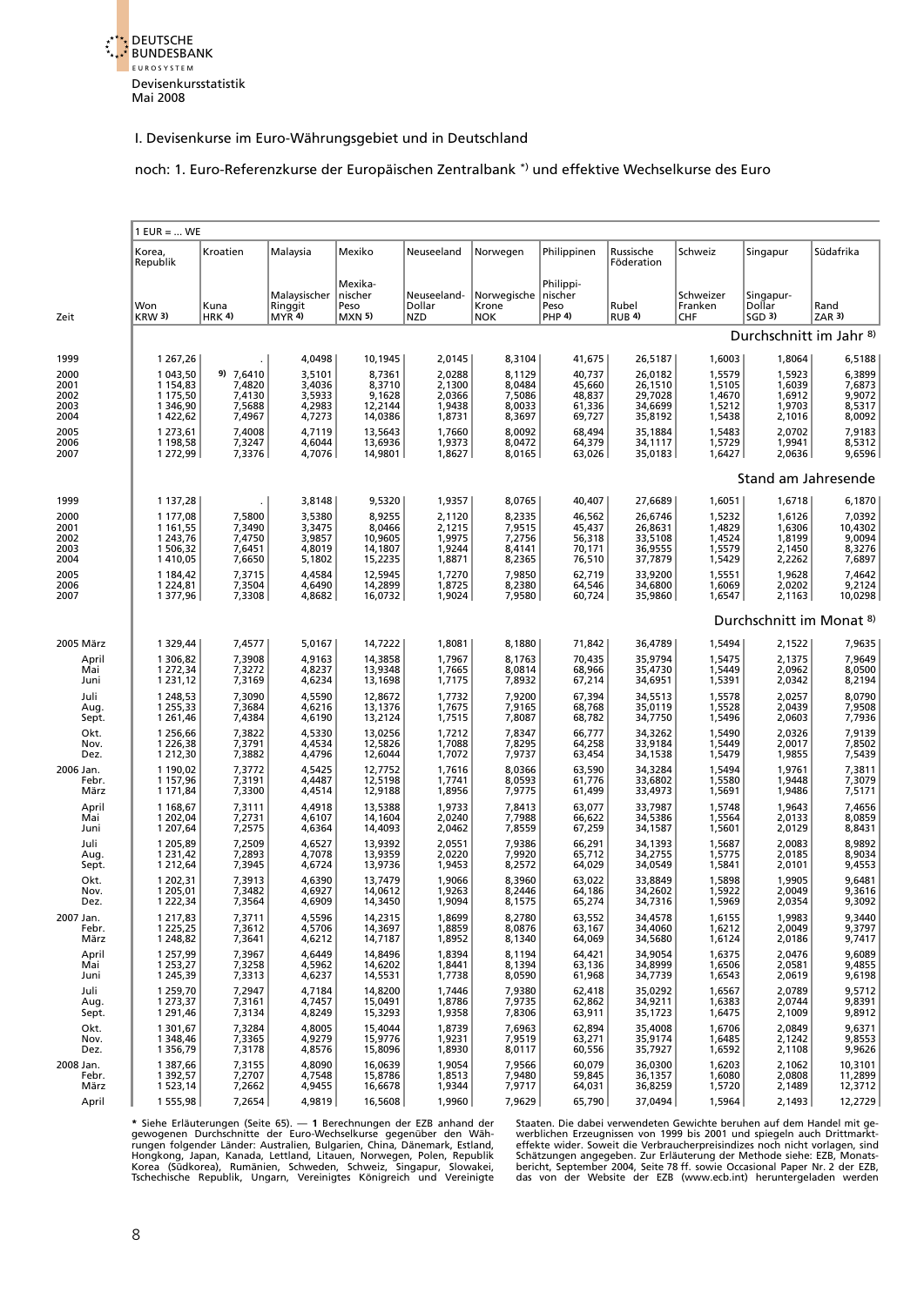Devisenkursstatistik
Mai 2008

I. Devisenkurse im Euro-Währungsgebiet und in Deutschland

noch: 1. Euro-Referenzkurse der Europäischen Zentralbank *) und effektive Wechselkurse des Euro

| Zeit | Korea, Republik Won KRW 3) | Kroatien Kuna HRK 4) | Malaysia Malaysischer Ringgit MYR 4) | Mexiko Mexikanischer Peso MXN 5) | Neuseeland Neuseeland-Dollar NZD | Norwegen Norwegische Krone NOK | Philippinen Philippinischer Peso PHP 4) | Russische Föderation Rubel RUB 4) | Schweiz Schweizer Franken CHF | Singapur Singapur-Dollar SGD 3) | Südafrika Rand ZAR 3) |
|---|---|---|---|---|---|---|---|---|---|---|---|
| | 1 EUR = ... WE | | | | | | | | | | |
| | **Durchschnitt im Jahr 8)** | | | | | | | | | | |
| 1999 | 1 267,26 | . | 4,0498 | 10,1945 | 2,0145 | 8,3104 | 41,675 | 26,5187 | 1,6003 | 1,8064 | 6,5188 |
| 2000 | 1 043,50 | 9) 7,6410 | 3,5101 | 8,7361 | 2,0288 | 8,1129 | 40,737 | 26,0182 | 1,5579 | 1,5923 | 6,3899 |
| 2001 | 1 154,83 | 7,4820 | 3,4036 | 8,3710 | 2,1300 | 8,0484 | 45,660 | 26,1510 | 1,5105 | 1,6039 | 7,6873 |
| 2002 | 1 175,50 | 7,4130 | 3,5933 | 9,1628 | 2,0366 | 7,5086 | 48,837 | 29,7028 | 1,4670 | 1,6912 | 9,9072 |
| 2003 | 1 346,90 | 7,5688 | 4,2983 | 12,2144 | 1,9438 | 8,0033 | 61,336 | 34,6699 | 1,5212 | 1,9703 | 8,5317 |
| 2004 | 1 422,62 | 7,4967 | 4,7273 | 14,0386 | 1,8731 | 8,3697 | 69,727 | 35,8192 | 1,5438 | 2,1016 | 8,0092 |
| 2005 | 1 273,61 | 7,4008 | 4,7119 | 13,5643 | 1,7660 | 8,0092 | 68,494 | 35,1884 | 1,5483 | 2,0702 | 7,9183 |
| 2006 | 1 198,58 | 7,3247 | 4,6044 | 13,6936 | 1,9373 | 8,0472 | 64,379 | 34,1117 | 1,5729 | 1,9941 | 8,5312 |
| 2007 | 1 272,99 | 7,3376 | 4,7076 | 14,9801 | 1,8627 | 8,0165 | 63,026 | 35,0183 | 1,6427 | 2,0636 | 9,6596 |
| | **Stand am Jahresende** | | | | | | | | | | |
| 1999 | 1 137,28 | . | 3,8148 | 9,5320 | 1,9357 | 8,0765 | 40,407 | 27,6689 | 1,6051 | 1,6718 | 6,1870 |
| 2000 | 1 177,08 | 7,5800 | 3,5380 | 8,9255 | 2,1120 | 8,2335 | 46,562 | 26,6746 | 1,5232 | 1,6126 | 7,0392 |
| 2001 | 1 161,55 | 7,3490 | 3,3475 | 8,0466 | 2,1215 | 7,9515 | 45,437 | 26,8631 | 1,4829 | 1,6306 | 10,4302 |
| 2002 | 1 243,76 | 7,4750 | 3,9857 | 10,9605 | 1,9975 | 7,2756 | 56,318 | 33,5108 | 1,4524 | 1,8199 | 9,0094 |
| 2003 | 1 506,32 | 7,6451 | 4,8019 | 14,1807 | 1,9244 | 8,4141 | 70,171 | 36,9555 | 1,5579 | 2,1450 | 8,3276 |
| 2004 | 1 410,05 | 7,6650 | 5,1802 | 15,2235 | 1,8871 | 8,2365 | 76,510 | 37,7879 | 1,5429 | 2,2262 | 7,6897 |
| 2005 | 1 184,42 | 7,3715 | 4,4584 | 12,5945 | 1,7270 | 7,9850 | 62,719 | 33,9200 | 1,5551 | 1,9628 | 7,4642 |
| 2006 | 1 224,81 | 7,3504 | 4,6490 | 14,2899 | 1,8725 | 8,2380 | 64,546 | 34,6800 | 1,6069 | 2,0202 | 9,2124 |
| 2007 | 1 377,96 | 7,3308 | 4,8682 | 16,0732 | 1,9024 | 7,9580 | 60,724 | 35,9860 | 1,6547 | 2,1163 | 10,0298 |
| | **Durchschnitt im Monat 8)** | | | | | | | | | | |
| 2005 März | 1 329,44 | 7,4577 | 5,0167 | 14,7222 | 1,8081 | 8,1880 | 71,842 | 36,4789 | 1,5494 | 2,1522 | 7,9635 |
| April | 1 306,82 | 7,3908 | 4,9163 | 14,3858 | 1,7967 | 8,1763 | 70,435 | 35,9794 | 1,5475 | 2,1375 | 7,9649 |
| Mai | 1 272,34 | 7,3272 | 4,8237 | 13,9348 | 1,7665 | 8,0814 | 68,966 | 35,4730 | 1,5449 | 2,0962 | 8,0500 |
| Juni | 1 231,12 | 7,3169 | 4,6234 | 13,1698 | 1,7175 | 7,8932 | 67,214 | 34,6951 | 1,5391 | 2,0342 | 8,2194 |
| Juli | 1 248,53 | 7,3090 | 4,5590 | 12,8672 | 1,7732 | 7,9200 | 67,394 | 34,5513 | 1,5578 | 2,0257 | 8,0790 |
| Aug. | 1 255,33 | 7,3684 | 4,6216 | 13,1376 | 1,7675 | 7,9165 | 68,768 | 35,0119 | 1,5528 | 2,0439 | 7,9508 |
| Sept. | 1 261,46 | 7,4384 | 4,6190 | 13,2124 | 1,7515 | 7,8087 | 68,782 | 34,7750 | 1,5496 | 2,0603 | 7,7936 |
| Okt. | 1 256,66 | 7,3822 | 4,5330 | 13,0256 | 1,7212 | 7,8347 | 66,777 | 34,3262 | 1,5490 | 2,0326 | 7,9139 |
| Nov. | 1 226,38 | 7,3791 | 4,4534 | 12,5826 | 1,7088 | 7,8295 | 64,258 | 33,9184 | 1,5449 | 2,0017 | 7,8502 |
| Dez. | 1 212,30 | 7,3882 | 4,4796 | 12,6044 | 1,7072 | 7,9737 | 63,454 | 34,1538 | 1,5479 | 1,9855 | 7,5439 |
| 2006 Jan. | 1 190,02 | 7,3772 | 4,5425 | 12,7752 | 1,7616 | 8,0366 | 63,590 | 34,3284 | 1,5494 | 1,9761 | 7,3811 |
| Febr. | 1 157,96 | 7,3191 | 4,4487 | 12,5198 | 1,7741 | 8,0593 | 61,776 | 33,6802 | 1,5580 | 1,9448 | 7,3079 |
| März | 1 171,84 | 7,3300 | 4,4514 | 12,9188 | 1,8956 | 7,9775 | 61,499 | 33,4973 | 1,5691 | 1,9486 | 7,5171 |
| April | 1 168,67 | 7,3111 | 4,4918 | 13,5388 | 1,9733 | 7,8413 | 63,077 | 33,7987 | 1,5748 | 1,9643 | 7,4656 |
| Mai | 1 202,04 | 7,2731 | 4,6107 | 14,1604 | 2,0240 | 7,7988 | 66,622 | 34,5386 | 1,5564 | 2,0133 | 8,0859 |
| Juni | 1 207,64 | 7,2575 | 4,6364 | 14,4093 | 2,0462 | 7,8559 | 67,259 | 34,1587 | 1,5601 | 2,0129 | 8,8431 |
| Juli | 1 205,89 | 7,2509 | 4,6527 | 13,9392 | 2,0551 | 7,9386 | 66,291 | 34,1393 | 1,5687 | 2,0083 | 8,9892 |
| Aug. | 1 231,42 | 7,2893 | 4,7078 | 13,9359 | 2,0220 | 7,9920 | 65,712 | 34,2755 | 1,5775 | 2,0185 | 8,9034 |
| Sept. | 1 212,64 | 7,3945 | 4,6724 | 13,9736 | 1,9453 | 8,2572 | 64,029 | 34,0549 | 1,5841 | 2,0101 | 9,4553 |
| Okt. | 1 202,31 | 7,3913 | 4,6390 | 13,7479 | 1,9066 | 8,3960 | 63,022 | 33,8849 | 1,5898 | 1,9905 | 9,6481 |
| Nov. | 1 205,01 | 7,3482 | 4,6927 | 14,0612 | 1,9263 | 8,2446 | 64,186 | 34,2602 | 1,5922 | 2,0049 | 9,3616 |
| Dez. | 1 222,34 | 7,3564 | 4,6909 | 14,3450 | 1,9094 | 8,1575 | 65,274 | 34,7316 | 1,5969 | 2,0354 | 9,3092 |
| 2007 Jan. | 1 217,83 | 7,3711 | 4,5596 | 14,2315 | 1,8699 | 8,2780 | 63,552 | 34,4578 | 1,6155 | 1,9983 | 9,3440 |
| Febr. | 1 225,25 | 7,3612 | 4,5706 | 14,3697 | 1,8859 | 8,0876 | 63,167 | 34,4060 | 1,6212 | 2,0049 | 9,3797 |
| März | 1 248,82 | 7,3641 | 4,6212 | 14,7187 | 1,8952 | 8,1340 | 64,069 | 34,5680 | 1,6124 | 2,0186 | 9,7417 |
| April | 1 257,99 | 7,3967 | 4,6449 | 14,8496 | 1,8394 | 8,1194 | 64,421 | 34,9054 | 1,6375 | 2,0476 | 9,6089 |
| Mai | 1 253,27 | 7,3258 | 4,5962 | 14,6202 | 1,8441 | 8,1394 | 63,136 | 34,8999 | 1,6506 | 2,0581 | 9,4855 |
| Juni | 1 245,39 | 7,3313 | 4,6237 | 14,5531 | 1,7738 | 8,0590 | 61,968 | 34,7739 | 1,6543 | 2,0619 | 9,6198 |
| Juli | 1 259,70 | 7,2947 | 4,7184 | 14,8200 | 1,7446 | 7,9380 | 62,418 | 35,0292 | 1,6567 | 2,0789 | 9,5712 |
| Aug. | 1 273,37 | 7,3161 | 4,7457 | 15,0491 | 1,8786 | 7,9735 | 62,862 | 34,9211 | 1,6383 | 2,0744 | 9,8391 |
| Sept. | 1 291,46 | 7,3134 | 4,8249 | 15,3293 | 1,9358 | 7,8306 | 63,911 | 35,1723 | 1,6475 | 2,1009 | 9,8912 |
| Okt. | 1 301,67 | 7,3284 | 4,8005 | 15,4044 | 1,8739 | 7,6963 | 62,894 | 35,4008 | 1,6706 | 2,0849 | 9,6371 |
| Nov. | 1 348,46 | 7,3365 | 4,9279 | 15,9776 | 1,9231 | 7,9519 | 63,271 | 35,9174 | 1,6485 | 2,1242 | 9,8553 |
| Dez. | 1 356,79 | 7,3178 | 4,8576 | 15,8096 | 1,8930 | 8,0117 | 60,556 | 35,7927 | 1,6592 | 2,1108 | 9,9626 |
| 2008 Jan. | 1 387,66 | 7,3155 | 4,8090 | 16,0639 | 1,9054 | 7,9566 | 60,079 | 36,0300 | 1,6203 | 2,1062 | 10,3101 |
| Febr. | 1 392,57 | 7,2707 | 4,7548 | 15,8786 | 1,8513 | 7,9480 | 59,845 | 36,1357 | 1,6080 | 2,0808 | 11,2899 |
| März | 1 523,14 | 7,2662 | 4,9455 | 16,6678 | 1,9344 | 7,9717 | 64,031 | 36,8259 | 1,5720 | 2,1489 | 12,3712 |
| April | 1 555,98 | 7,2654 | 4,9819 | 16,5608 | 1,9960 | 7,9629 | 65,790 | 37,0494 | 1,5964 | 2,1493 | 12,2729 |

* Siehe Erläuterungen (Seite 65). — 1 Berechnungen der EZB anhand der gewogenen Durchschnitte der Euro-Wechselkurse gegenüber den Währungen folgender Länder: Australien, Bulgarien, China, Dänemark, Estland, Hongkong, Japan, Kanada, Lettland, Litauen, Norwegen, Polen, Republik Korea (Südkorea), Rumänien, Schweden, Schweiz, Singapur, Slowakei, Tschechische Republik, Ungarn, Vereinigtes Königreich und Vereinigte Staaten. Die dabei verwendeten Gewichte beruhen auf dem Handel mit gewerblichen Erzeugnissen von 1999 bis 2001 und spiegeln auch Drittmarkteffekte wider. Soweit die Verbraucherpreisindizes noch nicht vorlagen, sind Schätzungen angegeben. Zur Erläuterung der Methode siehe: EZB, Monatsbericht, September 2004, Seite 78 ff. sowie Occasional Paper Nr. 2 der EZB, das von der Website der EZB (www.ecb.int) heruntergeladen werden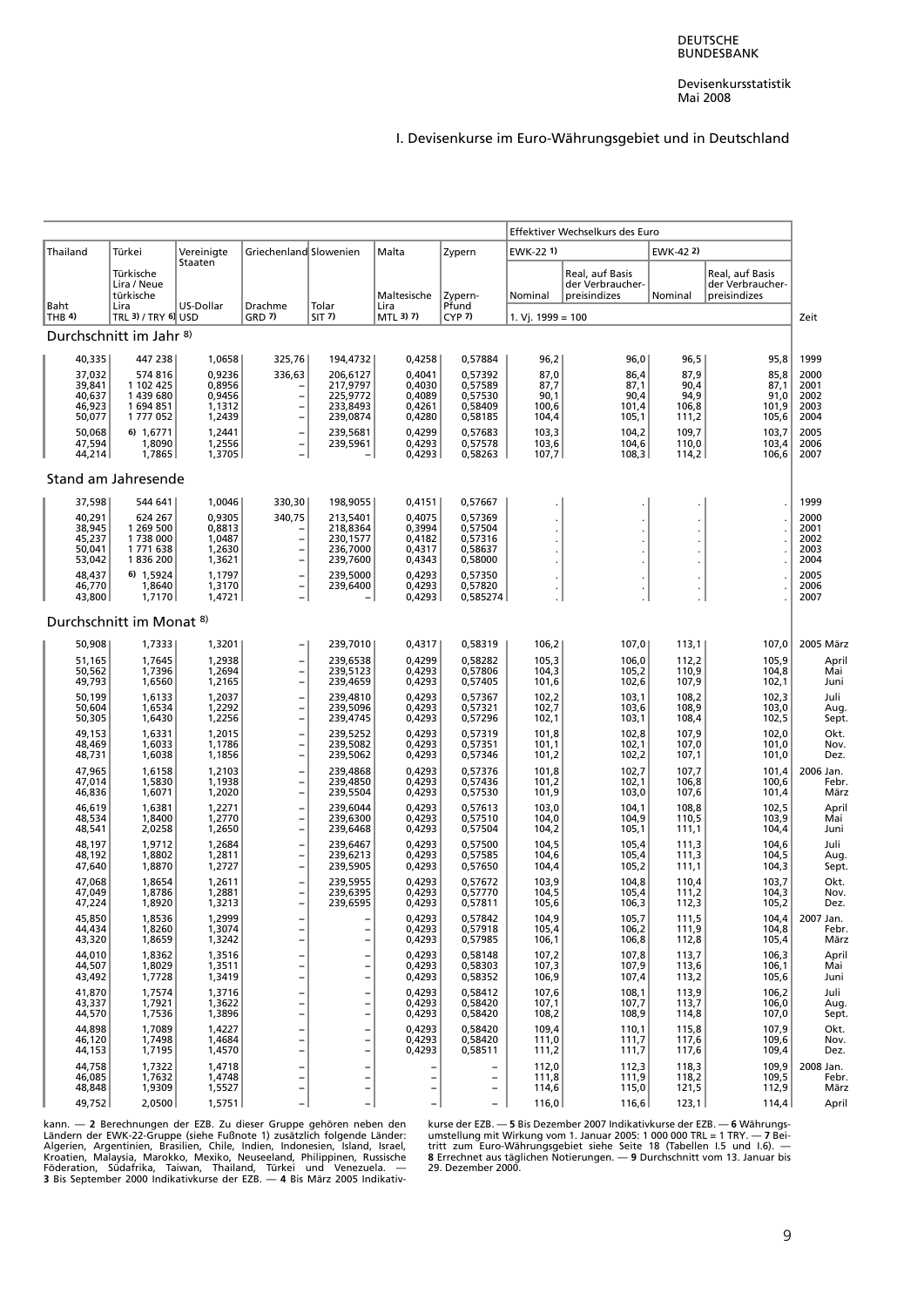# I. Devisenkurse im Euro-Währungsgebiet und in Deutschland

| Thailand | Türkei | Vereinigte Staaten | Griechenland | Slowenien | Malta | Zypern | Effektiver Wechselkurs des Euro | | | | |
|---|---|---|---|---|---|---|---|---|---|---|---|
| | | | | | | | EWK-22 1) | | EWK-42 2) | | |
| | Türkische Lira / Neue türkische Lira | | | | Maltesische Lira | Zypern-Pfund | Nominal | Real, auf Basis der Verbraucherpreisindizes | Nominal | Real, auf Basis der Verbraucherpreisindizes | |
| Baht THB 4) | TRL 3) / TRY 6) | US-Dollar USD | Drachme GRD 7) | Tolar SIT 7) | MTL 3) 7) | CYP 7) | 1. Vj. 1999 = 100 | | | | Zeit |
| **Durchschnitt im Jahr 8)** | | | | | | | | | | | |
| 40,335 | 447 238 | 1,0658 | 325,76 | 194,4732 | 0,4258 | 0,57884 | 96,2 | 96,0 | 96,5 | 95,8 | 1999 |
| 37,032 | 574 816 | 0,9236 | 336,63 | 206,6127 | 0,4041 | 0,57392 | 87,0 | 86,4 | 87,9 | 85,8 | 2000 |
| 39,841 | 1 102 425 | 0,8956 | – | 217,9797 | 0,4030 | 0,57589 | 87,7 | 87,1 | 90,4 | 87,1 | 2001 |
| 40,637 | 1 439 680 | 0,9456 | – | 225,9772 | 0,4089 | 0,57530 | 90,1 | 90,4 | 94,9 | 91,0 | 2002 |
| 46,923 | 1 694 851 | 1,1312 | – | 233,8493 | 0,4261 | 0,58409 | 100,6 | 101,4 | 106,8 | 101,9 | 2003 |
| 50,077 | 1 777 052 | 1,2439 | – | 239,0874 | 0,4280 | 0,58185 | 104,4 | 105,1 | 111,2 | 105,6 | 2004 |
| 50,068 | 6) 1,6771 | 1,2441 | – | 239,5681 | 0,4299 | 0,57683 | 103,3 | 104,2 | 109,7 | 103,7 | 2005 |
| 47,594 | 1,8090 | 1,2556 | – | 239,5961 | 0,4293 | 0,57578 | 103,6 | 104,6 | 110,0 | 103,4 | 2006 |
| 44,214 | 1,7865 | 1,3705 | – | – | 0,4293 | 0,58263 | 107,7 | 108,3 | 114,2 | 106,6 | 2007 |
| **Stand am Jahresende** | | | | | | | | | | | |
| 37,598 | 544 641 | 1,0046 | 330,30 | 198,9055 | 0,4151 | 0,57667 | . | . | . | . | 1999 |
| 40,291 | 624 267 | 0,9305 | 340,75 | 213,5401 | 0,4075 | 0,57369 | . | . | . | . | 2000 |
| 38,945 | 1 269 500 | 0,8813 | – | 218,8364 | 0,3994 | 0,57504 | . | . | . | . | 2001 |
| 45,237 | 1 738 000 | 1,0487 | – | 230,1577 | 0,4182 | 0,57316 | . | . | . | . | 2002 |
| 50,041 | 1 771 638 | 1,2630 | – | 236,7000 | 0,4317 | 0,58637 | . | . | . | . | 2003 |
| 53,042 | 1 836 200 | 1,3621 | – | 239,7600 | 0,4343 | 0,58000 | . | . | . | . | 2004 |
| 48,437 | 6) 1,5924 | 1,1797 | – | 239,5000 | 0,4293 | 0,57350 | . | . | . | . | 2005 |
| 46,770 | 1,8640 | 1,3170 | – | 239,6400 | 0,4293 | 0,57820 | . | . | . | . | 2006 |
| 43,800 | 1,7170 | 1,4721 | – | – | 0,4293 | 0,585274 | . | . | . | . | 2007 |
| **Durchschnitt im Monat 8)** | | | | | | | | | | | |
| 50,908 | 1,7333 | 1,3201 | – | 239,7010 | 0,4317 | 0,58319 | 106,2 | 107,0 | 113,1 | 107,0 | 2005 März |
| 51,165 | 1,7645 | 1,2938 | – | 239,6538 | 0,4299 | 0,58282 | 105,3 | 106,0 | 112,2 | 105,9 | April |
| 50,562 | 1,7396 | 1,2694 | – | 239,5123 | 0,4293 | 0,57806 | 104,3 | 105,2 | 110,9 | 104,8 | Mai |
| 49,793 | 1,6560 | 1,2165 | – | 239,4659 | 0,4293 | 0,57405 | 101,6 | 102,6 | 107,9 | 102,1 | Juni |
| 50,199 | 1,6133 | 1,2037 | – | 239,4810 | 0,4293 | 0,57367 | 102,2 | 103,1 | 108,2 | 102,3 | Juli |
| 50,604 | 1,6534 | 1,2292 | – | 239,5096 | 0,4293 | 0,57321 | 102,7 | 103,6 | 108,9 | 103,0 | Aug. |
| 50,305 | 1,6430 | 1,2256 | – | 239,4745 | 0,4293 | 0,57296 | 102,1 | 103,1 | 108,4 | 102,5 | Sept. |
| 49,153 | 1,6331 | 1,2015 | – | 239,5252 | 0,4293 | 0,57319 | 101,8 | 102,8 | 107,9 | 102,0 | Okt. |
| 48,469 | 1,6033 | 1,1786 | – | 239,5082 | 0,4293 | 0,57351 | 101,1 | 102,1 | 107,0 | 101,0 | Nov. |
| 48,731 | 1,6038 | 1,1856 | – | 239,5062 | 0,4293 | 0,57346 | 101,2 | 102,2 | 107,1 | 101,0 | Dez. |
| 47,965 | 1,6158 | 1,2103 | – | 239,4868 | 0,4293 | 0,57376 | 101,8 | 102,7 | 107,7 | 101,4 | 2006 Jan. |
| 47,014 | 1,5830 | 1,1938 | – | 239,4850 | 0,4293 | 0,57436 | 101,2 | 102,1 | 106,8 | 100,6 | Febr. |
| 46,836 | 1,6071 | 1,2020 | – | 239,5504 | 0,4293 | 0,57530 | 101,9 | 103,0 | 107,6 | 101,4 | März |
| 46,619 | 1,6381 | 1,2271 | – | 239,6044 | 0,4293 | 0,57613 | 103,0 | 104,1 | 108,8 | 102,5 | April |
| 48,534 | 1,8400 | 1,2770 | – | 239,6300 | 0,4293 | 0,57510 | 104,0 | 104,9 | 110,5 | 103,9 | Mai |
| 48,541 | 2,0258 | 1,2650 | – | 239,6468 | 0,4293 | 0,57504 | 104,2 | 105,1 | 111,1 | 104,4 | Juni |
| 48,197 | 1,9712 | 1,2684 | – | 239,6467 | 0,4293 | 0,57500 | 104,5 | 105,4 | 111,3 | 104,6 | Juli |
| 48,192 | 1,8802 | 1,2811 | – | 239,6213 | 0,4293 | 0,57585 | 104,6 | 105,4 | 111,3 | 104,5 | Aug. |
| 47,640 | 1,8870 | 1,2727 | – | 239,5905 | 0,4293 | 0,57650 | 104,4 | 105,2 | 111,1 | 104,3 | Sept. |
| 47,068 | 1,8654 | 1,2611 | – | 239,5955 | 0,4293 | 0,57672 | 103,9 | 104,8 | 110,4 | 103,7 | Okt. |
| 47,049 | 1,8786 | 1,2881 | – | 239,6395 | 0,4293 | 0,57770 | 104,5 | 105,4 | 111,2 | 104,3 | Nov. |
| 47,224 | 1,8920 | 1,3213 | – | 239,6595 | 0,4293 | 0,57811 | 105,6 | 106,3 | 112,3 | 105,2 | Dez. |
| 45,850 | 1,8536 | 1,2999 | – | – | 0,4293 | 0,57842 | 104,9 | 105,7 | 111,5 | 104,4 | 2007 Jan. |
| 44,434 | 1,8260 | 1,3074 | – | – | 0,4293 | 0,57918 | 105,4 | 106,2 | 111,9 | 104,8 | Febr. |
| 43,320 | 1,8659 | 1,3242 | – | – | 0,4293 | 0,57985 | 106,1 | 106,8 | 112,8 | 105,4 | März |
| 44,010 | 1,8362 | 1,3516 | – | – | 0,4293 | 0,58148 | 107,2 | 107,8 | 113,7 | 106,3 | April |
| 44,507 | 1,8029 | 1,3511 | – | – | 0,4293 | 0,58303 | 107,3 | 107,9 | 113,6 | 106,1 | Mai |
| 43,492 | 1,7728 | 1,3419 | – | – | 0,4293 | 0,58352 | 106,9 | 107,4 | 113,2 | 105,6 | Juni |
| 41,870 | 1,7574 | 1,3716 | – | – | 0,4293 | 0,58412 | 107,6 | 108,1 | 113,9 | 106,2 | Juli |
| 43,337 | 1,7921 | 1,3622 | – | – | 0,4293 | 0,58420 | 107,1 | 107,7 | 113,7 | 106,0 | Aug. |
| 44,570 | 1,7536 | 1,3896 | – | – | 0,4293 | 0,58420 | 108,2 | 108,9 | 114,8 | 107,0 | Sept. |
| 44,898 | 1,7089 | 1,4227 | – | – | 0,4293 | 0,58420 | 109,4 | 110,1 | 115,8 | 107,9 | Okt. |
| 46,120 | 1,7498 | 1,4684 | – | – | 0,4293 | 0,58420 | 111,0 | 111,7 | 117,6 | 109,6 | Nov. |
| 44,153 | 1,7195 | 1,4570 | – | – | 0,4293 | 0,58511 | 111,2 | 111,7 | 117,6 | 109,4 | Dez. |
| 44,758 | 1,7322 | 1,4718 | – | – | – | – | 112,0 | 112,3 | 118,3 | 109,9 | 2008 Jan. |
| 46,085 | 1,7632 | 1,4748 | – | – | – | – | 111,8 | 111,9 | 118,2 | 109,5 | Febr. |
| 48,848 | 1,9309 | 1,5527 | – | – | – | – | 114,6 | 115,0 | 121,5 | 112,9 | März |
| 49,752 | 2,0500 | 1,5751 | – | – | – | – | 116,0 | 116,6 | 123,1 | 114,4 | April |

kann. — **2** Berechnungen der EZB. Zu dieser Gruppe gehören neben den Ländern der EWK-22-Gruppe (siehe Fußnote 1) zusätzlich folgende Länder: Algerien, Argentinien, Brasilien, Chile, Indien, Indonesien, Island, Israel, Kroatien, Malaysia, Marokko, Mexiko, Neuseeland, Philippinen, Russische Föderation, Südafrika, Taiwan, Thailand, Türkei und Venezuela. — **3** Bis September 2000 Indikativkurse der EZB. — **4** Bis März 2005 Indikativkurse der EZB. — **5** Bis Dezember 2007 Indikativkurse der EZB. — **6** Währungsumstellung mit Wirkung vom 1. Januar 2005: 1 000 000 TRL = 1 TRY. — **7** Beitritt zum Euro-Währungsgebiet siehe Seite 18 (Tabellen I.5 und I.6). — **8** Errechnet aus täglichen Notierungen. — **9** Durchschnitt vom 13. Januar bis 29. Dezember 2000.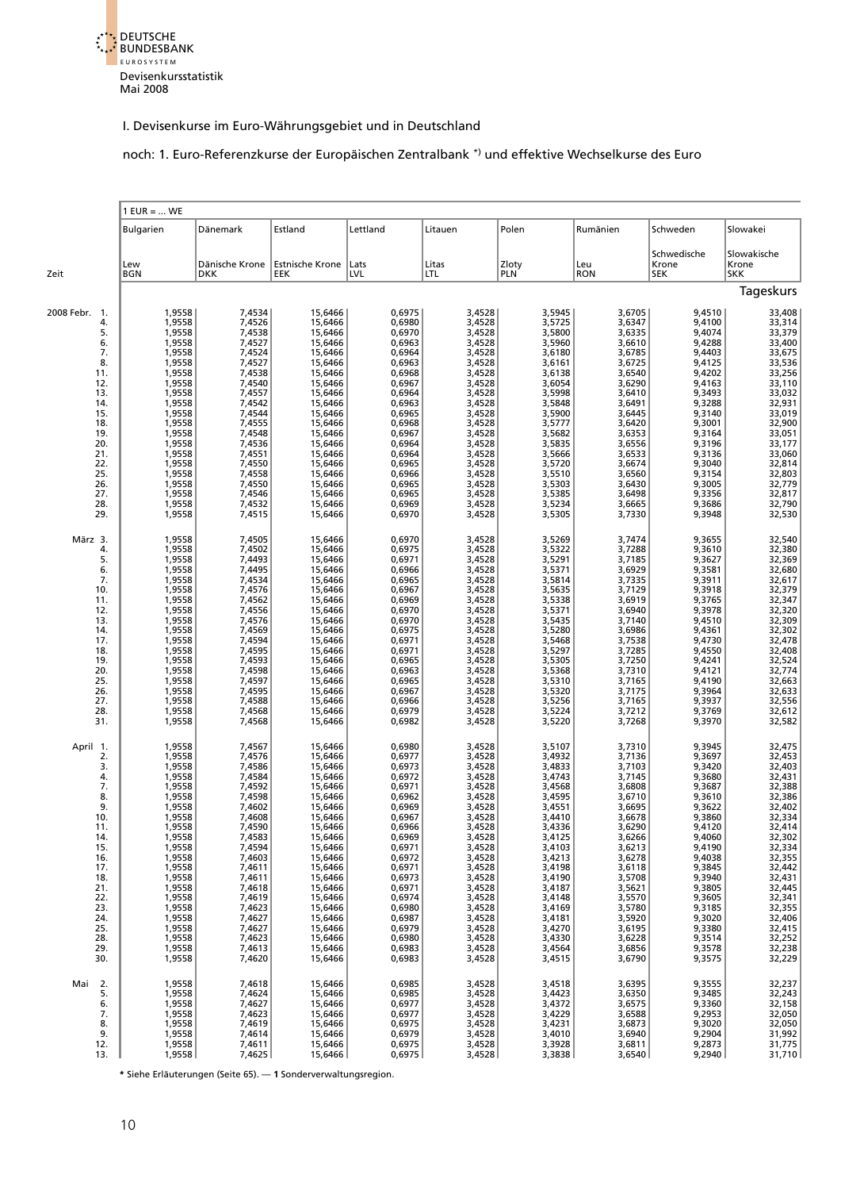I. Devisenkurse im Euro-Währungsgebiet und in Deutschland

noch: 1. Euro-Referenzkurse der Europäischen Zentralbank *) und effektive Wechselkurse des Euro

| Zeit | 1 EUR = ... WE | | | | | | | | |
|---|---|---|---|---|---|---|---|---|---|
| | Bulgarien | Dänemark | Estland | Lettland | Litauen | Polen | Rumänien | Schweden | Slowakei |
| | Lew BGN | Dänische Krone DKK | Estnische Krone EEK | Lats LVL | Litas LTL | Zloty PLN | Leu RON | Schwedische Krone SEK | Slowakische Krone SKK |
| | Tageskurs | | | | | | | | |
| 2008 Febr. 1. | 1,9558 | 7,4534 | 15,6466 | 0,6975 | 3,4528 | 3,5945 | 3,6705 | 9,4510 | 33,408 |
| 4. | 1,9558 | 7,4526 | 15,6466 | 0,6980 | 3,4528 | 3,5725 | 3,6347 | 9,4100 | 33,314 |
| 5. | 1,9558 | 7,4538 | 15,6466 | 0,6970 | 3,4528 | 3,5800 | 3,6335 | 9,4074 | 33,379 |
| 6. | 1,9558 | 7,4527 | 15,6466 | 0,6963 | 3,4528 | 3,5960 | 3,6610 | 9,4288 | 33,400 |
| 7. | 1,9558 | 7,4524 | 15,6466 | 0,6964 | 3,4528 | 3,6180 | 3,6785 | 9,4403 | 33,675 |
| 8. | 1,9558 | 7,4527 | 15,6466 | 0,6963 | 3,4528 | 3,6161 | 3,6725 | 9,4125 | 33,536 |
| 11. | 1,9558 | 7,4538 | 15,6466 | 0,6968 | 3,4528 | 3,6138 | 3,6540 | 9,4202 | 33,256 |
| 12. | 1,9558 | 7,4540 | 15,6466 | 0,6967 | 3,4528 | 3,6054 | 3,6290 | 9,4163 | 33,110 |
| 13. | 1,9558 | 7,4557 | 15,6466 | 0,6964 | 3,4528 | 3,5998 | 3,6410 | 9,3493 | 33,032 |
| 14. | 1,9558 | 7,4542 | 15,6466 | 0,6963 | 3,4528 | 3,5848 | 3,6491 | 9,3288 | 32,931 |
| 15. | 1,9558 | 7,4544 | 15,6466 | 0,6965 | 3,4528 | 3,5900 | 3,6445 | 9,3140 | 33,019 |
| 18. | 1,9558 | 7,4555 | 15,6466 | 0,6968 | 3,4528 | 3,5777 | 3,6420 | 9,3001 | 32,900 |
| 19. | 1,9558 | 7,4548 | 15,6466 | 0,6967 | 3,4528 | 3,5682 | 3,6353 | 9,3164 | 33,051 |
| 20. | 1,9558 | 7,4536 | 15,6466 | 0,6964 | 3,4528 | 3,5835 | 3,6556 | 9,3196 | 33,177 |
| 21. | 1,9558 | 7,4551 | 15,6466 | 0,6964 | 3,4528 | 3,5666 | 3,6533 | 9,3136 | 33,060 |
| 22. | 1,9558 | 7,4550 | 15,6466 | 0,6965 | 3,4528 | 3,5720 | 3,6674 | 9,3040 | 32,814 |
| 25. | 1,9558 | 7,4558 | 15,6466 | 0,6966 | 3,4528 | 3,5510 | 3,6560 | 9,3154 | 32,803 |
| 26. | 1,9558 | 7,4550 | 15,6466 | 0,6965 | 3,4528 | 3,5303 | 3,6430 | 9,3005 | 32,779 |
| 27. | 1,9558 | 7,4546 | 15,6466 | 0,6965 | 3,4528 | 3,5385 | 3,6498 | 9,3356 | 32,817 |
| 28. | 1,9558 | 7,4532 | 15,6466 | 0,6969 | 3,4528 | 3,5234 | 3,6665 | 9,3686 | 32,790 |
| 29. | 1,9558 | 7,4515 | 15,6466 | 0,6970 | 3,4528 | 3,5305 | 3,7330 | 9,3948 | 32,530 |
| März 3. | 1,9558 | 7,4505 | 15,6466 | 0,6970 | 3,4528 | 3,5269 | 3,7474 | 9,3655 | 32,540 |
| 4. | 1,9558 | 7,4502 | 15,6466 | 0,6975 | 3,4528 | 3,5322 | 3,7288 | 9,3610 | 32,380 |
| 5. | 1,9558 | 7,4493 | 15,6466 | 0,6971 | 3,4528 | 3,5291 | 3,7185 | 9,3627 | 32,369 |
| 6. | 1,9558 | 7,4495 | 15,6466 | 0,6966 | 3,4528 | 3,5371 | 3,6929 | 9,3581 | 32,680 |
| 7. | 1,9558 | 7,4534 | 15,6466 | 0,6965 | 3,4528 | 3,5814 | 3,7335 | 9,3911 | 32,617 |
| 10. | 1,9558 | 7,4576 | 15,6466 | 0,6967 | 3,4528 | 3,5635 | 3,7129 | 9,3918 | 32,379 |
| 11. | 1,9558 | 7,4562 | 15,6466 | 0,6969 | 3,4528 | 3,5338 | 3,6919 | 9,3765 | 32,347 |
| 12. | 1,9558 | 7,4556 | 15,6466 | 0,6970 | 3,4528 | 3,5371 | 3,6940 | 9,3978 | 32,320 |
| 13. | 1,9558 | 7,4576 | 15,6466 | 0,6970 | 3,4528 | 3,5435 | 3,7140 | 9,4510 | 32,309 |
| 14. | 1,9558 | 7,4569 | 15,6466 | 0,6975 | 3,4528 | 3,5280 | 3,6986 | 9,4361 | 32,302 |
| 17. | 1,9558 | 7,4594 | 15,6466 | 0,6971 | 3,4528 | 3,5468 | 3,7538 | 9,4730 | 32,478 |
| 18. | 1,9558 | 7,4595 | 15,6466 | 0,6971 | 3,4528 | 3,5297 | 3,7285 | 9,4550 | 32,408 |
| 19. | 1,9558 | 7,4593 | 15,6466 | 0,6965 | 3,4528 | 3,5305 | 3,7250 | 9,4241 | 32,524 |
| 20. | 1,9558 | 7,4598 | 15,6466 | 0,6963 | 3,4528 | 3,5368 | 3,7310 | 9,4121 | 32,774 |
| 25. | 1,9558 | 7,4597 | 15,6466 | 0,6965 | 3,4528 | 3,5310 | 3,7165 | 9,4190 | 32,663 |
| 26. | 1,9558 | 7,4595 | 15,6466 | 0,6967 | 3,4528 | 3,5320 | 3,7175 | 9,3964 | 32,633 |
| 27. | 1,9558 | 7,4588 | 15,6466 | 0,6966 | 3,4528 | 3,5256 | 3,7165 | 9,3937 | 32,556 |
| 28. | 1,9558 | 7,4568 | 15,6466 | 0,6979 | 3,4528 | 3,5224 | 3,7212 | 9,3769 | 32,612 |
| 31. | 1,9558 | 7,4568 | 15,6466 | 0,6982 | 3,4528 | 3,5220 | 3,7268 | 9,3970 | 32,582 |
| April 1. | 1,9558 | 7,4567 | 15,6466 | 0,6980 | 3,4528 | 3,5107 | 3,7310 | 9,3945 | 32,475 |
| 2. | 1,9558 | 7,4576 | 15,6466 | 0,6977 | 3,4528 | 3,4932 | 3,7136 | 9,3697 | 32,453 |
| 3. | 1,9558 | 7,4586 | 15,6466 | 0,6973 | 3,4528 | 3,4833 | 3,7103 | 9,3420 | 32,403 |
| 4. | 1,9558 | 7,4584 | 15,6466 | 0,6972 | 3,4528 | 3,4743 | 3,7145 | 9,3680 | 32,431 |
| 7. | 1,9558 | 7,4592 | 15,6466 | 0,6971 | 3,4528 | 3,4568 | 3,6808 | 9,3687 | 32,388 |
| 8. | 1,9558 | 7,4598 | 15,6466 | 0,6962 | 3,4528 | 3,4595 | 3,6710 | 9,3610 | 32,386 |
| 9. | 1,9558 | 7,4602 | 15,6466 | 0,6969 | 3,4528 | 3,4551 | 3,6695 | 9,3622 | 32,402 |
| 10. | 1,9558 | 7,4608 | 15,6466 | 0,6967 | 3,4528 | 3,4410 | 3,6678 | 9,3860 | 32,334 |
| 11. | 1,9558 | 7,4590 | 15,6466 | 0,6966 | 3,4528 | 3,4336 | 3,6290 | 9,4120 | 32,414 |
| 14. | 1,9558 | 7,4583 | 15,6466 | 0,6969 | 3,4528 | 3,4125 | 3,6266 | 9,4060 | 32,302 |
| 15. | 1,9558 | 7,4594 | 15,6466 | 0,6971 | 3,4528 | 3,4103 | 3,6213 | 9,4190 | 32,334 |
| 16. | 1,9558 | 7,4603 | 15,6466 | 0,6972 | 3,4528 | 3,4213 | 3,6278 | 9,4038 | 32,355 |
| 17. | 1,9558 | 7,4611 | 15,6466 | 0,6971 | 3,4528 | 3,4198 | 3,6118 | 9,3845 | 32,442 |
| 18. | 1,9558 | 7,4611 | 15,6466 | 0,6973 | 3,4528 | 3,4190 | 3,5708 | 9,3940 | 32,431 |
| 21. | 1,9558 | 7,4618 | 15,6466 | 0,6971 | 3,4528 | 3,4187 | 3,5621 | 9,3805 | 32,445 |
| 22. | 1,9558 | 7,4619 | 15,6466 | 0,6974 | 3,4528 | 3,4148 | 3,5570 | 9,3605 | 32,341 |
| 23. | 1,9558 | 7,4623 | 15,6466 | 0,6980 | 3,4528 | 3,4169 | 3,5780 | 9,3185 | 32,355 |
| 24. | 1,9558 | 7,4627 | 15,6466 | 0,6987 | 3,4528 | 3,4181 | 3,5920 | 9,3020 | 32,406 |
| 25. | 1,9558 | 7,4627 | 15,6466 | 0,6979 | 3,4528 | 3,4270 | 3,6195 | 9,3380 | 32,415 |
| 28. | 1,9558 | 7,4623 | 15,6466 | 0,6980 | 3,4528 | 3,4330 | 3,6228 | 9,3514 | 32,252 |
| 29. | 1,9558 | 7,4613 | 15,6466 | 0,6983 | 3,4528 | 3,4564 | 3,6856 | 9,3578 | 32,238 |
| 30. | 1,9558 | 7,4620 | 15,6466 | 0,6983 | 3,4528 | 3,4515 | 3,6790 | 9,3575 | 32,229 |
| Mai 2. | 1,9558 | 7,4618 | 15,6466 | 0,6985 | 3,4528 | 3,4518 | 3,6395 | 9,3555 | 32,237 |
| 5. | 1,9558 | 7,4624 | 15,6466 | 0,6985 | 3,4528 | 3,4423 | 3,6350 | 9,3485 | 32,243 |
| 6. | 1,9558 | 7,4627 | 15,6466 | 0,6977 | 3,4528 | 3,4372 | 3,6575 | 9,3360 | 32,158 |
| 7. | 1,9558 | 7,4623 | 15,6466 | 0,6977 | 3,4528 | 3,4229 | 3,6588 | 9,2953 | 32,050 |
| 8. | 1,9558 | 7,4619 | 15,6466 | 0,6975 | 3,4528 | 3,4231 | 3,6873 | 9,3020 | 32,050 |
| 9. | 1,9558 | 7,4614 | 15,6466 | 0,6979 | 3,4528 | 3,4010 | 3,6940 | 9,2904 | 31,992 |
| 12. | 1,9558 | 7,4611 | 15,6466 | 0,6975 | 3,4528 | 3,3928 | 3,6811 | 9,2873 | 31,775 |
| 13. | 1,9558 | 7,4625 | 15,6466 | 0,6975 | 3,4528 | 3,3838 | 3,6540 | 9,2940 | 31,710 |

**\*** Siehe Erläuterungen (Seite 65). — **1** Sonderverwaltungsregion.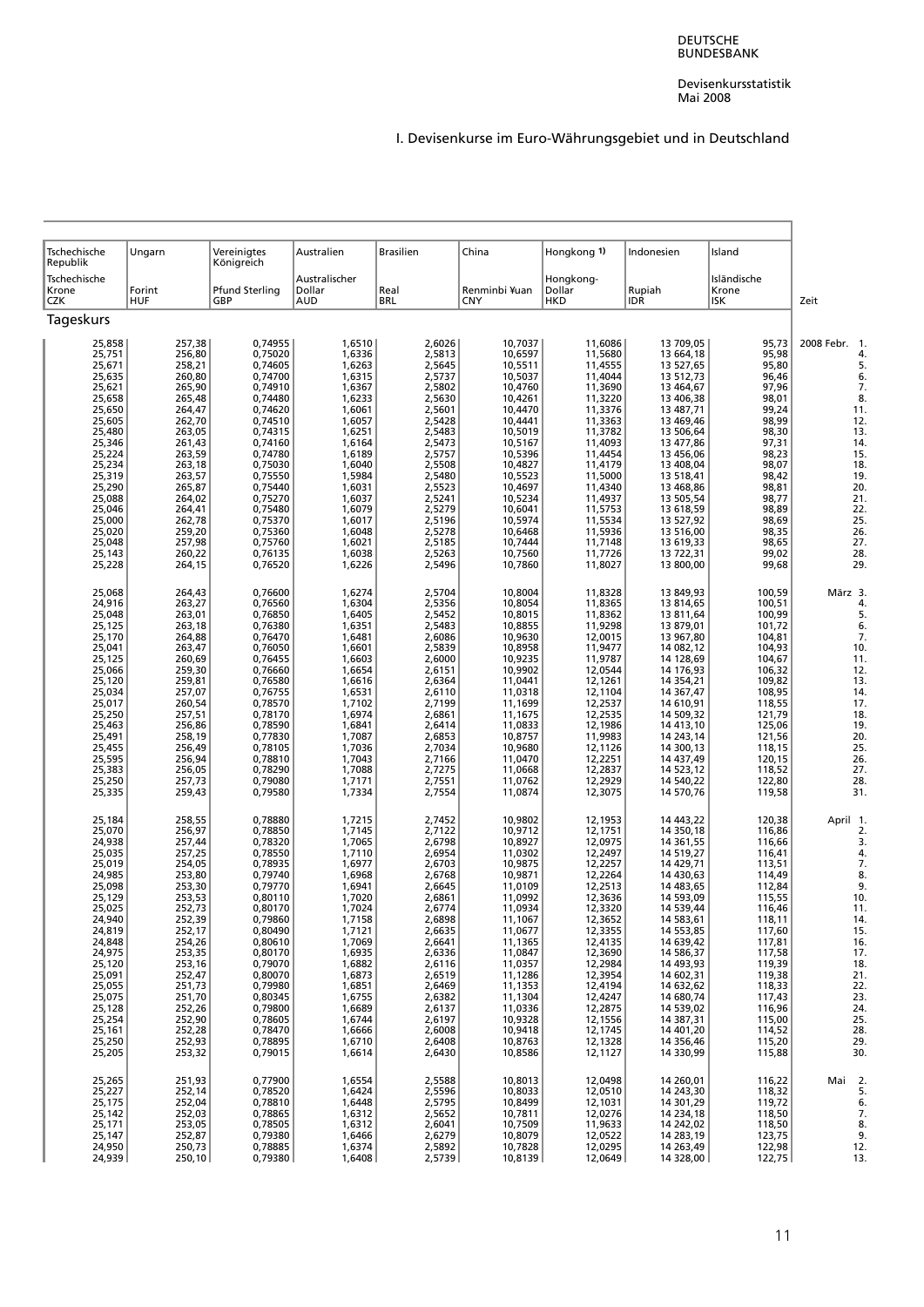# I. Devisenkurse im Euro-Währungsgebiet und in Deutschland

| Tschechische Republik | Ungarn | Vereinigtes Königreich | Australien | Brasilien | China | Hongkong 1) | Indonesien | Island | |
|---|---|---|---|---|---|---|---|---|---|
| Tschechische Krone CZK | Forint HUF | Pfund Sterling GBP | Australischer Dollar AUD | Real BRL | Renminbi ¥uan CNY | Hongkong-Dollar HKD | Rupiah IDR | Isländische Krone ISK | Zeit |
| **Tageskurs** | | | | | | | | | |
| 25,858 | 257,38 | 0,74955 | 1,6510 | 2,6026 | 10,7037 | 11,6086 | 13 709,05 | 95,73 | 2008 Febr. 1. |
| 25,751 | 256,80 | 0,75020 | 1,6336 | 2,5813 | 10,6597 | 11,5680 | 13 664,18 | 95,98 | 4. |
| 25,671 | 258,21 | 0,74605 | 1,6263 | 2,5645 | 10,5511 | 11,4555 | 13 527,65 | 95,80 | 5. |
| 25,635 | 260,80 | 0,74700 | 1,6315 | 2,5737 | 10,5037 | 11,4044 | 13 512,73 | 96,46 | 6. |
| 25,621 | 265,90 | 0,74910 | 1,6367 | 2,5802 | 10,4760 | 11,3690 | 13 464,67 | 97,96 | 7. |
| 25,658 | 265,48 | 0,74480 | 1,6233 | 2,5630 | 10,4261 | 11,3220 | 13 406,38 | 98,01 | 8. |
| 25,650 | 264,47 | 0,74620 | 1,6061 | 2,5601 | 10,4470 | 11,3376 | 13 487,71 | 99,24 | 11. |
| 25,605 | 262,70 | 0,74510 | 1,6057 | 2,5428 | 10,4441 | 11,3363 | 13 469,46 | 98,99 | 12. |
| 25,480 | 263,05 | 0,74315 | 1,6251 | 2,5483 | 10,5019 | 11,3782 | 13 506,64 | 98,30 | 13. |
| 25,346 | 261,43 | 0,74160 | 1,6164 | 2,5473 | 10,5167 | 11,4093 | 13 477,86 | 97,31 | 14. |
| 25,224 | 263,59 | 0,74780 | 1,6189 | 2,5757 | 10,5396 | 11,4454 | 13 456,06 | 98,23 | 15. |
| 25,234 | 263,18 | 0,75030 | 1,6040 | 2,5508 | 10,4827 | 11,4179 | 13 408,04 | 98,07 | 18. |
| 25,319 | 263,57 | 0,75550 | 1,5984 | 2,5480 | 10,5523 | 11,5000 | 13 518,41 | 98,42 | 19. |
| 25,290 | 265,87 | 0,75440 | 1,6031 | 2,5523 | 10,4697 | 11,4340 | 13 468,86 | 98,81 | 20. |
| 25,088 | 264,02 | 0,75270 | 1,6037 | 2,5241 | 10,5234 | 11,4937 | 13 505,54 | 98,77 | 21. |
| 25,046 | 264,41 | 0,75480 | 1,6079 | 2,5279 | 10,6041 | 11,5753 | 13 618,59 | 98,89 | 22. |
| 25,000 | 262,78 | 0,75370 | 1,6017 | 2,5196 | 10,5974 | 11,5534 | 13 527,92 | 98,69 | 25. |
| 25,020 | 259,20 | 0,75360 | 1,6048 | 2,5278 | 10,6468 | 11,5936 | 13 516,00 | 98,35 | 26. |
| 25,048 | 257,98 | 0,75760 | 1,6021 | 2,5185 | 10,7444 | 11,7148 | 13 619,33 | 98,65 | 27. |
| 25,143 | 260,22 | 0,76135 | 1,6038 | 2,5263 | 10,7560 | 11,7726 | 13 722,31 | 99,02 | 28. |
| 25,228 | 264,15 | 0,76520 | 1,6226 | 2,5496 | 10,7860 | 11,8027 | 13 800,00 | 99,68 | 29. |
| 25,068 | 264,43 | 0,76600 | 1,6274 | 2,5704 | 10,8004 | 11,8328 | 13 849,93 | 100,59 | März 3. |
| 24,916 | 263,27 | 0,76560 | 1,6304 | 2,5356 | 10,8054 | 11,8365 | 13 814,65 | 100,51 | 4. |
| 25,048 | 263,01 | 0,76850 | 1,6405 | 2,5452 | 10,8015 | 11,8362 | 13 811,64 | 100,99 | 5. |
| 25,125 | 263,18 | 0,76380 | 1,6351 | 2,5483 | 10,8855 | 11,9298 | 13 879,01 | 101,72 | 6. |
| 25,170 | 264,88 | 0,76470 | 1,6481 | 2,6086 | 10,9630 | 12,0015 | 13 967,80 | 104,81 | 7. |
| 25,041 | 263,47 | 0,76050 | 1,6601 | 2,5839 | 10,8958 | 11,9477 | 14 082,12 | 104,93 | 10. |
| 25,125 | 260,69 | 0,76455 | 1,6603 | 2,6000 | 10,9235 | 11,9787 | 14 128,69 | 104,67 | 11. |
| 25,066 | 259,30 | 0,76660 | 1,6654 | 2,6151 | 10,9902 | 12,0544 | 14 176,93 | 106,32 | 12. |
| 25,120 | 259,81 | 0,76580 | 1,6616 | 2,6364 | 11,0441 | 12,1261 | 14 354,21 | 109,82 | 13. |
| 25,034 | 257,07 | 0,76755 | 1,6531 | 2,6110 | 11,0318 | 12,1104 | 14 367,47 | 108,95 | 14. |
| 25,017 | 260,54 | 0,78570 | 1,7102 | 2,7199 | 11,1699 | 12,2537 | 14 610,91 | 118,55 | 17. |
| 25,250 | 257,51 | 0,78170 | 1,6974 | 2,6861 | 11,1675 | 12,2535 | 14 509,32 | 121,79 | 18. |
| 25,463 | 256,86 | 0,78590 | 1,6841 | 2,6414 | 11,0833 | 12,1986 | 14 413,10 | 125,06 | 19. |
| 25,491 | 258,19 | 0,77830 | 1,7087 | 2,6853 | 10,8757 | 11,9983 | 14 243,14 | 121,56 | 20. |
| 25,455 | 256,49 | 0,78105 | 1,7036 | 2,7034 | 10,9680 | 12,1126 | 14 300,13 | 118,15 | 25. |
| 25,595 | 256,94 | 0,78810 | 1,7043 | 2,7166 | 11,0470 | 12,2251 | 14 437,49 | 120,15 | 26. |
| 25,383 | 256,05 | 0,78290 | 1,7088 | 2,7275 | 11,0668 | 12,2837 | 14 523,12 | 118,52 | 27. |
| 25,250 | 257,73 | 0,79080 | 1,7171 | 2,7551 | 11,0762 | 12,2929 | 14 540,22 | 122,80 | 28. |
| 25,335 | 259,43 | 0,79580 | 1,7334 | 2,7554 | 11,0874 | 12,3075 | 14 570,76 | 119,58 | 31. |
| 25,184 | 258,55 | 0,78880 | 1,7215 | 2,7452 | 10,9802 | 12,1953 | 14 443,22 | 120,38 | April 1. |
| 25,070 | 256,97 | 0,78850 | 1,7145 | 2,7122 | 10,9712 | 12,1751 | 14 350,18 | 116,86 | 2. |
| 24,938 | 257,44 | 0,78320 | 1,7065 | 2,6798 | 10,8927 | 12,0975 | 14 361,55 | 116,66 | 3. |
| 25,035 | 257,25 | 0,78550 | 1,7110 | 2,6954 | 11,0302 | 12,2497 | 14 519,27 | 116,41 | 4. |
| 25,019 | 254,05 | 0,78935 | 1,6977 | 2,6703 | 10,9875 | 12,2257 | 14 429,71 | 113,51 | 7. |
| 24,985 | 253,80 | 0,79740 | 1,6968 | 2,6768 | 10,9871 | 12,2264 | 14 430,63 | 114,49 | 8. |
| 25,098 | 253,30 | 0,79770 | 1,6941 | 2,6645 | 11,0109 | 12,2513 | 14 483,65 | 112,84 | 9. |
| 25,129 | 253,53 | 0,80110 | 1,7020 | 2,6861 | 11,0992 | 12,3636 | 14 593,09 | 115,55 | 10. |
| 25,025 | 252,73 | 0,80170 | 1,7024 | 2,6774 | 11,0934 | 12,3320 | 14 539,44 | 116,46 | 11. |
| 24,940 | 252,39 | 0,79860 | 1,7158 | 2,6898 | 11,1067 | 12,3652 | 14 583,61 | 118,11 | 14. |
| 24,819 | 252,17 | 0,80490 | 1,7121 | 2,6635 | 11,0677 | 12,3355 | 14 553,85 | 117,60 | 15. |
| 24,848 | 254,26 | 0,80610 | 1,7069 | 2,6641 | 11,1365 | 12,4135 | 14 639,42 | 117,81 | 16. |
| 24,975 | 253,35 | 0,80170 | 1,6935 | 2,6336 | 11,0847 | 12,3690 | 14 586,37 | 117,58 | 17. |
| 25,120 | 253,16 | 0,79070 | 1,6882 | 2,6116 | 11,0357 | 12,2984 | 14 493,93 | 119,39 | 18. |
| 25,091 | 252,47 | 0,80070 | 1,6873 | 2,6519 | 11,1286 | 12,3954 | 14 602,31 | 119,38 | 21. |
| 25,055 | 251,73 | 0,79980 | 1,6851 | 2,6469 | 11,1353 | 12,4194 | 14 632,62 | 118,33 | 22. |
| 25,075 | 251,70 | 0,80345 | 1,6755 | 2,6382 | 11,1304 | 12,4247 | 14 680,74 | 117,43 | 23. |
| 25,128 | 252,26 | 0,79800 | 1,6689 | 2,6137 | 11,0336 | 12,2875 | 14 539,02 | 116,96 | 24. |
| 25,254 | 252,90 | 0,78605 | 1,6744 | 2,6197 | 10,9328 | 12,1556 | 14 387,31 | 115,00 | 25. |
| 25,161 | 252,28 | 0,78470 | 1,6666 | 2,6008 | 10,9418 | 12,1745 | 14 401,20 | 114,52 | 28. |
| 25,250 | 252,93 | 0,78895 | 1,6710 | 2,6408 | 10,8763 | 12,1328 | 14 356,46 | 115,20 | 29. |
| 25,205 | 253,32 | 0,79015 | 1,6614 | 2,6430 | 10,8586 | 12,1127 | 14 330,99 | 115,88 | 30. |
| 25,265 | 251,93 | 0,77900 | 1,6554 | 2,5588 | 10,8013 | 12,0498 | 14 260,01 | 116,22 | Mai 2. |
| 25,227 | 252,14 | 0,78520 | 1,6424 | 2,5596 | 10,8033 | 12,0510 | 14 243,30 | 118,32 | 5. |
| 25,175 | 252,04 | 0,78810 | 1,6448 | 2,5795 | 10,8499 | 12,1031 | 14 301,29 | 119,72 | 6. |
| 25,142 | 252,03 | 0,78865 | 1,6312 | 2,5652 | 10,7811 | 12,0276 | 14 234,18 | 118,50 | 7. |
| 25,171 | 253,05 | 0,78505 | 1,6312 | 2,6041 | 10,7509 | 11,9633 | 14 242,02 | 118,50 | 8. |
| 25,147 | 252,87 | 0,79380 | 1,6466 | 2,6279 | 10,8079 | 12,0522 | 14 283,19 | 123,75 | 9. |
| 24,950 | 250,73 | 0,78885 | 1,6374 | 2,5892 | 10,7828 | 12,0295 | 14 263,49 | 122,98 | 12. |
| 24,939 | 250,10 | 0,79380 | 1,6408 | 2,5739 | 10,8139 | 12,0649 | 14 328,00 | 122,75 | 13. |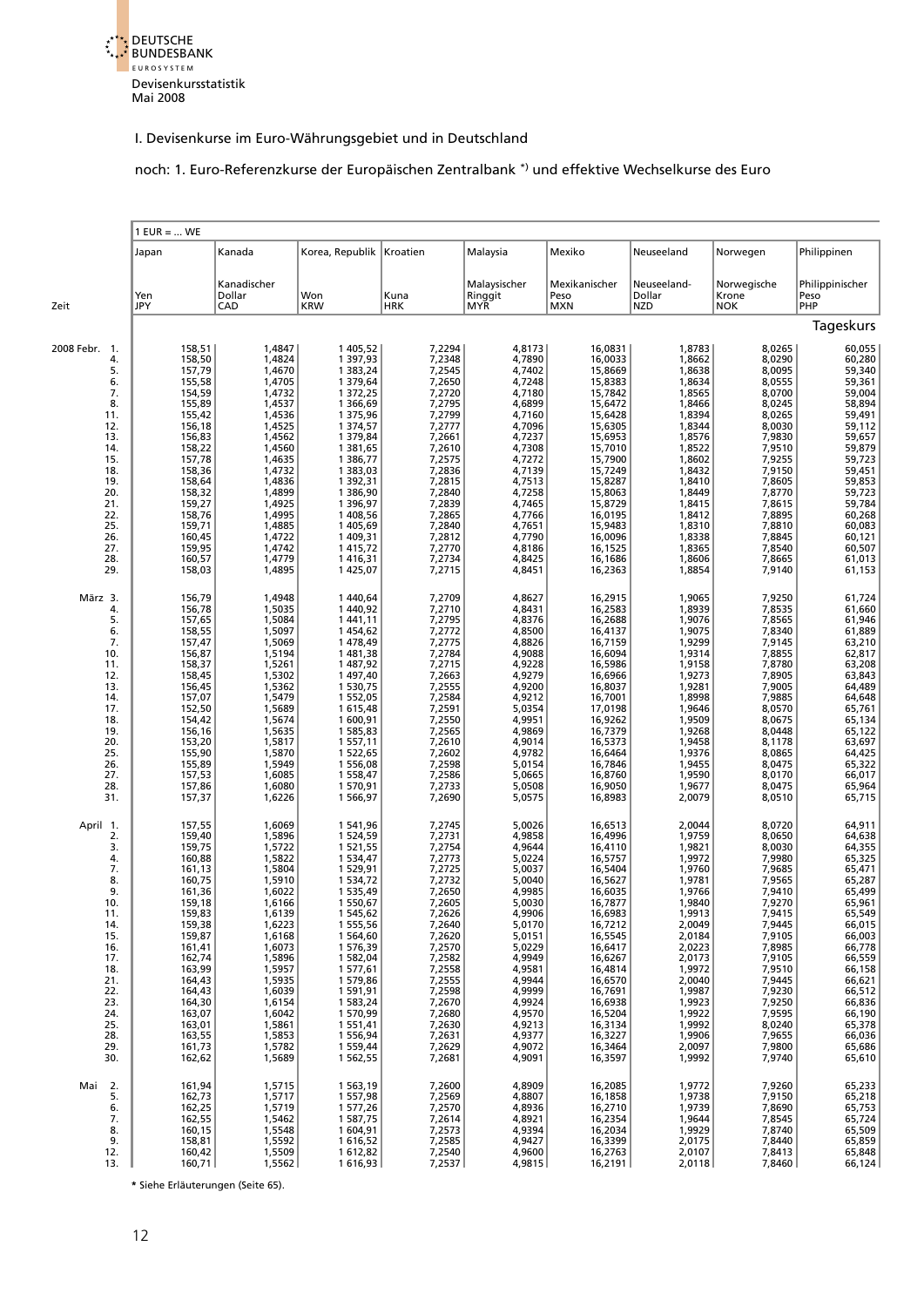Devisenkursstatistik
Mai 2008

I. Devisenkurse im Euro-Währungsgebiet und in Deutschland

noch: 1. Euro-Referenzkurse der Europäischen Zentralbank *) und effektive Wechselkurse des Euro

| Zeit | | Japan | Kanada | Korea, Republik | Kroatien | Malaysia | Mexiko | Neuseeland | Norwegen | Philippinen |
|---|---|---|---|---|---|---|---|---|---|---|
| | | Yen JPY | Kanadischer Dollar CAD | Won KRW | Kuna HRK | Malaysischer Ringgit MYR | Mexikanischer Peso MXN | Neuseeland-Dollar NZD | Norwegische Krone NOK | Philippinischer Peso PHP |
| | | 1 EUR = ... WE | | | | | | | | Tageskurs |
| 2008 Febr. | 1. | 158,51 | 1,4847 | 1 405,52 | 7,2294 | 4,8173 | 16,0831 | 1,8783 | 8,0265 | 60,055 |
| | 4. | 158,50 | 1,4824 | 1 397,93 | 7,2348 | 4,7890 | 16,0033 | 1,8662 | 8,0290 | 60,280 |
| | 5. | 157,79 | 1,4670 | 1 383,24 | 7,2545 | 4,7402 | 15,8669 | 1,8638 | 8,0095 | 59,340 |
| | 6. | 155,58 | 1,4705 | 1 379,64 | 7,2650 | 4,7248 | 15,8383 | 1,8634 | 8,0555 | 59,361 |
| | 7. | 154,59 | 1,4732 | 1 372,25 | 7,2720 | 4,7180 | 15,7842 | 1,8565 | 8,0700 | 59,004 |
| | 8. | 155,89 | 1,4537 | 1 366,69 | 7,2795 | 4,6899 | 15,6472 | 1,8466 | 8,0245 | 58,894 |
| | 11. | 155,42 | 1,4536 | 1 375,96 | 7,2799 | 4,7160 | 15,6428 | 1,8394 | 8,0265 | 59,491 |
| | 12. | 156,18 | 1,4525 | 1 374,57 | 7,2777 | 4,7096 | 15,6305 | 1,8344 | 8,0030 | 59,112 |
| | 13. | 156,83 | 1,4562 | 1 379,84 | 7,2661 | 4,7237 | 15,6953 | 1,8576 | 7,9830 | 59,657 |
| | 14. | 158,22 | 1,4560 | 1 381,65 | 7,2610 | 4,7308 | 15,7010 | 1,8522 | 7,9510 | 59,879 |
| | 15. | 157,78 | 1,4635 | 1 386,77 | 7,2575 | 4,7272 | 15,7900 | 1,8602 | 7,9255 | 59,723 |
| | 18. | 158,36 | 1,4732 | 1 383,03 | 7,2836 | 4,7139 | 15,7249 | 1,8432 | 7,9150 | 59,451 |
| | 19. | 158,64 | 1,4836 | 1 392,31 | 7,2815 | 4,7513 | 15,8287 | 1,8410 | 7,8605 | 59,853 |
| | 20. | 158,32 | 1,4899 | 1 386,90 | 7,2840 | 4,7258 | 15,8063 | 1,8449 | 7,8770 | 59,723 |
| | 21. | 159,27 | 1,4925 | 1 396,97 | 7,2839 | 4,7465 | 15,8729 | 1,8415 | 7,8615 | 59,784 |
| | 22. | 158,76 | 1,4995 | 1 408,56 | 7,2865 | 4,7766 | 16,0195 | 1,8412 | 7,8895 | 60,268 |
| | 25. | 159,71 | 1,4885 | 1 405,69 | 7,2840 | 4,7651 | 15,9483 | 1,8310 | 7,8810 | 60,083 |
| | 26. | 160,45 | 1,4722 | 1 409,31 | 7,2812 | 4,7790 | 16,0096 | 1,8338 | 7,8845 | 60,121 |
| | 27. | 159,95 | 1,4742 | 1 415,72 | 7,2770 | 4,8186 | 16,1525 | 1,8365 | 7,8540 | 60,507 |
| | 28. | 160,57 | 1,4779 | 1 416,31 | 7,2734 | 4,8425 | 16,1686 | 1,8606 | 7,8665 | 61,013 |
| | 29. | 158,03 | 1,4895 | 1 425,07 | 7,2715 | 4,8451 | 16,2363 | 1,8854 | 7,9140 | 61,153 |
| März | 3. | 156,79 | 1,4948 | 1 440,64 | 7,2709 | 4,8627 | 16,2915 | 1,9065 | 7,9250 | 61,724 |
| | 4. | 156,78 | 1,5035 | 1 440,92 | 7,2710 | 4,8431 | 16,2583 | 1,8939 | 7,8535 | 61,660 |
| | 5. | 157,65 | 1,5084 | 1 441,11 | 7,2795 | 4,8376 | 16,2688 | 1,9076 | 7,8565 | 61,946 |
| | 6. | 158,55 | 1,5097 | 1 454,62 | 7,2772 | 4,8500 | 16,4137 | 1,9075 | 7,8340 | 61,889 |
| | 7. | 157,47 | 1,5069 | 1 478,49 | 7,2775 | 4,8826 | 16,7159 | 1,9299 | 7,9145 | 63,210 |
| | 10. | 156,87 | 1,5194 | 1 481,38 | 7,2784 | 4,9088 | 16,6094 | 1,9314 | 7,8855 | 62,817 |
| | 11. | 158,37 | 1,5261 | 1 487,92 | 7,2715 | 4,9228 | 16,5986 | 1,9158 | 7,8780 | 63,208 |
| | 12. | 158,45 | 1,5302 | 1 497,40 | 7,2663 | 4,9279 | 16,6966 | 1,9273 | 7,8905 | 63,843 |
| | 13. | 156,45 | 1,5362 | 1 530,75 | 7,2555 | 4,9200 | 16,8037 | 1,9281 | 7,9005 | 64,489 |
| | 14. | 157,07 | 1,5479 | 1 552,05 | 7,2584 | 4,9212 | 16,7001 | 1,8998 | 7,9885 | 64,648 |
| | 17. | 152,50 | 1,5689 | 1 615,48 | 7,2591 | 5,0354 | 17,0198 | 1,9646 | 8,0570 | 65,761 |
| | 18. | 154,42 | 1,5674 | 1 600,91 | 7,2550 | 4,9951 | 16,9262 | 1,9509 | 8,0675 | 65,134 |
| | 19. | 156,16 | 1,5635 | 1 585,83 | 7,2565 | 4,9869 | 16,7379 | 1,9268 | 8,0448 | 65,122 |
| | 20. | 153,20 | 1,5817 | 1 557,11 | 7,2610 | 4,9014 | 16,5373 | 1,9458 | 8,1178 | 63,697 |
| | 25. | 155,90 | 1,5870 | 1 522,65 | 7,2602 | 4,9782 | 16,6464 | 1,9376 | 8,0865 | 64,425 |
| | 26. | 155,89 | 1,5949 | 1 556,08 | 7,2598 | 5,0154 | 16,7846 | 1,9455 | 8,0475 | 65,322 |
| | 27. | 157,53 | 1,6085 | 1 558,47 | 7,2586 | 5,0665 | 16,8760 | 1,9590 | 8,0170 | 66,017 |
| | 28. | 157,86 | 1,6080 | 1 570,91 | 7,2733 | 5,0508 | 16,9050 | 1,9677 | 8,0475 | 65,964 |
| | 31. | 157,37 | 1,6226 | 1 566,97 | 7,2690 | 5,0575 | 16,8983 | 2,0079 | 8,0510 | 65,715 |
| April | 1. | 157,55 | 1,6069 | 1 541,96 | 7,2745 | 5,0026 | 16,6513 | 2,0044 | 8,0720 | 64,911 |
| | 2. | 159,40 | 1,5896 | 1 524,59 | 7,2731 | 4,9858 | 16,4996 | 1,9759 | 8,0650 | 64,638 |
| | 3. | 159,75 | 1,5722 | 1 521,55 | 7,2754 | 4,9644 | 16,4110 | 1,9821 | 8,0030 | 64,355 |
| | 4. | 160,88 | 1,5822 | 1 534,47 | 7,2773 | 5,0224 | 16,5757 | 1,9972 | 7,9980 | 65,325 |
| | 7. | 161,13 | 1,5804 | 1 529,91 | 7,2725 | 5,0037 | 16,5404 | 1,9760 | 7,9685 | 65,471 |
| | 8. | 160,75 | 1,5910 | 1 534,72 | 7,2732 | 5,0040 | 16,5627 | 1,9781 | 7,9565 | 65,287 |
| | 9. | 161,36 | 1,6022 | 1 535,49 | 7,2650 | 4,9985 | 16,6035 | 1,9766 | 7,9410 | 65,499 |
| | 10. | 159,18 | 1,6166 | 1 550,67 | 7,2605 | 5,0030 | 16,7877 | 1,9840 | 7,9270 | 65,961 |
| | 11. | 159,83 | 1,6139 | 1 545,62 | 7,2626 | 4,9906 | 16,6983 | 1,9913 | 7,9415 | 65,549 |
| | 14. | 159,38 | 1,6223 | 1 555,56 | 7,2640 | 5,0170 | 16,7212 | 2,0049 | 7,9445 | 66,015 |
| | 15. | 159,87 | 1,6168 | 1 564,60 | 7,2620 | 5,0151 | 16,5545 | 2,0184 | 7,9105 | 66,003 |
| | 16. | 161,41 | 1,6073 | 1 576,39 | 7,2570 | 5,0229 | 16,6417 | 2,0223 | 7,8985 | 66,778 |
| | 17. | 162,74 | 1,5896 | 1 582,04 | 7,2582 | 4,9949 | 16,6267 | 2,0173 | 7,9105 | 66,559 |
| | 18. | 163,99 | 1,5957 | 1 577,61 | 7,2558 | 4,9581 | 16,4814 | 1,9972 | 7,9510 | 66,158 |
| | 21. | 164,43 | 1,5935 | 1 579,86 | 7,2555 | 4,9944 | 16,6570 | 2,0040 | 7,9445 | 66,621 |
| | 22. | 164,43 | 1,6039 | 1 591,91 | 7,2598 | 4,9999 | 16,7691 | 1,9987 | 7,9230 | 66,512 |
| | 23. | 164,30 | 1,6154 | 1 583,24 | 7,2670 | 4,9924 | 16,6938 | 1,9923 | 7,9250 | 66,836 |
| | 24. | 163,07 | 1,6042 | 1 570,99 | 7,2680 | 4,9570 | 16,5204 | 1,9922 | 7,9595 | 66,190 |
| | 25. | 163,01 | 1,5861 | 1 551,41 | 7,2630 | 4,9213 | 16,3134 | 1,9992 | 8,0240 | 65,378 |
| | 28. | 163,55 | 1,5853 | 1 556,94 | 7,2631 | 4,9377 | 16,3227 | 1,9906 | 7,9655 | 66,036 |
| | 29. | 161,73 | 1,5782 | 1 559,44 | 7,2629 | 4,9072 | 16,3464 | 2,0097 | 7,9800 | 65,686 |
| | 30. | 162,62 | 1,5689 | 1 562,55 | 7,2681 | 4,9091 | 16,3597 | 1,9992 | 7,9740 | 65,610 |
| Mai | 2. | 161,94 | 1,5715 | 1 563,19 | 7,2600 | 4,8909 | 16,2085 | 1,9772 | 7,9260 | 65,233 |
| | 5. | 162,73 | 1,5717 | 1 557,98 | 7,2569 | 4,8807 | 16,1858 | 1,9738 | 7,9150 | 65,218 |
| | 6. | 162,25 | 1,5719 | 1 577,26 | 7,2570 | 4,8936 | 16,2710 | 1,9739 | 7,8690 | 65,753 |
| | 7. | 162,55 | 1,5462 | 1 587,75 | 7,2614 | 4,8921 | 16,2354 | 1,9644 | 7,8545 | 65,724 |
| | 8. | 160,15 | 1,5548 | 1 604,91 | 7,2573 | 4,9394 | 16,2034 | 1,9929 | 7,8740 | 65,509 |
| | 9. | 158,81 | 1,5592 | 1 616,52 | 7,2585 | 4,9427 | 16,3399 | 2,0175 | 7,8440 | 65,859 |
| | 12. | 160,42 | 1,5509 | 1 612,82 | 7,2540 | 4,9600 | 16,2763 | 2,0107 | 7,8413 | 65,848 |
| | 13. | 160,71 | 1,5562 | 1 616,93 | 7,2537 | 4,9815 | 16,2191 | 2,0118 | 7,8460 | 66,124 |

\* Siehe Erläuterungen (Seite 65).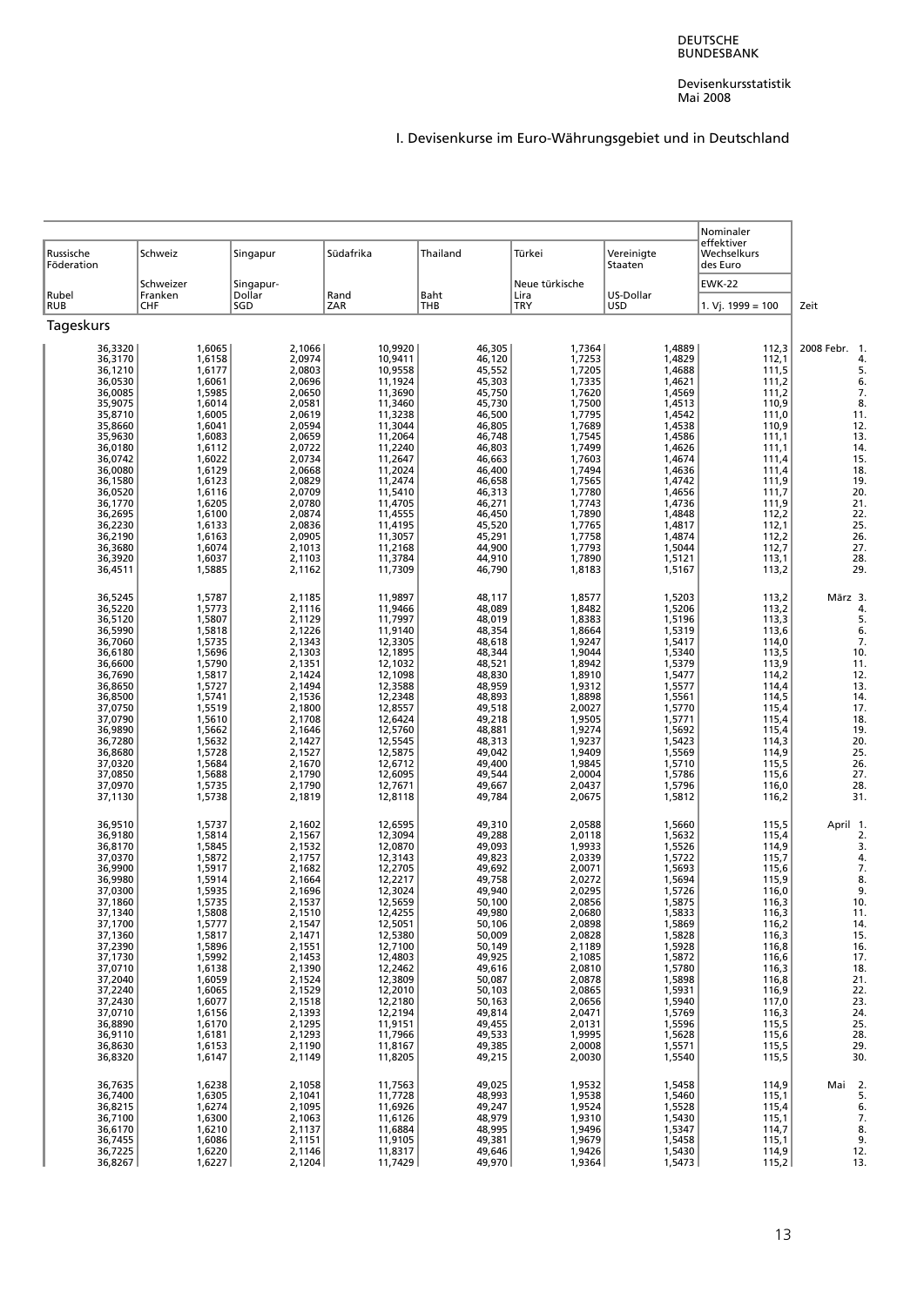## I. Devisenkurse im Euro-Währungsgebiet und in Deutschland

| Russische Föderation | Schweiz | Singapur | Südafrika | Thailand | Türkei | Vereinigte Staaten | Nominaler effektiver Wechselkurs des Euro | |
|---|---|---|---|---|---|---|---|---|
| | Schweizer | Singapur- | | | Neue türkische | | EWK-22 | |
| Rubel RUB | Franken CHF | Dollar SGD | Rand ZAR | Baht THB | Lira TRY | US-Dollar USD | 1. Vj. 1999 = 100 | Zeit |
| **Tageskurs** | | | | | | | | |
| 36,3320 | 1,6065 | 2,1066 | 10,9920 | 46,305 | 1,7364 | 1,4889 | 112,3 | 2008 Febr. 1. |
| 36,3170 | 1,6158 | 2,0974 | 10,9411 | 46,120 | 1,7253 | 1,4829 | 112,1 | 4. |
| 36,1210 | 1,6177 | 2,0803 | 10,9558 | 45,552 | 1,7205 | 1,4688 | 111,5 | 5. |
| 36,0530 | 1,6061 | 2,0696 | 11,1924 | 45,303 | 1,7335 | 1,4621 | 111,2 | 6. |
| 36,0085 | 1,5985 | 2,0650 | 11,3690 | 45,750 | 1,7620 | 1,4569 | 111,2 | 7. |
| 35,9075 | 1,6014 | 2,0581 | 11,3460 | 45,730 | 1,7500 | 1,4513 | 110,9 | 8. |
| 35,8710 | 1,6005 | 2,0619 | 11,3238 | 46,500 | 1,7795 | 1,4542 | 111,0 | 11. |
| 35,8660 | 1,6041 | 2,0594 | 11,3044 | 46,805 | 1,7689 | 1,4538 | 110,9 | 12. |
| 35,9630 | 1,6083 | 2,0659 | 11,2064 | 46,748 | 1,7545 | 1,4586 | 111,1 | 13. |
| 36,0180 | 1,6112 | 2,0722 | 11,2240 | 46,803 | 1,7499 | 1,4626 | 111,1 | 14. |
| 36,0742 | 1,6022 | 2,0734 | 11,2647 | 46,663 | 1,7603 | 1,4674 | 111,4 | 15. |
| 36,0080 | 1,6129 | 2,0668 | 11,2024 | 46,400 | 1,7494 | 1,4636 | 111,4 | 18. |
| 36,1580 | 1,6123 | 2,0829 | 11,2474 | 46,658 | 1,7565 | 1,4742 | 111,9 | 19. |
| 36,0520 | 1,6116 | 2,0709 | 11,5410 | 46,313 | 1,7780 | 1,4656 | 111,7 | 20. |
| 36,1770 | 1,6205 | 2,0780 | 11,4705 | 46,271 | 1,7743 | 1,4736 | 111,9 | 21. |
| 36,2695 | 1,6100 | 2,0874 | 11,4555 | 46,450 | 1,7890 | 1,4848 | 112,2 | 22. |
| 36,2230 | 1,6133 | 2,0836 | 11,4195 | 45,520 | 1,7765 | 1,4817 | 112,1 | 25. |
| 36,2190 | 1,6163 | 2,0905 | 11,3057 | 45,291 | 1,7758 | 1,4874 | 112,2 | 26. |
| 36,3680 | 1,6074 | 2,1013 | 11,2168 | 44,900 | 1,7793 | 1,5044 | 112,7 | 27. |
| 36,3920 | 1,6037 | 2,1103 | 11,3784 | 44,910 | 1,7890 | 1,5121 | 113,1 | 28. |
| 36,4511 | 1,5885 | 2,1162 | 11,7309 | 46,790 | 1,8183 | 1,5167 | 113,2 | 29. |
| 36,5245 | 1,5787 | 2,1185 | 11,9897 | 48,117 | 1,8577 | 1,5203 | 113,2 | März 3. |
| 36,5220 | 1,5773 | 2,1116 | 11,9466 | 48,089 | 1,8482 | 1,5206 | 113,2 | 4. |
| 36,5120 | 1,5807 | 2,1129 | 11,7997 | 48,019 | 1,8383 | 1,5196 | 113,3 | 5. |
| 36,5990 | 1,5818 | 2,1226 | 11,9140 | 48,354 | 1,8664 | 1,5319 | 113,6 | 6. |
| 36,7060 | 1,5735 | 2,1343 | 12,3305 | 48,618 | 1,9247 | 1,5417 | 114,0 | 7. |
| 36,6180 | 1,5696 | 2,1303 | 12,1895 | 48,344 | 1,9044 | 1,5340 | 113,5 | 10. |
| 36,6600 | 1,5790 | 2,1351 | 12,1032 | 48,521 | 1,8942 | 1,5379 | 113,9 | 11. |
| 36,7690 | 1,5817 | 2,1424 | 12,1098 | 48,830 | 1,8910 | 1,5477 | 114,2 | 12. |
| 36,8650 | 1,5727 | 2,1494 | 12,3588 | 48,959 | 1,9312 | 1,5577 | 114,4 | 13. |
| 36,8500 | 1,5741 | 2,1536 | 12,2348 | 48,893 | 1,8898 | 1,5561 | 114,5 | 14. |
| 37,0750 | 1,5519 | 2,1800 | 12,8557 | 49,518 | 2,0027 | 1,5770 | 115,4 | 17. |
| 37,0790 | 1,5610 | 2,1708 | 12,6424 | 49,218 | 1,9505 | 1,5771 | 115,4 | 18. |
| 36,9890 | 1,5662 | 2,1646 | 12,5760 | 48,881 | 1,9274 | 1,5692 | 115,4 | 19. |
| 36,7280 | 1,5632 | 2,1427 | 12,5545 | 48,313 | 1,9237 | 1,5423 | 114,3 | 20. |
| 36,8680 | 1,5728 | 2,1527 | 12,5875 | 49,042 | 1,9409 | 1,5569 | 114,9 | 25. |
| 37,0320 | 1,5684 | 2,1670 | 12,6712 | 49,400 | 1,9845 | 1,5710 | 115,5 | 26. |
| 37,0850 | 1,5688 | 2,1790 | 12,6095 | 49,544 | 2,0004 | 1,5786 | 115,6 | 27. |
| 37,0970 | 1,5735 | 2,1790 | 12,7671 | 49,667 | 2,0437 | 1,5796 | 116,0 | 28. |
| 37,1130 | 1,5738 | 2,1819 | 12,8118 | 49,784 | 2,0675 | 1,5812 | 116,2 | 31. |
| 36,9510 | 1,5737 | 2,1602 | 12,6595 | 49,310 | 2,0588 | 1,5660 | 115,5 | April 1. |
| 36,9180 | 1,5814 | 2,1567 | 12,3094 | 49,288 | 2,0118 | 1,5632 | 115,4 | 2. |
| 36,8170 | 1,5845 | 2,1532 | 12,0870 | 49,093 | 1,9933 | 1,5526 | 114,9 | 3. |
| 37,0370 | 1,5872 | 2,1757 | 12,3143 | 49,823 | 2,0339 | 1,5722 | 115,7 | 4. |
| 36,9900 | 1,5917 | 2,1682 | 12,2705 | 49,692 | 2,0071 | 1,5693 | 115,6 | 7. |
| 36,9980 | 1,5914 | 2,1664 | 12,2217 | 49,758 | 2,0272 | 1,5694 | 115,9 | 8. |
| 37,0300 | 1,5935 | 2,1696 | 12,3024 | 49,940 | 2,0295 | 1,5726 | 116,0 | 9. |
| 37,1860 | 1,5735 | 2,1537 | 12,5659 | 50,100 | 2,0856 | 1,5875 | 116,3 | 10. |
| 37,1340 | 1,5808 | 2,1510 | 12,4255 | 49,980 | 2,0680 | 1,5833 | 116,3 | 11. |
| 37,1700 | 1,5777 | 2,1547 | 12,5051 | 50,106 | 2,0898 | 1,5869 | 116,2 | 14. |
| 37,1360 | 1,5817 | 2,1471 | 12,5380 | 50,009 | 2,0828 | 1,5828 | 116,3 | 15. |
| 37,2390 | 1,5896 | 2,1551 | 12,7100 | 50,149 | 2,1189 | 1,5928 | 116,8 | 16. |
| 37,1730 | 1,5992 | 2,1453 | 12,4803 | 49,925 | 2,1085 | 1,5872 | 116,6 | 17. |
| 37,0710 | 1,6138 | 2,1390 | 12,2462 | 49,616 | 2,0810 | 1,5780 | 116,3 | 18. |
| 37,2040 | 1,6059 | 2,1524 | 12,3809 | 50,087 | 2,0878 | 1,5898 | 116,8 | 21. |
| 37,2240 | 1,6065 | 2,1529 | 12,2010 | 50,103 | 2,0865 | 1,5931 | 116,9 | 22. |
| 37,2430 | 1,6077 | 2,1518 | 12,2180 | 50,163 | 2,0656 | 1,5940 | 117,0 | 23. |
| 37,0710 | 1,6156 | 2,1393 | 12,2194 | 49,814 | 2,0471 | 1,5769 | 116,3 | 24. |
| 36,8890 | 1,6170 | 2,1295 | 11,9151 | 49,455 | 2,0131 | 1,5596 | 115,5 | 25. |
| 36,9110 | 1,6181 | 2,1293 | 11,7966 | 49,533 | 1,9995 | 1,5628 | 115,6 | 28. |
| 36,8630 | 1,6153 | 2,1190 | 11,8167 | 49,385 | 2,0008 | 1,5571 | 115,5 | 29. |
| 36,8320 | 1,6147 | 2,1149 | 11,8205 | 49,215 | 2,0030 | 1,5540 | 115,5 | 30. |
| 36,7635 | 1,6238 | 2,1058 | 11,7563 | 49,025 | 1,9532 | 1,5458 | 114,9 | Mai 2. |
| 36,7400 | 1,6305 | 2,1041 | 11,7728 | 48,993 | 1,9538 | 1,5460 | 115,1 | 5. |
| 36,8215 | 1,6274 | 2,1095 | 11,6926 | 49,247 | 1,9524 | 1,5528 | 115,4 | 6. |
| 36,7100 | 1,6300 | 2,1063 | 11,6126 | 48,979 | 1,9310 | 1,5430 | 115,1 | 7. |
| 36,6170 | 1,6210 | 2,1137 | 11,6884 | 48,995 | 1,9496 | 1,5347 | 114,7 | 8. |
| 36,7455 | 1,6086 | 2,1151 | 11,9105 | 49,381 | 1,9679 | 1,5458 | 115,1 | 9. |
| 36,7225 | 1,6220 | 2,1146 | 11,8317 | 49,646 | 1,9426 | 1,5430 | 114,9 | 12. |
| 36,8267 | 1,6227 | 2,1204 | 11,7429 | 49,970 | 1,9364 | 1,5473 | 115,2 | 13. |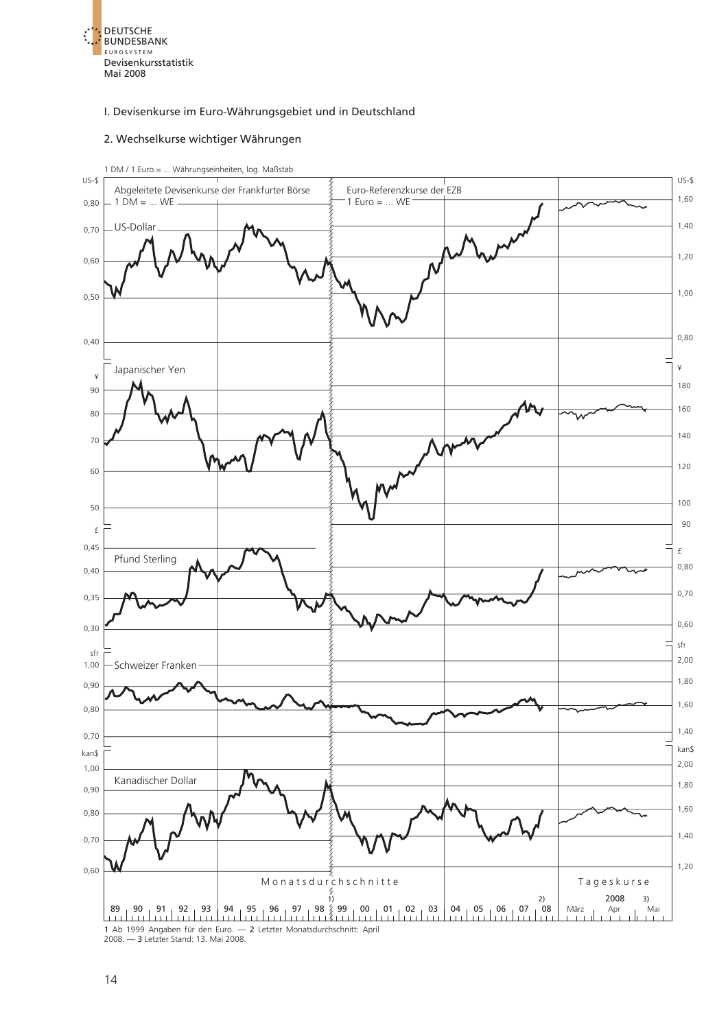## I. Devisenkurse im Euro-Währungsgebiet und in Deutschland

### 2. Wechselkurse wichtiger Währungen

1 DM / 1 Euro = ... Währungseinheiten, log. Maßstab

Abgeleitete Devisenkurse der Frankfurter Börse
1 DM = ... WE

Euro-Referenzkurse der EZB
1 Euro = ... WE

US-Dollar

Japanischer Yen

Pfund Sterling

Schweizer Franken

Kanadischer Dollar

Monatsdurchschnitte

Tageskurse

1 Ab 1999 Angaben für den Euro. — 2 Letzter Monatsdurchschnitt: April 2008. — 3 Letzter Stand: 13. Mai 2008.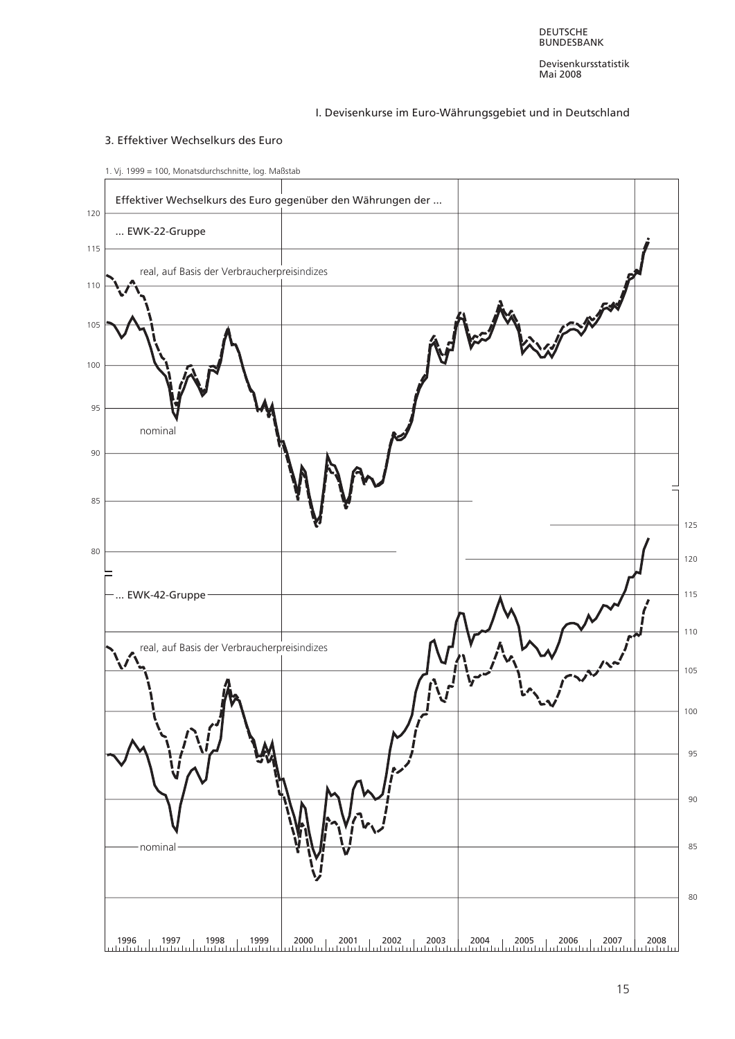I. Devisenkurse im Euro-Währungsgebiet und in Deutschland

## 3. Effektiver Wechselkurs des Euro

1. Vj. 1999 = 100, Monatsdurchschnitte, log. Maßstab

Effektiver Wechselkurs des Euro gegenüber den Währungen der ...

... EWK-22-Gruppe

real, auf Basis der Verbraucherpreisindizes

nominal

... EWK-42-Gruppe

real, auf Basis der Verbraucherpreisindizes

nominal

1996 | 1997 | 1998 | 1999 | 2000 | 2001 | 2002 | 2003 | 2004 | 2005 | 2006 | 2007 | 2008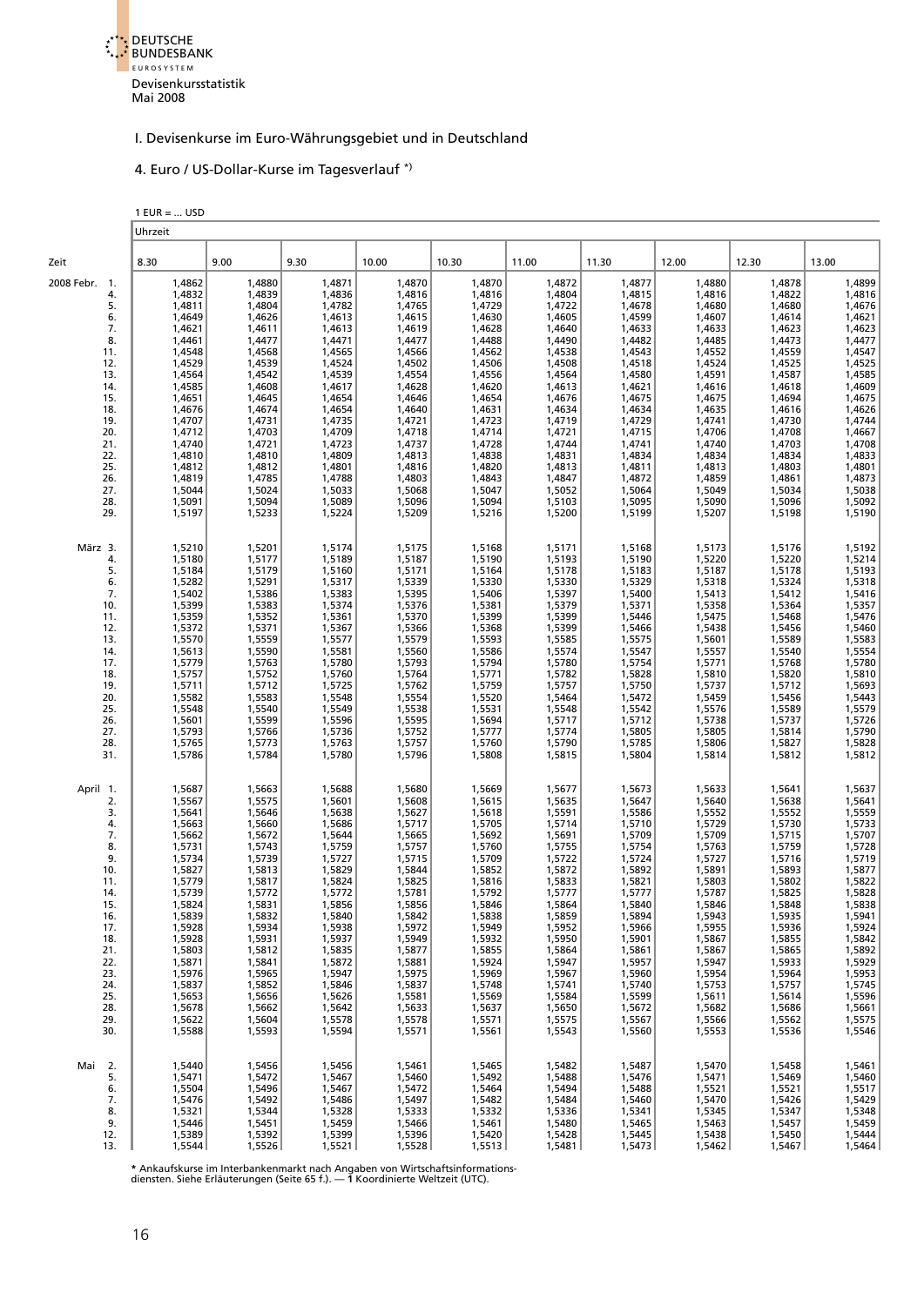Devisenkursstatistik
Mai 2008

## I. Devisenkurse im Euro-Währungsgebiet und in Deutschland

### 4. Euro / US-Dollar-Kurse im Tagesverlauf *)

1 EUR = ... USD

| Zeit | Uhrzeit 8.30 | 9.00 | 9.30 | 10.00 | 10.30 | 11.00 | 11.30 | 12.00 | 12.30 | 13.00 |
|---|---|---|---|---|---|---|---|---|---|---|
| 2008 Febr. 1. | 1,4862 | 1,4880 | 1,4871 | 1,4870 | 1,4870 | 1,4872 | 1,4877 | 1,4880 | 1,4878 | 1,4899 |
| 4. | 1,4832 | 1,4839 | 1,4836 | 1,4816 | 1,4816 | 1,4804 | 1,4815 | 1,4816 | 1,4822 | 1,4816 |
| 5. | 1,4811 | 1,4804 | 1,4782 | 1,4765 | 1,4729 | 1,4722 | 1,4678 | 1,4680 | 1,4680 | 1,4676 |
| 6. | 1,4649 | 1,4626 | 1,4613 | 1,4615 | 1,4630 | 1,4605 | 1,4599 | 1,4607 | 1,4614 | 1,4621 |
| 7. | 1,4621 | 1,4611 | 1,4613 | 1,4619 | 1,4628 | 1,4640 | 1,4633 | 1,4633 | 1,4623 | 1,4623 |
| 8. | 1,4461 | 1,4477 | 1,4471 | 1,4477 | 1,4488 | 1,4490 | 1,4482 | 1,4485 | 1,4473 | 1,4477 |
| 11. | 1,4548 | 1,4568 | 1,4565 | 1,4566 | 1,4562 | 1,4538 | 1,4543 | 1,4552 | 1,4559 | 1,4547 |
| 12. | 1,4529 | 1,4539 | 1,4524 | 1,4502 | 1,4506 | 1,4508 | 1,4518 | 1,4524 | 1,4525 | 1,4525 |
| 13. | 1,4564 | 1,4542 | 1,4539 | 1,4554 | 1,4556 | 1,4564 | 1,4580 | 1,4591 | 1,4587 | 1,4585 |
| 14. | 1,4585 | 1,4608 | 1,4617 | 1,4628 | 1,4620 | 1,4613 | 1,4621 | 1,4616 | 1,4618 | 1,4609 |
| 15. | 1,4651 | 1,4645 | 1,4654 | 1,4646 | 1,4654 | 1,4676 | 1,4675 | 1,4675 | 1,4694 | 1,4675 |
| 18. | 1,4676 | 1,4674 | 1,4654 | 1,4640 | 1,4631 | 1,4634 | 1,4634 | 1,4635 | 1,4616 | 1,4626 |
| 19. | 1,4707 | 1,4731 | 1,4735 | 1,4721 | 1,4723 | 1,4719 | 1,4729 | 1,4741 | 1,4730 | 1,4744 |
| 20. | 1,4712 | 1,4703 | 1,4709 | 1,4718 | 1,4714 | 1,4721 | 1,4715 | 1,4706 | 1,4708 | 1,4667 |
| 21. | 1,4740 | 1,4721 | 1,4723 | 1,4737 | 1,4728 | 1,4744 | 1,4741 | 1,4740 | 1,4703 | 1,4708 |
| 22. | 1,4810 | 1,4810 | 1,4809 | 1,4813 | 1,4838 | 1,4831 | 1,4834 | 1,4834 | 1,4834 | 1,4833 |
| 25. | 1,4812 | 1,4812 | 1,4801 | 1,4816 | 1,4820 | 1,4813 | 1,4811 | 1,4813 | 1,4803 | 1,4801 |
| 26. | 1,4819 | 1,4785 | 1,4788 | 1,4803 | 1,4843 | 1,4847 | 1,4872 | 1,4859 | 1,4861 | 1,4873 |
| 27. | 1,5044 | 1,5024 | 1,5033 | 1,5068 | 1,5047 | 1,5052 | 1,5064 | 1,5049 | 1,5034 | 1,5038 |
| 28. | 1,5091 | 1,5094 | 1,5089 | 1,5096 | 1,5094 | 1,5103 | 1,5095 | 1,5090 | 1,5096 | 1,5092 |
| 29. | 1,5197 | 1,5233 | 1,5224 | 1,5209 | 1,5216 | 1,5200 | 1,5199 | 1,5207 | 1,5198 | 1,5190 |
| März 3. | 1,5210 | 1,5201 | 1,5174 | 1,5175 | 1,5168 | 1,5171 | 1,5168 | 1,5173 | 1,5176 | 1,5192 |
| 4. | 1,5180 | 1,5177 | 1,5189 | 1,5187 | 1,5190 | 1,5193 | 1,5190 | 1,5220 | 1,5220 | 1,5214 |
| 5. | 1,5184 | 1,5179 | 1,5160 | 1,5171 | 1,5164 | 1,5178 | 1,5183 | 1,5187 | 1,5178 | 1,5193 |
| 6. | 1,5282 | 1,5291 | 1,5317 | 1,5339 | 1,5330 | 1,5330 | 1,5329 | 1,5318 | 1,5324 | 1,5318 |
| 7. | 1,5402 | 1,5386 | 1,5383 | 1,5395 | 1,5406 | 1,5397 | 1,5400 | 1,5413 | 1,5412 | 1,5416 |
| 10. | 1,5399 | 1,5383 | 1,5374 | 1,5376 | 1,5381 | 1,5379 | 1,5371 | 1,5358 | 1,5364 | 1,5357 |
| 11. | 1,5359 | 1,5352 | 1,5361 | 1,5370 | 1,5399 | 1,5399 | 1,5446 | 1,5475 | 1,5468 | 1,5476 |
| 12. | 1,5372 | 1,5371 | 1,5367 | 1,5366 | 1,5368 | 1,5399 | 1,5466 | 1,5438 | 1,5456 | 1,5460 |
| 13. | 1,5570 | 1,5559 | 1,5577 | 1,5579 | 1,5593 | 1,5585 | 1,5575 | 1,5601 | 1,5589 | 1,5583 |
| 14. | 1,5613 | 1,5590 | 1,5581 | 1,5560 | 1,5586 | 1,5574 | 1,5547 | 1,5557 | 1,5540 | 1,5554 |
| 17. | 1,5779 | 1,5763 | 1,5780 | 1,5793 | 1,5794 | 1,5780 | 1,5754 | 1,5771 | 1,5768 | 1,5780 |
| 18. | 1,5757 | 1,5752 | 1,5760 | 1,5764 | 1,5771 | 1,5782 | 1,5828 | 1,5810 | 1,5820 | 1,5810 |
| 19. | 1,5711 | 1,5712 | 1,5725 | 1,5762 | 1,5759 | 1,5757 | 1,5750 | 1,5737 | 1,5712 | 1,5693 |
| 20. | 1,5582 | 1,5583 | 1,5548 | 1,5554 | 1,5520 | 1,5464 | 1,5472 | 1,5459 | 1,5456 | 1,5443 |
| 25. | 1,5548 | 1,5540 | 1,5549 | 1,5538 | 1,5531 | 1,5548 | 1,5542 | 1,5576 | 1,5589 | 1,5579 |
| 26. | 1,5601 | 1,5599 | 1,5596 | 1,5595 | 1,5694 | 1,5717 | 1,5712 | 1,5738 | 1,5737 | 1,5726 |
| 27. | 1,5793 | 1,5766 | 1,5736 | 1,5752 | 1,5777 | 1,5774 | 1,5805 | 1,5805 | 1,5814 | 1,5790 |
| 28. | 1,5765 | 1,5773 | 1,5763 | 1,5757 | 1,5760 | 1,5790 | 1,5785 | 1,5806 | 1,5827 | 1,5828 |
| 31. | 1,5786 | 1,5784 | 1,5780 | 1,5796 | 1,5808 | 1,5815 | 1,5804 | 1,5814 | 1,5812 | 1,5812 |
| April 1. | 1,5687 | 1,5663 | 1,5688 | 1,5680 | 1,5669 | 1,5677 | 1,5673 | 1,5633 | 1,5641 | 1,5637 |
| 2. | 1,5567 | 1,5575 | 1,5601 | 1,5608 | 1,5615 | 1,5635 | 1,5647 | 1,5640 | 1,5638 | 1,5641 |
| 3. | 1,5641 | 1,5646 | 1,5638 | 1,5627 | 1,5618 | 1,5591 | 1,5586 | 1,5552 | 1,5552 | 1,5559 |
| 4. | 1,5663 | 1,5660 | 1,5686 | 1,5717 | 1,5705 | 1,5714 | 1,5710 | 1,5729 | 1,5730 | 1,5733 |
| 7. | 1,5662 | 1,5672 | 1,5644 | 1,5665 | 1,5692 | 1,5691 | 1,5709 | 1,5709 | 1,5715 | 1,5707 |
| 8. | 1,5731 | 1,5743 | 1,5759 | 1,5757 | 1,5760 | 1,5755 | 1,5754 | 1,5763 | 1,5759 | 1,5728 |
| 9. | 1,5734 | 1,5739 | 1,5727 | 1,5715 | 1,5709 | 1,5722 | 1,5724 | 1,5727 | 1,5716 | 1,5719 |
| 10. | 1,5827 | 1,5813 | 1,5829 | 1,5844 | 1,5852 | 1,5872 | 1,5892 | 1,5891 | 1,5893 | 1,5877 |
| 11. | 1,5779 | 1,5817 | 1,5824 | 1,5825 | 1,5816 | 1,5833 | 1,5821 | 1,5803 | 1,5802 | 1,5822 |
| 14. | 1,5739 | 1,5772 | 1,5772 | 1,5781 | 1,5792 | 1,5777 | 1,5777 | 1,5787 | 1,5825 | 1,5828 |
| 15. | 1,5824 | 1,5831 | 1,5856 | 1,5856 | 1,5846 | 1,5864 | 1,5840 | 1,5846 | 1,5848 | 1,5838 |
| 16. | 1,5839 | 1,5832 | 1,5840 | 1,5842 | 1,5838 | 1,5859 | 1,5894 | 1,5943 | 1,5935 | 1,5941 |
| 17. | 1,5928 | 1,5934 | 1,5938 | 1,5972 | 1,5949 | 1,5952 | 1,5966 | 1,5955 | 1,5936 | 1,5924 |
| 18. | 1,5928 | 1,5931 | 1,5937 | 1,5949 | 1,5932 | 1,5950 | 1,5901 | 1,5867 | 1,5855 | 1,5842 |
| 21. | 1,5803 | 1,5812 | 1,5835 | 1,5877 | 1,5855 | 1,5864 | 1,5861 | 1,5867 | 1,5865 | 1,5892 |
| 22. | 1,5871 | 1,5841 | 1,5872 | 1,5881 | 1,5924 | 1,5947 | 1,5957 | 1,5947 | 1,5933 | 1,5929 |
| 23. | 1,5976 | 1,5965 | 1,5947 | 1,5975 | 1,5969 | 1,5967 | 1,5960 | 1,5954 | 1,5964 | 1,5953 |
| 24. | 1,5837 | 1,5852 | 1,5846 | 1,5837 | 1,5748 | 1,5741 | 1,5740 | 1,5753 | 1,5757 | 1,5745 |
| 25. | 1,5653 | 1,5656 | 1,5626 | 1,5581 | 1,5569 | 1,5584 | 1,5599 | 1,5611 | 1,5614 | 1,5596 |
| 28. | 1,5678 | 1,5662 | 1,5642 | 1,5633 | 1,5637 | 1,5650 | 1,5672 | 1,5682 | 1,5686 | 1,5661 |
| 29. | 1,5622 | 1,5604 | 1,5578 | 1,5578 | 1,5571 | 1,5575 | 1,5567 | 1,5566 | 1,5562 | 1,5575 |
| 30. | 1,5588 | 1,5593 | 1,5594 | 1,5571 | 1,5561 | 1,5543 | 1,5560 | 1,5553 | 1,5536 | 1,5546 |
| Mai 2. | 1,5440 | 1,5456 | 1,5456 | 1,5461 | 1,5465 | 1,5482 | 1,5487 | 1,5470 | 1,5458 | 1,5461 |
| 5. | 1,5471 | 1,5472 | 1,5467 | 1,5460 | 1,5492 | 1,5488 | 1,5476 | 1,5471 | 1,5469 | 1,5460 |
| 6. | 1,5504 | 1,5496 | 1,5467 | 1,5472 | 1,5464 | 1,5494 | 1,5488 | 1,5521 | 1,5521 | 1,5517 |
| 7. | 1,5476 | 1,5492 | 1,5486 | 1,5497 | 1,5482 | 1,5484 | 1,5460 | 1,5470 | 1,5426 | 1,5429 |
| 8. | 1,5321 | 1,5344 | 1,5328 | 1,5333 | 1,5332 | 1,5336 | 1,5341 | 1,5345 | 1,5347 | 1,5348 |
| 9. | 1,5446 | 1,5451 | 1,5459 | 1,5466 | 1,5461 | 1,5480 | 1,5465 | 1,5463 | 1,5457 | 1,5459 |
| 12. | 1,5389 | 1,5392 | 1,5399 | 1,5396 | 1,5420 | 1,5428 | 1,5445 | 1,5438 | 1,5450 | 1,5444 |
| 13. | 1,5544 | 1,5526 | 1,5521 | 1,5528 | 1,5513 | 1,5481 | 1,5473 | 1,5462 | 1,5467 | 1,5464 |

* Ankaufskurse im Interbankenmarkt nach Angaben von Wirtschaftsinformationsdiensten. Siehe Erläuterungen (Seite 65 f.). — 1 Koordinierte Weltzeit (UTC).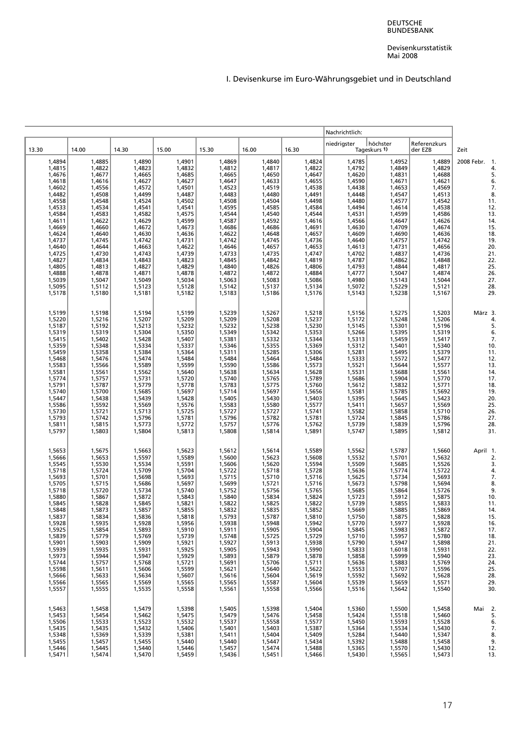DEUTSCHE BUNDESBANK

Devisenkursstatistik
Mai 2008

## I. Devisenkurse im Euro-Währungsgebiet und in Deutschland

| 13.30 | 14.00 | 14.30 | 15.00 | 15.30 | 16.00 | 16.30 | Nachrichtlich: niedrigster Tageskurs 1) | höchster Tageskurs 1) | Referenzkurs der EZB | Zeit |
|---|---|---|---|---|---|---|---|---|---|---|
| 1,4894 | 1,4885 | 1,4890 | 1,4901 | 1,4869 | 1,4840 | 1,4824 | 1,4785 | 1,4952 | 1,4889 | 2008 Febr. 1. |
| 1,4815 | 1,4822 | 1,4823 | 1,4832 | 1,4812 | 1,4817 | 1,4822 | 1,4792 | 1,4849 | 1,4829 | 4. |
| 1,4676 | 1,4677 | 1,4665 | 1,4685 | 1,4665 | 1,4650 | 1,4647 | 1,4620 | 1,4831 | 1,4688 | 5. |
| 1,4618 | 1,4616 | 1,4627 | 1,4627 | 1,4647 | 1,4633 | 1,4655 | 1,4590 | 1,4671 | 1,4621 | 6. |
| 1,4602 | 1,4556 | 1,4572 | 1,4501 | 1,4523 | 1,4519 | 1,4538 | 1,4438 | 1,4653 | 1,4569 | 7. |
| 1,4482 | 1,4508 | 1,4499 | 1,4487 | 1,4483 | 1,4480 | 1,4491 | 1,4448 | 1,4547 | 1,4513 | 8. |
| 1,4558 | 1,4548 | 1,4524 | 1,4502 | 1,4508 | 1,4504 | 1,4498 | 1,4480 | 1,4577 | 1,4542 | 11. |
| 1,4533 | 1,4534 | 1,4541 | 1,4541 | 1,4595 | 1,4585 | 1,4584 | 1,4494 | 1,4614 | 1,4538 | 12. |
| 1,4584 | 1,4583 | 1,4582 | 1,4575 | 1,4544 | 1,4540 | 1,4544 | 1,4531 | 1,4599 | 1,4586 | 13. |
| 1,4611 | 1,4622 | 1,4629 | 1,4599 | 1,4587 | 1,4592 | 1,4616 | 1,4566 | 1,4647 | 1,4626 | 14. |
| 1,4669 | 1,4660 | 1,4672 | 1,4673 | 1,4686 | 1,4686 | 1,4691 | 1,4630 | 1,4709 | 1,4674 | 15. |
| 1,4624 | 1,4640 | 1,4630 | 1,4636 | 1,4622 | 1,4648 | 1,4657 | 1,4609 | 1,4690 | 1,4636 | 18. |
| 1,4737 | 1,4745 | 1,4742 | 1,4731 | 1,4742 | 1,4745 | 1,4736 | 1,4640 | 1,4757 | 1,4742 | 19. |
| 1,4640 | 1,4644 | 1,4663 | 1,4622 | 1,4646 | 1,4657 | 1,4653 | 1,4613 | 1,4731 | 1,4656 | 20. |
| 1,4725 | 1,4730 | 1,4743 | 1,4739 | 1,4733 | 1,4735 | 1,4747 | 1,4702 | 1,4837 | 1,4736 | 21. |
| 1,4827 | 1,4834 | 1,4843 | 1,4823 | 1,4845 | 1,4842 | 1,4819 | 1,4787 | 1,4862 | 1,4848 | 22. |
| 1,4805 | 1,4813 | 1,4827 | 1,4829 | 1,4840 | 1,4826 | 1,4806 | 1,4793 | 1,4844 | 1,4817 | 25. |
| 1,4888 | 1,4878 | 1,4871 | 1,4878 | 1,4872 | 1,4872 | 1,4884 | 1,4777 | 1,5047 | 1,4874 | 26. |
| 1,5039 | 1,5047 | 1,5049 | 1,5034 | 1,5063 | 1,5083 | 1,5086 | 1,4980 | 1,5143 | 1,5044 | 27. |
| 1,5095 | 1,5112 | 1,5123 | 1,5128 | 1,5142 | 1,5137 | 1,5134 | 1,5072 | 1,5229 | 1,5121 | 28. |
| 1,5178 | 1,5180 | 1,5181 | 1,5182 | 1,5183 | 1,5186 | 1,5176 | 1,5143 | 1,5238 | 1,5167 | 29. |
| 1,5199 | 1,5198 | 1,5194 | 1,5199 | 1,5239 | 1,5267 | 1,5218 | 1,5156 | 1,5275 | 1,5203 | März 3. |
| 1,5220 | 1,5216 | 1,5207 | 1,5209 | 1,5209 | 1,5208 | 1,5237 | 1,5172 | 1,5248 | 1,5206 | 4. |
| 1,5187 | 1,5192 | 1,5213 | 1,5232 | 1,5232 | 1,5238 | 1,5230 | 1,5145 | 1,5301 | 1,5196 | 5. |
| 1,5319 | 1,5319 | 1,5304 | 1,5350 | 1,5349 | 1,5342 | 1,5353 | 1,5266 | 1,5395 | 1,5319 | 6. |
| 1,5415 | 1,5402 | 1,5428 | 1,5407 | 1,5381 | 1,5332 | 1,5344 | 1,5313 | 1,5459 | 1,5417 | 7. |
| 1,5359 | 1,5348 | 1,5334 | 1,5337 | 1,5346 | 1,5355 | 1,5369 | 1,5312 | 1,5401 | 1,5340 | 10. |
| 1,5459 | 1,5358 | 1,5384 | 1,5364 | 1,5311 | 1,5285 | 1,5306 | 1,5281 | 1,5495 | 1,5379 | 11. |
| 1,5468 | 1,5476 | 1,5474 | 1,5484 | 1,5484 | 1,5464 | 1,5484 | 1,5333 | 1,5572 | 1,5477 | 12. |
| 1,5583 | 1,5566 | 1,5589 | 1,5599 | 1,5590 | 1,5586 | 1,5573 | 1,5521 | 1,5644 | 1,5577 | 13. |
| 1,5581 | 1,5561 | 1,5562 | 1,5640 | 1,5638 | 1,5634 | 1,5628 | 1,5531 | 1,5688 | 1,5561 | 14. |
| 1,5774 | 1,5757 | 1,5731 | 1,5720 | 1,5740 | 1,5765 | 1,5789 | 1,5686 | 1,5904 | 1,5770 | 17. |
| 1,5791 | 1,5787 | 1,5779 | 1,5778 | 1,5783 | 1,5775 | 1,5760 | 1,5612 | 1,5832 | 1,5771 | 18. |
| 1,5740 | 1,5700 | 1,5685 | 1,5697 | 1,5714 | 1,5697 | 1,5656 | 1,5581 | 1,5785 | 1,5692 | 19. |
| 1,5447 | 1,5438 | 1,5439 | 1,5428 | 1,5405 | 1,5430 | 1,5403 | 1,5395 | 1,5645 | 1,5423 | 20. |
| 1,5586 | 1,5592 | 1,5569 | 1,5576 | 1,5583 | 1,5580 | 1,5577 | 1,5411 | 1,5657 | 1,5569 | 25. |
| 1,5730 | 1,5721 | 1,5713 | 1,5725 | 1,5727 | 1,5727 | 1,5741 | 1,5582 | 1,5858 | 1,5710 | 26. |
| 1,5793 | 1,5742 | 1,5796 | 1,5781 | 1,5796 | 1,5782 | 1,5781 | 1,5724 | 1,5845 | 1,5786 | 27. |
| 1,5811 | 1,5815 | 1,5773 | 1,5772 | 1,5757 | 1,5776 | 1,5762 | 1,5739 | 1,5839 | 1,5796 | 28. |
| 1,5797 | 1,5803 | 1,5804 | 1,5813 | 1,5808 | 1,5814 | 1,5891 | 1,5747 | 1,5895 | 1,5812 | 31. |
| 1,5653 | 1,5675 | 1,5663 | 1,5623 | 1,5612 | 1,5614 | 1,5589 | 1,5562 | 1,5787 | 1,5660 | April 1. |
| 1,5666 | 1,5653 | 1,5597 | 1,5589 | 1,5600 | 1,5623 | 1,5608 | 1,5532 | 1,5701 | 1,5632 | 2. |
| 1,5545 | 1,5530 | 1,5534 | 1,5591 | 1,5606 | 1,5620 | 1,5594 | 1,5509 | 1,5685 | 1,5526 | 3. |
| 1,5718 | 1,5724 | 1,5709 | 1,5704 | 1,5722 | 1,5718 | 1,5728 | 1,5636 | 1,5774 | 1,5722 | 4. |
| 1,5693 | 1,5701 | 1,5698 | 1,5693 | 1,5715 | 1,5710 | 1,5716 | 1,5625 | 1,5734 | 1,5693 | 7. |
| 1,5705 | 1,5715 | 1,5686 | 1,5697 | 1,5699 | 1,5721 | 1,5716 | 1,5673 | 1,5798 | 1,5694 | 8. |
| 1,5718 | 1,5720 | 1,5734 | 1,5740 | 1,5752 | 1,5756 | 1,5765 | 1,5685 | 1,5864 | 1,5726 | 9. |
| 1,5880 | 1,5867 | 1,5872 | 1,5843 | 1,5840 | 1,5834 | 1,5824 | 1,5723 | 1,5912 | 1,5875 | 10. |
| 1,5845 | 1,5828 | 1,5845 | 1,5821 | 1,5822 | 1,5825 | 1,5822 | 1,5739 | 1,5855 | 1,5833 | 11. |
| 1,5848 | 1,5873 | 1,5857 | 1,5855 | 1,5832 | 1,5835 | 1,5852 | 1,5669 | 1,5885 | 1,5869 | 14. |
| 1,5837 | 1,5834 | 1,5836 | 1,5818 | 1,5793 | 1,5787 | 1,5810 | 1,5750 | 1,5875 | 1,5828 | 15. |
| 1,5928 | 1,5935 | 1,5928 | 1,5956 | 1,5938 | 1,5948 | 1,5942 | 1,5770 | 1,5977 | 1,5928 | 16. |
| 1,5925 | 1,5854 | 1,5893 | 1,5910 | 1,5911 | 1,5905 | 1,5904 | 1,5845 | 1,5983 | 1,5872 | 17. |
| 1,5839 | 1,5779 | 1,5769 | 1,5739 | 1,5748 | 1,5725 | 1,5729 | 1,5710 | 1,5957 | 1,5780 | 18. |
| 1,5901 | 1,5903 | 1,5909 | 1,5921 | 1,5927 | 1,5913 | 1,5938 | 1,5790 | 1,5947 | 1,5898 | 21. |
| 1,5939 | 1,5935 | 1,5931 | 1,5925 | 1,5905 | 1,5943 | 1,5990 | 1,5833 | 1,6018 | 1,5931 | 22. |
| 1,5973 | 1,5944 | 1,5947 | 1,5929 | 1,5893 | 1,5879 | 1,5878 | 1,5858 | 1,5999 | 1,5940 | 23. |
| 1,5744 | 1,5757 | 1,5768 | 1,5721 | 1,5691 | 1,5706 | 1,5711 | 1,5636 | 1,5883 | 1,5769 | 24. |
| 1,5598 | 1,5611 | 1,5606 | 1,5599 | 1,5621 | 1,5640 | 1,5622 | 1,5553 | 1,5707 | 1,5596 | 25. |
| 1,5666 | 1,5633 | 1,5634 | 1,5607 | 1,5616 | 1,5604 | 1,5619 | 1,5592 | 1,5692 | 1,5628 | 28. |
| 1,5566 | 1,5565 | 1,5569 | 1,5565 | 1,5565 | 1,5587 | 1,5604 | 1,5539 | 1,5659 | 1,5571 | 29. |
| 1,5557 | 1,5555 | 1,5535 | 1,5558 | 1,5561 | 1,5558 | 1,5566 | 1,5516 | 1,5642 | 1,5540 | 30. |
| 1,5463 | 1,5458 | 1,5479 | 1,5398 | 1,5405 | 1,5398 | 1,5404 | 1,5360 | 1,5500 | 1,5458 | Mai 2. |
| 1,5453 | 1,5454 | 1,5462 | 1,5475 | 1,5479 | 1,5476 | 1,5458 | 1,5424 | 1,5518 | 1,5460 | 5. |
| 1,5506 | 1,5533 | 1,5523 | 1,5532 | 1,5537 | 1,5558 | 1,5577 | 1,5450 | 1,5593 | 1,5528 | 6. |
| 1,5435 | 1,5435 | 1,5432 | 1,5406 | 1,5401 | 1,5403 | 1,5387 | 1,5364 | 1,5534 | 1,5430 | 7. |
| 1,5348 | 1,5369 | 1,5339 | 1,5381 | 1,5411 | 1,5404 | 1,5409 | 1,5284 | 1,5440 | 1,5347 | 8. |
| 1,5455 | 1,5457 | 1,5455 | 1,5440 | 1,5440 | 1,5447 | 1,5434 | 1,5392 | 1,5488 | 1,5458 | 9. |
| 1,5446 | 1,5445 | 1,5440 | 1,5446 | 1,5457 | 1,5474 | 1,5488 | 1,5365 | 1,5570 | 1,5430 | 12. |
| 1,5471 | 1,5474 | 1,5470 | 1,5459 | 1,5436 | 1,5451 | 1,5466 | 1,5430 | 1,5565 | 1,5473 | 13. |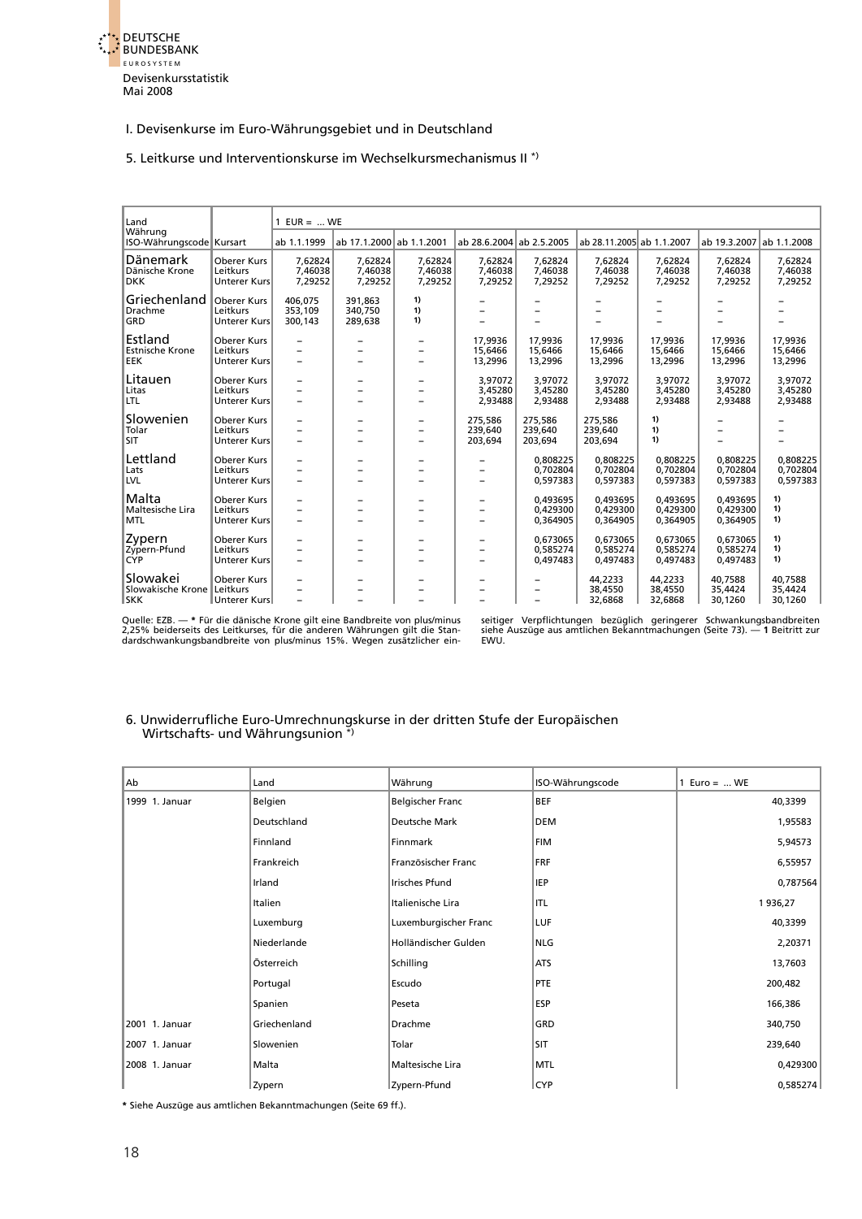I. Devisenkurse im Euro-Währungsgebiet und in Deutschland

## 5. Leitkurse und Interventionskurse im Wechselkursmechanismus II *)

| Land / Währung / ISO-Währungscode | Kursart | 1 EUR = ... WE ab 1.1.1999 | ab 17.1.2000 | ab 1.1.2001 | ab 28.6.2004 | ab 2.5.2005 | ab 28.11.2005 | ab 1.1.2007 | ab 19.3.2007 | ab 1.1.2008 |
|---|---|---|---|---|---|---|---|---|---|---|
| **Dänemark** | Oberer Kurs | 7,62824 | 7,62824 | 7,62824 | 7,62824 | 7,62824 | 7,62824 | 7,62824 | 7,62824 | 7,62824 |
| Dänische Krone | Leitkurs | 7,46038 | 7,46038 | 7,46038 | 7,46038 | 7,46038 | 7,46038 | 7,46038 | 7,46038 | 7,46038 |
| DKK | Unterer Kurs | 7,29252 | 7,29252 | 7,29252 | 7,29252 | 7,29252 | 7,29252 | 7,29252 | 7,29252 | 7,29252 |
| **Griechenland** | Oberer Kurs | 406,075 | 391,863 | 1) | – | – | – | – | – | – |
| Drachme | Leitkurs | 353,109 | 340,750 | 1) | – | – | – | – | – | – |
| GRD | Unterer Kurs | 300,143 | 289,638 | 1) | – | – | – | – | – | – |
| **Estland** | Oberer Kurs | – | – | – | 17,9936 | 17,9936 | 17,9936 | 17,9936 | 17,9936 | 17,9936 |
| Estnische Krone | Leitkurs | – | – | – | 15,6466 | 15,6466 | 15,6466 | 15,6466 | 15,6466 | 15,6466 |
| EEK | Unterer Kurs | – | – | – | 13,2996 | 13,2996 | 13,2996 | 13,2996 | 13,2996 | 13,2996 |
| **Litauen** | Oberer Kurs | – | – | – | 3,97072 | 3,97072 | 3,97072 | 3,97072 | 3,97072 | 3,97072 |
| Litas | Leitkurs | – | – | – | 3,45280 | 3,45280 | 3,45280 | 3,45280 | 3,45280 | 3,45280 |
| LTL | Unterer Kurs | – | – | – | 2,93488 | 2,93488 | 2,93488 | 2,93488 | 2,93488 | 2,93488 |
| **Slowenien** | Oberer Kurs | – | – | – | 275,586 | 275,586 | 275,586 | 1) | – | – |
| Tolar | Leitkurs | – | – | – | 239,640 | 239,640 | 239,640 | 1) | – | – |
| SIT | Unterer Kurs | – | – | – | 203,694 | 203,694 | 203,694 | 1) | – | – |
| **Lettland** | Oberer Kurs | – | – | – | – | 0,808225 | 0,808225 | 0,808225 | 0,808225 | 0,808225 |
| Lats | Leitkurs | – | – | – | – | 0,702804 | 0,702804 | 0,702804 | 0,702804 | 0,702804 |
| LVL | Unterer Kurs | – | – | – | – | 0,597383 | 0,597383 | 0,597383 | 0,597383 | 0,597383 |
| **Malta** | Oberer Kurs | – | – | – | – | 0,493695 | 0,493695 | 0,493695 | 0,493695 | 1) |
| Maltesische Lira | Leitkurs | – | – | – | – | 0,429300 | 0,429300 | 0,429300 | 0,429300 | 1) |
| MTL | Unterer Kurs | – | – | – | – | 0,364905 | 0,364905 | 0,364905 | 0,364905 | 1) |
| **Zypern** | Oberer Kurs | – | – | – | – | 0,673065 | 0,673065 | 0,673065 | 0,673065 | 1) |
| Zypern-Pfund | Leitkurs | – | – | – | – | 0,585274 | 0,585274 | 0,585274 | 0,585274 | 1) |
| CYP | Unterer Kurs | – | – | – | – | 0,497483 | 0,497483 | 0,497483 | 0,497483 | 1) |
| **Slowakei** | Oberer Kurs | – | – | – | – | – | 44,2233 | 44,2233 | 40,7588 | 40,7588 |
| Slowakische Krone | Leitkurs | – | – | – | – | – | 38,4550 | 38,4550 | 35,4424 | 35,4424 |
| SKK | Unterer Kurs | – | – | – | – | – | 32,6868 | 32,6868 | 30,1260 | 30,1260 |

Quelle: EZB. — * Für die dänische Krone gilt eine Bandbreite von plus/minus 2,25% beiderseits des Leitkurses, für die anderen Währungen gilt die Standardschwankungsbandbreite von plus/minus 15%. Wegen zusätzlicher einseitiger Verpflichtungen bezüglich geringerer Schwankungsbandbreiten siehe Auszüge aus amtlichen Bekanntmachungen (Seite 73). — 1 Beitritt zur EWU.

## 6. Unwiderrufliche Euro-Umrechnungskurse in der dritten Stufe der Europäischen Wirtschafts- und Währungsunion *)

| Ab | Land | Währung | ISO-Währungscode | 1 Euro = ... WE |
|---|---|---|---|---|
| 1999 1. Januar | Belgien | Belgischer Franc | BEF | 40,3399 |
| | Deutschland | Deutsche Mark | DEM | 1,95583 |
| | Finnland | Finnmark | FIM | 5,94573 |
| | Frankreich | Französischer Franc | FRF | 6,55957 |
| | Irland | Irisches Pfund | IEP | 0,787564 |
| | Italien | Italienische Lira | ITL | 1 936,27 |
| | Luxemburg | Luxemburgischer Franc | LUF | 40,3399 |
| | Niederlande | Holländischer Gulden | NLG | 2,20371 |
| | Österreich | Schilling | ATS | 13,7603 |
| | Portugal | Escudo | PTE | 200,482 |
| | Spanien | Peseta | ESP | 166,386 |
| 2001 1. Januar | Griechenland | Drachme | GRD | 340,750 |
| 2007 1. Januar | Slowenien | Tolar | SIT | 239,640 |
| 2008 1. Januar | Malta | Maltesische Lira | MTL | 0,429300 |
| | Zypern | Zypern-Pfund | CYP | 0,585274 |

* Siehe Auszüge aus amtlichen Bekanntmachungen (Seite 69 ff.).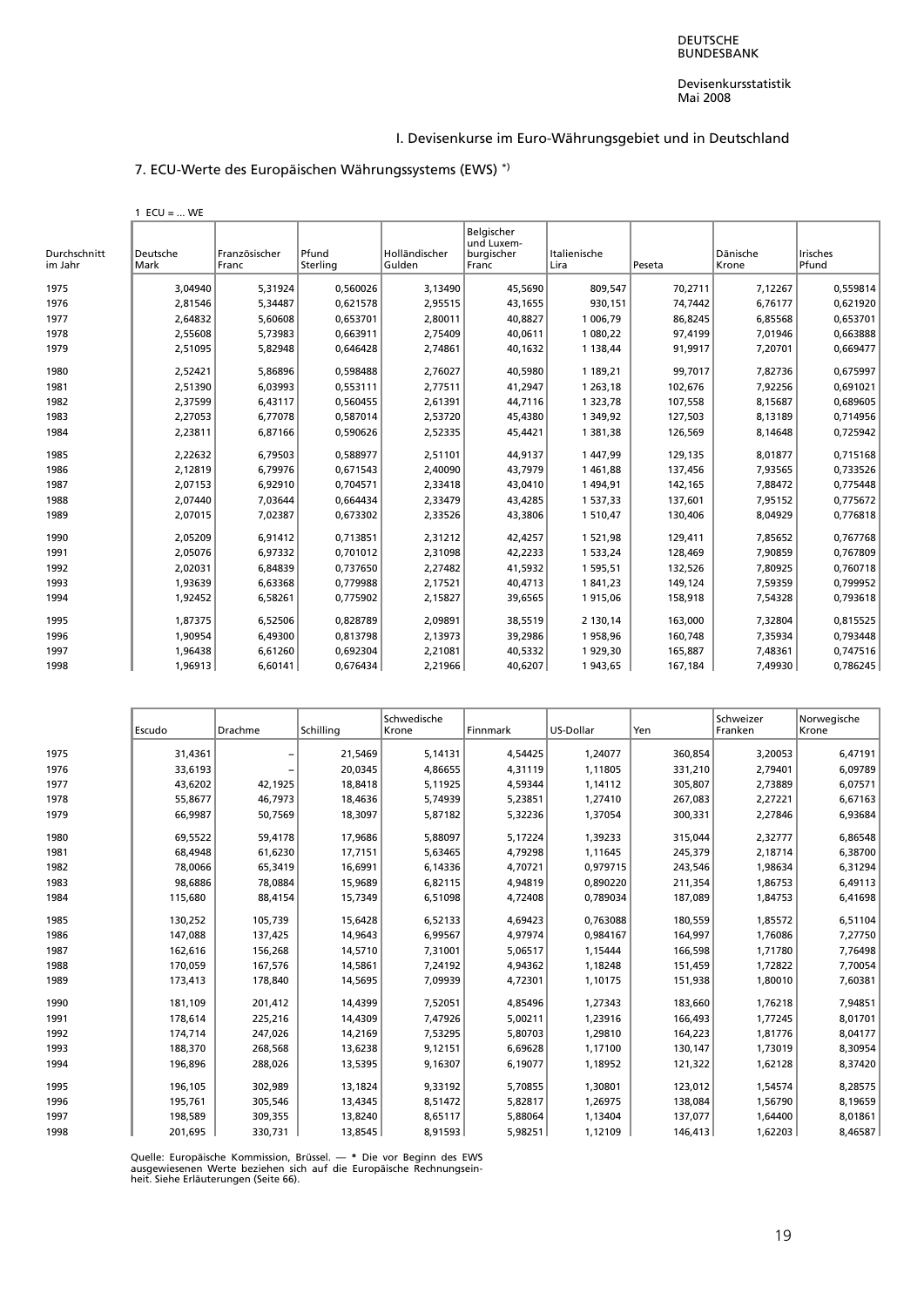## I. Devisenkurse im Euro-Währungsgebiet und in Deutschland

### 7. ECU-Werte des Europäischen Währungssystems (EWS) *)

1 ECU = ... WE

| Durchschnitt im Jahr | Deutsche Mark | Französischer Franc | Pfund Sterling | Holländischer Gulden | Belgischer und Luxemburgischer Franc | Italienische Lira | Peseta | Dänische Krone | Irisches Pfund |
|---|---|---|---|---|---|---|---|---|---|
| 1975 | 3,04940 | 5,31924 | 0,560026 | 3,13490 | 45,5690 | 809,547 | 70,2711 | 7,12267 | 0,559814 |
| 1976 | 2,81546 | 5,34487 | 0,621578 | 2,95515 | 43,1655 | 930,151 | 74,7442 | 6,76177 | 0,621920 |
| 1977 | 2,64832 | 5,60608 | 0,653701 | 2,80011 | 40,8827 | 1 006,79 | 86,8245 | 6,85568 | 0,653701 |
| 1978 | 2,55608 | 5,73983 | 0,663911 | 2,75409 | 40,0611 | 1 080,22 | 97,4199 | 7,01946 | 0,663888 |
| 1979 | 2,51095 | 5,82948 | 0,646428 | 2,74861 | 40,1632 | 1 138,44 | 91,9917 | 7,20701 | 0,669477 |
| 1980 | 2,52421 | 5,86896 | 0,598488 | 2,76027 | 40,5980 | 1 189,21 | 99,7017 | 7,82736 | 0,675997 |
| 1981 | 2,51390 | 6,03993 | 0,553111 | 2,77511 | 41,2947 | 1 263,18 | 102,676 | 7,92256 | 0,691021 |
| 1982 | 2,37599 | 6,43117 | 0,560455 | 2,61391 | 44,7116 | 1 323,78 | 107,558 | 8,15687 | 0,689605 |
| 1983 | 2,27053 | 6,77078 | 0,587014 | 2,53720 | 45,4380 | 1 349,92 | 127,503 | 8,13189 | 0,714956 |
| 1984 | 2,23811 | 6,87166 | 0,590626 | 2,52335 | 45,4421 | 1 381,38 | 126,569 | 8,14648 | 0,725942 |
| 1985 | 2,22632 | 6,79503 | 0,588977 | 2,51101 | 44,9137 | 1 447,99 | 129,135 | 8,01877 | 0,715168 |
| 1986 | 2,12819 | 6,79976 | 0,671543 | 2,40090 | 43,7979 | 1 461,88 | 137,456 | 7,93565 | 0,733526 |
| 1987 | 2,07153 | 6,92910 | 0,704571 | 2,33418 | 43,0410 | 1 494,91 | 142,165 | 7,88472 | 0,775448 |
| 1988 | 2,07440 | 7,03644 | 0,664434 | 2,33479 | 43,4285 | 1 537,33 | 137,601 | 7,95152 | 0,775672 |
| 1989 | 2,07015 | 7,02387 | 0,673302 | 2,33526 | 43,3806 | 1 510,47 | 130,406 | 8,04929 | 0,776818 |
| 1990 | 2,05209 | 6,91412 | 0,713851 | 2,31212 | 42,4257 | 1 521,98 | 129,411 | 7,85652 | 0,767768 |
| 1991 | 2,05076 | 6,97332 | 0,701012 | 2,31098 | 42,2233 | 1 533,24 | 128,469 | 7,90859 | 0,767809 |
| 1992 | 2,02031 | 6,84839 | 0,737650 | 2,27482 | 41,5932 | 1 595,51 | 132,526 | 7,80925 | 0,760718 |
| 1993 | 1,93639 | 6,63368 | 0,779988 | 2,17521 | 40,4713 | 1 841,23 | 149,124 | 7,59359 | 0,799952 |
| 1994 | 1,92452 | 6,58261 | 0,775902 | 2,15827 | 39,6565 | 1 915,06 | 158,918 | 7,54328 | 0,793618 |
| 1995 | 1,87375 | 6,52506 | 0,828789 | 2,09891 | 38,5519 | 2 130,14 | 163,000 | 7,32804 | 0,815525 |
| 1996 | 1,90954 | 6,49300 | 0,813798 | 2,13973 | 39,2986 | 1 958,96 | 160,748 | 7,35934 | 0,793448 |
| 1997 | 1,96438 | 6,61260 | 0,692304 | 2,21081 | 40,5332 | 1 929,30 | 165,887 | 7,48361 | 0,747516 |
| 1998 | 1,96913 | 6,60141 | 0,676434 | 2,21966 | 40,6207 | 1 943,65 | 167,184 | 7,49930 | 0,786245 |

| Durchschnitt im Jahr | Escudo | Drachme | Schilling | Schwedische Krone | Finnmark | US-Dollar | Yen | Schweizer Franken | Norwegische Krone |
|---|---|---|---|---|---|---|---|---|---|
| 1975 | 31,4361 | – | 21,5469 | 5,14131 | 4,54425 | 1,24077 | 360,854 | 3,20053 | 6,47191 |
| 1976 | 33,6193 | – | 20,0345 | 4,86655 | 4,31119 | 1,11805 | 331,210 | 2,79401 | 6,09789 |
| 1977 | 43,6202 | 42,1925 | 18,8418 | 5,11925 | 4,59344 | 1,14112 | 305,807 | 2,73889 | 6,07571 |
| 1978 | 55,8677 | 46,7973 | 18,4636 | 5,74939 | 5,23851 | 1,27410 | 267,083 | 2,27221 | 6,67163 |
| 1979 | 66,9987 | 50,7569 | 18,3097 | 5,87182 | 5,32236 | 1,37054 | 300,331 | 2,27846 | 6,93684 |
| 1980 | 69,5522 | 59,4178 | 17,9686 | 5,88097 | 5,17224 | 1,39233 | 315,044 | 2,32777 | 6,86548 |
| 1981 | 68,4948 | 61,6230 | 17,7151 | 5,63465 | 4,79298 | 1,11645 | 245,379 | 2,18714 | 6,38700 |
| 1982 | 78,0066 | 65,3419 | 16,6991 | 6,14336 | 4,70721 | 0,979715 | 243,546 | 1,98634 | 6,31294 |
| 1983 | 98,6886 | 78,0884 | 15,9689 | 6,82115 | 4,94819 | 0,890220 | 211,354 | 1,86753 | 6,49113 |
| 1984 | 115,680 | 88,4154 | 15,7349 | 6,51098 | 4,72408 | 0,789034 | 187,089 | 1,84753 | 6,41698 |
| 1985 | 130,252 | 105,739 | 15,6428 | 6,52133 | 4,69423 | 0,763088 | 180,559 | 1,85572 | 6,51104 |
| 1986 | 147,088 | 137,425 | 14,9643 | 6,99567 | 4,97974 | 0,984167 | 164,997 | 1,76086 | 7,27750 |
| 1987 | 162,616 | 156,268 | 14,5710 | 7,31001 | 5,06517 | 1,15444 | 166,598 | 1,71780 | 7,76498 |
| 1988 | 170,059 | 167,576 | 14,5861 | 7,24192 | 4,94362 | 1,18248 | 151,459 | 1,72822 | 7,70054 |
| 1989 | 173,413 | 178,840 | 14,5695 | 7,09939 | 4,72301 | 1,10175 | 151,938 | 1,80010 | 7,60381 |
| 1990 | 181,109 | 201,412 | 14,4399 | 7,52051 | 4,85496 | 1,27343 | 183,660 | 1,76218 | 7,94851 |
| 1991 | 178,614 | 225,216 | 14,4309 | 7,47926 | 5,00211 | 1,23916 | 166,493 | 1,77245 | 8,01701 |
| 1992 | 174,714 | 247,026 | 14,2169 | 7,53295 | 5,80703 | 1,29810 | 164,223 | 1,81776 | 8,04177 |
| 1993 | 188,370 | 268,568 | 13,6238 | 9,12151 | 6,69628 | 1,17100 | 130,147 | 1,73019 | 8,30954 |
| 1994 | 196,896 | 288,026 | 13,5395 | 9,16307 | 6,19077 | 1,18952 | 121,322 | 1,62128 | 8,37420 |
| 1995 | 196,105 | 302,989 | 13,1824 | 9,33192 | 5,70855 | 1,30801 | 123,012 | 1,54574 | 8,28575 |
| 1996 | 195,761 | 305,546 | 13,4345 | 8,51472 | 5,82817 | 1,26975 | 138,084 | 1,56790 | 8,19659 |
| 1997 | 198,589 | 309,355 | 13,8240 | 8,65117 | 5,88064 | 1,13404 | 137,077 | 1,64400 | 8,01861 |
| 1998 | 201,695 | 330,731 | 13,8545 | 8,91593 | 5,98251 | 1,12109 | 146,413 | 1,62203 | 8,46587 |

Quelle: Europäische Kommission, Brüssel. — * Die vor Beginn des EWS ausgewiesenen Werte beziehen sich auf die Europäische Rechnungseinheit. Siehe Erläuterungen (Seite 66).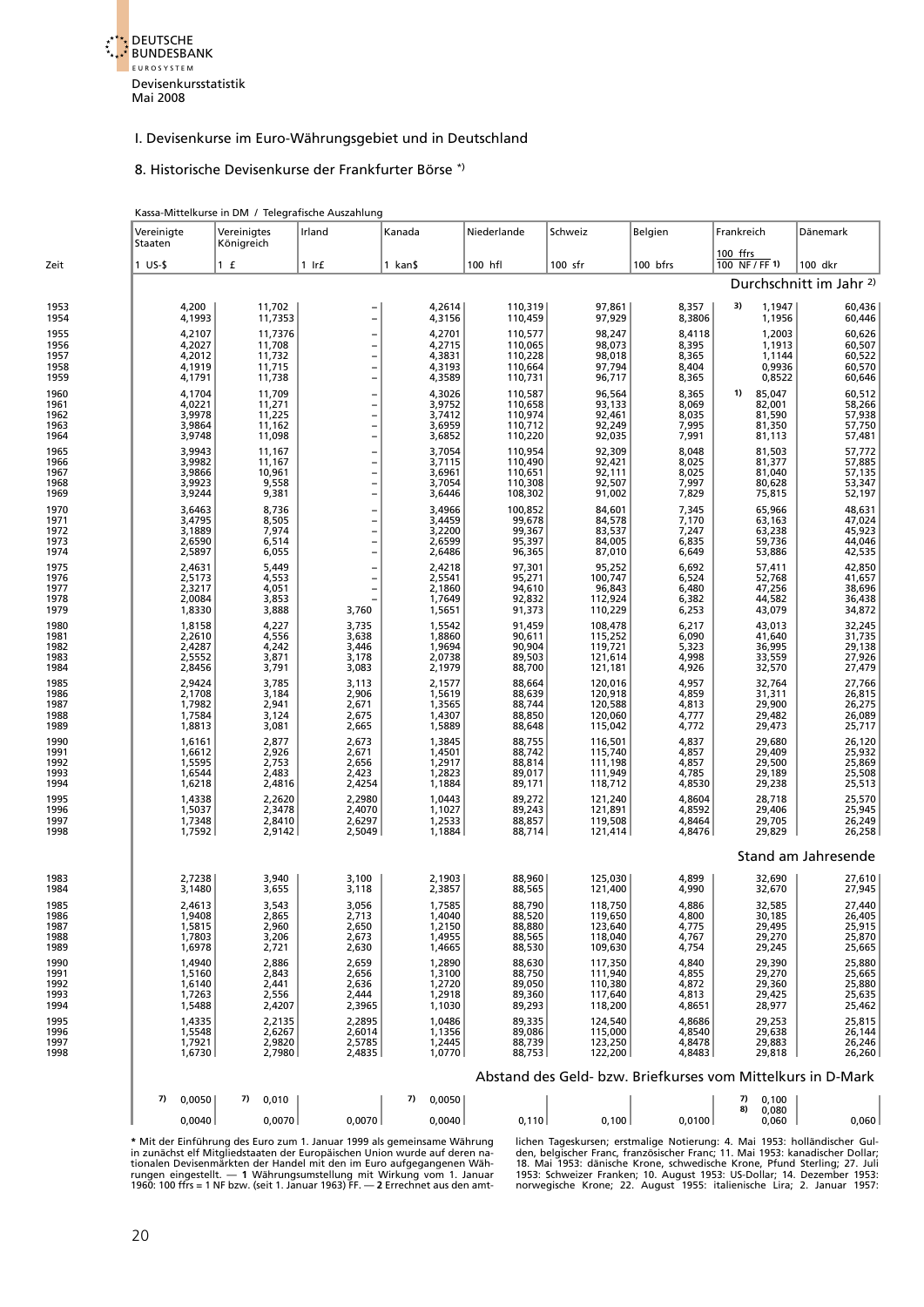I. Devisenkurse im Euro-Währungsgebiet und in Deutschland

## 8. Historische Devisenkurse der Frankfurter Börse *)

Kassa-Mittelkurse in DM / Telegrafische Auszahlung

| Zeit | Vereinigte Staaten | Vereinigtes Königreich | Irland | Kanada | Niederlande | Schweiz | Belgien | Frankreich | Dänemark |
|---|---|---|---|---|---|---|---|---|---|
| | 1 US-$ | 1 £ | 1 Ir£ | 1 kan$ | 100 hfl | 100 sfr | 100 bfrs | 100 ffrs / 100 NF / FF 1) | 100 dkr |
| | **Durchschnitt im Jahr 2)** | | | | | | | | |
| 1953 | 4,200 | 11,702 | – | 4,2614 | 110,319 | 97,861 | 8,357 | 3) 1,1947 | 60,436 |
| 1954 | 4,1993 | 11,7353 | – | 4,3156 | 110,459 | 97,929 | 8,3806 | 1,1956 | 60,446 |
| 1955 | 4,2107 | 11,7376 | – | 4,2701 | 110,577 | 98,247 | 8,4118 | 1,2003 | 60,626 |
| 1956 | 4,2027 | 11,708 | – | 4,2715 | 110,065 | 98,073 | 8,395 | 1,1913 | 60,507 |
| 1957 | 4,2012 | 11,732 | – | 4,3831 | 110,228 | 98,018 | 8,365 | 1,1144 | 60,522 |
| 1958 | 4,1919 | 11,715 | – | 4,3193 | 110,664 | 97,794 | 8,404 | 0,9936 | 60,570 |
| 1959 | 4,1791 | 11,738 | – | 4,3589 | 110,731 | 96,717 | 8,365 | 0,8522 | 60,646 |
| 1960 | 4,1704 | 11,709 | – | 4,3026 | 110,587 | 96,564 | 8,365 | 1) 85,047 | 60,512 |
| 1961 | 4,0221 | 11,271 | – | 3,9752 | 110,658 | 93,133 | 8,069 | 82,001 | 58,266 |
| 1962 | 3,9978 | 11,225 | – | 3,7412 | 110,974 | 92,461 | 8,035 | 81,590 | 57,938 |
| 1963 | 3,9864 | 11,162 | – | 3,6959 | 110,712 | 92,249 | 7,995 | 81,350 | 57,750 |
| 1964 | 3,9748 | 11,098 | – | 3,6852 | 110,220 | 92,035 | 7,991 | 81,113 | 57,481 |
| 1965 | 3,9943 | 11,167 | – | 3,7054 | 110,954 | 92,309 | 8,048 | 81,503 | 57,772 |
| 1966 | 3,9982 | 11,167 | – | 3,7115 | 110,490 | 92,421 | 8,025 | 81,377 | 57,885 |
| 1967 | 3,9866 | 10,961 | – | 3,6961 | 110,651 | 92,111 | 8,025 | 81,040 | 57,135 |
| 1968 | 3,9923 | 9,558 | – | 3,7054 | 110,308 | 92,507 | 7,997 | 80,628 | 53,347 |
| 1969 | 3,9244 | 9,381 | – | 3,6446 | 108,302 | 91,002 | 7,829 | 75,815 | 52,197 |
| 1970 | 3,6463 | 8,736 | – | 3,4966 | 100,852 | 84,601 | 7,345 | 65,966 | 48,631 |
| 1971 | 3,4795 | 8,505 | – | 3,4459 | 99,678 | 84,578 | 7,170 | 63,163 | 47,024 |
| 1972 | 3,1889 | 7,974 | – | 3,2200 | 99,367 | 83,537 | 7,247 | 63,238 | 45,923 |
| 1973 | 2,6590 | 6,514 | – | 2,6599 | 95,397 | 84,005 | 6,835 | 59,736 | 44,046 |
| 1974 | 2,5897 | 6,055 | – | 2,6486 | 96,365 | 87,010 | 6,649 | 53,886 | 42,535 |
| 1975 | 2,4631 | 5,449 | – | 2,4218 | 97,301 | 95,252 | 6,692 | 57,411 | 42,850 |
| 1976 | 2,5173 | 4,553 | – | 2,5541 | 95,271 | 100,747 | 6,524 | 52,768 | 41,657 |
| 1977 | 2,3217 | 4,051 | – | 2,1860 | 94,610 | 96,843 | 6,480 | 47,256 | 38,696 |
| 1978 | 2,0084 | 3,853 | – | 1,7649 | 92,832 | 112,924 | 6,382 | 44,582 | 36,438 |
| 1979 | 1,8330 | 3,888 | 3,760 | 1,5651 | 91,373 | 110,229 | 6,253 | 43,079 | 34,872 |
| 1980 | 1,8158 | 4,227 | 3,735 | 1,5542 | 91,459 | 108,478 | 6,217 | 43,013 | 32,245 |
| 1981 | 2,2610 | 4,556 | 3,638 | 1,8860 | 90,611 | 115,252 | 6,090 | 41,640 | 31,735 |
| 1982 | 2,4287 | 4,242 | 3,446 | 1,9694 | 90,904 | 119,721 | 5,323 | 36,995 | 29,138 |
| 1983 | 2,5552 | 3,871 | 3,178 | 2,0738 | 89,503 | 121,614 | 4,998 | 33,559 | 27,926 |
| 1984 | 2,8456 | 3,791 | 3,083 | 2,1979 | 88,700 | 121,181 | 4,926 | 32,570 | 27,479 |
| 1985 | 2,9424 | 3,785 | 3,113 | 2,1577 | 88,664 | 120,016 | 4,957 | 32,764 | 27,766 |
| 1986 | 2,1708 | 3,184 | 2,906 | 1,5619 | 88,639 | 120,918 | 4,859 | 31,311 | 26,815 |
| 1987 | 1,7982 | 2,941 | 2,671 | 1,3565 | 88,744 | 120,588 | 4,813 | 29,900 | 26,275 |
| 1988 | 1,7584 | 3,124 | 2,675 | 1,4307 | 88,850 | 120,060 | 4,777 | 29,482 | 26,089 |
| 1989 | 1,8813 | 3,081 | 2,665 | 1,5889 | 88,648 | 115,042 | 4,772 | 29,473 | 25,717 |
| 1990 | 1,6161 | 2,877 | 2,673 | 1,3845 | 88,755 | 116,501 | 4,837 | 29,680 | 26,120 |
| 1991 | 1,6612 | 2,926 | 2,671 | 1,4501 | 88,742 | 115,740 | 4,857 | 29,409 | 25,932 |
| 1992 | 1,5595 | 2,753 | 2,656 | 1,2917 | 88,814 | 111,198 | 4,857 | 29,500 | 25,869 |
| 1993 | 1,6544 | 2,483 | 2,423 | 1,2823 | 89,017 | 111,949 | 4,785 | 29,189 | 25,508 |
| 1994 | 1,6218 | 2,4816 | 2,4254 | 1,1884 | 89,171 | 118,712 | 4,8530 | 29,238 | 25,513 |
| 1995 | 1,4338 | 2,2620 | 2,2980 | 1,0443 | 89,272 | 121,240 | 4,8604 | 28,718 | 25,570 |
| 1996 | 1,5037 | 2,3478 | 2,4070 | 1,1027 | 89,243 | 121,891 | 4,8592 | 29,406 | 25,945 |
| 1997 | 1,7348 | 2,8410 | 2,6297 | 1,2533 | 88,857 | 119,508 | 4,8464 | 29,705 | 26,249 |
| 1998 | 1,7592 | 2,9142 | 2,5049 | 1,1884 | 88,714 | 121,414 | 4,8476 | 29,829 | 26,258 |
| | **Stand am Jahresende** | | | | | | | | |
| 1983 | 2,7238 | 3,940 | 3,100 | 2,1903 | 88,960 | 125,030 | 4,899 | 32,690 | 27,610 |
| 1984 | 3,1480 | 3,655 | 3,118 | 2,3857 | 88,565 | 121,400 | 4,990 | 32,670 | 27,945 |
| 1985 | 2,4613 | 3,543 | 3,056 | 1,7585 | 88,790 | 118,750 | 4,886 | 32,585 | 27,440 |
| 1986 | 1,9408 | 2,865 | 2,713 | 1,4040 | 88,520 | 119,650 | 4,800 | 30,185 | 26,405 |
| 1987 | 1,5815 | 2,960 | 2,650 | 1,2150 | 88,880 | 123,640 | 4,775 | 29,495 | 25,915 |
| 1988 | 1,7803 | 3,206 | 2,673 | 1,4955 | 88,565 | 118,040 | 4,767 | 29,270 | 25,870 |
| 1989 | 1,6978 | 2,721 | 2,630 | 1,4665 | 88,530 | 109,630 | 4,754 | 29,245 | 25,665 |
| 1990 | 1,4940 | 2,886 | 2,659 | 1,2890 | 88,630 | 117,350 | 4,840 | 29,390 | 25,880 |
| 1991 | 1,5160 | 2,843 | 2,656 | 1,3100 | 88,750 | 111,940 | 4,855 | 29,270 | 25,665 |
| 1992 | 1,6140 | 2,441 | 2,636 | 1,2720 | 89,050 | 110,380 | 4,872 | 29,360 | 25,880 |
| 1993 | 1,7263 | 2,556 | 2,444 | 1,2918 | 89,360 | 117,640 | 4,813 | 29,425 | 25,635 |
| 1994 | 1,5488 | 2,4207 | 2,3965 | 1,1030 | 89,293 | 118,200 | 4,8651 | 28,977 | 25,462 |
| 1995 | 1,4335 | 2,2135 | 2,2895 | 1,0486 | 89,335 | 124,540 | 4,8686 | 29,253 | 25,815 |
| 1996 | 1,5548 | 2,6267 | 2,6014 | 1,1356 | 89,086 | 115,000 | 4,8540 | 29,638 | 26,144 |
| 1997 | 1,7921 | 2,9820 | 2,5785 | 1,2445 | 88,739 | 123,250 | 4,8478 | 29,883 | 26,246 |
| 1998 | 1,6730 | 2,7980 | 2,4835 | 1,0770 | 88,753 | 122,200 | 4,8483 | 29,818 | 26,260 |
| | **Abstand des Geld- bzw. Briefkurses vom Mittelkurs in D-Mark** | | | | | | | | |
| | 7) 0,0050 | 7) 0,010 | | 7) 0,0050 | | | | 7) 0,100 / 8) 0,080 | |
| | 0,0040 | 0,0070 | 0,0070 | 0,0040 | 0,110 | 0,100 | 0,0100 | 0,060 | 0,060 |

* Mit der Einführung des Euro zum 1. Januar 1999 als gemeinsame Währung in zunächst elf Mitgliedstaaten der Europäischen Union wurde auf deren nationalen Devisenmärkten der Handel mit den im Euro aufgegangenen Währungen eingestellt. — **1** Währungsumstellung mit Wirkung vom 1. Januar 1960: 100 ffrs = 1 NF bzw. (seit 1. Januar 1963) FF. — **2** Errechnet aus den amtlichen Tageskursen; erstmalige Notierung: 4. Mai 1953: holländischer Gulden, belgischer Franc, französischer Franc; 11. Mai 1953: kanadischer Dollar; 18. Mai 1953: dänische Krone, schwedische Krone, Pfund Sterling; 27. Juli 1953: Schweizer Franken; 10. August 1953: US-Dollar; 14. Dezember 1953: norwegische Krone; 22. August 1955: italienische Lira; 2. Januar 1957: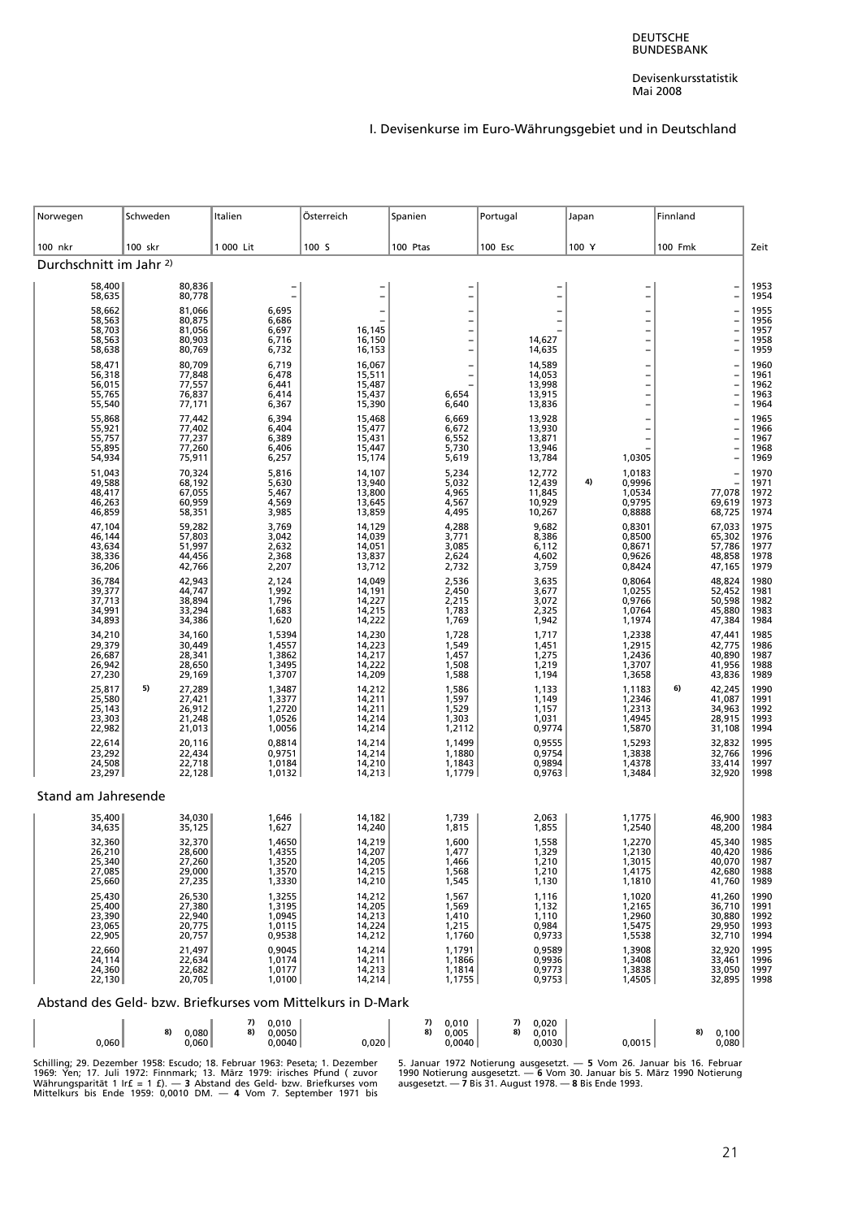I. Devisenkurse im Euro-Währungsgebiet und in Deutschland

| Norwegen | Schweden | Italien | Österreich | Spanien | Portugal | Japan | Finnland | |
|---|---|---|---|---|---|---|---|---|
| 100 nkr | 100 skr | 1 000 Lit | 100 S | 100 Ptas | 100 Esc | 100 ¥ | 100 Fmk | Zeit |
| **Durchschnitt im Jahr 2)** | | | | | | | | |
| 58,400 | 80,836 | – | – | – | – | – | – | 1953 |
| 58,635 | 80,778 | – | – | – | – | – | – | 1954 |
| 58,662 | 81,066 | 6,695 | – | – | – | – | – | 1955 |
| 58,563 | 80,875 | 6,686 | – | – | – | – | – | 1956 |
| 58,703 | 81,056 | 6,697 | 16,145 | – | – | – | – | 1957 |
| 58,563 | 80,903 | 6,716 | 16,150 | – | 14,627 | – | – | 1958 |
| 58,638 | 80,769 | 6,732 | 16,153 | – | 14,635 | – | – | 1959 |
| 58,471 | 80,709 | 6,719 | 16,067 | – | 14,589 | – | – | 1960 |
| 56,318 | 77,848 | 6,478 | 15,511 | – | 14,053 | – | – | 1961 |
| 56,015 | 77,557 | 6,441 | 15,487 | – | 13,998 | – | – | 1962 |
| 55,765 | 76,837 | 6,414 | 15,437 | 6,654 | 13,915 | – | – | 1963 |
| 55,540 | 77,171 | 6,367 | 15,390 | 6,640 | 13,836 | – | – | 1964 |
| 55,868 | 77,442 | 6,394 | 15,468 | 6,669 | 13,928 | – | – | 1965 |
| 55,921 | 77,402 | 6,404 | 15,477 | 6,672 | 13,930 | – | – | 1966 |
| 55,757 | 77,237 | 6,389 | 15,431 | 6,552 | 13,871 | – | – | 1967 |
| 55,895 | 77,260 | 6,406 | 15,447 | 5,730 | 13,946 | – | – | 1968 |
| 54,934 | 75,911 | 6,257 | 15,174 | 5,619 | 13,784 | 1,0305 | – | 1969 |
| 51,043 | 70,324 | 5,816 | 14,107 | 5,234 | 12,772 | 1,0183 | – | 1970 |
| 49,588 | 68,192 | 5,630 | 13,940 | 5,032 | 12,439 | 4) 0,9996 | – | 1971 |
| 48,417 | 67,055 | 5,467 | 13,800 | 4,965 | 11,845 | 1,0534 | 77,078 | 1972 |
| 46,263 | 60,959 | 4,569 | 13,645 | 4,567 | 10,929 | 0,9795 | 69,619 | 1973 |
| 46,859 | 58,351 | 3,985 | 13,859 | 4,495 | 10,267 | 0,8888 | 68,725 | 1974 |
| 47,104 | 59,282 | 3,769 | 14,129 | 4,288 | 9,682 | 0,8301 | 67,033 | 1975 |
| 46,144 | 57,803 | 3,042 | 14,039 | 3,771 | 8,386 | 0,8500 | 65,302 | 1976 |
| 43,634 | 51,997 | 2,632 | 14,051 | 3,085 | 6,112 | 0,8671 | 57,786 | 1977 |
| 38,336 | 44,456 | 2,368 | 13,837 | 2,624 | 4,602 | 0,9626 | 48,858 | 1978 |
| 36,206 | 42,766 | 2,207 | 13,712 | 2,732 | 3,759 | 0,8424 | 47,165 | 1979 |
| 36,784 | 42,943 | 2,124 | 14,049 | 2,536 | 3,635 | 0,8064 | 48,824 | 1980 |
| 39,377 | 44,747 | 1,992 | 14,191 | 2,450 | 3,677 | 1,0255 | 52,452 | 1981 |
| 37,713 | 38,894 | 1,796 | 14,227 | 2,215 | 3,072 | 0,9766 | 50,598 | 1982 |
| 34,991 | 33,294 | 1,683 | 14,215 | 1,783 | 2,325 | 1,0764 | 45,880 | 1983 |
| 34,893 | 34,386 | 1,620 | 14,222 | 1,769 | 1,942 | 1,1974 | 47,384 | 1984 |
| 34,210 | 34,160 | 1,5394 | 14,230 | 1,728 | 1,717 | 1,2338 | 47,441 | 1985 |
| 29,379 | 30,449 | 1,4557 | 14,223 | 1,549 | 1,451 | 1,2915 | 42,775 | 1986 |
| 26,687 | 28,341 | 1,3862 | 14,217 | 1,457 | 1,275 | 1,2436 | 40,890 | 1987 |
| 26,942 | 28,650 | 1,3495 | 14,222 | 1,508 | 1,219 | 1,3707 | 41,956 | 1988 |
| 27,230 | 29,169 | 1,3707 | 14,209 | 1,588 | 1,194 | 1,3658 | 43,836 | 1989 |
| 25,817 | 5) 27,289 | 1,3487 | 14,212 | 1,586 | 1,133 | 1,1183 | 6) 42,245 | 1990 |
| 25,580 | 27,421 | 1,3377 | 14,211 | 1,597 | 1,149 | 1,2346 | 41,087 | 1991 |
| 25,143 | 26,912 | 1,2720 | 14,211 | 1,529 | 1,157 | 1,2313 | 34,963 | 1992 |
| 23,303 | 21,248 | 1,0526 | 14,214 | 1,303 | 1,031 | 1,4945 | 28,915 | 1993 |
| 22,982 | 21,013 | 1,0056 | 14,214 | 1,2112 | 0,9774 | 1,5870 | 31,108 | 1994 |
| 22,614 | 20,116 | 0,8814 | 14,214 | 1,1499 | 0,9555 | 1,5293 | 32,832 | 1995 |
| 23,292 | 22,434 | 0,9751 | 14,214 | 1,1880 | 0,9754 | 1,3838 | 32,766 | 1996 |
| 24,508 | 22,718 | 1,0184 | 14,210 | 1,1843 | 0,9894 | 1,4378 | 33,414 | 1997 |
| 23,297 | 22,128 | 1,0132 | 14,213 | 1,1779 | 0,9763 | 1,3484 | 32,920 | 1998 |
| **Stand am Jahresende** | | | | | | | | |
| 35,400 | 34,030 | 1,646 | 14,182 | 1,739 | 2,063 | 1,1775 | 46,900 | 1983 |
| 34,635 | 35,125 | 1,627 | 14,240 | 1,815 | 1,855 | 1,2540 | 48,200 | 1984 |
| 32,360 | 32,370 | 1,4650 | 14,219 | 1,600 | 1,558 | 1,2270 | 45,340 | 1985 |
| 26,210 | 28,600 | 1,4355 | 14,207 | 1,477 | 1,329 | 1,2130 | 40,420 | 1986 |
| 25,340 | 27,260 | 1,3520 | 14,205 | 1,466 | 1,210 | 1,3015 | 40,070 | 1987 |
| 27,085 | 29,000 | 1,3570 | 14,215 | 1,568 | 1,210 | 1,4175 | 42,680 | 1988 |
| 25,660 | 27,235 | 1,3330 | 14,210 | 1,545 | 1,130 | 1,1810 | 41,760 | 1989 |
| 25,430 | 26,530 | 1,3255 | 14,212 | 1,567 | 1,116 | 1,1020 | 41,260 | 1990 |
| 25,400 | 27,380 | 1,3195 | 14,205 | 1,569 | 1,132 | 1,2165 | 36,710 | 1991 |
| 23,390 | 22,940 | 1,0945 | 14,213 | 1,410 | 1,110 | 1,2960 | 30,880 | 1992 |
| 23,065 | 20,775 | 1,0115 | 14,224 | 1,215 | 0,984 | 1,5475 | 29,950 | 1993 |
| 22,905 | 20,757 | 0,9538 | 14,212 | 1,1760 | 0,9733 | 1,5538 | 32,710 | 1994 |
| 22,660 | 21,497 | 0,9045 | 14,214 | 1,1791 | 0,9589 | 1,3908 | 32,920 | 1995 |
| 24,114 | 22,634 | 1,0174 | 14,211 | 1,1866 | 0,9936 | 1,3408 | 33,461 | 1996 |
| 24,360 | 22,682 | 1,0177 | 14,213 | 1,1814 | 0,9773 | 1,3838 | 33,050 | 1997 |
| 22,130 | 22,128 | 1,0100 | 14,214 | 1,1755 | 0,9753 | 1,4505 | 32,895 | 1998 |
| **Abstand des Geld- bzw. Briefkurses vom Mittelkurs in D-Mark** | | | | | | | | |
| | | 7) 0,010 | | 7) 0,010 | 7) 0,020 | | | |
| | 8) 0,080 | 8) 0,0050 | | 8) 0,005 | 8) 0,010 | | 8) 0,100 | |
| 0,060 | 0,060 | 0,0040 | 0,020 | 0,0040 | 0,0030 | 0,0015 | 0,080 | |

Schilling; 29. Dezember 1958: Escudo; 18. Februar 1963: Peseta; 1. Dezember 1969: Yen; 17. Juli 1972: Finnmark; 13. März 1979: irisches Pfund ( zuvor Währungsparität 1 Ir£ = 1 £). — **3** Abstand des Geld- bzw. Briefkurses vom Mittelkurs bis Ende 1959: 0,0010 DM. — **4** Vom 7. September 1971 bis 5. Januar 1972 Notierung ausgesetzt. — **5** Vom 26. Januar bis 16. Februar 1990 Notierung ausgesetzt. — **6** Vom 30. Januar bis 5. März 1990 Notierung ausgesetzt. — **7** Bis 31. August 1978. — **8** Bis Ende 1993.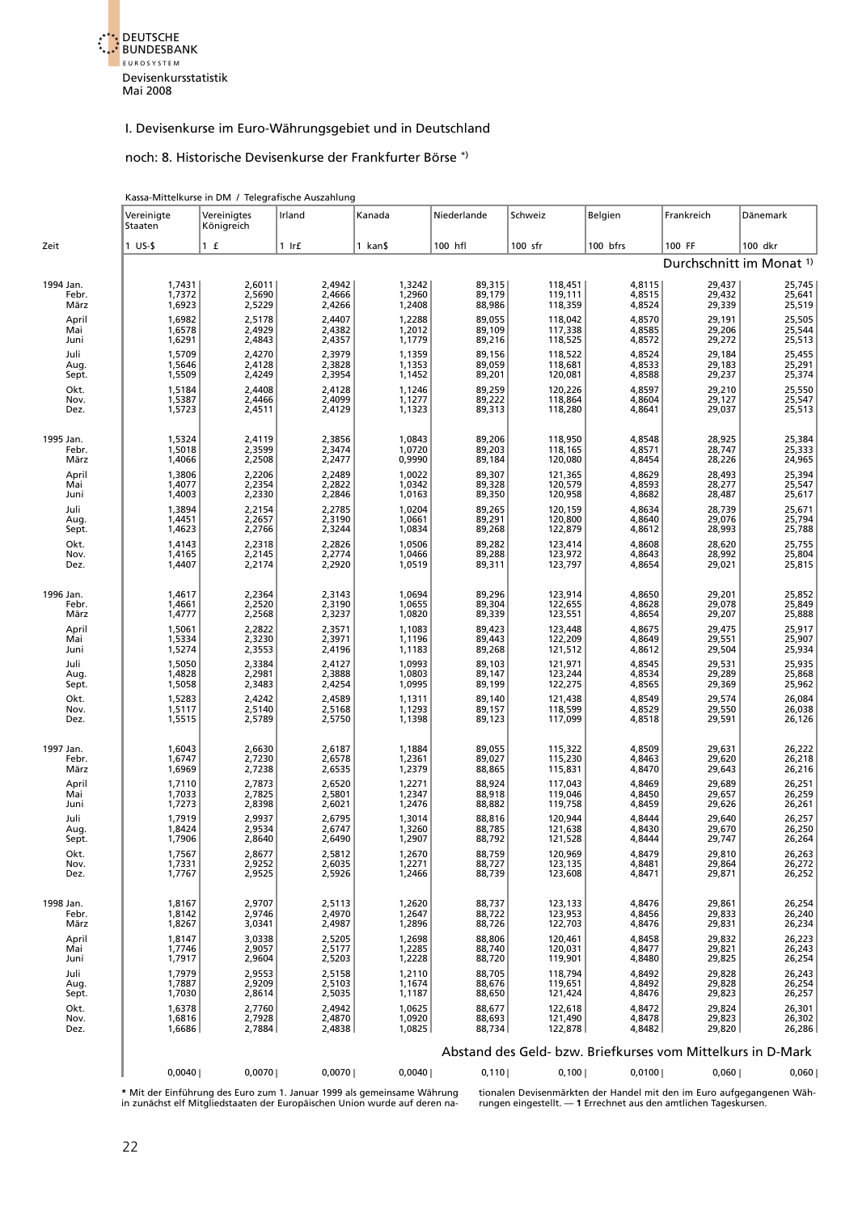## I. Devisenkurse im Euro-Währungsgebiet und in Deutschland

### noch: 8. Historische Devisenkurse der Frankfurter Börse *)

Kassa-Mittelkurse in DM / Telegrafische Auszahlung

| Zeit | Vereinigte Staaten | Vereinigtes Königreich | Irland | Kanada | Niederlande | Schweiz | Belgien | Frankreich | Dänemark |
|---|---|---|---|---|---|---|---|---|---|
| | 1 US-$ | 1 £ | 1 Ir£ | 1 kan$ | 100 hfl | 100 sfr | 100 bfrs | 100 FF | 100 dkr |
| | Durchschnitt im Monat 1) | | | | | | | | |
| 1994 Jan. | 1,7431 | 2,6011 | 2,4942 | 1,3242 | 89,315 | 118,451 | 4,8115 | 29,437 | 25,745 |
| Febr. | 1,7372 | 2,5690 | 2,4666 | 1,2960 | 89,179 | 119,111 | 4,8515 | 29,432 | 25,641 |
| März | 1,6923 | 2,5229 | 2,4266 | 1,2408 | 88,986 | 118,359 | 4,8524 | 29,339 | 25,519 |
| April | 1,6982 | 2,5178 | 2,4407 | 1,2288 | 89,055 | 118,042 | 4,8570 | 29,191 | 25,505 |
| Mai | 1,6578 | 2,4929 | 2,4382 | 1,2012 | 89,109 | 117,338 | 4,8585 | 29,206 | 25,544 |
| Juni | 1,6291 | 2,4843 | 2,4357 | 1,1779 | 89,216 | 118,525 | 4,8572 | 29,272 | 25,513 |
| Juli | 1,5709 | 2,4270 | 2,3979 | 1,1359 | 89,156 | 118,522 | 4,8524 | 29,184 | 25,455 |
| Aug. | 1,5646 | 2,4128 | 2,3828 | 1,1353 | 89,059 | 118,681 | 4,8533 | 29,183 | 25,291 |
| Sept. | 1,5509 | 2,4249 | 2,3954 | 1,1452 | 89,201 | 120,081 | 4,8588 | 29,237 | 25,374 |
| Okt. | 1,5184 | 2,4408 | 2,4128 | 1,1246 | 89,259 | 120,226 | 4,8597 | 29,210 | 25,550 |
| Nov. | 1,5387 | 2,4466 | 2,4099 | 1,1277 | 89,222 | 118,864 | 4,8604 | 29,127 | 25,547 |
| Dez. | 1,5723 | 2,4511 | 2,4129 | 1,1323 | 89,313 | 118,280 | 4,8641 | 29,037 | 25,513 |
| 1995 Jan. | 1,5324 | 2,4119 | 2,3856 | 1,0843 | 89,206 | 118,950 | 4,8548 | 28,925 | 25,384 |
| Febr. | 1,5018 | 2,3599 | 2,3474 | 1,0720 | 89,203 | 118,165 | 4,8571 | 28,747 | 25,333 |
| März | 1,4066 | 2,2508 | 2,2477 | 0,9990 | 89,184 | 120,080 | 4,8454 | 28,226 | 24,965 |
| April | 1,3806 | 2,2206 | 2,2489 | 1,0022 | 89,307 | 121,365 | 4,8629 | 28,493 | 25,394 |
| Mai | 1,4077 | 2,2354 | 2,2822 | 1,0342 | 89,328 | 120,579 | 4,8593 | 28,277 | 25,547 |
| Juni | 1,4003 | 2,2330 | 2,2846 | 1,0163 | 89,350 | 120,958 | 4,8682 | 28,487 | 25,617 |
| Juli | 1,3894 | 2,2154 | 2,2785 | 1,0204 | 89,265 | 120,159 | 4,8634 | 28,739 | 25,671 |
| Aug. | 1,4451 | 2,2657 | 2,3190 | 1,0661 | 89,291 | 120,800 | 4,8640 | 29,076 | 25,794 |
| Sept. | 1,4623 | 2,2766 | 2,3244 | 1,0834 | 89,268 | 122,879 | 4,8612 | 28,993 | 25,788 |
| Okt. | 1,4143 | 2,2318 | 2,2826 | 1,0506 | 89,282 | 123,414 | 4,8608 | 28,620 | 25,755 |
| Nov. | 1,4165 | 2,2145 | 2,2774 | 1,0466 | 89,288 | 123,972 | 4,8643 | 28,992 | 25,804 |
| Dez. | 1,4407 | 2,2174 | 2,2920 | 1,0519 | 89,311 | 123,797 | 4,8654 | 29,021 | 25,815 |
| 1996 Jan. | 1,4617 | 2,2364 | 2,3143 | 1,0694 | 89,296 | 123,914 | 4,8650 | 29,201 | 25,852 |
| Febr. | 1,4661 | 2,2520 | 2,3190 | 1,0655 | 89,304 | 122,655 | 4,8628 | 29,078 | 25,849 |
| März | 1,4777 | 2,2568 | 2,3237 | 1,0820 | 89,339 | 123,551 | 4,8654 | 29,207 | 25,888 |
| April | 1,5061 | 2,2822 | 2,3571 | 1,1083 | 89,423 | 123,448 | 4,8675 | 29,475 | 25,917 |
| Mai | 1,5334 | 2,3230 | 2,3971 | 1,1196 | 89,443 | 122,209 | 4,8649 | 29,551 | 25,907 |
| Juni | 1,5274 | 2,3553 | 2,4196 | 1,1183 | 89,268 | 121,512 | 4,8612 | 29,504 | 25,934 |
| Juli | 1,5050 | 2,3384 | 2,4127 | 1,0993 | 89,103 | 121,971 | 4,8545 | 29,531 | 25,935 |
| Aug. | 1,4828 | 2,2981 | 2,3888 | 1,0803 | 89,147 | 123,244 | 4,8534 | 29,289 | 25,868 |
| Sept. | 1,5058 | 2,3483 | 2,4254 | 1,0995 | 89,199 | 122,275 | 4,8565 | 29,369 | 25,962 |
| Okt. | 1,5283 | 2,4242 | 2,4589 | 1,1311 | 89,140 | 121,438 | 4,8549 | 29,574 | 26,084 |
| Nov. | 1,5117 | 2,5140 | 2,5168 | 1,1293 | 89,157 | 118,599 | 4,8529 | 29,550 | 26,038 |
| Dez. | 1,5515 | 2,5789 | 2,5750 | 1,1398 | 89,123 | 117,099 | 4,8518 | 29,591 | 26,126 |
| 1997 Jan. | 1,6043 | 2,6630 | 2,6187 | 1,1884 | 89,055 | 115,322 | 4,8509 | 29,631 | 26,222 |
| Febr. | 1,6747 | 2,7230 | 2,6578 | 1,2361 | 89,027 | 115,230 | 4,8463 | 29,620 | 26,218 |
| März | 1,6969 | 2,7238 | 2,6535 | 1,2379 | 88,865 | 115,831 | 4,8470 | 29,643 | 26,216 |
| April | 1,7110 | 2,7873 | 2,6520 | 1,2271 | 88,924 | 117,043 | 4,8469 | 29,689 | 26,251 |
| Mai | 1,7033 | 2,7825 | 2,5801 | 1,2347 | 88,918 | 119,046 | 4,8450 | 29,657 | 26,259 |
| Juni | 1,7273 | 2,8398 | 2,6021 | 1,2476 | 88,882 | 119,758 | 4,8459 | 29,626 | 26,261 |
| Juli | 1,7919 | 2,9937 | 2,6795 | 1,3014 | 88,816 | 120,944 | 4,8444 | 29,640 | 26,257 |
| Aug. | 1,8424 | 2,9534 | 2,6747 | 1,3260 | 88,785 | 121,638 | 4,8430 | 29,670 | 26,250 |
| Sept. | 1,7906 | 2,8640 | 2,6490 | 1,2907 | 88,792 | 121,528 | 4,8444 | 29,747 | 26,264 |
| Okt. | 1,7567 | 2,8677 | 2,5812 | 1,2670 | 88,759 | 120,969 | 4,8479 | 29,810 | 26,263 |
| Nov. | 1,7331 | 2,9252 | 2,6035 | 1,2271 | 88,727 | 123,135 | 4,8481 | 29,864 | 26,272 |
| Dez. | 1,7767 | 2,9525 | 2,5926 | 1,2466 | 88,739 | 123,608 | 4,8471 | 29,871 | 26,252 |
| 1998 Jan. | 1,8167 | 2,9707 | 2,5113 | 1,2620 | 88,737 | 123,133 | 4,8476 | 29,861 | 26,254 |
| Febr. | 1,8142 | 2,9746 | 2,4970 | 1,2647 | 88,722 | 123,953 | 4,8456 | 29,833 | 26,240 |
| März | 1,8267 | 3,0341 | 2,4987 | 1,2896 | 88,726 | 122,703 | 4,8476 | 29,831 | 26,234 |
| April | 1,8147 | 3,0338 | 2,5205 | 1,2698 | 88,806 | 120,461 | 4,8458 | 29,832 | 26,223 |
| Mai | 1,7746 | 2,9057 | 2,5177 | 1,2285 | 88,740 | 120,031 | 4,8477 | 29,821 | 26,243 |
| Juni | 1,7917 | 2,9604 | 2,5203 | 1,2228 | 88,720 | 119,901 | 4,8480 | 29,825 | 26,254 |
| Juli | 1,7979 | 2,9553 | 2,5158 | 1,2110 | 88,705 | 118,794 | 4,8492 | 29,828 | 26,243 |
| Aug. | 1,7887 | 2,9209 | 2,5103 | 1,1674 | 88,676 | 119,651 | 4,8492 | 29,828 | 26,254 |
| Sept. | 1,7030 | 2,8614 | 2,5035 | 1,1187 | 88,650 | 121,424 | 4,8476 | 29,823 | 26,257 |
| Okt. | 1,6378 | 2,7760 | 2,4942 | 1,0625 | 88,677 | 122,618 | 4,8472 | 29,824 | 26,301 |
| Nov. | 1,6816 | 2,7928 | 2,4870 | 1,0920 | 88,693 | 121,490 | 4,8478 | 29,823 | 26,302 |
| Dez. | 1,6686 | 2,7884 | 2,4838 | 1,0825 | 88,734 | 122,878 | 4,8482 | 29,820 | 26,286 |
| | Abstand des Geld- bzw. Briefkurses vom Mittelkurs in D-Mark | | | | | | | | |
| | 0,0040 | 0,0070 | 0,0070 | 0,0040 | 0,110 | 0,100 | 0,0100 | 0,060 | 0,060 |

* Mit der Einführung des Euro zum 1. Januar 1999 als gemeinsame Währung in zunächst elf Mitgliedstaaten der Europäischen Union wurde auf deren nationalen Devisenmärkten der Handel mit den im Euro aufgegangenen Währungen eingestellt. — **1** Errechnet aus den amtlichen Tageskursen.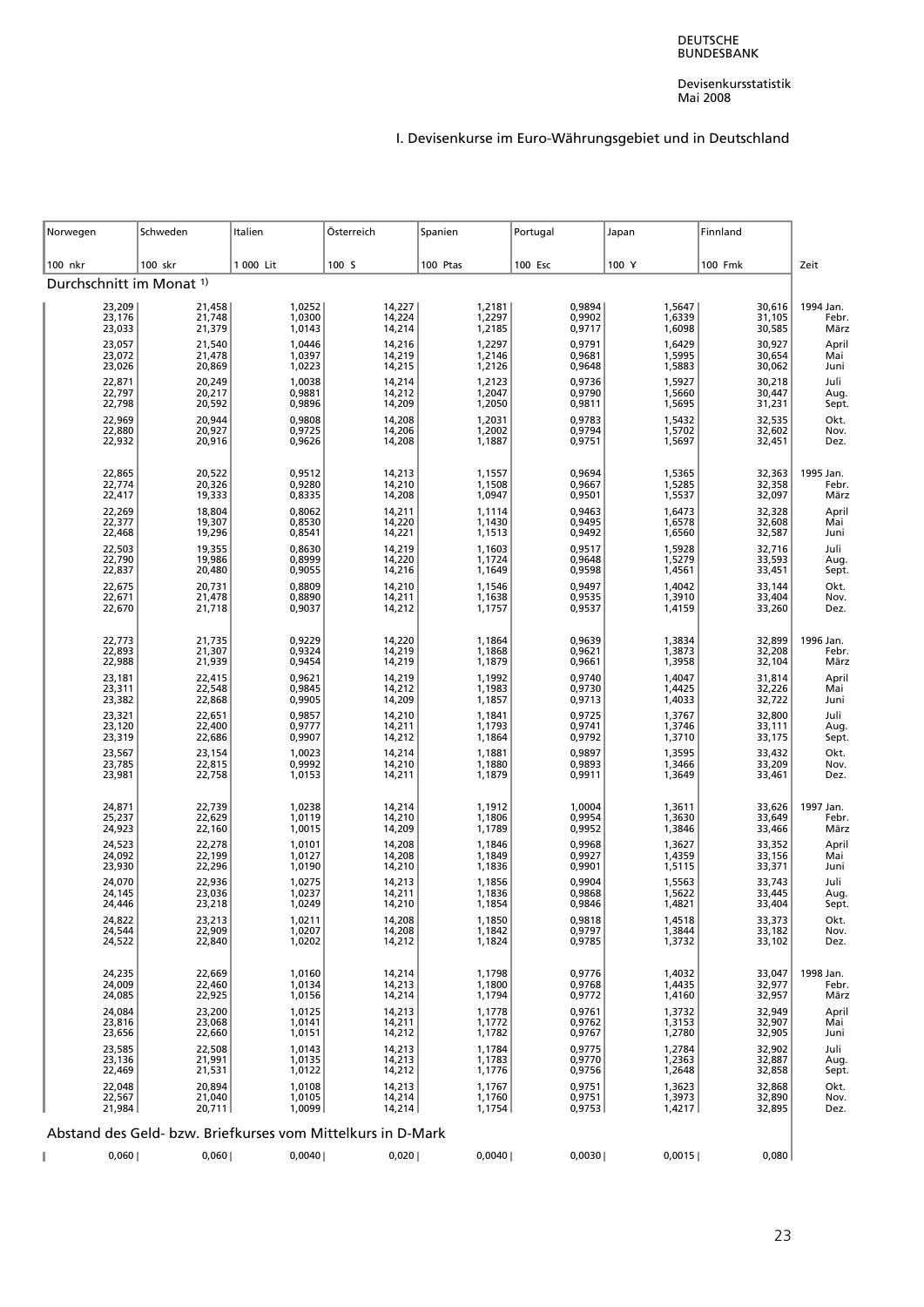I. Devisenkurse im Euro-Währungsgebiet und in Deutschland

| Norwegen | Schweden | Italien | Österreich | Spanien | Portugal | Japan | Finnland | |
|---|---|---|---|---|---|---|---|---|
| 100 nkr | 100 skr | 1 000 Lit | 100 S | 100 Ptas | 100 Esc | 100 ¥ | 100 Fmk | Zeit |
| **Durchschnitt im Monat [1)]** | | | | | | | | |
| 23,209 | 21,458 | 1,0252 | 14,227 | 1,2181 | 0,9894 | 1,5647 | 30,616 | 1994 Jan. |
| 23,176 | 21,748 | 1,0300 | 14,224 | 1,2297 | 0,9902 | 1,6339 | 31,105 | Febr. |
| 23,033 | 21,379 | 1,0143 | 14,214 | 1,2185 | 0,9717 | 1,6098 | 30,585 | März |
| 23,057 | 21,540 | 1,0446 | 14,216 | 1,2297 | 0,9791 | 1,6429 | 30,927 | April |
| 23,072 | 21,478 | 1,0397 | 14,219 | 1,2146 | 0,9681 | 1,5995 | 30,654 | Mai |
| 23,026 | 20,869 | 1,0223 | 14,215 | 1,2126 | 0,9648 | 1,5883 | 30,062 | Juni |
| 22,871 | 20,249 | 1,0038 | 14,214 | 1,2123 | 0,9736 | 1,5927 | 30,218 | Juli |
| 22,797 | 20,217 | 0,9881 | 14,212 | 1,2047 | 0,9790 | 1,5660 | 30,447 | Aug. |
| 22,798 | 20,592 | 0,9896 | 14,209 | 1,2050 | 0,9811 | 1,5695 | 31,231 | Sept. |
| 22,969 | 20,944 | 0,9808 | 14,208 | 1,2031 | 0,9783 | 1,5432 | 32,535 | Okt. |
| 22,880 | 20,927 | 0,9725 | 14,206 | 1,2002 | 0,9794 | 1,5702 | 32,602 | Nov. |
| 22,932 | 20,916 | 0,9626 | 14,208 | 1,1887 | 0,9751 | 1,5697 | 32,451 | Dez. |
| 22,865 | 20,522 | 0,9512 | 14,213 | 1,1557 | 0,9694 | 1,5365 | 32,363 | 1995 Jan. |
| 22,774 | 20,326 | 0,9280 | 14,210 | 1,1508 | 0,9667 | 1,5285 | 32,358 | Febr. |
| 22,417 | 19,333 | 0,8335 | 14,208 | 1,0947 | 0,9501 | 1,5537 | 32,097 | März |
| 22,269 | 18,804 | 0,8062 | 14,211 | 1,1114 | 0,9463 | 1,6473 | 32,328 | April |
| 22,377 | 19,307 | 0,8530 | 14,220 | 1,1430 | 0,9495 | 1,6578 | 32,608 | Mai |
| 22,468 | 19,296 | 0,8541 | 14,221 | 1,1513 | 0,9492 | 1,6560 | 32,587 | Juni |
| 22,503 | 19,355 | 0,8630 | 14,219 | 1,1603 | 0,9517 | 1,5928 | 32,716 | Juli |
| 22,790 | 19,986 | 0,8999 | 14,220 | 1,1724 | 0,9648 | 1,5279 | 33,593 | Aug. |
| 22,837 | 20,480 | 0,9055 | 14,216 | 1,1649 | 0,9598 | 1,4561 | 33,451 | Sept. |
| 22,675 | 20,731 | 0,8809 | 14,210 | 1,1546 | 0,9497 | 1,4042 | 33,144 | Okt. |
| 22,671 | 21,478 | 0,8890 | 14,211 | 1,1638 | 0,9535 | 1,3910 | 33,404 | Nov. |
| 22,670 | 21,718 | 0,9037 | 14,212 | 1,1757 | 0,9537 | 1,4159 | 33,260 | Dez. |
| 22,773 | 21,735 | 0,9229 | 14,220 | 1,1864 | 0,9639 | 1,3834 | 32,899 | 1996 Jan. |
| 22,893 | 21,307 | 0,9324 | 14,219 | 1,1868 | 0,9621 | 1,3873 | 32,208 | Febr. |
| 22,988 | 21,939 | 0,9454 | 14,219 | 1,1879 | 0,9661 | 1,3958 | 32,104 | März |
| 23,181 | 22,415 | 0,9621 | 14,219 | 1,1992 | 0,9740 | 1,4047 | 31,814 | April |
| 23,311 | 22,548 | 0,9845 | 14,212 | 1,1983 | 0,9730 | 1,4425 | 32,226 | Mai |
| 23,382 | 22,868 | 0,9905 | 14,209 | 1,1857 | 0,9713 | 1,4033 | 32,722 | Juni |
| 23,321 | 22,651 | 0,9857 | 14,210 | 1,1841 | 0,9725 | 1,3767 | 32,800 | Juli |
| 23,120 | 22,400 | 0,9777 | 14,211 | 1,1793 | 0,9741 | 1,3746 | 33,111 | Aug. |
| 23,319 | 22,686 | 0,9907 | 14,212 | 1,1864 | 0,9792 | 1,3710 | 33,175 | Sept. |
| 23,567 | 23,154 | 1,0023 | 14,214 | 1,1881 | 0,9897 | 1,3595 | 33,432 | Okt. |
| 23,785 | 22,815 | 0,9992 | 14,210 | 1,1880 | 0,9893 | 1,3466 | 33,209 | Nov. |
| 23,981 | 22,758 | 1,0153 | 14,211 | 1,1879 | 0,9911 | 1,3649 | 33,461 | Dez. |
| 24,871 | 22,739 | 1,0238 | 14,214 | 1,1912 | 1,0004 | 1,3611 | 33,626 | 1997 Jan. |
| 25,237 | 22,629 | 1,0119 | 14,210 | 1,1806 | 0,9954 | 1,3630 | 33,649 | Febr. |
| 24,923 | 22,160 | 1,0015 | 14,209 | 1,1789 | 0,9952 | 1,3846 | 33,466 | März |
| 24,523 | 22,278 | 1,0101 | 14,208 | 1,1846 | 0,9968 | 1,3627 | 33,352 | April |
| 24,092 | 22,199 | 1,0127 | 14,208 | 1,1849 | 0,9927 | 1,4359 | 33,156 | Mai |
| 23,930 | 22,296 | 1,0190 | 14,210 | 1,1836 | 0,9901 | 1,5115 | 33,371 | Juni |
| 24,070 | 22,936 | 1,0275 | 14,213 | 1,1856 | 0,9904 | 1,5563 | 33,743 | Juli |
| 24,145 | 23,036 | 1,0237 | 14,211 | 1,1836 | 0,9868 | 1,5622 | 33,445 | Aug. |
| 24,446 | 23,218 | 1,0249 | 14,210 | 1,1854 | 0,9846 | 1,4821 | 33,404 | Sept. |
| 24,822 | 23,213 | 1,0211 | 14,208 | 1,1850 | 0,9818 | 1,4518 | 33,373 | Okt. |
| 24,544 | 22,909 | 1,0207 | 14,208 | 1,1842 | 0,9797 | 1,3844 | 33,182 | Nov. |
| 24,522 | 22,840 | 1,0202 | 14,212 | 1,1824 | 0,9785 | 1,3732 | 33,102 | Dez. |
| 24,235 | 22,669 | 1,0160 | 14,214 | 1,1798 | 0,9776 | 1,4032 | 33,047 | 1998 Jan. |
| 24,009 | 22,460 | 1,0134 | 14,213 | 1,1800 | 0,9768 | 1,4435 | 32,977 | Febr. |
| 24,085 | 22,925 | 1,0156 | 14,214 | 1,1794 | 0,9772 | 1,4160 | 32,957 | März |
| 24,084 | 23,200 | 1,0125 | 14,213 | 1,1778 | 0,9761 | 1,3732 | 32,949 | April |
| 23,816 | 23,068 | 1,0141 | 14,211 | 1,1772 | 0,9762 | 1,3153 | 32,907 | Mai |
| 23,656 | 22,660 | 1,0151 | 14,212 | 1,1782 | 0,9767 | 1,2780 | 32,905 | Juni |
| 23,585 | 22,508 | 1,0143 | 14,213 | 1,1784 | 0,9775 | 1,2784 | 32,902 | Juli |
| 23,136 | 21,991 | 1,0135 | 14,213 | 1,1783 | 0,9770 | 1,2363 | 32,887 | Aug. |
| 22,469 | 21,531 | 1,0122 | 14,212 | 1,1776 | 0,9756 | 1,2648 | 32,858 | Sept. |
| 22,048 | 20,894 | 1,0108 | 14,213 | 1,1767 | 0,9751 | 1,3623 | 32,868 | Okt. |
| 22,567 | 21,040 | 1,0105 | 14,214 | 1,1760 | 0,9751 | 1,3973 | 32,890 | Nov. |
| 21,984 | 20,711 | 1,0099 | 14,214 | 1,1754 | 0,9753 | 1,4217 | 32,895 | Dez. |
| **Abstand des Geld- bzw. Briefkurses vom Mittelkurs in D-Mark** | | | | | | | | |
| 0,060 | 0,060 | 0,0040 | 0,020 | 0,0040 | 0,0030 | 0,0015 | 0,080 | |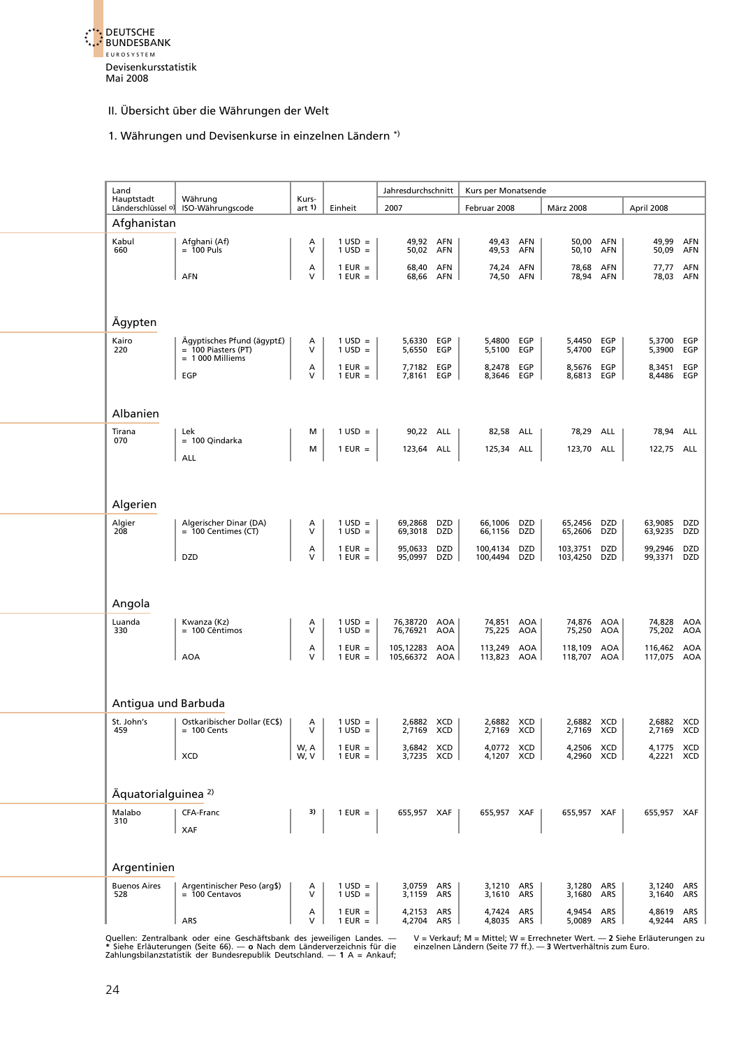## II. Übersicht über die Währungen der Welt

### 1. Währungen und Devisenkurse in einzelnen Ländern *)

| Land Hauptstadt Länderschlüssel o) | Währung ISO-Währungscode | Kurs-art 1) | Einheit | Jahresdurchschnitt 2007 | Kurs per Monatsende Februar 2008 | März 2008 | April 2008 |
|---|---|---|---|---|---|---|---|
| **Afghanistan** | | | | | | | |
| Kabul 660 | Afghani (Af) = 100 Puls | A | 1 USD = | 49,92 AFN | 49,43 AFN | 50,00 AFN | 49,99 AFN |
| | | V | 1 USD = | 50,02 AFN | 49,53 AFN | 50,10 AFN | 50,09 AFN |
| | | A | 1 EUR = | 68,40 AFN | 74,24 AFN | 78,68 AFN | 77,77 AFN |
| | AFN | V | 1 EUR = | 68,66 AFN | 74,50 AFN | 78,94 AFN | 78,03 AFN |
| **Ägypten** | | | | | | | |
| Kairo 220 | Ägyptisches Pfund (ägypt£) = 100 Piasters (PT) = 1 000 Milliems | A | 1 USD = | 5,6330 EGP | 5,4800 EGP | 5,4450 EGP | 5,3700 EGP |
| | | V | 1 USD = | 5,6550 EGP | 5,5100 EGP | 5,4700 EGP | 5,3900 EGP |
| | | A | 1 EUR = | 7,7182 EGP | 8,2478 EGP | 8,5676 EGP | 8,3451 EGP |
| | EGP | V | 1 EUR = | 7,8161 EGP | 8,3646 EGP | 8,6813 EGP | 8,4486 EGP |
| **Albanien** | | | | | | | |
| Tirana 070 | Lek = 100 Qindarka | M | 1 USD = | 90,22 ALL | 82,58 ALL | 78,29 ALL | 78,94 ALL |
| | ALL | M | 1 EUR = | 123,64 ALL | 125,34 ALL | 123,70 ALL | 122,75 ALL |
| **Algerien** | | | | | | | |
| Algier 208 | Algerischer Dinar (DA) = 100 Centimes (CT) | A | 1 USD = | 69,2868 DZD | 66,1006 DZD | 65,2456 DZD | 63,9085 DZD |
| | | V | 1 USD = | 69,3018 DZD | 66,1156 DZD | 65,2606 DZD | 63,9235 DZD |
| | | A | 1 EUR = | 95,0633 DZD | 100,4134 DZD | 103,3751 DZD | 99,2946 DZD |
| | DZD | V | 1 EUR = | 95,0997 DZD | 100,4494 DZD | 103,4250 DZD | 99,3371 DZD |
| **Angola** | | | | | | | |
| Luanda 330 | Kwanza (Kz) = 100 Cêntimos | A | 1 USD = | 76,38720 AOA | 74,851 AOA | 74,876 AOA | 74,828 AOA |
| | | V | 1 USD = | 76,76921 AOA | 75,225 AOA | 75,250 AOA | 75,202 AOA |
| | | A | 1 EUR = | 105,12283 AOA | 113,249 AOA | 118,109 AOA | 116,462 AOA |
| | AOA | V | 1 EUR = | 105,66372 AOA | 113,823 AOA | 118,707 AOA | 117,075 AOA |
| **Antigua und Barbuda** | | | | | | | |
| St. John's 459 | Ostkaribischer Dollar (EC$) = 100 Cents | A | 1 USD = | 2,6882 XCD | 2,6882 XCD | 2,6882 XCD | 2,6882 XCD |
| | | V | 1 USD = | 2,7169 XCD | 2,7169 XCD | 2,7169 XCD | 2,7169 XCD |
| | | W, A | 1 EUR = | 3,6842 XCD | 4,0772 XCD | 4,2506 XCD | 4,1775 XCD |
| | XCD | W, V | 1 EUR = | 3,7235 XCD | 4,1207 XCD | 4,2960 XCD | 4,2221 XCD |
| **Äquatorialguinea 2)** | | | | | | | |
| Malabo 310 | CFA-Franc XAF | 3) | 1 EUR = | 655,957 XAF | 655,957 XAF | 655,957 XAF | 655,957 XAF |
| **Argentinien** | | | | | | | |
| Buenos Aires 528 | Argentinischer Peso (arg$) = 100 Centavos | A | 1 USD = | 3,0759 ARS | 3,1210 ARS | 3,1280 ARS | 3,1240 ARS |
| | | V | 1 USD = | 3,1159 ARS | 3,1610 ARS | 3,1680 ARS | 3,1640 ARS |
| | | A | 1 EUR = | 4,2153 ARS | 4,7424 ARS | 4,9454 ARS | 4,8619 ARS |
| | ARS | V | 1 EUR = | 4,2704 ARS | 4,8035 ARS | 5,0089 ARS | 4,9244 ARS |

Quellen: Zentralbank oder eine Geschäftsbank des jeweiligen Landes. — * Siehe Erläuterungen (Seite 66). — o Nach dem Länderverzeichnis für die Zahlungsbilanzstatistik der Bundesrepublik Deutschland. — 1 A = Ankauf; V = Verkauf; M = Mittel; W = Errechneter Wert. — 2 Siehe Erläuterungen zu einzelnen Ländern (Seite 77 ff.). — 3 Wertverhältnis zum Euro.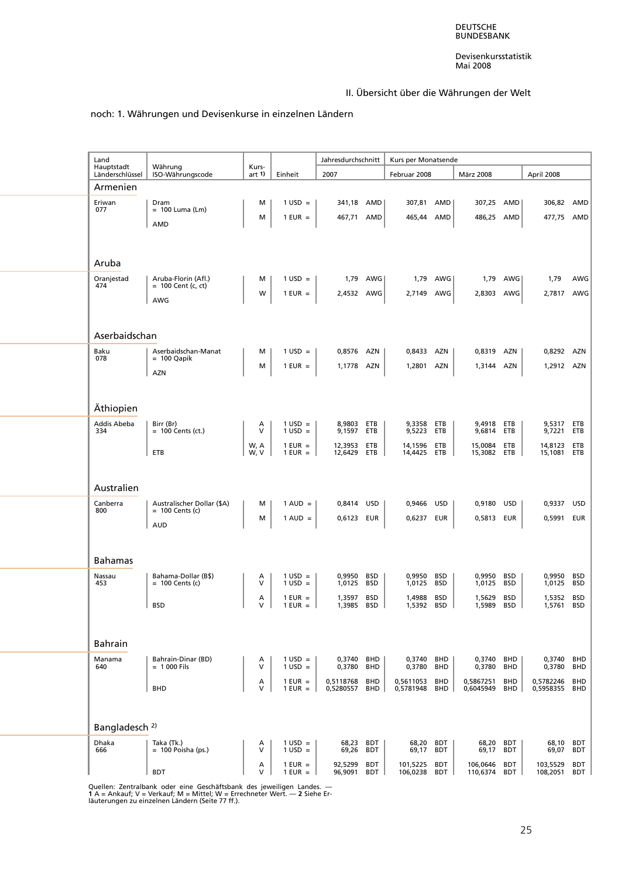## II. Übersicht über die Währungen der Welt

noch: 1. Währungen und Devisenkurse in einzelnen Ländern

| Land<br>Hauptstadt<br>Länderschlüssel | Währung<br>ISO-Währungscode | Kursart 1) | Einheit | Jahresdurchschnitt 2007 | | Kurs per Monatsende Februar 2008 | | März 2008 | | April 2008 | |
|---|---|---|---|---|---|---|---|---|---|---|---|
| **Armenien** | | | | | | | | | | | |
| Eriwan<br>077 | Dram<br>= 100 Luma (Lm)<br>AMD | M | 1 USD = | 341,18 | AMD | 307,81 | AMD | 307,25 | AMD | 306,82 | AMD |
| | | M | 1 EUR = | 467,71 | AMD | 465,44 | AMD | 486,25 | AMD | 477,75 | AMD |
| **Aruba** | | | | | | | | | | | |
| Oranjestad<br>474 | Aruba-Florin (Afl.)<br>= 100 Cent (c, ct)<br>AWG | M | 1 USD = | 1,79 | AWG | 1,79 | AWG | 1,79 | AWG | 1,79 | AWG |
| | | W | 1 EUR = | 2,4532 | AWG | 2,7149 | AWG | 2,8303 | AWG | 2,7817 | AWG |
| **Aserbaidschan** | | | | | | | | | | | |
| Baku<br>078 | Aserbaidschan-Manat<br>= 100 Qapik<br>AZN | M | 1 USD = | 0,8576 | AZN | 0,8433 | AZN | 0,8319 | AZN | 0,8292 | AZN |
| | | M | 1 EUR = | 1,1778 | AZN | 1,2801 | AZN | 1,3144 | AZN | 1,2912 | AZN |
| **Äthiopien** | | | | | | | | | | | |
| Addis Abeba<br>334 | Birr (Br)<br>= 100 Cents (ct.)<br>ETB | A | 1 USD = | 8,9803 | ETB | 9,3358 | ETB | 9,4918 | ETB | 9,5317 | ETB |
| | | V | 1 USD = | 9,1597 | ETB | 9,5223 | ETB | 9,6814 | ETB | 9,7221 | ETB |
| | | W, A | 1 EUR = | 12,3953 | ETB | 14,1596 | ETB | 15,0084 | ETB | 14,8123 | ETB |
| | | W, V | 1 EUR = | 12,6429 | ETB | 14,4425 | ETB | 15,3082 | ETB | 15,1081 | ETB |
| **Australien** | | | | | | | | | | | |
| Canberra<br>800 | Australischer Dollar ($A)<br>= 100 Cents (c)<br>AUD | M | 1 AUD = | 0,8414 | USD | 0,9466 | USD | 0,9180 | USD | 0,9337 | USD |
| | | M | 1 AUD = | 0,6123 | EUR | 0,6237 | EUR | 0,5813 | EUR | 0,5991 | EUR |
| **Bahamas** | | | | | | | | | | | |
| Nassau<br>453 | Bahama-Dollar (B$)<br>= 100 Cents (c)<br>BSD | A | 1 USD = | 0,9950 | BSD | 0,9950 | BSD | 0,9950 | BSD | 0,9950 | BSD |
| | | V | 1 USD = | 1,0125 | BSD | 1,0125 | BSD | 1,0125 | BSD | 1,0125 | BSD |
| | | A | 1 EUR = | 1,3597 | BSD | 1,4988 | BSD | 1,5629 | BSD | 1,5352 | BSD |
| | | V | 1 EUR = | 1,3985 | BSD | 1,5392 | BSD | 1,5989 | BSD | 1,5761 | BSD |
| **Bahrain** | | | | | | | | | | | |
| Manama<br>640 | Bahrain-Dinar (BD)<br>= 1 000 Fils<br>BHD | A | 1 USD = | 0,3740 | BHD | 0,3740 | BHD | 0,3740 | BHD | 0,3740 | BHD |
| | | V | 1 USD = | 0,3780 | BHD | 0,3780 | BHD | 0,3780 | BHD | 0,3780 | BHD |
| | | A | 1 EUR = | 0,5118768 | BHD | 0,5611053 | BHD | 0,5867251 | BHD | 0,5782246 | BHD |
| | | V | 1 EUR = | 0,5280557 | BHD | 0,5781948 | BHD | 0,6045949 | BHD | 0,5958355 | BHD |
| **Bangladesch 2)** | | | | | | | | | | | |
| Dhaka<br>666 | Taka (Tk.)<br>= 100 Poisha (ps.)<br>BDT | A | 1 USD = | 68,23 | BDT | 68,20 | BDT | 68,20 | BDT | 68,10 | BDT |
| | | V | 1 USD = | 69,26 | BDT | 69,17 | BDT | 69,17 | BDT | 69,07 | BDT |
| | | A | 1 EUR = | 92,5299 | BDT | 101,5225 | BDT | 106,0646 | BDT | 103,5529 | BDT |
| | | V | 1 EUR = | 96,9091 | BDT | 106,0238 | BDT | 110,6374 | BDT | 108,2051 | BDT |

Quellen: Zentralbank oder eine Geschäftsbank des jeweiligen Landes. — **1** A = Ankauf; V = Verkauf; M = Mittel; W = Errechneter Wert. — **2** Siehe Erläuterungen zu einzelnen Ländern (Seite 77 ff.).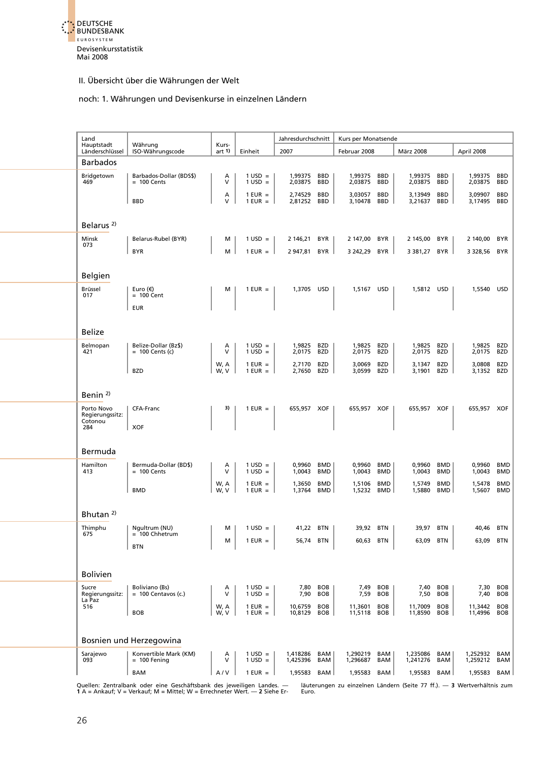Devisenkursstatistik
Mai 2008

II. Übersicht über die Währungen der Welt

noch: 1. Währungen und Devisenkurse in einzelnen Ländern

| Land / Hauptstadt / Länderschlüssel | Währung / ISO-Währungscode | Kursart 1) | Einheit | Jahresdurchschnitt 2007 | | Kurs per Monatsende Februar 2008 | | März 2008 | | April 2008 | |
|---|---|---|---|---|---|---|---|---|---|---|---|
| **Barbados** | | | | | | | | | | | |
| Bridgetown 469 | Barbados-Dollar (BDS$) = 100 Cents | A | 1 USD = | 1,99375 | BBD | 1,99375 | BBD | 1,99375 | BBD | 1,99375 | BBD |
| | | V | 1 USD = | 2,03875 | BBD | 2,03875 | BBD | 2,03875 | BBD | 2,03875 | BBD |
| | | A | 1 EUR = | 2,74529 | BBD | 3,03057 | BBD | 3,13949 | BBD | 3,09907 | BBD |
| | BBD | V | 1 EUR = | 2,81252 | BBD | 3,10478 | BBD | 3,21637 | BBD | 3,17495 | BBD |
| **Belarus 2)** | | | | | | | | | | | |
| Minsk 073 | Belarus-Rubel (BYR) | M | 1 USD = | 2 146,21 | BYR | 2 147,00 | BYR | 2 145,00 | BYR | 2 140,00 | BYR |
| | BYR | M | 1 EUR = | 2 947,81 | BYR | 3 242,29 | BYR | 3 381,27 | BYR | 3 328,56 | BYR |
| **Belgien** | | | | | | | | | | | |
| Brüssel 017 | Euro (€) = 100 Cent | M | 1 EUR = | 1,3705 | USD | 1,5167 | USD | 1,5812 | USD | 1,5540 | USD |
| | EUR | | | | | | | | | | |
| **Belize** | | | | | | | | | | | |
| Belmopan 421 | Belize-Dollar (Bz$) = 100 Cents (c) | A | 1 USD = | 1,9825 | BZD | 1,9825 | BZD | 1,9825 | BZD | 1,9825 | BZD |
| | | V | 1 USD = | 2,0175 | BZD | 2,0175 | BZD | 2,0175 | BZD | 2,0175 | BZD |
| | | W, A | 1 EUR = | 2,7170 | BZD | 3,0069 | BZD | 3,1347 | BZD | 3,0808 | BZD |
| | BZD | W, V | 1 EUR = | 2,7650 | BZD | 3,0599 | BZD | 3,1901 | BZD | 3,1352 | BZD |
| **Benin 2)** | | | | | | | | | | | |
| Porto Novo Regierungssitz: Cotonou 284 | CFA-Franc | 3) | 1 EUR = | 655,957 | XOF | 655,957 | XOF | 655,957 | XOF | 655,957 | XOF |
| | XOF | | | | | | | | | | |
| **Bermuda** | | | | | | | | | | | |
| Hamilton 413 | Bermuda-Dollar (BD$) = 100 Cents | A | 1 USD = | 0,9960 | BMD | 0,9960 | BMD | 0,9960 | BMD | 0,9960 | BMD |
| | | V | 1 USD = | 1,0043 | BMD | 1,0043 | BMD | 1,0043 | BMD | 1,0043 | BMD |
| | | W, A | 1 EUR = | 1,3650 | BMD | 1,5106 | BMD | 1,5749 | BMD | 1,5478 | BMD |
| | BMD | W, V | 1 EUR = | 1,3764 | BMD | 1,5232 | BMD | 1,5880 | BMD | 1,5607 | BMD |
| **Bhutan 2)** | | | | | | | | | | | |
| Thimphu 675 | Ngultrum (NU) = 100 Chhetrum | M | 1 USD = | 41,22 | BTN | 39,92 | BTN | 39,97 | BTN | 40,46 | BTN |
| | BTN | M | 1 EUR = | 56,74 | BTN | 60,63 | BTN | 63,09 | BTN | 63,09 | BTN |
| **Bolivien** | | | | | | | | | | | |
| Sucre Regierungssitz: La Paz 516 | Boliviano (Bs) = 100 Centavos (c.) | A | 1 USD = | 7,80 | BOB | 7,49 | BOB | 7,40 | BOB | 7,30 | BOB |
| | | V | 1 USD = | 7,90 | BOB | 7,59 | BOB | 7,50 | BOB | 7,40 | BOB |
| | | W, A | 1 EUR = | 10,6759 | BOB | 11,3601 | BOB | 11,7009 | BOB | 11,3442 | BOB |
| | BOB | W, V | 1 EUR = | 10,8129 | BOB | 11,5118 | BOB | 11,8590 | BOB | 11,4996 | BOB |
| **Bosnien und Herzegowina** | | | | | | | | | | | |
| Sarajewo 093 | Konvertible Mark (KM) = 100 Fening | A | 1 USD = | 1,418286 | BAM | 1,290219 | BAM | 1,235086 | BAM | 1,252932 | BAM |
| | | V | 1 USD = | 1,425396 | BAM | 1,296687 | BAM | 1,241276 | BAM | 1,259212 | BAM |
| | BAM | A / V | 1 EUR = | 1,95583 | BAM | 1,95583 | BAM | 1,95583 | BAM | 1,95583 | BAM |

Quellen: Zentralbank oder eine Geschäftsbank des jeweiligen Landes. — **1** A = Ankauf; V = Verkauf; M = Mittel; W = Errechneter Wert. — **2** Siehe Erläuterungen zu einzelnen Ländern (Seite 77 ff.). — **3** Wertverhältnis zum Euro.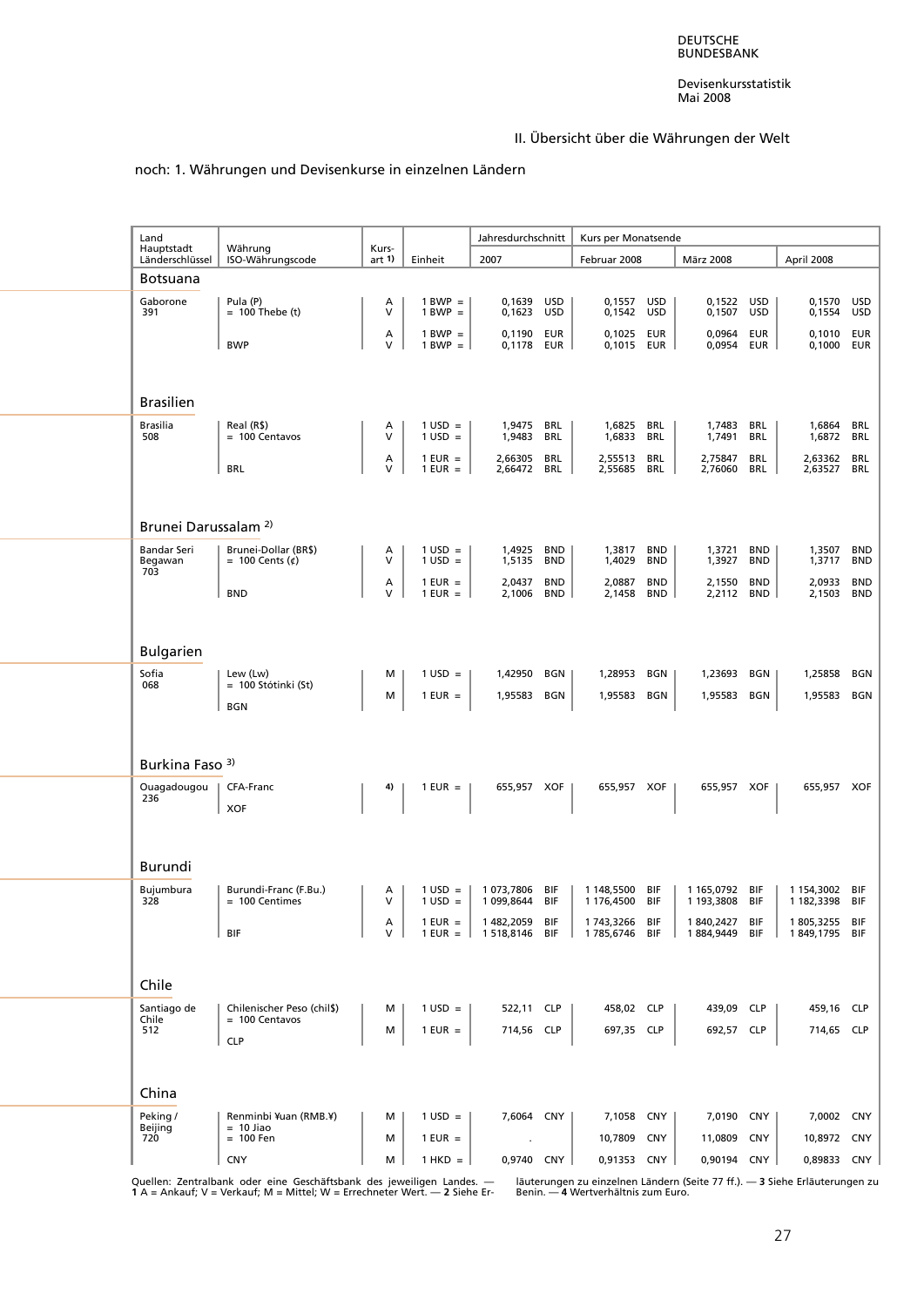## II. Übersicht über die Währungen der Welt

### noch: 1. Währungen und Devisenkurse in einzelnen Ländern

| Land / Hauptstadt / Länderschlüssel | Währung / ISO-Währungscode | Kursart 1) | Einheit | Jahresdurchschnitt 2007 | | Kurs per Monatsende Februar 2008 | | März 2008 | | April 2008 | |
|---|---|---|---|---|---|---|---|---|---|---|---|
| **Botsuana** | | | | | | | | | | | |
| Gaborone 391 | Pula (P) = 100 Thebe (t) | A | 1 BWP = | 0,1639 | USD | 0,1557 | USD | 0,1522 | USD | 0,1570 | USD |
| | | V | 1 BWP = | 0,1623 | USD | 0,1542 | USD | 0,1507 | USD | 0,1554 | USD |
| | | A | 1 BWP = | 0,1190 | EUR | 0,1025 | EUR | 0,0964 | EUR | 0,1010 | EUR |
| | BWP | V | 1 BWP = | 0,1178 | EUR | 0,1015 | EUR | 0,0954 | EUR | 0,1000 | EUR |
| **Brasilien** | | | | | | | | | | | |
| Brasilia 508 | Real (R$) = 100 Centavos | A | 1 USD = | 1,9475 | BRL | 1,6825 | BRL | 1,7483 | BRL | 1,6864 | BRL |
| | | V | 1 USD = | 1,9483 | BRL | 1,6833 | BRL | 1,7491 | BRL | 1,6872 | BRL |
| | | A | 1 EUR = | 2,66305 | BRL | 2,55513 | BRL | 2,75847 | BRL | 2,63362 | BRL |
| | BRL | V | 1 EUR = | 2,66472 | BRL | 2,55685 | BRL | 2,76060 | BRL | 2,63527 | BRL |
| **Brunei Darussalam 2)** | | | | | | | | | | | |
| Bandar Seri Begawan 703 | Brunei-Dollar (BR$) = 100 Cents (¢) | A | 1 USD = | 1,4925 | BND | 1,3817 | BND | 1,3721 | BND | 1,3507 | BND |
| | | V | 1 USD = | 1,5135 | BND | 1,4029 | BND | 1,3927 | BND | 1,3717 | BND |
| | | A | 1 EUR = | 2,0437 | BND | 2,0887 | BND | 2,1550 | BND | 2,0933 | BND |
| | BND | V | 1 EUR = | 2,1006 | BND | 2,1458 | BND | 2,2112 | BND | 2,1503 | BND |
| **Bulgarien** | | | | | | | | | | | |
| Sofia 068 | Lew (Lw) = 100 Stótinki (St) | M | 1 USD = | 1,42950 | BGN | 1,28953 | BGN | 1,23693 | BGN | 1,25858 | BGN |
| | BGN | M | 1 EUR = | 1,95583 | BGN | 1,95583 | BGN | 1,95583 | BGN | 1,95583 | BGN |
| **Burkina Faso 3)** | | | | | | | | | | | |
| Ouagadougou 236 | CFA-Franc XOF | 4) | 1 EUR = | 655,957 | XOF | 655,957 | XOF | 655,957 | XOF | 655,957 | XOF |
| **Burundi** | | | | | | | | | | | |
| Bujumbura 328 | Burundi-Franc (F.Bu.) = 100 Centimes | A | 1 USD = | 1 073,7806 | BIF | 1 148,5500 | BIF | 1 165,0792 | BIF | 1 154,3002 | BIF |
| | | V | 1 USD = | 1 099,8644 | BIF | 1 176,4500 | BIF | 1 193,3808 | BIF | 1 182,3398 | BIF |
| | | A | 1 EUR = | 1 482,2059 | BIF | 1 743,3266 | BIF | 1 840,2427 | BIF | 1 805,3255 | BIF |
| | BIF | V | 1 EUR = | 1 518,8146 | BIF | 1 785,6746 | BIF | 1 884,9449 | BIF | 1 849,1795 | BIF |
| **Chile** | | | | | | | | | | | |
| Santiago de Chile 512 | Chilenischer Peso (chil$) = 100 Centavos | M | 1 USD = | 522,11 | CLP | 458,02 | CLP | 439,09 | CLP | 459,16 | CLP |
| | CLP | M | 1 EUR = | 714,56 | CLP | 697,35 | CLP | 692,57 | CLP | 714,65 | CLP |
| **China** | | | | | | | | | | | |
| Peking / Beijing 720 | Renminbi ¥uan (RMB.¥) = 10 Jiao = 100 Fen | M | 1 USD = | 7,6064 | CNY | 7,1058 | CNY | 7,0190 | CNY | 7,0002 | CNY |
| | | M | 1 EUR = | . | | 10,7809 | CNY | 11,0809 | CNY | 10,8972 | CNY |
| | CNY | M | 1 HKD = | 0,9740 | CNY | 0,91353 | CNY | 0,90194 | CNY | 0,89833 | CNY |

Quellen: Zentralbank oder eine Geschäftsbank des jeweiligen Landes. — **1** A = Ankauf; V = Verkauf; M = Mittel; W = Errechneter Wert. — **2** Siehe Erläuterungen zu einzelnen Ländern (Seite 77 ff.). — **3** Siehe Erläuterungen zu Benin. — **4** Wertverhältnis zum Euro.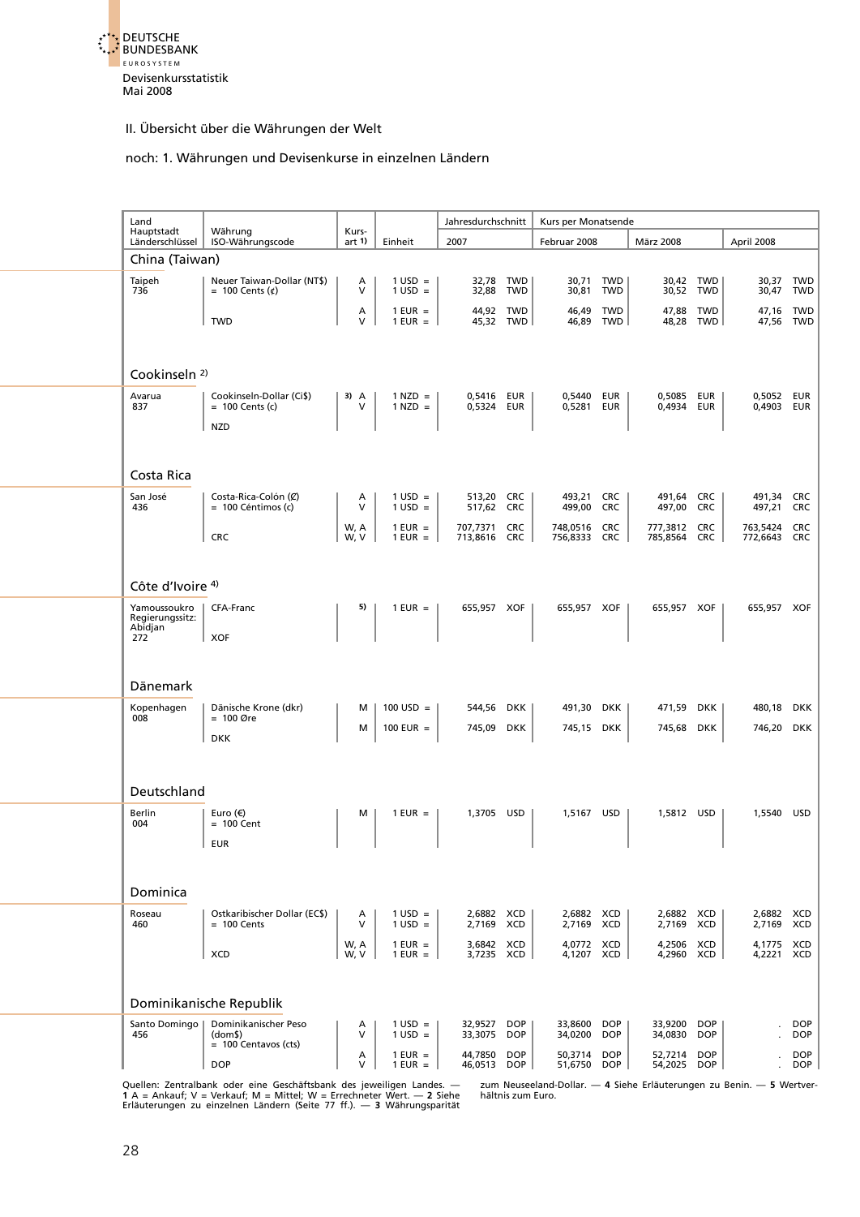II. Übersicht über die Währungen der Welt

noch: 1. Währungen und Devisenkurse in einzelnen Ländern

| Land Hauptstadt Länderschlüssel | Währung ISO-Währungscode | Kursart 1) | Einheit | Jahresdurchschnitt 2007 | | Kurs per Monatsende Februar 2008 | | März 2008 | | April 2008 | |
|---|---|---|---|---|---|---|---|---|---|---|---|
| **China (Taiwan)** | | | | | | | | | | | |
| Taipeh 736 | Neuer Taiwan-Dollar (NT$) = 100 Cents (¢) | A | 1 USD = | 32,78 | TWD | 30,71 | TWD | 30,42 | TWD | 30,37 | TWD |
| | | V | 1 USD = | 32,88 | TWD | 30,81 | TWD | 30,52 | TWD | 30,47 | TWD |
| | | A | 1 EUR = | 44,92 | TWD | 46,49 | TWD | 47,88 | TWD | 47,16 | TWD |
| | TWD | V | 1 EUR = | 45,32 | TWD | 46,89 | TWD | 48,28 | TWD | 47,56 | TWD |
| **Cookinseln 2)** | | | | | | | | | | | |
| Avarua 837 | Cookinseln-Dollar (Ci$) = 100 Cents (c) | 3) A | 1 NZD = | 0,5416 | EUR | 0,5440 | EUR | 0,5085 | EUR | 0,5052 | EUR |
| | NZD | V | 1 NZD = | 0,5324 | EUR | 0,5281 | EUR | 0,4934 | EUR | 0,4903 | EUR |
| **Costa Rica** | | | | | | | | | | | |
| San José 436 | Costa-Rica-Colón (₡) = 100 Céntimos (c) | A | 1 USD = | 513,20 | CRC | 493,21 | CRC | 491,64 | CRC | 491,34 | CRC |
| | | V | 1 USD = | 517,62 | CRC | 499,00 | CRC | 497,00 | CRC | 497,21 | CRC |
| | | W, A | 1 EUR = | 707,7371 | CRC | 748,0516 | CRC | 777,3812 | CRC | 763,5424 | CRC |
| | CRC | W, V | 1 EUR = | 713,8616 | CRC | 756,8333 | CRC | 785,8564 | CRC | 772,6643 | CRC |
| **Côte d'Ivoire 4)** | | | | | | | | | | | |
| Yamoussoukro Regierungssitz: Abidjan 272 | CFA-Franc XOF | 5) | 1 EUR = | 655,957 | XOF | 655,957 | XOF | 655,957 | XOF | 655,957 | XOF |
| **Dänemark** | | | | | | | | | | | |
| Kopenhagen 008 | Dänische Krone (dkr) = 100 Øre | M | 100 USD = | 544,56 | DKK | 491,30 | DKK | 471,59 | DKK | 480,18 | DKK |
| | DKK | M | 100 EUR = | 745,09 | DKK | 745,15 | DKK | 745,68 | DKK | 746,20 | DKK |
| **Deutschland** | | | | | | | | | | | |
| Berlin 004 | Euro (€) = 100 Cent EUR | M | 1 EUR = | 1,3705 | USD | 1,5167 | USD | 1,5812 | USD | 1,5540 | USD |
| **Dominica** | | | | | | | | | | | |
| Roseau 460 | Ostkaribischer Dollar (EC$) = 100 Cents | A | 1 USD = | 2,6882 | XCD | 2,6882 | XCD | 2,6882 | XCD | 2,6882 | XCD |
| | | V | 1 USD = | 2,7169 | XCD | 2,7169 | XCD | 2,7169 | XCD | 2,7169 | XCD |
| | | W, A | 1 EUR = | 3,6842 | XCD | 4,0772 | XCD | 4,2506 | XCD | 4,1775 | XCD |
| | XCD | W, V | 1 EUR = | 3,7235 | XCD | 4,1207 | XCD | 4,2960 | XCD | 4,2221 | XCD |
| **Dominikanische Republik** | | | | | | | | | | | |
| Santo Domingo 456 | Dominikanischer Peso (dom$) = 100 Centavos (cts) | A | 1 USD = | 32,9527 | DOP | 33,8600 | DOP | 33,9200 | DOP | . | DOP |
| | | V | 1 USD = | 33,3075 | DOP | 34,0200 | DOP | 34,0830 | DOP | . | DOP |
| | | A | 1 EUR = | 44,7850 | DOP | 50,3714 | DOP | 52,7214 | DOP | . | DOP |
| | DOP | V | 1 EUR = | 46,0513 | DOP | 51,6750 | DOP | 54,2025 | DOP | . | DOP |

Quellen: Zentralbank oder eine Geschäftsbank des jeweiligen Landes. — **1** A = Ankauf; V = Verkauf; M = Mittel; W = Errechneter Wert. — **2** Siehe Erläuterungen zu einzelnen Ländern (Seite 77 ff.). — **3** Währungsparität zum Neuseeland-Dollar. — **4** Siehe Erläuterungen zu Benin. — **5** Wertverhältnis zum Euro.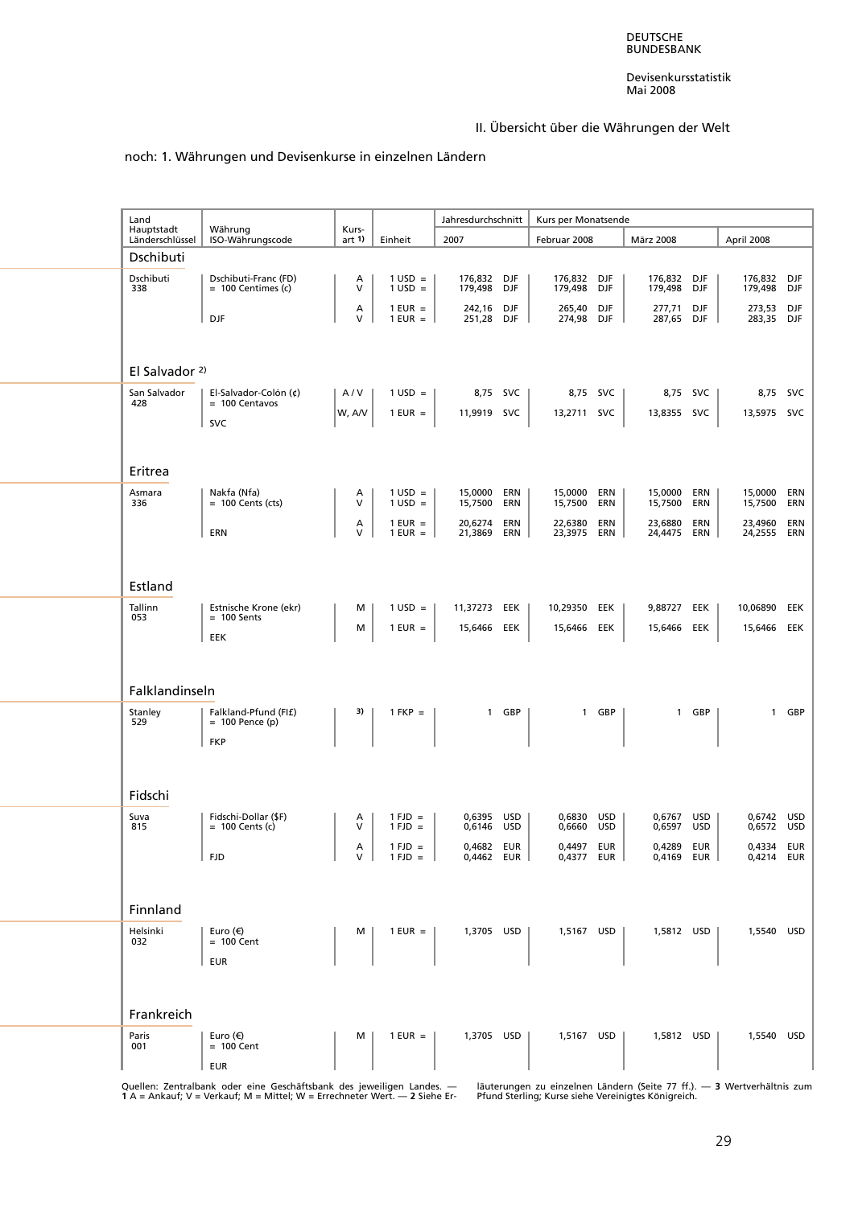## II. Übersicht über die Währungen der Welt

noch: 1. Währungen und Devisenkurse in einzelnen Ländern

| Land<br>Hauptstadt<br>Länderschlüssel | Währung<br>ISO-Währungscode | Kurs-<br>art 1) | Einheit | Jahresdurchschnitt<br>2007 | Kurs per Monatsende<br>Februar 2008 | März 2008 | April 2008 |
|---|---|---|---|---|---|---|---|
| **Dschibuti** | | | | | | | |
| Dschibuti<br>338 | Dschibuti-Franc (FD)<br>= 100 Centimes (c)<br>DJF | A<br>V | 1 USD =<br>1 USD = | 176,832 DJF<br>179,498 DJF | 176,832 DJF<br>179,498 DJF | 176,832 DJF<br>179,498 DJF | 176,832 DJF<br>179,498 DJF |
| | | A<br>V | 1 EUR =<br>1 EUR = | 242,16 DJF<br>251,28 DJF | 265,40 DJF<br>274,98 DJF | 277,71 DJF<br>287,65 DJF | 273,53 DJF<br>283,35 DJF |
| **El Salvador 2)** | | | | | | | |
| San Salvador<br>428 | El-Salvador-Colón (¢)<br>= 100 Centavos<br>SVC | A / V | 1 USD = | 8,75 SVC | 8,75 SVC | 8,75 SVC | 8,75 SVC |
| | | W, A/V | 1 EUR = | 11,9919 SVC | 13,2711 SVC | 13,8355 SVC | 13,5975 SVC |
| **Eritrea** | | | | | | | |
| Asmara<br>336 | Nakfa (Nfa)<br>= 100 Cents (cts)<br>ERN | A<br>V | 1 USD =<br>1 USD = | 15,0000 ERN<br>15,7500 ERN | 15,0000 ERN<br>15,7500 ERN | 15,0000 ERN<br>15,7500 ERN | 15,0000 ERN<br>15,7500 ERN |
| | | A<br>V | 1 EUR =<br>1 EUR = | 20,6274 ERN<br>21,3869 ERN | 22,6380 ERN<br>23,3975 ERN | 23,6880 ERN<br>24,4475 ERN | 23,4960 ERN<br>24,2555 ERN |
| **Estland** | | | | | | | |
| Tallinn<br>053 | Estnische Krone (ekr)<br>= 100 Sents<br>EEK | M | 1 USD = | 11,37273 EEK | 10,29350 EEK | 9,88727 EEK | 10,06890 EEK |
| | | M | 1 EUR = | 15,6466 EEK | 15,6466 EEK | 15,6466 EEK | 15,6466 EEK |
| **Falklandinseln** | | | | | | | |
| Stanley<br>529 | Falkland-Pfund (Fl£)<br>= 100 Pence (p)<br>FKP | 3) | 1 FKP = | 1 GBP | 1 GBP | 1 GBP | 1 GBP |
| **Fidschi** | | | | | | | |
| Suva<br>815 | Fidschi-Dollar ($F)<br>= 100 Cents (c)<br>FJD | A<br>V | 1 FJD =<br>1 FJD = | 0,6395 USD<br>0,6146 USD | 0,6830 USD<br>0,6660 USD | 0,6767 USD<br>0,6597 USD | 0,6742 USD<br>0,6572 USD |
| | | A<br>V | 1 FJD =<br>1 FJD = | 0,4682 EUR<br>0,4462 EUR | 0,4497 EUR<br>0,4377 EUR | 0,4289 EUR<br>0,4169 EUR | 0,4334 EUR<br>0,4214 EUR |
| **Finnland** | | | | | | | |
| Helsinki<br>032 | Euro (€)<br>= 100 Cent<br>EUR | M | 1 EUR = | 1,3705 USD | 1,5167 USD | 1,5812 USD | 1,5540 USD |
| **Frankreich** | | | | | | | |
| Paris<br>001 | Euro (€)<br>= 100 Cent<br>EUR | M | 1 EUR = | 1,3705 USD | 1,5167 USD | 1,5812 USD | 1,5540 USD |

Quellen: Zentralbank oder eine Geschäftsbank des jeweiligen Landes. — **1** A = Ankauf; V = Verkauf; M = Mittel; W = Errechneter Wert. — **2** Siehe Erläuterungen zu einzelnen Ländern (Seite 77 ff.). — **3** Wertverhältnis zum Pfund Sterling; Kurse siehe Vereinigtes Königreich.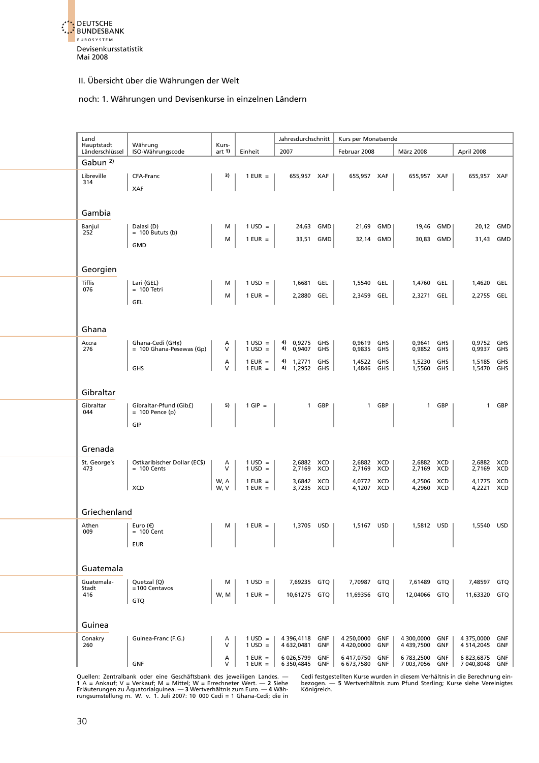Devisenkursstatistik
Mai 2008

## II. Übersicht über die Währungen der Welt

### noch: 1. Währungen und Devisenkurse in einzelnen Ländern

| Land Hauptstadt Länderschlüssel | Währung ISO-Währungscode | Kursart 1) | Einheit | Jahresdurchschnitt 2007 | | Kurs per Monatsende Februar 2008 | | März 2008 | | April 2008 | |
|---|---|---|---|---|---|---|---|---|---|---|---|
| **Gabun** 2) | | | | | | | | | | | |
| Libreville 314 | CFA-Franc XAF | 3) | 1 EUR = | 655,957 | XAF | 655,957 | XAF | 655,957 | XAF | 655,957 | XAF |
| **Gambia** | | | | | | | | | | | |
| Banjul 252 | Dalasi (D) = 100 Bututs (b) GMD | M | 1 USD = | 24,63 | GMD | 21,69 | GMD | 19,46 | GMD | 20,12 | GMD |
| | | M | 1 EUR = | 33,51 | GMD | 32,14 | GMD | 30,83 | GMD | 31,43 | GMD |
| **Georgien** | | | | | | | | | | | |
| Tiflis 076 | Lari (GEL) = 100 Tetri GEL | M | 1 USD = | 1,6681 | GEL | 1,5540 | GEL | 1,4760 | GEL | 1,4620 | GEL |
| | | M | 1 EUR = | 2,2880 | GEL | 2,3459 | GEL | 2,3271 | GEL | 2,2755 | GEL |
| **Ghana** | | | | | | | | | | | |
| Accra 276 | Ghana-Cedi (GH¢) = 100 Ghana-Pesewas (Gp) GHS | A | 1 USD = | 4) 0,9275 | GHS | 0,9619 | GHS | 0,9641 | GHS | 0,9752 | GHS |
| | | V | 1 USD = | 4) 0,9407 | GHS | 0,9835 | GHS | 0,9852 | GHS | 0,9937 | GHS |
| | | A | 1 EUR = | 4) 1,2771 | GHS | 1,4522 | GHS | 1,5230 | GHS | 1,5185 | GHS |
| | | V | 1 EUR = | 4) 1,2952 | GHS | 1,4846 | GHS | 1,5560 | GHS | 1,5470 | GHS |
| **Gibraltar** | | | | | | | | | | | |
| Gibraltar 044 | Gibraltar-Pfund (Gib£) = 100 Pence (p) GIP | 5) | 1 GIP = | 1 | GBP | 1 | GBP | 1 | GBP | 1 | GBP |
| **Grenada** | | | | | | | | | | | |
| St. George's 473 | Ostkaribischer Dollar (EC$) = 100 Cents XCD | A | 1 USD = | 2,6882 | XCD | 2,6882 | XCD | 2,6882 | XCD | 2,6882 | XCD |
| | | V | 1 USD = | 2,7169 | XCD | 2,7169 | XCD | 2,7169 | XCD | 2,7169 | XCD |
| | | W, A | 1 EUR = | 3,6842 | XCD | 4,0772 | XCD | 4,2506 | XCD | 4,1775 | XCD |
| | | W, V | 1 EUR = | 3,7235 | XCD | 4,1207 | XCD | 4,2960 | XCD | 4,2221 | XCD |
| **Griechenland** | | | | | | | | | | | |
| Athen 009 | Euro (€) = 100 Cent EUR | M | 1 EUR = | 1,3705 | USD | 1,5167 | USD | 1,5812 | USD | 1,5540 | USD |
| **Guatemala** | | | | | | | | | | | |
| Guatemala-Stadt 416 | Quetzal (Q) = 100 Centavos GTQ | M | 1 USD = | 7,69235 | GTQ | 7,70987 | GTQ | 7,61489 | GTQ | 7,48597 | GTQ |
| | | W, M | 1 EUR = | 10,61275 | GTQ | 11,69356 | GTQ | 12,04066 | GTQ | 11,63320 | GTQ |
| **Guinea** | | | | | | | | | | | |
| Conakry 260 | Guinea-Franc (F.G.) GNF | A | 1 USD = | 4 396,4118 | GNF | 4 250,0000 | GNF | 4 300,0000 | GNF | 4 375,0000 | GNF |
| | | V | 1 USD = | 4 632,0481 | GNF | 4 420,0000 | GNF | 4 439,7500 | GNF | 4 514,2045 | GNF |
| | | A | 1 EUR = | 6 026,5799 | GNF | 6 417,0750 | GNF | 6 783,2500 | GNF | 6 823,6875 | GNF |
| | | V | 1 EUR = | 6 350,4845 | GNF | 6 673,7580 | GNF | 7 003,7056 | GNF | 7 040,8048 | GNF |

Quellen: Zentralbank oder eine Geschäftsbank des jeweiligen Landes. — **1** A = Ankauf; V = Verkauf; M = Mittel; W = Errechneter Wert. — **2** Siehe Erläuterungen zu Äquatorialguinea. — **3** Wertverhältnis zum Euro. — **4** Währungsumstellung m. W. v. 1. Juli 2007: 10 000 Cedi = 1 Ghana-Cedi; die in Cedi festgestellten Kurse wurden in diesem Verhältnis in die Berechnung einbezogen. — **5** Wertverhältnis zum Pfund Sterling; Kurse siehe Vereinigtes Königreich.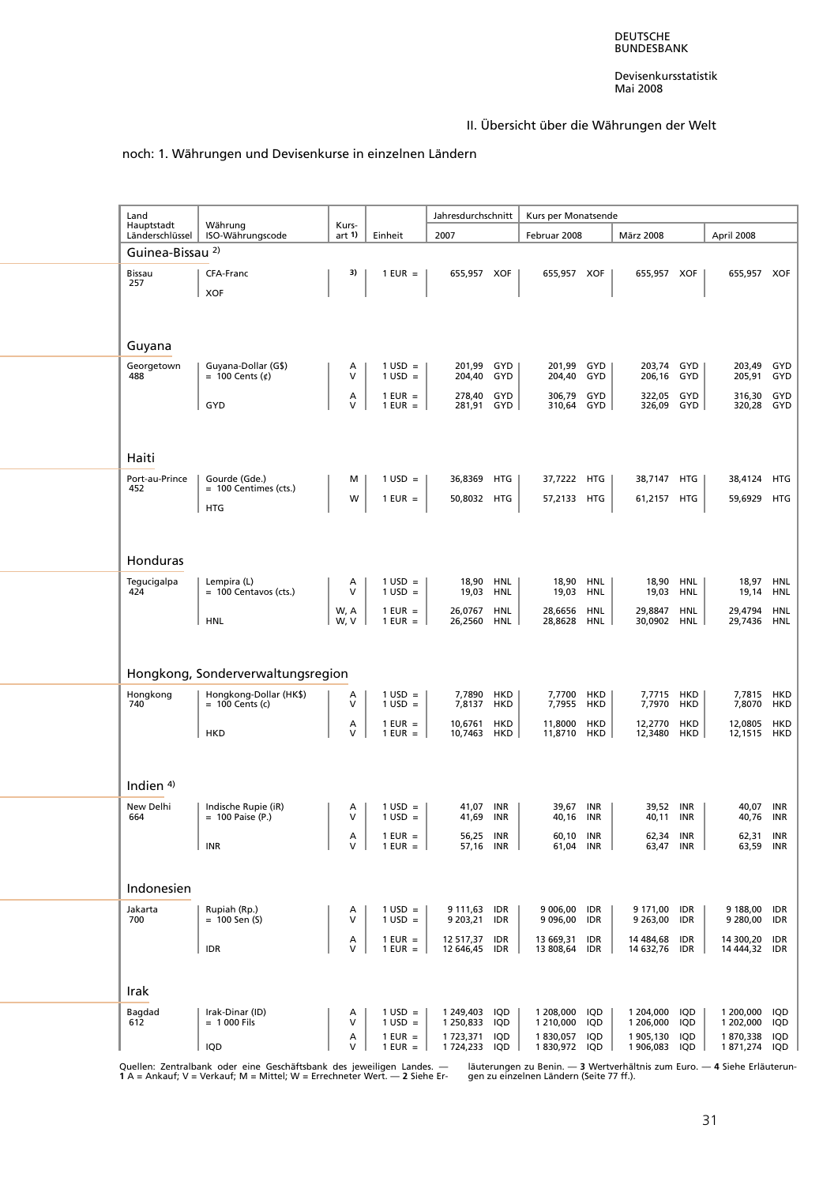II. Übersicht über die Währungen der Welt

noch: 1. Währungen und Devisenkurse in einzelnen Ländern

| Land Hauptstadt Länderschlüssel | Währung ISO-Währungscode | Kursart 1) | Einheit | Jahresdurchschnitt 2007 | | Kurs per Monatsende Februar 2008 | | März 2008 | | April 2008 | |
|---|---|---|---|---|---|---|---|---|---|---|---|
| **Guinea-Bissau 2)** | | | | | | | | | | | |
| Bissau 257 | CFA-Franc XOF | 3) | 1 EUR = | 655,957 | XOF | 655,957 | XOF | 655,957 | XOF | 655,957 | XOF |
| **Guyana** | | | | | | | | | | | |
| Georgetown 488 | Guyana-Dollar (G$) = 100 Cents (¢) | A | 1 USD = | 201,99 | GYD | 201,99 | GYD | 203,74 | GYD | 203,49 | GYD |
| | | V | 1 USD = | 204,40 | GYD | 204,40 | GYD | 206,16 | GYD | 205,91 | GYD |
| | GYD | A | 1 EUR = | 278,40 | GYD | 306,79 | GYD | 322,05 | GYD | 316,30 | GYD |
| | | V | 1 EUR = | 281,91 | GYD | 310,64 | GYD | 326,09 | GYD | 320,28 | GYD |
| **Haiti** | | | | | | | | | | | |
| Port-au-Prince 452 | Gourde (Gde.) = 100 Centimes (cts.) | M | 1 USD = | 36,8369 | HTG | 37,7222 | HTG | 38,7147 | HTG | 38,4124 | HTG |
| | HTG | W | 1 EUR = | 50,8032 | HTG | 57,2133 | HTG | 61,2157 | HTG | 59,6929 | HTG |
| **Honduras** | | | | | | | | | | | |
| Tegucigalpa 424 | Lempira (L) = 100 Centavos (cts.) | A | 1 USD = | 18,90 | HNL | 18,90 | HNL | 18,90 | HNL | 18,97 | HNL |
| | | V | 1 USD = | 19,03 | HNL | 19,03 | HNL | 19,03 | HNL | 19,14 | HNL |
| | HNL | W, A | 1 EUR = | 26,0767 | HNL | 28,6656 | HNL | 29,8847 | HNL | 29,4794 | HNL |
| | | W, V | 1 EUR = | 26,2560 | HNL | 28,8628 | HNL | 30,0902 | HNL | 29,7436 | HNL |
| **Hongkong, Sonderverwaltungsregion** | | | | | | | | | | | |
| Hongkong 740 | Hongkong-Dollar (HK$) = 100 Cents (c) | A | 1 USD = | 7,7890 | HKD | 7,7700 | HKD | 7,7715 | HKD | 7,7815 | HKD |
| | | V | 1 USD = | 7,8137 | HKD | 7,7955 | HKD | 7,7970 | HKD | 7,8070 | HKD |
| | HKD | A | 1 EUR = | 10,6761 | HKD | 11,8000 | HKD | 12,2770 | HKD | 12,0805 | HKD |
| | | V | 1 EUR = | 10,7463 | HKD | 11,8710 | HKD | 12,3480 | HKD | 12,1515 | HKD |
| **Indien 4)** | | | | | | | | | | | |
| New Delhi 664 | Indische Rupie (iR) = 100 Paise (P.) | A | 1 USD = | 41,07 | INR | 39,67 | INR | 39,52 | INR | 40,07 | INR |
| | | V | 1 USD = | 41,69 | INR | 40,16 | INR | 40,11 | INR | 40,76 | INR |
| | INR | A | 1 EUR = | 56,25 | INR | 60,10 | INR | 62,34 | INR | 62,31 | INR |
| | | V | 1 EUR = | 57,16 | INR | 61,04 | INR | 63,47 | INR | 63,59 | INR |
| **Indonesien** | | | | | | | | | | | |
| Jakarta 700 | Rupiah (Rp.) = 100 Sen (S) | A | 1 USD = | 9 111,63 | IDR | 9 006,00 | IDR | 9 171,00 | IDR | 9 188,00 | IDR |
| | | V | 1 USD = | 9 203,21 | IDR | 9 096,00 | IDR | 9 263,00 | IDR | 9 280,00 | IDR |
| | IDR | A | 1 EUR = | 12 517,37 | IDR | 13 669,31 | IDR | 14 484,68 | IDR | 14 300,20 | IDR |
| | | V | 1 EUR = | 12 646,45 | IDR | 13 808,64 | IDR | 14 632,76 | IDR | 14 444,32 | IDR |
| **Irak** | | | | | | | | | | | |
| Bagdad 612 | Irak-Dinar (ID) = 1 000 Fils | A | 1 USD = | 1 249,403 | IQD | 1 208,000 | IQD | 1 204,000 | IQD | 1 200,000 | IQD |
| | | V | 1 USD = | 1 250,833 | IQD | 1 210,000 | IQD | 1 206,000 | IQD | 1 202,000 | IQD |
| | IQD | A | 1 EUR = | 1 723,371 | IQD | 1 830,057 | IQD | 1 905,130 | IQD | 1 870,338 | IQD |
| | | V | 1 EUR = | 1 724,233 | IQD | 1 830,972 | IQD | 1 906,083 | IQD | 1 871,274 | IQD |

Quellen: Zentralbank oder eine Geschäftsbank des jeweiligen Landes. — **1** A = Ankauf; V = Verkauf; M = Mittel; W = Errechneter Wert. — **2** Siehe Erläuterungen zu Benin. — **3** Wertverhältnis zum Euro. — **4** Siehe Erläuterungen zu einzelnen Ländern (Seite 77 ff.).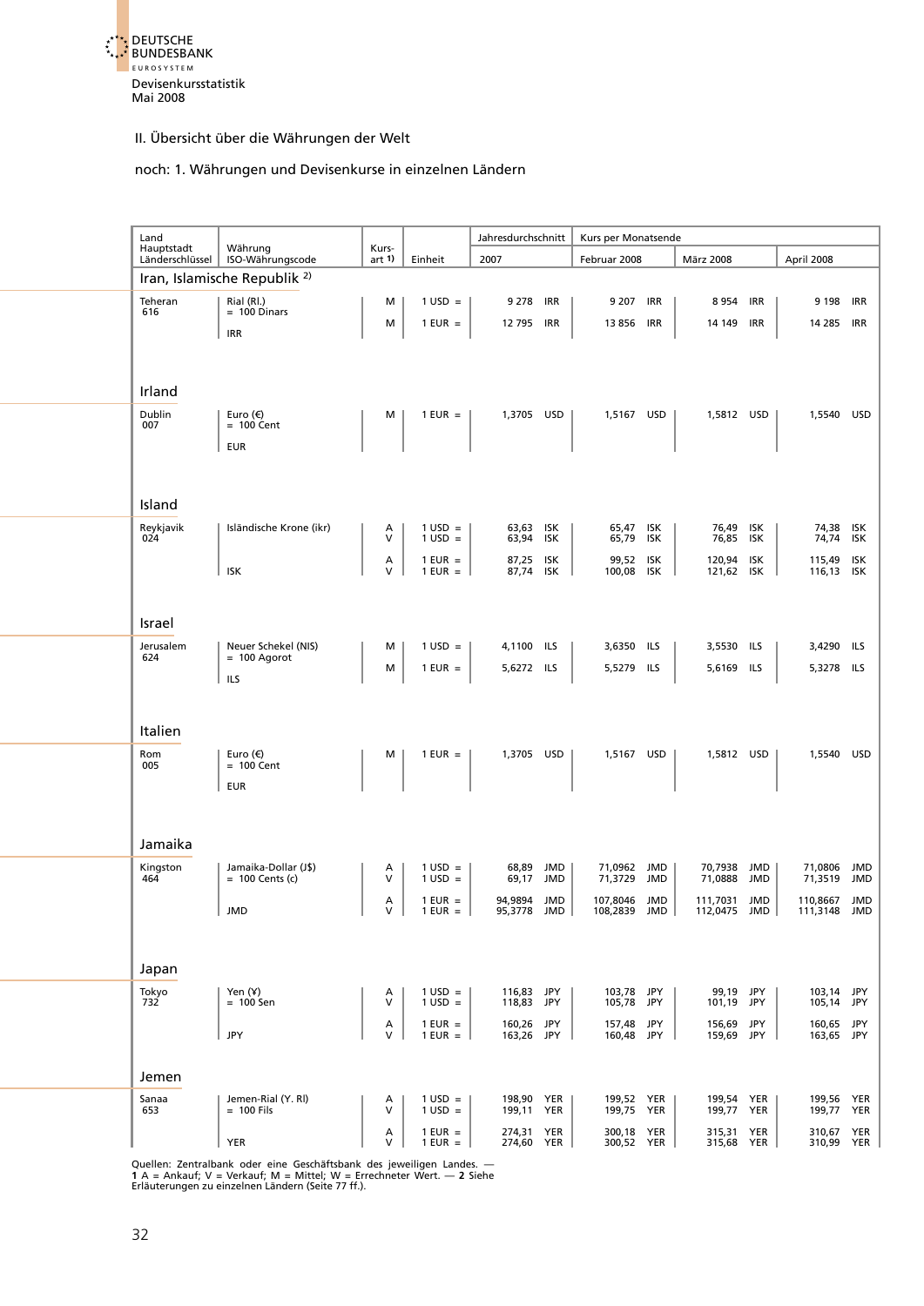Devisenkursstatistik
Mai 2008

## II. Übersicht über die Währungen der Welt

### noch: 1. Währungen und Devisenkurse in einzelnen Ländern

| Land Hauptstadt Länderschlüssel | Währung ISO-Währungscode | Kursart 1) | Einheit | Jahresdurchschnitt 2007 | Kurs per Monatsende Februar 2008 | März 2008 | April 2008 |
|---|---|---|---|---|---|---|---|
| **Iran, Islamische Republik 2)** | | | | | | | |
| Teheran 616 | Rial (Rl.) = 100 Dinars IRR | M | 1 USD = | 9 278 IRR | 9 207 IRR | 8 954 IRR | 9 198 IRR |
| | | M | 1 EUR = | 12 795 IRR | 13 856 IRR | 14 149 IRR | 14 285 IRR |
| **Irland** | | | | | | | |
| Dublin 007 | Euro (€) = 100 Cent EUR | M | 1 EUR = | 1,3705 USD | 1,5167 USD | 1,5812 USD | 1,5540 USD |
| **Island** | | | | | | | |
| Reykjavik 024 | Isländische Krone (ikr) ISK | A | 1 USD = | 63,63 ISK | 65,47 ISK | 76,49 ISK | 74,38 ISK |
| | | V | 1 USD = | 63,94 ISK | 65,79 ISK | 76,85 ISK | 74,74 ISK |
| | | A | 1 EUR = | 87,25 ISK | 99,52 ISK | 120,94 ISK | 115,49 ISK |
| | | V | 1 EUR = | 87,74 ISK | 100,08 ISK | 121,62 ISK | 116,13 ISK |
| **Israel** | | | | | | | |
| Jerusalem 624 | Neuer Schekel (NIS) = 100 Agorot ILS | M | 1 USD = | 4,1100 ILS | 3,6350 ILS | 3,5530 ILS | 3,4290 ILS |
| | | M | 1 EUR = | 5,6272 ILS | 5,5279 ILS | 5,6169 ILS | 5,3278 ILS |
| **Italien** | | | | | | | |
| Rom 005 | Euro (€) = 100 Cent EUR | M | 1 EUR = | 1,3705 USD | 1,5167 USD | 1,5812 USD | 1,5540 USD |
| **Jamaika** | | | | | | | |
| Kingston 464 | Jamaika-Dollar (J$) = 100 Cents (c) JMD | A | 1 USD = | 68,89 JMD | 71,0962 JMD | 70,7938 JMD | 71,0806 JMD |
| | | V | 1 USD = | 69,17 JMD | 71,3729 JMD | 71,0888 JMD | 71,3519 JMD |
| | | A | 1 EUR = | 94,9894 JMD | 107,8046 JMD | 111,7031 JMD | 110,8667 JMD |
| | | V | 1 EUR = | 95,3778 JMD | 108,2839 JMD | 112,0475 JMD | 111,3148 JMD |
| **Japan** | | | | | | | |
| Tokyo 732 | Yen (¥) = 100 Sen JPY | A | 1 USD = | 116,83 JPY | 103,78 JPY | 99,19 JPY | 103,14 JPY |
| | | V | 1 USD = | 118,83 JPY | 105,78 JPY | 101,19 JPY | 105,14 JPY |
| | | A | 1 EUR = | 160,26 JPY | 157,48 JPY | 156,69 JPY | 160,65 JPY |
| | | V | 1 EUR = | 163,26 JPY | 160,48 JPY | 159,69 JPY | 163,65 JPY |
| **Jemen** | | | | | | | |
| Sanaa 653 | Jemen-Rial (Y. Rl) = 100 Fils YER | A | 1 USD = | 198,90 YER | 199,52 YER | 199,54 YER | 199,56 YER |
| | | V | 1 USD = | 199,11 YER | 199,75 YER | 199,77 YER | 199,77 YER |
| | | A | 1 EUR = | 274,31 YER | 300,18 YER | 315,31 YER | 310,67 YER |
| | | V | 1 EUR = | 274,60 YER | 300,52 YER | 315,68 YER | 310,99 YER |

Quellen: Zentralbank oder eine Geschäftsbank des jeweiligen Landes. — **1** A = Ankauf; V = Verkauf; M = Mittel; W = Errechneter Wert. — **2** Siehe Erläuterungen zu einzelnen Ländern (Seite 77 ff.).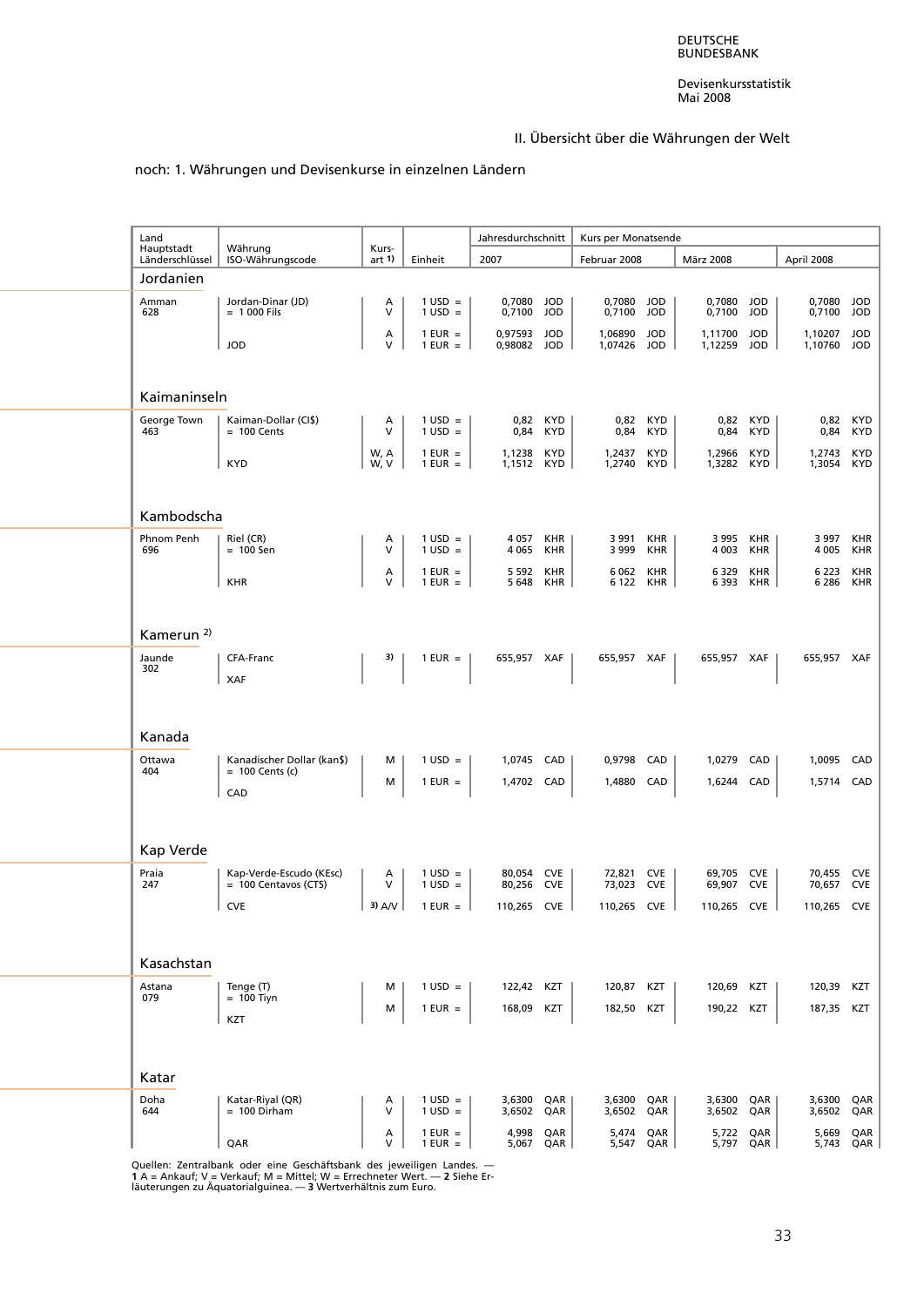## II. Übersicht über die Währungen der Welt

noch: 1. Währungen und Devisenkurse in einzelnen Ländern

| Land<br>Hauptstadt<br>Länderschlüssel | Währung<br>ISO-Währungscode | Kurs-<br>art 1) | Einheit | Jahresdurchschnitt<br>2007 | Kurs per Monatsende<br>Februar 2008 | <br>März 2008 | <br>April 2008 |
|---|---|---|---|---|---|---|---|
| **Jordanien** | | | | | | | |
| Amman<br>628 | Jordan-Dinar (JD)<br>= 1 000 Fils | A<br>V | 1 USD =<br>1 USD = | 0,7080 JOD<br>0,7100 JOD | 0,7080 JOD<br>0,7100 JOD | 0,7080 JOD<br>0,7100 JOD | 0,7080 JOD<br>0,7100 JOD |
| | JOD | A<br>V | 1 EUR =<br>1 EUR = | 0,97593 JOD<br>0,98082 JOD | 1,06890 JOD<br>1,07426 JOD | 1,11700 JOD<br>1,12259 JOD | 1,10207 JOD<br>1,10760 JOD |
| **Kaimaninseln** | | | | | | | |
| George Town<br>463 | Kaiman-Dollar (CI$)<br>= 100 Cents | A<br>V | 1 USD =<br>1 USD = | 0,82 KYD<br>0,84 KYD | 0,82 KYD<br>0,84 KYD | 0,82 KYD<br>0,84 KYD | 0,82 KYD<br>0,84 KYD |
| | KYD | W, A<br>W, V | 1 EUR =<br>1 EUR = | 1,1238 KYD<br>1,1512 KYD | 1,2437 KYD<br>1,2740 KYD | 1,2966 KYD<br>1,3282 KYD | 1,2743 KYD<br>1,3054 KYD |
| **Kambodscha** | | | | | | | |
| Phnom Penh<br>696 | Riel (CR)<br>= 100 Sen | A<br>V | 1 USD =<br>1 USD = | 4 057 KHR<br>4 065 KHR | 3 991 KHR<br>3 999 KHR | 3 995 KHR<br>4 003 KHR | 3 997 KHR<br>4 005 KHR |
| | KHR | A<br>V | 1 EUR =<br>1 EUR = | 5 592 KHR<br>5 648 KHR | 6 062 KHR<br>6 122 KHR | 6 329 KHR<br>6 393 KHR | 6 223 KHR<br>6 286 KHR |
| **Kamerun 2)** | | | | | | | |
| Jaunde<br>302 | CFA-Franc<br>XAF | 3) | 1 EUR = | 655,957 XAF | 655,957 XAF | 655,957 XAF | 655,957 XAF |
| **Kanada** | | | | | | | |
| Ottawa<br>404 | Kanadischer Dollar (kan$)<br>= 100 Cents (c) | M | 1 USD = | 1,0745 CAD | 0,9798 CAD | 1,0279 CAD | 1,0095 CAD |
| | CAD | M | 1 EUR = | 1,4702 CAD | 1,4880 CAD | 1,6244 CAD | 1,5714 CAD |
| **Kap Verde** | | | | | | | |
| Praia<br>247 | Kap-Verde-Escudo (KEsc)<br>= 100 Centavos (CTS) | A<br>V | 1 USD =<br>1 USD = | 80,054 CVE<br>80,256 CVE | 72,821 CVE<br>73,023 CVE | 69,705 CVE<br>69,907 CVE | 70,455 CVE<br>70,657 CVE |
| | CVE | 3) A/V | 1 EUR = | 110,265 CVE | 110,265 CVE | 110,265 CVE | 110,265 CVE |
| **Kasachstan** | | | | | | | |
| Astana<br>079 | Tenge (T)<br>= 100 Tiyn | M | 1 USD = | 122,42 KZT | 120,87 KZT | 120,69 KZT | 120,39 KZT |
| | KZT | M | 1 EUR = | 168,09 KZT | 182,50 KZT | 190,22 KZT | 187,35 KZT |
| **Katar** | | | | | | | |
| Doha<br>644 | Katar-Riyal (QR)<br>= 100 Dirham | A<br>V | 1 USD =<br>1 USD = | 3,6300 QAR<br>3,6502 QAR | 3,6300 QAR<br>3,6502 QAR | 3,6300 QAR<br>3,6502 QAR | 3,6300 QAR<br>3,6502 QAR |
| | QAR | A<br>V | 1 EUR =<br>1 EUR = | 4,998 QAR<br>5,067 QAR | 5,474 QAR<br>5,547 QAR | 5,722 QAR<br>5,797 QAR | 5,669 QAR<br>5,743 QAR |

Quellen: Zentralbank oder eine Geschäftsbank des jeweiligen Landes. — **1** A = Ankauf; V = Verkauf; M = Mittel; W = Errechneter Wert. — **2** Siehe Erläuterungen zu Äquatorialguinea. — **3** Wertverhältnis zum Euro.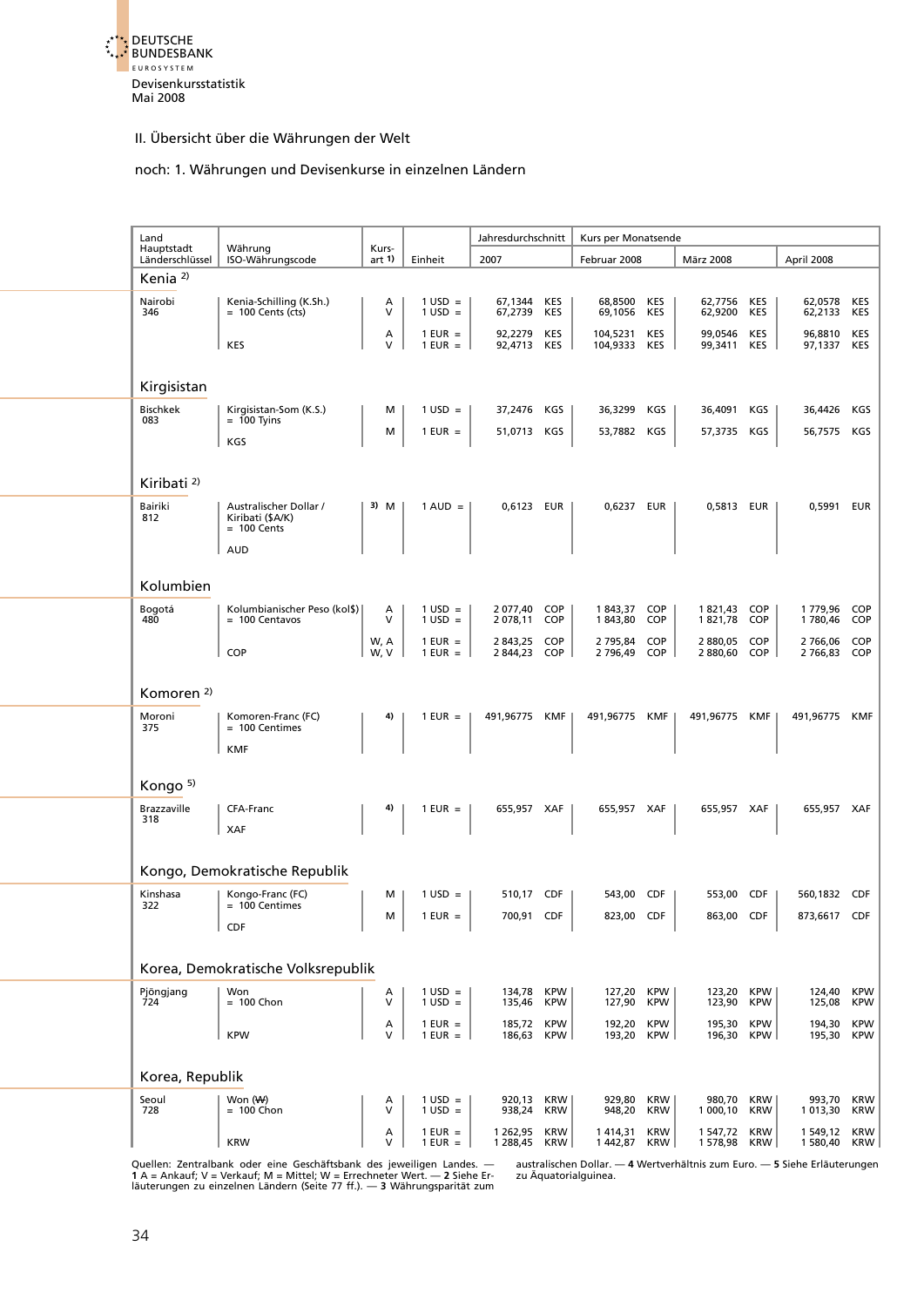Deutsche Bundesbank
Devisenkursstatistik
Mai 2008

## II. Übersicht über die Währungen der Welt

### noch: 1. Währungen und Devisenkurse in einzelnen Ländern

| Land Hauptstadt Länderschlüssel | Währung ISO-Währungscode | Kursart 1) | Einheit | Jahresdurchschnitt 2007 | | Kurs per Monatsende Februar 2008 | | März 2008 | | April 2008 | |
|---|---|---|---|---|---|---|---|---|---|---|---|
| **Kenia 2)** | | | | | | | | | | | |
| Nairobi 346 | Kenia-Schilling (K.Sh.) = 100 Cents (cts) | A | 1 USD = | 67,1344 | KES | 68,8500 | KES | 62,7756 | KES | 62,0578 | KES |
| | | V | 1 USD = | 67,2739 | KES | 69,1056 | KES | 62,9200 | KES | 62,2133 | KES |
| | | A | 1 EUR = | 92,2279 | KES | 104,5231 | KES | 99,0546 | KES | 96,8810 | KES |
| | KES | V | 1 EUR = | 92,4713 | KES | 104,9333 | KES | 99,3411 | KES | 97,1337 | KES |
| **Kirgisistan** | | | | | | | | | | | |
| Bischkek 083 | Kirgisistan-Som (K.S.) = 100 Tyins | M | 1 USD = | 37,2476 | KGS | 36,3299 | KGS | 36,4091 | KGS | 36,4426 | KGS |
| | KGS | M | 1 EUR = | 51,0713 | KGS | 53,7882 | KGS | 57,3735 | KGS | 56,7575 | KGS |
| **Kiribati 2)** | | | | | | | | | | | |
| Bairiki 812 | Australischer Dollar / Kiribati ($A/K) = 100 Cents AUD | 3) M | 1 AUD = | 0,6123 | EUR | 0,6237 | EUR | 0,5813 | EUR | 0,5991 | EUR |
| **Kolumbien** | | | | | | | | | | | |
| Bogotá 480 | Kolumbianischer Peso (kol$) = 100 Centavos | A | 1 USD = | 2 077,40 | COP | 1 843,37 | COP | 1 821,43 | COP | 1 779,96 | COP |
| | | V | 1 USD = | 2 078,11 | COP | 1 843,80 | COP | 1 821,78 | COP | 1 780,46 | COP |
| | | W, A | 1 EUR = | 2 843,25 | COP | 2 795,84 | COP | 2 880,05 | COP | 2 766,06 | COP |
| | COP | W, V | 1 EUR = | 2 844,23 | COP | 2 796,49 | COP | 2 880,60 | COP | 2 766,83 | COP |
| **Komoren 2)** | | | | | | | | | | | |
| Moroni 375 | Komoren-Franc (FC) = 100 Centimes KMF | 4) | 1 EUR = | 491,96775 | KMF | 491,96775 | KMF | 491,96775 | KMF | 491,96775 | KMF |
| **Kongo 5)** | | | | | | | | | | | |
| Brazzaville 318 | CFA-Franc XAF | 4) | 1 EUR = | 655,957 | XAF | 655,957 | XAF | 655,957 | XAF | 655,957 | XAF |
| **Kongo, Demokratische Republik** | | | | | | | | | | | |
| Kinshasa 322 | Kongo-Franc (FC) = 100 Centimes | M | 1 USD = | 510,17 | CDF | 543,00 | CDF | 553,00 | CDF | 560,1832 | CDF |
| | CDF | M | 1 EUR = | 700,91 | CDF | 823,00 | CDF | 863,00 | CDF | 873,6617 | CDF |
| **Korea, Demokratische Volksrepublik** | | | | | | | | | | | |
| Pjöngjang 724 | Won = 100 Chon | A | 1 USD = | 134,78 | KPW | 127,20 | KPW | 123,20 | KPW | 124,40 | KPW |
| | | V | 1 USD = | 135,46 | KPW | 127,90 | KPW | 123,90 | KPW | 125,08 | KPW |
| | | A | 1 EUR = | 185,72 | KPW | 192,20 | KPW | 195,30 | KPW | 194,30 | KPW |
| | KPW | V | 1 EUR = | 186,63 | KPW | 193,20 | KPW | 196,30 | KPW | 195,30 | KPW |
| **Korea, Republik** | | | | | | | | | | | |
| Seoul 728 | Won (₩) = 100 Chon | A | 1 USD = | 920,13 | KRW | 929,80 | KRW | 980,70 | KRW | 993,70 | KRW |
| | | V | 1 USD = | 938,24 | KRW | 948,20 | KRW | 1 000,10 | KRW | 1 013,30 | KRW |
| | | A | 1 EUR = | 1 262,95 | KRW | 1 414,31 | KRW | 1 547,72 | KRW | 1 549,12 | KRW |
| | KRW | V | 1 EUR = | 1 288,45 | KRW | 1 442,87 | KRW | 1 578,98 | KRW | 1 580,40 | KRW |

Quellen: Zentralbank oder eine Geschäftsbank des jeweiligen Landes. — **1** A = Ankauf; V = Verkauf; M = Mittel; W = Errechneter Wert. — **2** Siehe Erläuterungen zu einzelnen Ländern (Seite 77 ff.). — **3** Währungsparität zum australischen Dollar. — **4** Wertverhältnis zum Euro. — **5** Siehe Erläuterungen zu Äquatorialguinea.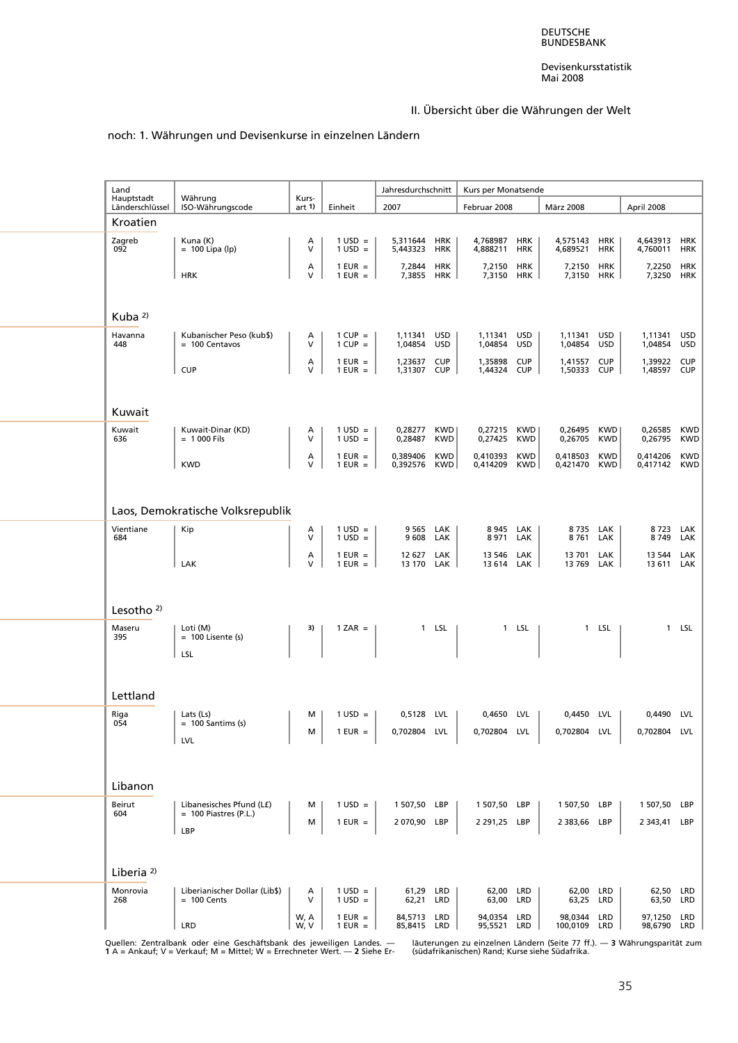II. Übersicht über die Währungen der Welt

noch: 1. Währungen und Devisenkurse in einzelnen Ländern

| Land / Hauptstadt / Länderschlüssel | Währung / ISO-Währungscode | Kursart 1) | Einheit | Jahresdurchschnitt 2007 | | Kurs per Monatsende Februar 2008 | | März 2008 | | April 2008 | |
|---|---|---|---|---|---|---|---|---|---|---|---|
| **Kroatien** | | | | | | | | | | | |
| Zagreb 092 | Kuna (K) = 100 Lipa (lp) | A | 1 USD = | 5,311644 | HRK | 4,768987 | HRK | 4,575143 | HRK | 4,643913 | HRK |
| | | V | 1 USD = | 5,443323 | HRK | 4,888211 | HRK | 4,689521 | HRK | 4,760011 | HRK |
| | | A | 1 EUR = | 7,2844 | HRK | 7,2150 | HRK | 7,2150 | HRK | 7,2250 | HRK |
| | HRK | V | 1 EUR = | 7,3855 | HRK | 7,3150 | HRK | 7,3150 | HRK | 7,3250 | HRK |
| **Kuba 2)** | | | | | | | | | | | |
| Havanna 448 | Kubanischer Peso (kub$) = 100 Centavos | A | 1 CUP = | 1,11341 | USD | 1,11341 | USD | 1,11341 | USD | 1,11341 | USD |
| | | V | 1 CUP = | 1,04854 | USD | 1,04854 | USD | 1,04854 | USD | 1,04854 | USD |
| | | A | 1 EUR = | 1,23637 | CUP | 1,35898 | CUP | 1,41557 | CUP | 1,39922 | CUP |
| | CUP | V | 1 EUR = | 1,31307 | CUP | 1,44324 | CUP | 1,50333 | CUP | 1,48597 | CUP |
| **Kuwait** | | | | | | | | | | | |
| Kuwait 636 | Kuwait-Dinar (KD) = 1 000 Fils | A | 1 USD = | 0,28277 | KWD | 0,27215 | KWD | 0,26495 | KWD | 0,26585 | KWD |
| | | V | 1 USD = | 0,28487 | KWD | 0,27425 | KWD | 0,26705 | KWD | 0,26795 | KWD |
| | | A | 1 EUR = | 0,389406 | KWD | 0,410393 | KWD | 0,418503 | KWD | 0,414206 | KWD |
| | KWD | V | 1 EUR = | 0,392576 | KWD | 0,414209 | KWD | 0,421470 | KWD | 0,417142 | KWD |
| **Laos, Demokratische Volksrepublik** | | | | | | | | | | | |
| Vientiane 684 | Kip | A | 1 USD = | 9 565 | LAK | 8 945 | LAK | 8 735 | LAK | 8 723 | LAK |
| | | V | 1 USD = | 9 608 | LAK | 8 971 | LAK | 8 761 | LAK | 8 749 | LAK |
| | | A | 1 EUR = | 12 627 | LAK | 13 546 | LAK | 13 701 | LAK | 13 544 | LAK |
| | LAK | V | 1 EUR = | 13 170 | LAK | 13 614 | LAK | 13 769 | LAK | 13 611 | LAK |
| **Lesotho 2)** | | | | | | | | | | | |
| Maseru 395 | Loti (M) = 100 Lisente (s) LSL | 3) | 1 ZAR = | 1 | LSL | 1 | LSL | 1 | LSL | 1 | LSL |
| **Lettland** | | | | | | | | | | | |
| Riga 054 | Lats (Ls) = 100 Santims (s) | M | 1 USD = | 0,5128 | LVL | 0,4650 | LVL | 0,4450 | LVL | 0,4490 | LVL |
| | LVL | M | 1 EUR = | 0,702804 | LVL | 0,702804 | LVL | 0,702804 | LVL | 0,702804 | LVL |
| **Libanon** | | | | | | | | | | | |
| Beirut 604 | Libanesisches Pfund (L£) = 100 Piastres (P.L.) | M | 1 USD = | 1 507,50 | LBP | 1 507,50 | LBP | 1 507,50 | LBP | 1 507,50 | LBP |
| | LBP | M | 1 EUR = | 2 070,90 | LBP | 2 291,25 | LBP | 2 383,66 | LBP | 2 343,41 | LBP |
| **Liberia 2)** | | | | | | | | | | | |
| Monrovia 268 | Liberianischer Dollar (Lib$) = 100 Cents | A | 1 USD = | 61,29 | LRD | 62,00 | LRD | 62,00 | LRD | 62,50 | LRD |
| | | V | 1 USD = | 62,21 | LRD | 63,00 | LRD | 63,25 | LRD | 63,50 | LRD |
| | | W, A | 1 EUR = | 84,5713 | LRD | 94,0354 | LRD | 98,0344 | LRD | 97,1250 | LRD |
| | LRD | W, V | 1 EUR = | 85,8415 | LRD | 95,5521 | LRD | 100,0109 | LRD | 98,6790 | LRD |

Quellen: Zentralbank oder eine Geschäftsbank des jeweiligen Landes. — **1** A = Ankauf; V = Verkauf; M = Mittel; W = Errechneter Wert. — **2** Siehe Erläuterungen zu einzelnen Ländern (Seite 77 ff.). — **3** Währungsparität zum (südafrikanischen) Rand; Kurse siehe Südafrika.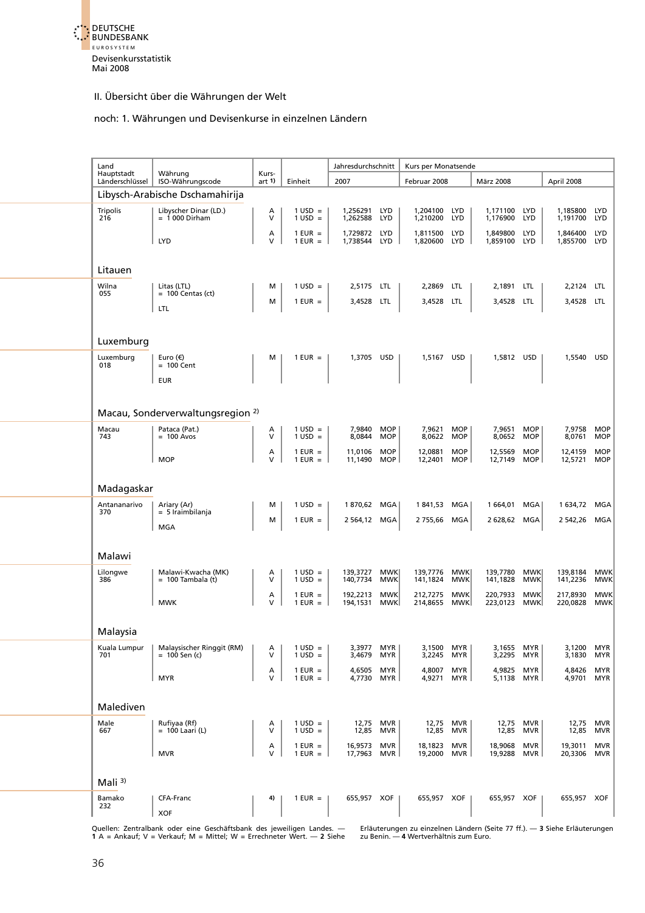II. Übersicht über die Währungen der Welt

noch: 1. Währungen und Devisenkurse in einzelnen Ländern

| Land / Hauptstadt / Länderschlüssel | Währung / ISO-Währungscode | Kursart 1) | Einheit | Jahresdurchschnitt 2007 | | Kurs per Monatsende Februar 2008 | | März 2008 | | April 2008 | |
|---|---|---|---|---|---|---|---|---|---|---|---|
| **Libysch-Arabische Dschamahirija** | | | | | | | | | | | |
| Tripolis 216 | Libyscher Dinar (LD.) = 1 000 Dirham | A | 1 USD = | 1,256291 | LYD | 1,204100 | LYD | 1,171100 | LYD | 1,185800 | LYD |
| | | V | 1 USD = | 1,262588 | LYD | 1,210200 | LYD | 1,176900 | LYD | 1,191700 | LYD |
| | | A | 1 EUR = | 1,729872 | LYD | 1,811500 | LYD | 1,849800 | LYD | 1,846400 | LYD |
| | LYD | V | 1 EUR = | 1,738544 | LYD | 1,820600 | LYD | 1,859100 | LYD | 1,855700 | LYD |
| **Litauen** | | | | | | | | | | | |
| Wilna 055 | Litas (LTL) = 100 Centas (ct) | M | 1 USD = | 2,5175 | LTL | 2,2869 | LTL | 2,1891 | LTL | 2,2124 | LTL |
| | LTL | M | 1 EUR = | 3,4528 | LTL | 3,4528 | LTL | 3,4528 | LTL | 3,4528 | LTL |
| **Luxemburg** | | | | | | | | | | | |
| Luxemburg 018 | Euro (€) = 100 Cent EUR | M | 1 EUR = | 1,3705 | USD | 1,5167 | USD | 1,5812 | USD | 1,5540 | USD |
| **Macau, Sonderverwaltungsregion 2)** | | | | | | | | | | | |
| Macau 743 | Pataca (Pat.) = 100 Avos | A | 1 USD = | 7,9840 | MOP | 7,9621 | MOP | 7,9651 | MOP | 7,9758 | MOP |
| | | V | 1 USD = | 8,0844 | MOP | 8,0622 | MOP | 8,0652 | MOP | 8,0761 | MOP |
| | | A | 1 EUR = | 11,0106 | MOP | 12,0881 | MOP | 12,5569 | MOP | 12,4159 | MOP |
| | MOP | V | 1 EUR = | 11,1490 | MOP | 12,2401 | MOP | 12,7149 | MOP | 12,5721 | MOP |
| **Madagaskar** | | | | | | | | | | | |
| Antananarivo 370 | Ariary (Ar) = 5 Iraimbilanja | M | 1 USD = | 1 870,62 | MGA | 1 841,53 | MGA | 1 664,01 | MGA | 1 634,72 | MGA |
| | MGA | M | 1 EUR = | 2 564,12 | MGA | 2 755,66 | MGA | 2 628,62 | MGA | 2 542,26 | MGA |
| **Malawi** | | | | | | | | | | | |
| Lilongwe 386 | Malawi-Kwacha (MK) = 100 Tambala (t) | A | 1 USD = | 139,3727 | MWK | 139,7776 | MWK | 139,7780 | MWK | 139,8184 | MWK |
| | | V | 1 USD = | 140,7734 | MWK | 141,1824 | MWK | 141,1828 | MWK | 141,2236 | MWK |
| | | A | 1 EUR = | 192,2213 | MWK | 212,7275 | MWK | 220,7933 | MWK | 217,8930 | MWK |
| | MWK | V | 1 EUR = | 194,1531 | MWK | 214,8655 | MWK | 223,0123 | MWK | 220,0828 | MWK |
| **Malaysia** | | | | | | | | | | | |
| Kuala Lumpur 701 | Malaysischer Ringgit (RM) = 100 Sen (c) | A | 1 USD = | 3,3977 | MYR | 3,1500 | MYR | 3,1655 | MYR | 3,1200 | MYR |
| | | V | 1 USD = | 3,4679 | MYR | 3,2245 | MYR | 3,2295 | MYR | 3,1830 | MYR |
| | | A | 1 EUR = | 4,6505 | MYR | 4,8007 | MYR | 4,9825 | MYR | 4,8426 | MYR |
| | MYR | V | 1 EUR = | 4,7730 | MYR | 4,9271 | MYR | 5,1138 | MYR | 4,9701 | MYR |
| **Malediven** | | | | | | | | | | | |
| Male 667 | Rufiyaa (Rf) = 100 Laari (L) | A | 1 USD = | 12,75 | MVR | 12,75 | MVR | 12,75 | MVR | 12,75 | MVR |
| | | V | 1 USD = | 12,85 | MVR | 12,85 | MVR | 12,85 | MVR | 12,85 | MVR |
| | | A | 1 EUR = | 16,9573 | MVR | 18,1823 | MVR | 18,9068 | MVR | 19,3011 | MVR |
| | MVR | V | 1 EUR = | 17,7963 | MVR | 19,2000 | MVR | 19,9288 | MVR | 20,3306 | MVR |
| **Mali 3)** | | | | | | | | | | | |
| Bamako 232 | CFA-Franc XOF | 4) | 1 EUR = | 655,957 | XOF | 655,957 | XOF | 655,957 | XOF | 655,957 | XOF |

Quellen: Zentralbank oder eine Geschäftsbank des jeweiligen Landes. — **1** A = Ankauf; V = Verkauf; M = Mittel; W = Errechneter Wert. — **2** Siehe Erläuterungen zu einzelnen Ländern (Seite 77 ff.). — **3** Siehe Erläuterungen zu Benin. — **4** Wertverhältnis zum Euro.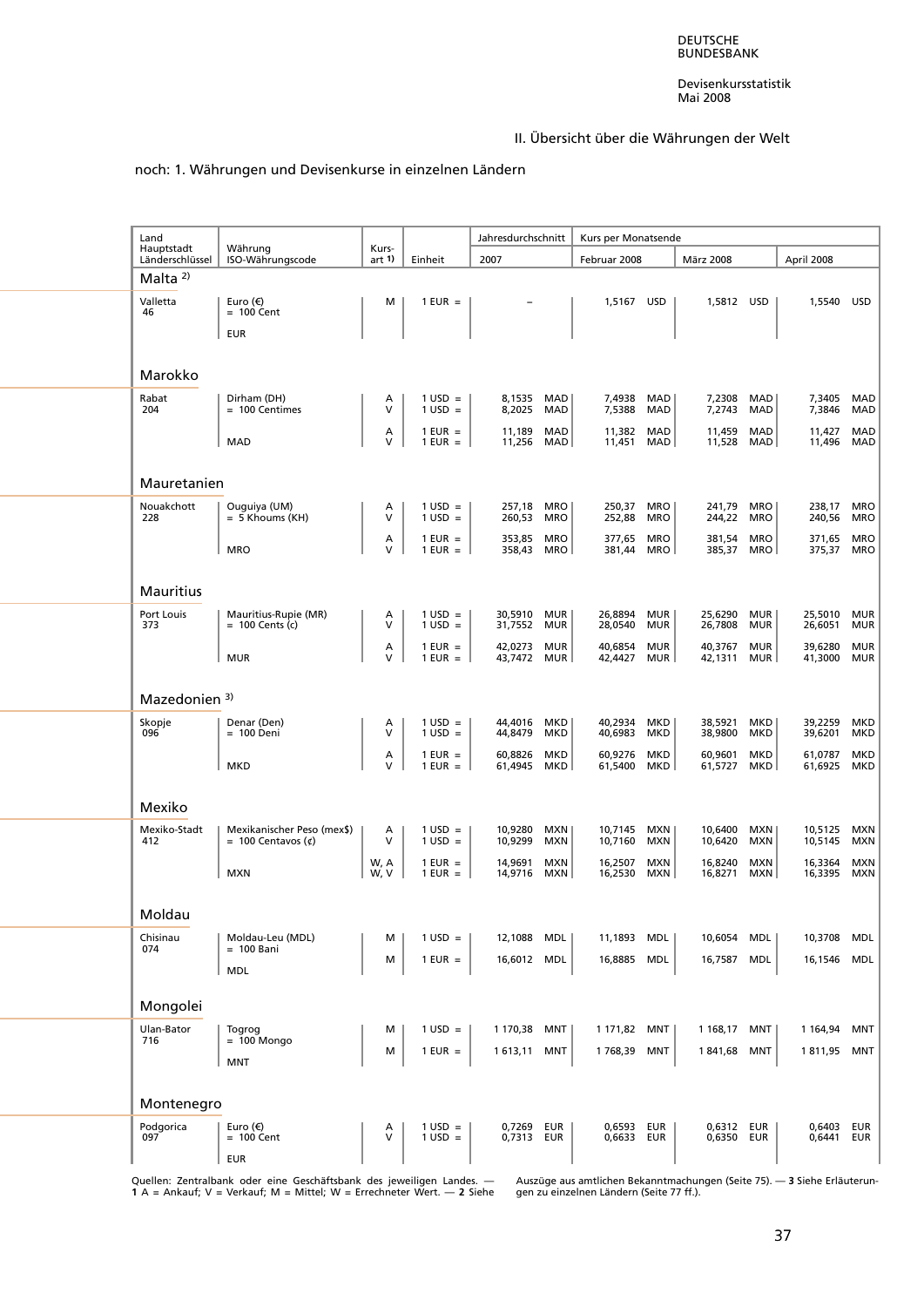II. Übersicht über die Währungen der Welt

noch: 1. Währungen und Devisenkurse in einzelnen Ländern

| Land<br>Hauptstadt<br>Länderschlüssel | Währung<br>ISO-Währungscode | Kurs-<br>art 1) | Einheit | Jahresdurchschnitt<br>2007 | Kurs per Monatsende<br>Februar 2008 | <br>März 2008 | <br>April 2008 |
|---|---|---|---|---|---|---|---|
| **Malta** 2) | | | | | | | |
| Valletta<br>46 | Euro (€)<br>= 100 Cent<br>EUR | M | 1 EUR = | – | 1,5167 USD | 1,5812 USD | 1,5540 USD |
| **Marokko** | | | | | | | |
| Rabat<br>204 | Dirham (DH)<br>= 100 Centimes | A | 1 USD = | 8,1535 MAD | 7,4938 MAD | 7,2308 MAD | 7,3405 MAD |
| | | V | 1 USD = | 8,2025 MAD | 7,5388 MAD | 7,2743 MAD | 7,3846 MAD |
| | | A | 1 EUR = | 11,189 MAD | 11,382 MAD | 11,459 MAD | 11,427 MAD |
| | MAD | V | 1 EUR = | 11,256 MAD | 11,451 MAD | 11,528 MAD | 11,496 MAD |
| **Mauretanien** | | | | | | | |
| Nouakchott<br>228 | Ouguiya (UM)<br>= 5 Khoums (KH) | A | 1 USD = | 257,18 MRO | 250,37 MRO | 241,79 MRO | 238,17 MRO |
| | | V | 1 USD = | 260,53 MRO | 252,88 MRO | 244,22 MRO | 240,56 MRO |
| | | A | 1 EUR = | 353,85 MRO | 377,65 MRO | 381,54 MRO | 371,65 MRO |
| | MRO | V | 1 EUR = | 358,43 MRO | 381,44 MRO | 385,37 MRO | 375,37 MRO |
| **Mauritius** | | | | | | | |
| Port Louis<br>373 | Mauritius-Rupie (MR)<br>= 100 Cents (c) | A | 1 USD = | 30,5910 MUR | 26,8894 MUR | 25,6290 MUR | 25,5010 MUR |
| | | V | 1 USD = | 31,7552 MUR | 28,0540 MUR | 26,7808 MUR | 26,6051 MUR |
| | | A | 1 EUR = | 42,0273 MUR | 40,6854 MUR | 40,3767 MUR | 39,6280 MUR |
| | MUR | V | 1 EUR = | 43,7472 MUR | 42,4427 MUR | 42,1311 MUR | 41,3000 MUR |
| **Mazedonien** 3) | | | | | | | |
| Skopje<br>096 | Denar (Den)<br>= 100 Deni | A | 1 USD = | 44,4016 MKD | 40,2934 MKD | 38,5921 MKD | 39,2259 MKD |
| | | V | 1 USD = | 44,8479 MKD | 40,6983 MKD | 38,9800 MKD | 39,6201 MKD |
| | | A | 1 EUR = | 60,8826 MKD | 60,9276 MKD | 60,9601 MKD | 61,0787 MKD |
| | MKD | V | 1 EUR = | 61,4945 MKD | 61,5400 MKD | 61,5727 MKD | 61,6925 MKD |
| **Mexiko** | | | | | | | |
| Mexiko-Stadt<br>412 | Mexikanischer Peso (mex$)<br>= 100 Centavos (¢) | A | 1 USD = | 10,9280 MXN | 10,7145 MXN | 10,6400 MXN | 10,5125 MXN |
| | | V | 1 USD = | 10,9299 MXN | 10,7160 MXN | 10,6420 MXN | 10,5145 MXN |
| | | W, A | 1 EUR = | 14,9691 MXN | 16,2507 MXN | 16,8240 MXN | 16,3364 MXN |
| | MXN | W, V | 1 EUR = | 14,9716 MXN | 16,2530 MXN | 16,8271 MXN | 16,3395 MXN |
| **Moldau** | | | | | | | |
| Chisinau<br>074 | Moldau-Leu (MDL)<br>= 100 Bani | M | 1 USD = | 12,1088 MDL | 11,1893 MDL | 10,6054 MDL | 10,3708 MDL |
| | MDL | M | 1 EUR = | 16,6012 MDL | 16,8885 MDL | 16,7587 MDL | 16,1546 MDL |
| **Mongolei** | | | | | | | |
| Ulan-Bator<br>716 | Togrog<br>= 100 Mongo | M | 1 USD = | 1 170,38 MNT | 1 171,82 MNT | 1 168,17 MNT | 1 164,94 MNT |
| | MNT | M | 1 EUR = | 1 613,11 MNT | 1 768,39 MNT | 1 841,68 MNT | 1 811,95 MNT |
| **Montenegro** | | | | | | | |
| Podgorica<br>097 | Euro (€)<br>= 100 Cent | A | 1 USD = | 0,7269 EUR | 0,6593 EUR | 0,6312 EUR | 0,6403 EUR |
| | EUR | V | 1 USD = | 0,7313 EUR | 0,6633 EUR | 0,6350 EUR | 0,6441 EUR |

Quellen: Zentralbank oder eine Geschäftsbank des jeweiligen Landes. — **1** A = Ankauf; V = Verkauf; M = Mittel; W = Errechneter Wert. — **2** Siehe Auszüge aus amtlichen Bekanntmachungen (Seite 75). — **3** Siehe Erläuterungen zu einzelnen Ländern (Seite 77 ff.).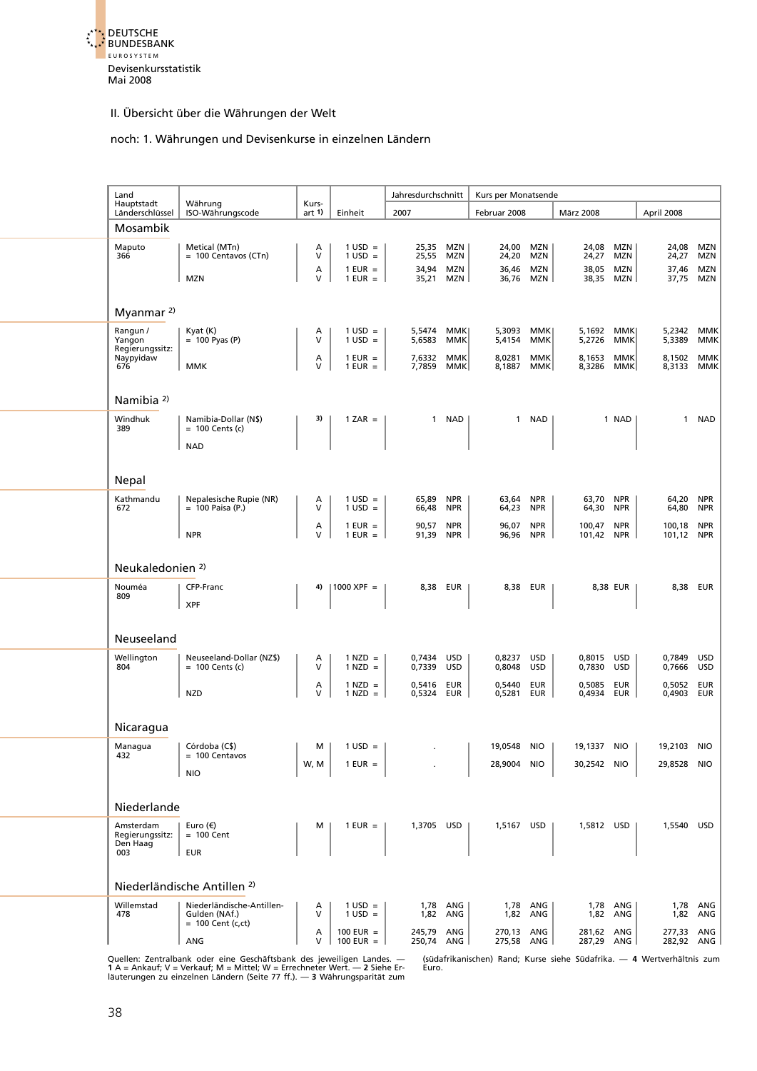## II. Übersicht über die Währungen der Welt

### noch: 1. Währungen und Devisenkurse in einzelnen Ländern

| Land<br>Hauptstadt<br>Länderschlüssel | Währung<br>ISO-Währungscode | Kurs-art 1) | Einheit | Jahresdurchschnitt 2007 | Kurs per Monatsende Februar 2008 | März 2008 | April 2008 |
|---|---|---|---|---|---|---|---|
| **Mosambik** | | | | | | | |
| Maputo<br>366 | Metical (MTn)<br>= 100 Centavos (CTn)<br>MZN | A<br>V | 1 USD =<br>1 USD = | 25,35 MZN<br>25,55 MZN | 24,00 MZN<br>24,20 MZN | 24,08 MZN<br>24,27 MZN | 24,08 MZN<br>24,27 MZN |
| | | A<br>V | 1 EUR =<br>1 EUR = | 34,94 MZN<br>35,21 MZN | 36,46 MZN<br>36,76 MZN | 38,05 MZN<br>38,35 MZN | 37,46 MZN<br>37,75 MZN |
| **Myanmar 2)** | | | | | | | |
| Rangun / Yangon<br>Regierungssitz: Naypyidaw<br>676 | Kyat (K)<br>= 100 Pyas (P)<br>MMK | A<br>V | 1 USD =<br>1 USD = | 5,5474 MMK<br>5,6583 MMK | 5,3093 MMK<br>5,4154 MMK | 5,1692 MMK<br>5,2726 MMK | 5,2342 MMK<br>5,3389 MMK |
| | | A<br>V | 1 EUR =<br>1 EUR = | 7,6332 MMK<br>7,7859 MMK | 8,0281 MMK<br>8,1887 MMK | 8,1653 MMK<br>8,3286 MMK | 8,1502 MMK<br>8,3133 MMK |
| **Namibia 2)** | | | | | | | |
| Windhuk<br>389 | Namibia-Dollar (N$)<br>= 100 Cents (c)<br>NAD | 3) | 1 ZAR = | 1 NAD | 1 NAD | 1 NAD | 1 NAD |
| **Nepal** | | | | | | | |
| Kathmandu<br>672 | Nepalesische Rupie (NR)<br>= 100 Paisa (P.)<br>NPR | A<br>V | 1 USD =<br>1 USD = | 65,89 NPR<br>66,48 NPR | 63,64 NPR<br>64,23 NPR | 63,70 NPR<br>64,30 NPR | 64,20 NPR<br>64,80 NPR |
| | | A<br>V | 1 EUR =<br>1 EUR = | 90,57 NPR<br>91,39 NPR | 96,07 NPR<br>96,96 NPR | 100,47 NPR<br>101,42 NPR | 100,18 NPR<br>101,12 NPR |
| **Neukaledonien 2)** | | | | | | | |
| Nouméa<br>809 | CFP-Franc<br>XPF | 4) | 1000 XPF = | 8,38 EUR | 8,38 EUR | 8,38 EUR | 8,38 EUR |
| **Neuseeland** | | | | | | | |
| Wellington<br>804 | Neuseeland-Dollar (NZ$)<br>= 100 Cents (c)<br>NZD | A<br>V | 1 NZD =<br>1 NZD = | 0,7434 USD<br>0,7339 USD | 0,8237 USD<br>0,8048 USD | 0,8015 USD<br>0,7830 USD | 0,7849 USD<br>0,7666 USD |
| | | A<br>V | 1 NZD =<br>1 NZD = | 0,5416 EUR<br>0,5324 EUR | 0,5440 EUR<br>0,5281 EUR | 0,5085 EUR<br>0,4934 EUR | 0,5052 EUR<br>0,4903 EUR |
| **Nicaragua** | | | | | | | |
| Managua<br>432 | Córdoba (C$)<br>= 100 Centavos<br>NIO | M | 1 USD = | . | 19,0548 NIO | 19,1337 NIO | 19,2103 NIO |
| | | W, M | 1 EUR = | . | 28,9004 NIO | 30,2542 NIO | 29,8528 NIO |
| **Niederlande** | | | | | | | |
| Amsterdam<br>Regierungssitz: Den Haag<br>003 | Euro (€)<br>= 100 Cent<br>EUR | M | 1 EUR = | 1,3705 USD | 1,5167 USD | 1,5812 USD | 1,5540 USD |
| **Niederländische Antillen 2)** | | | | | | | |
| Willemstad<br>478 | Niederländische-Antillen-Gulden (NAf.)<br>= 100 Cent (c,ct)<br>ANG | A<br>V | 1 USD =<br>1 USD = | 1,78 ANG<br>1,82 ANG | 1,78 ANG<br>1,82 ANG | 1,78 ANG<br>1,82 ANG | 1,78 ANG<br>1,82 ANG |
| | | A<br>V | 100 EUR =<br>100 EUR = | 245,79 ANG<br>250,74 ANG | 270,13 ANG<br>275,58 ANG | 281,62 ANG<br>287,29 ANG | 277,33 ANG<br>282,92 ANG |

Quellen: Zentralbank oder eine Geschäftsbank des jeweiligen Landes. — **1** A = Ankauf; V = Verkauf; M = Mittel; W = Errechneter Wert. — **2** Siehe Erläuterungen zu einzelnen Ländern (Seite 77 ff.). — **3** Währungsparität zum (südafrikanischen) Rand; Kurse siehe Südafrika. — **4** Wertverhältnis zum Euro.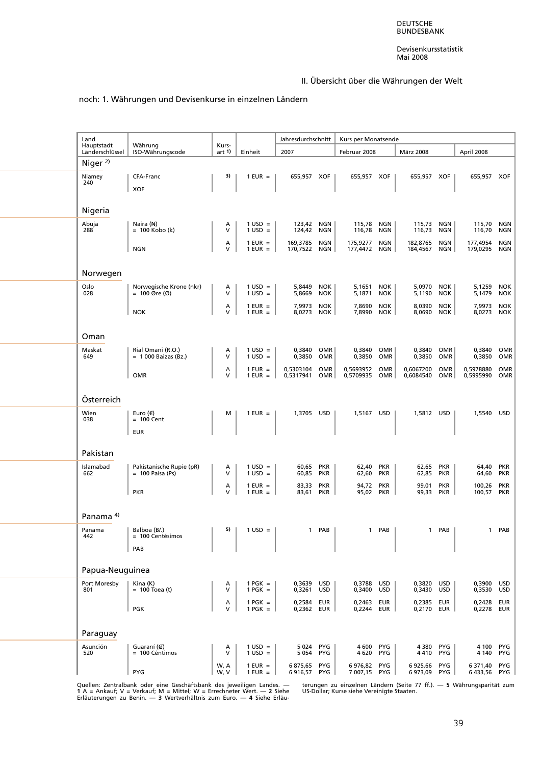## II. Übersicht über die Währungen der Welt

noch: 1. Währungen und Devisenkurse in einzelnen Ländern

| Land Hauptstadt Länderschlüssel | Währung ISO-Währungscode | Kursart 1) | Einheit | Jahresdurchschnitt 2007 | | Kurs per Monatsende Februar 2008 | | März 2008 | | April 2008 | |
|---|---|---|---|---|---|---|---|---|---|---|---|
| **Niger 2)** | | | | | | | | | | | |
| Niamey 240 | CFA-Franc XOF | 3) | 1 EUR = | 655,957 | XOF | 655,957 | XOF | 655,957 | XOF | 655,957 | XOF |
| **Nigeria** | | | | | | | | | | | |
| Abuja 288 | Naira (₦) = 100 Kobo (k) | A | 1 USD = | 123,42 | NGN | 115,78 | NGN | 115,73 | NGN | 115,70 | NGN |
| | | V | 1 USD = | 124,42 | NGN | 116,78 | NGN | 116,73 | NGN | 116,70 | NGN |
| | | A | 1 EUR = | 169,3785 | NGN | 175,9277 | NGN | 182,8765 | NGN | 177,4954 | NGN |
| | NGN | V | 1 EUR = | 170,7522 | NGN | 177,4472 | NGN | 184,4567 | NGN | 179,0295 | NGN |
| **Norwegen** | | | | | | | | | | | |
| Oslo 028 | Norwegische Krone (nkr) = 100 Øre (Ø) | A | 1 USD = | 5,8449 | NOK | 5,1651 | NOK | 5,0970 | NOK | 5,1259 | NOK |
| | | V | 1 USD = | 5,8669 | NOK | 5,1871 | NOK | 5,1190 | NOK | 5,1479 | NOK |
| | | A | 1 EUR = | 7,9973 | NOK | 7,8690 | NOK | 8,0390 | NOK | 7,9973 | NOK |
| | NOK | V | 1 EUR = | 8,0273 | NOK | 7,8990 | NOK | 8,0690 | NOK | 8,0273 | NOK |
| **Oman** | | | | | | | | | | | |
| Maskat 649 | Rial Omani (R.O.) = 1 000 Baizas (Bz.) | A | 1 USD = | 0,3840 | OMR | 0,3840 | OMR | 0,3840 | OMR | 0,3840 | OMR |
| | | V | 1 USD = | 0,3850 | OMR | 0,3850 | OMR | 0,3850 | OMR | 0,3850 | OMR |
| | | A | 1 EUR = | 0,5303104 | OMR | 0,5693952 | OMR | 0,6067200 | OMR | 0,5978880 | OMR |
| | OMR | V | 1 EUR = | 0,5317941 | OMR | 0,5709935 | OMR | 0,6084540 | OMR | 0,5995990 | OMR |
| **Österreich** | | | | | | | | | | | |
| Wien 038 | Euro (€) = 100 Cent EUR | M | 1 EUR = | 1,3705 | USD | 1,5167 | USD | 1,5812 | USD | 1,5540 | USD |
| **Pakistan** | | | | | | | | | | | |
| Islamabad 662 | Pakistanische Rupie (pR) = 100 Paisa (Ps) | A | 1 USD = | 60,65 | PKR | 62,40 | PKR | 62,65 | PKR | 64,40 | PKR |
| | | V | 1 USD = | 60,85 | PKR | 62,60 | PKR | 62,85 | PKR | 64,60 | PKR |
| | | A | 1 EUR = | 83,33 | PKR | 94,72 | PKR | 99,01 | PKR | 100,26 | PKR |
| | PKR | V | 1 EUR = | 83,61 | PKR | 95,02 | PKR | 99,33 | PKR | 100,57 | PKR |
| **Panama 4)** | | | | | | | | | | | |
| Panama 442 | Balboa (B/.) = 100 Centésimos PAB | 5) | 1 USD = | 1 | PAB | 1 | PAB | 1 | PAB | 1 | PAB |
| **Papua-Neuguinea** | | | | | | | | | | | |
| Port Moresby 801 | Kina (K) = 100 Toea (t) | A | 1 PGK = | 0,3639 | USD | 0,3788 | USD | 0,3820 | USD | 0,3900 | USD |
| | | V | 1 PGK = | 0,3261 | USD | 0,3400 | USD | 0,3430 | USD | 0,3530 | USD |
| | | A | 1 PGK = | 0,2584 | EUR | 0,2463 | EUR | 0,2385 | EUR | 0,2428 | EUR |
| | PGK | V | 1 PGK = | 0,2362 | EUR | 0,2244 | EUR | 0,2170 | EUR | 0,2278 | EUR |
| **Paraguay** | | | | | | | | | | | |
| Asunción 520 | Guaraní (₲) = 100 Céntimos | A | 1 USD = | 5 024 | PYG | 4 600 | PYG | 4 380 | PYG | 4 100 | PYG |
| | | V | 1 USD = | 5 054 | PYG | 4 620 | PYG | 4 410 | PYG | 4 140 | PYG |
| | | W, A | 1 EUR = | 6 875,65 | PYG | 6 976,82 | PYG | 6 925,66 | PYG | 6 371,40 | PYG |
| | PYG | W, V | 1 EUR = | 6 916,57 | PYG | 7 007,15 | PYG | 6 973,09 | PYG | 6 433,56 | PYG |

Quellen: Zentralbank oder eine Geschäftsbank des jeweiligen Landes. — **1** A = Ankauf; V = Verkauf; M = Mittel; W = Errechneter Wert. — **2** Siehe Erläuterungen zu Benin. — **3** Wertverhältnis zum Euro. — **4** Siehe Erläuterungen zu einzelnen Ländern (Seite 77 ff.). — **5** Währungsparität zum US-Dollar; Kurse siehe Vereinigte Staaten.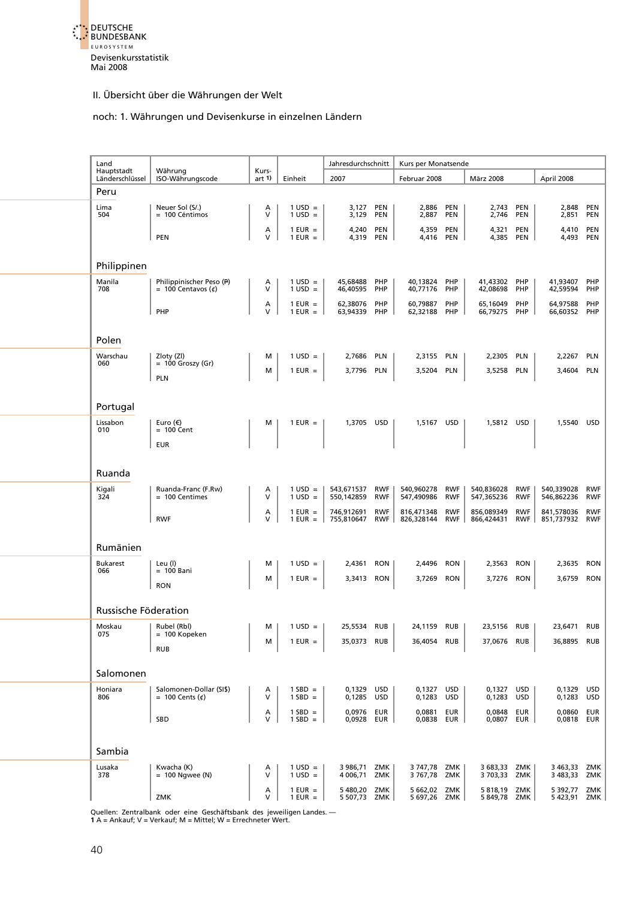DEUTSCHE BUNDESBANK
EUROSYSTEM

Devisenkursstatistik
Mai 2008

## II. Übersicht über die Währungen der Welt

### noch: 1. Währungen und Devisenkurse in einzelnen Ländern

| Land Hauptstadt Länderschlüssel | Währung ISO-Währungscode | Kurs-art [1] | Einheit | Jahresdurchschnitt 2007 | | Kurs per Monatsende Februar 2008 | | März 2008 | | April 2008 | |
|---|---|---|---|---|---|---|---|---|---|---|---|
| **Peru** | | | | | | | | | | | |
| Lima 504 | Neuer Sol (S/.) = 100 Céntimos | A | 1 USD = | 3,127 | PEN | 2,886 | PEN | 2,743 | PEN | 2,848 | PEN |
| | | V | 1 USD = | 3,129 | PEN | 2,887 | PEN | 2,746 | PEN | 2,851 | PEN |
| | | A | 1 EUR = | 4,240 | PEN | 4,359 | PEN | 4,321 | PEN | 4,410 | PEN |
| | PEN | V | 1 EUR = | 4,319 | PEN | 4,416 | PEN | 4,385 | PEN | 4,493 | PEN |
| **Philippinen** | | | | | | | | | | | |
| Manila 708 | Philippinischer Peso (₱) = 100 Centavos (¢) | A | 1 USD = | 45,68488 | PHP | 40,13824 | PHP | 41,43302 | PHP | 41,93407 | PHP |
| | | V | 1 USD = | 46,40595 | PHP | 40,77176 | PHP | 42,08698 | PHP | 42,59594 | PHP |
| | | A | 1 EUR = | 62,38076 | PHP | 60,79887 | PHP | 65,16049 | PHP | 64,97588 | PHP |
| | PHP | V | 1 EUR = | 63,94339 | PHP | 62,32188 | PHP | 66,79275 | PHP | 66,60352 | PHP |
| **Polen** | | | | | | | | | | | |
| Warschau 060 | Zloty (Zl) = 100 Groszy (Gr) | M | 1 USD = | 2,7686 | PLN | 2,3155 | PLN | 2,2305 | PLN | 2,2267 | PLN |
| | PLN | M | 1 EUR = | 3,7796 | PLN | 3,5204 | PLN | 3,5258 | PLN | 3,4604 | PLN |
| **Portugal** | | | | | | | | | | | |
| Lissabon 010 | Euro (€) = 100 Cent EUR | M | 1 EUR = | 1,3705 | USD | 1,5167 | USD | 1,5812 | USD | 1,5540 | USD |
| **Ruanda** | | | | | | | | | | | |
| Kigali 324 | Ruanda-Franc (F.Rw) = 100 Centimes | A | 1 USD = | 543,671537 | RWF | 540,960278 | RWF | 540,836028 | RWF | 540,339028 | RWF |
| | | V | 1 USD = | 550,142859 | RWF | 547,490986 | RWF | 547,365236 | RWF | 546,862236 | RWF |
| | | A | 1 EUR = | 746,912691 | RWF | 816,471348 | RWF | 856,089349 | RWF | 841,578036 | RWF |
| | RWF | V | 1 EUR = | 755,810647 | RWF | 826,328144 | RWF | 866,424431 | RWF | 851,737932 | RWF |
| **Rumänien** | | | | | | | | | | | |
| Bukarest 066 | Leu (l) = 100 Bani | M | 1 USD = | 2,4361 | RON | 2,4496 | RON | 2,3563 | RON | 2,3635 | RON |
| | RON | M | 1 EUR = | 3,3413 | RON | 3,7269 | RON | 3,7276 | RON | 3,6759 | RON |
| **Russische Föderation** | | | | | | | | | | | |
| Moskau 075 | Rubel (Rbl) = 100 Kopeken | M | 1 USD = | 25,5534 | RUB | 24,1159 | RUB | 23,5156 | RUB | 23,6471 | RUB |
| | RUB | M | 1 EUR = | 35,0373 | RUB | 36,4054 | RUB | 37,0676 | RUB | 36,8895 | RUB |
| **Salomonen** | | | | | | | | | | | |
| Honiara 806 | Salomonen-Dollar (SI$) = 100 Cents (¢) | A | 1 SBD = | 0,1329 | USD | 0,1327 | USD | 0,1327 | USD | 0,1329 | USD |
| | | V | 1 SBD = | 0,1285 | USD | 0,1283 | USD | 0,1283 | USD | 0,1283 | USD |
| | | A | 1 SBD = | 0,0976 | EUR | 0,0881 | EUR | 0,0848 | EUR | 0,0860 | EUR |
| | SBD | V | 1 SBD = | 0,0928 | EUR | 0,0838 | EUR | 0,0807 | EUR | 0,0818 | EUR |
| **Sambia** | | | | | | | | | | | |
| Lusaka 378 | Kwacha (K) = 100 Ngwee (N) | A | 1 USD = | 3 986,71 | ZMK | 3 747,78 | ZMK | 3 683,33 | ZMK | 3 463,33 | ZMK |
| | | V | 1 USD = | 4 006,71 | ZMK | 3 767,78 | ZMK | 3 703,33 | ZMK | 3 483,33 | ZMK |
| | | A | 1 EUR = | 5 480,20 | ZMK | 5 662,02 | ZMK | 5 818,19 | ZMK | 5 392,77 | ZMK |
| | ZMK | V | 1 EUR = | 5 507,73 | ZMK | 5 697,26 | ZMK | 5 849,78 | ZMK | 5 423,91 | ZMK |

Quellen: Zentralbank oder eine Geschäftsbank des jeweiligen Landes. —
**1** A = Ankauf; V = Verkauf; M = Mittel; W = Errechneter Wert.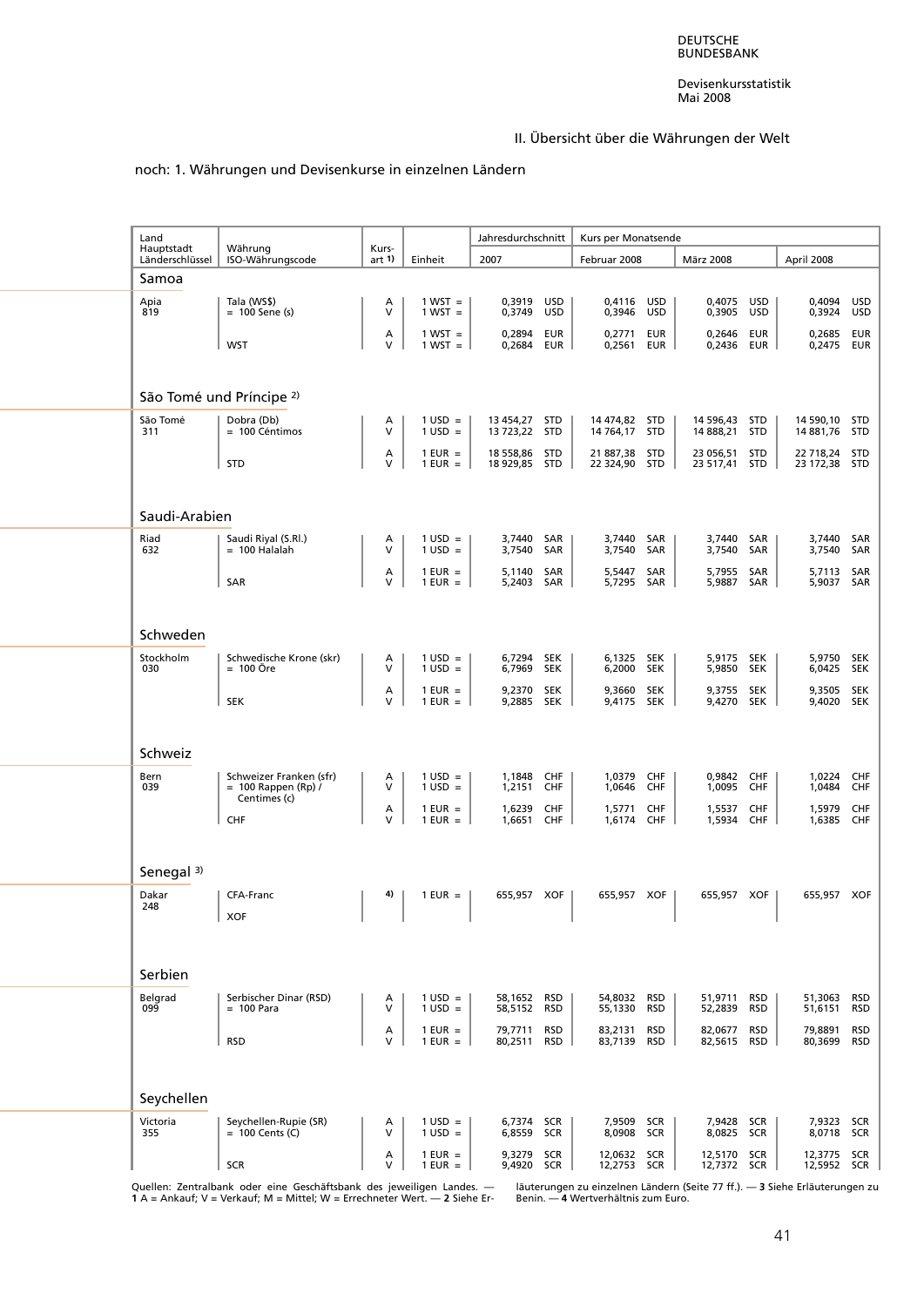## II. Übersicht über die Währungen der Welt

### noch: 1. Währungen und Devisenkurse in einzelnen Ländern

| Land / Hauptstadt / Länderschlüssel | Währung / ISO-Währungscode | Kurs-art 1) | Einheit | Jahresdurchschnitt 2007 | Kurs per Monatsende Februar 2008 | März 2008 | April 2008 |
|---|---|---|---|---|---|---|---|
| **Samoa** | | | | | | | |
| Apia 819 | Tala (WS$) = 100 Sene (s) | A | 1 WST = | 0,3919 USD | 0,4116 USD | 0,4075 USD | 0,4094 USD |
| | | V | 1 WST = | 0,3749 USD | 0,3946 USD | 0,3905 USD | 0,3924 USD |
| | | A | 1 WST = | 0,2894 EUR | 0,2771 EUR | 0,2646 EUR | 0,2685 EUR |
| | WST | V | 1 WST = | 0,2684 EUR | 0,2561 EUR | 0,2436 EUR | 0,2475 EUR |
| **São Tomé und Príncipe 2)** | | | | | | | |
| São Tomé 311 | Dobra (Db) = 100 Céntimos | A | 1 USD = | 13 454,27 STD | 14 474,82 STD | 14 596,43 STD | 14 590,10 STD |
| | | V | 1 USD = | 13 723,22 STD | 14 764,17 STD | 14 888,21 STD | 14 881,76 STD |
| | | A | 1 EUR = | 18 558,86 STD | 21 887,38 STD | 23 056,51 STD | 22 718,24 STD |
| | STD | V | 1 EUR = | 18 929,85 STD | 22 324,90 STD | 23 517,41 STD | 23 172,38 STD |
| **Saudi-Arabien** | | | | | | | |
| Riad 632 | Saudi Riyal (S.Rl.) = 100 Halalah | A | 1 USD = | 3,7440 SAR | 3,7440 SAR | 3,7440 SAR | 3,7440 SAR |
| | | V | 1 USD = | 3,7540 SAR | 3,7540 SAR | 3,7540 SAR | 3,7540 SAR |
| | | A | 1 EUR = | 5,1140 SAR | 5,5447 SAR | 5,7955 SAR | 5,7113 SAR |
| | SAR | V | 1 EUR = | 5,2403 SAR | 5,7295 SAR | 5,9887 SAR | 5,9037 SAR |
| **Schweden** | | | | | | | |
| Stockholm 030 | Schwedische Krone (skr) = 100 Öre | A | 1 USD = | 6,7294 SEK | 6,1325 SEK | 5,9175 SEK | 5,9750 SEK |
| | | V | 1 USD = | 6,7969 SEK | 6,2000 SEK | 5,9850 SEK | 6,0425 SEK |
| | | A | 1 EUR = | 9,2370 SEK | 9,3660 SEK | 9,3755 SEK | 9,3505 SEK |
| | SEK | V | 1 EUR = | 9,2885 SEK | 9,4175 SEK | 9,4270 SEK | 9,4020 SEK |
| **Schweiz** | | | | | | | |
| Bern 039 | Schweizer Franken (sfr) = 100 Rappen (Rp) / Centimes (c) | A | 1 USD = | 1,1848 CHF | 1,0379 CHF | 0,9842 CHF | 1,0224 CHF |
| | | V | 1 USD = | 1,2151 CHF | 1,0646 CHF | 1,0095 CHF | 1,0484 CHF |
| | | A | 1 EUR = | 1,6239 CHF | 1,5771 CHF | 1,5537 CHF | 1,5979 CHF |
| | CHF | V | 1 EUR = | 1,6651 CHF | 1,6174 CHF | 1,5934 CHF | 1,6385 CHF |
| **Senegal 3)** | | | | | | | |
| Dakar 248 | CFA-Franc XOF | 4) | 1 EUR = | 655,957 XOF | 655,957 XOF | 655,957 XOF | 655,957 XOF |
| **Serbien** | | | | | | | |
| Belgrad 099 | Serbischer Dinar (RSD) = 100 Para | A | 1 USD = | 58,1652 RSD | 54,8032 RSD | 51,9711 RSD | 51,3063 RSD |
| | | V | 1 USD = | 58,5152 RSD | 55,1330 RSD | 52,2839 RSD | 51,6151 RSD |
| | | A | 1 EUR = | 79,7711 RSD | 83,2131 RSD | 82,0677 RSD | 79,8891 RSD |
| | RSD | V | 1 EUR = | 80,2511 RSD | 83,7139 RSD | 82,5615 RSD | 80,3699 RSD |
| **Seychellen** | | | | | | | |
| Victoria 355 | Seychellen-Rupie (SR) = 100 Cents (C) | A | 1 USD = | 6,7374 SCR | 7,9509 SCR | 7,9428 SCR | 7,9323 SCR |
| | | V | 1 USD = | 6,8559 SCR | 8,0908 SCR | 8,0825 SCR | 8,0718 SCR |
| | | A | 1 EUR = | 9,3279 SCR | 12,0632 SCR | 12,5170 SCR | 12,3775 SCR |
| | SCR | V | 1 EUR = | 9,4920 SCR | 12,2753 SCR | 12,7372 SCR | 12,5952 SCR |

Quellen: Zentralbank oder eine Geschäftsbank des jeweiligen Landes. — **1** A = Ankauf; V = Verkauf; M = Mittel; W = Errechneter Wert. — **2** Siehe Erläuterungen zu einzelnen Ländern (Seite 77 ff.). — **3** Siehe Erläuterungen zu Benin. — **4** Wertverhältnis zum Euro.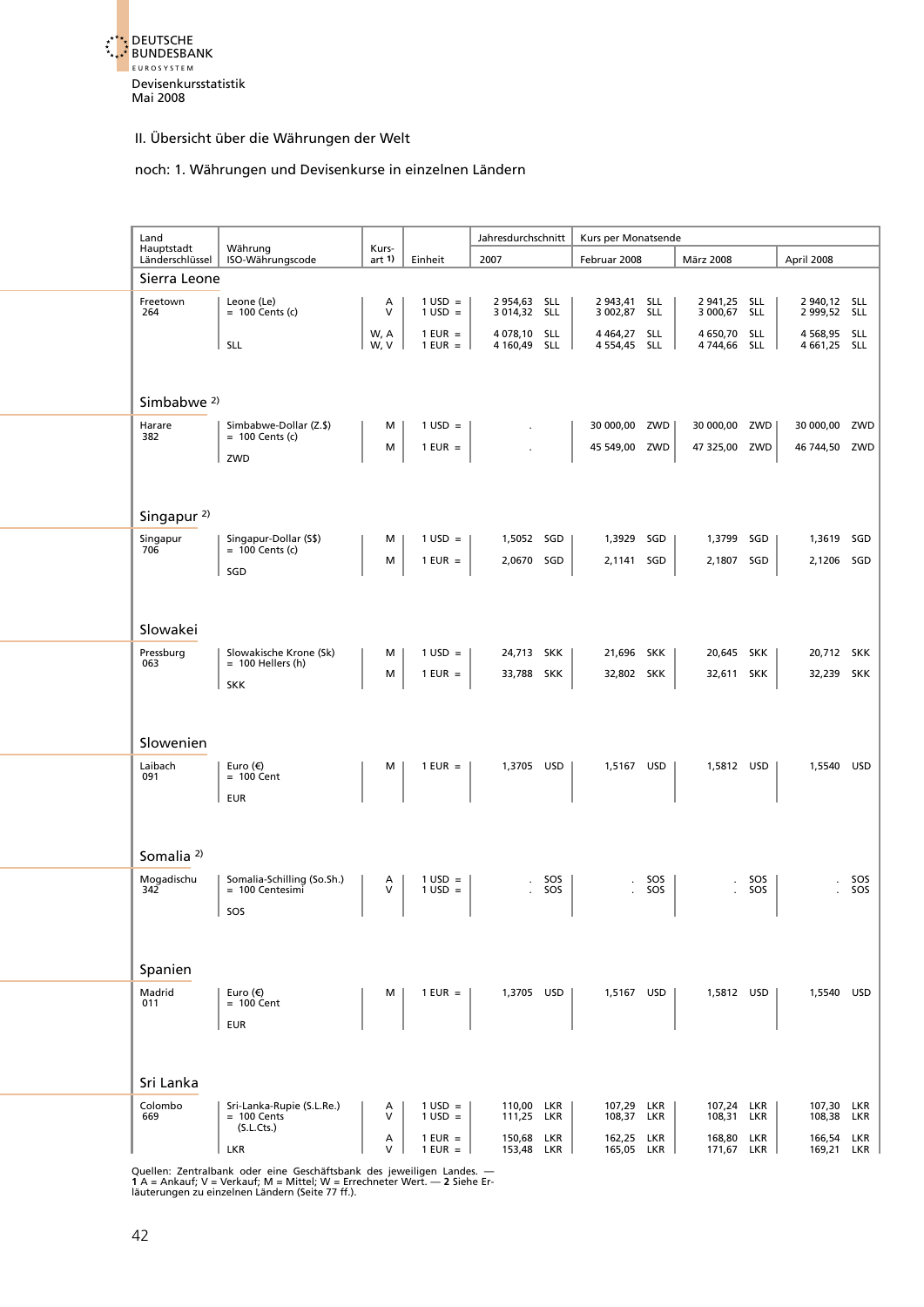Devisenkursstatistik
Mai 2008

## II. Übersicht über die Währungen der Welt

### noch: 1. Währungen und Devisenkurse in einzelnen Ländern

| Land / Hauptstadt / Länderschlüssel | Währung / ISO-Währungscode | Kursart 1) | Einheit | Jahresdurchschnitt 2007 | Kurs per Monatsende Februar 2008 | März 2008 | April 2008 |
|---|---|---|---|---|---|---|---|
| **Sierra Leone** | | | | | | | |
| Freetown 264 | Leone (Le) = 100 Cents (c) SLL | A | 1 USD = | 2 954,63 SLL | 2 943,41 SLL | 2 941,25 SLL | 2 940,12 SLL |
| | | V | 1 USD = | 3 014,32 SLL | 3 002,87 SLL | 3 000,67 SLL | 2 999,52 SLL |
| | | W, A | 1 EUR = | 4 078,10 SLL | 4 464,27 SLL | 4 650,70 SLL | 4 568,95 SLL |
| | | W, V | 1 EUR = | 4 160,49 SLL | 4 554,45 SLL | 4 744,66 SLL | 4 661,25 SLL |
| **Simbabwe 2)** | | | | | | | |
| Harare 382 | Simbabwe-Dollar (Z.$) = 100 Cents (c) ZWD | M | 1 USD = | . | 30 000,00 ZWD | 30 000,00 ZWD | 30 000,00 ZWD |
| | | M | 1 EUR = | . | 45 549,00 ZWD | 47 325,00 ZWD | 46 744,50 ZWD |
| **Singapur 2)** | | | | | | | |
| Singapur 706 | Singapur-Dollar (S$) = 100 Cents (c) SGD | M | 1 USD = | 1,5052 SGD | 1,3929 SGD | 1,3799 SGD | 1,3619 SGD |
| | | M | 1 EUR = | 2,0670 SGD | 2,1141 SGD | 2,1807 SGD | 2,1206 SGD |
| **Slowakei** | | | | | | | |
| Pressburg 063 | Slowakische Krone (Sk) = 100 Hellers (h) SKK | M | 1 USD = | 24,713 SKK | 21,696 SKK | 20,645 SKK | 20,712 SKK |
| | | M | 1 EUR = | 33,788 SKK | 32,802 SKK | 32,611 SKK | 32,239 SKK |
| **Slowenien** | | | | | | | |
| Laibach 091 | Euro (€) = 100 Cent EUR | M | 1 EUR = | 1,3705 USD | 1,5167 USD | 1,5812 USD | 1,5540 USD |
| **Somalia 2)** | | | | | | | |
| Mogadischu 342 | Somalia-Schilling (So.Sh.) = 100 Centesimi SOS | A | 1 USD = | . SOS | . SOS | . SOS | . SOS |
| | | V | 1 USD = | . SOS | . SOS | . SOS | . SOS |
| **Spanien** | | | | | | | |
| Madrid 011 | Euro (€) = 100 Cent EUR | M | 1 EUR = | 1,3705 USD | 1,5167 USD | 1,5812 USD | 1,5540 USD |
| **Sri Lanka** | | | | | | | |
| Colombo 669 | Sri-Lanka-Rupie (S.L.Re.) = 100 Cents (S.L.Cts.) LKR | A | 1 USD = | 110,00 LKR | 107,29 LKR | 107,24 LKR | 107,30 LKR |
| | | V | 1 USD = | 111,25 LKR | 108,37 LKR | 108,31 LKR | 108,38 LKR |
| | | A | 1 EUR = | 150,68 LKR | 162,25 LKR | 168,80 LKR | 166,54 LKR |
| | | V | 1 EUR = | 153,48 LKR | 165,05 LKR | 171,67 LKR | 169,21 LKR |

Quellen: Zentralbank oder eine Geschäftsbank des jeweiligen Landes. — **1** A = Ankauf; V = Verkauf; M = Mittel; W = Errechneter Wert. — **2** Siehe Erläuterungen zu einzelnen Ländern (Seite 77 ff.).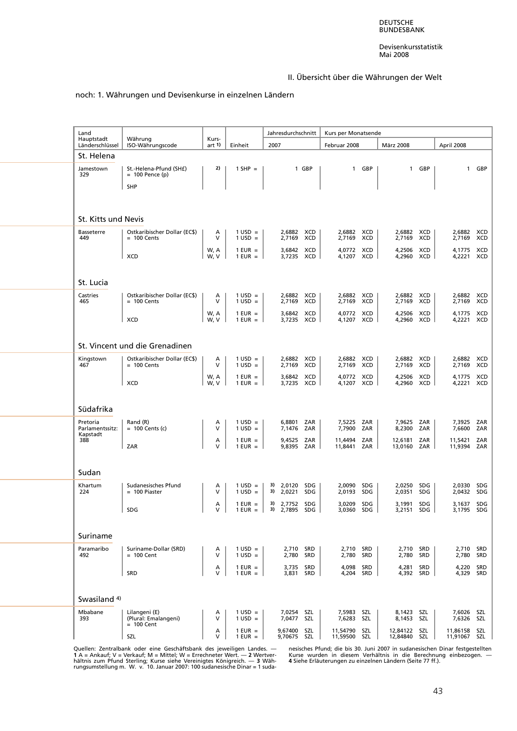## II. Übersicht über die Währungen der Welt

noch: 1. Währungen und Devisenkurse in einzelnen Ländern

| Land<br>Hauptstadt<br>Länderschlüssel | Währung<br>ISO-Währungscode | Kursart 1) | Einheit | Jahresdurchschnitt 2007 | Kurs per Monatsende Februar 2008 | März 2008 | April 2008 |
|---|---|---|---|---|---|---|---|
| **St. Helena** | | | | | | | |
| Jamestown<br>329 | St.-Helena-Pfund (SH£)<br>= 100 Pence (p)<br>SHP | 2) | 1 SHP = | 1 GBP | 1 GBP | 1 GBP | 1 GBP |
| **St. Kitts und Nevis** | | | | | | | |
| Basseterre<br>449 | Ostkaribischer Dollar (EC$)<br>= 100 Cents<br>XCD | A<br>V | 1 USD =<br>1 USD = | 2,6882 XCD<br>2,7169 XCD | 2,6882 XCD<br>2,7169 XCD | 2,6882 XCD<br>2,7169 XCD | 2,6882 XCD<br>2,7169 XCD |
| | | W, A<br>W, V | 1 EUR =<br>1 EUR = | 3,6842 XCD<br>3,7235 XCD | 4,0772 XCD<br>4,1207 XCD | 4,2506 XCD<br>4,2960 XCD | 4,1775 XCD<br>4,2221 XCD |
| **St. Lucia** | | | | | | | |
| Castries<br>465 | Ostkaribischer Dollar (EC$)<br>= 100 Cents<br>XCD | A<br>V | 1 USD =<br>1 USD = | 2,6882 XCD<br>2,7169 XCD | 2,6882 XCD<br>2,7169 XCD | 2,6882 XCD<br>2,7169 XCD | 2,6882 XCD<br>2,7169 XCD |
| | | W, A<br>W, V | 1 EUR =<br>1 EUR = | 3,6842 XCD<br>3,7235 XCD | 4,0772 XCD<br>4,1207 XCD | 4,2506 XCD<br>4,2960 XCD | 4,1775 XCD<br>4,2221 XCD |
| **St. Vincent und die Grenadinen** | | | | | | | |
| Kingstown<br>467 | Ostkaribischer Dollar (EC$)<br>= 100 Cents<br>XCD | A<br>V | 1 USD =<br>1 USD = | 2,6882 XCD<br>2,7169 XCD | 2,6882 XCD<br>2,7169 XCD | 2,6882 XCD<br>2,7169 XCD | 2,6882 XCD<br>2,7169 XCD |
| | | W, A<br>W, V | 1 EUR =<br>1 EUR = | 3,6842 XCD<br>3,7235 XCD | 4,0772 XCD<br>4,1207 XCD | 4,2506 XCD<br>4,2960 XCD | 4,1775 XCD<br>4,2221 XCD |
| **Südafrika** | | | | | | | |
| Pretoria<br>Parlamentssitz:<br>Kapstadt<br>388 | Rand (R)<br>= 100 Cents (c)<br>ZAR | A<br>V | 1 USD =<br>1 USD = | 6,8801 ZAR<br>7,1476 ZAR | 7,5225 ZAR<br>7,7900 ZAR | 7,9625 ZAR<br>8,2300 ZAR | 7,3925 ZAR<br>7,6600 ZAR |
| | | A<br>V | 1 EUR =<br>1 EUR = | 9,4525 ZAR<br>9,8395 ZAR | 11,4494 ZAR<br>11,8441 ZAR | 12,6181 ZAR<br>13,0160 ZAR | 11,5421 ZAR<br>11,9394 ZAR |
| **Sudan** | | | | | | | |
| Khartum<br>224 | Sudanesisches Pfund<br>= 100 Piaster<br>SDG | A<br>V | 1 USD =<br>1 USD = | 3) 2,0120 SDG<br>3) 2,0221 SDG | 2,0090 SDG<br>2,0193 SDG | 2,0250 SDG<br>2,0351 SDG | 2,0330 SDG<br>2,0432 SDG |
| | | A<br>V | 1 EUR =<br>1 EUR = | 3) 2,7752 SDG<br>3) 2,7895 SDG | 3,0209 SDG<br>3,0360 SDG | 3,1991 SDG<br>3,2151 SDG | 3,1637 SDG<br>3,1795 SDG |
| **Suriname** | | | | | | | |
| Paramaribo<br>492 | Suriname-Dollar (SRD)<br>= 100 Cent<br>SRD | A<br>V | 1 USD =<br>1 USD = | 2,710 SRD<br>2,780 SRD | 2,710 SRD<br>2,780 SRD | 2,710 SRD<br>2,780 SRD | 2,710 SRD<br>2,780 SRD |
| | | A<br>V | 1 EUR =<br>1 EUR = | 3,735 SRD<br>3,831 SRD | 4,098 SRD<br>4,204 SRD | 4,281 SRD<br>4,392 SRD | 4,220 SRD<br>4,329 SRD |
| **Swasiland 4)** | | | | | | | |
| Mbabane<br>393 | Lilangeni (E)<br>(Plural: Emalangeni)<br>= 100 Cent<br>SZL | A<br>V | 1 USD =<br>1 USD = | 7,0254 SZL<br>7,0477 SZL | 7,5983 SZL<br>7,6283 SZL | 8,1423 SZL<br>8,1453 SZL | 7,6026 SZL<br>7,6326 SZL |
| | | A<br>V | 1 EUR =<br>1 EUR = | 9,67400 SZL<br>9,70675 SZL | 11,54790 SZL<br>11,59500 SZL | 12,84122 SZL<br>12,84840 SZL | 11,86158 SZL<br>11,91067 SZL |

Quellen: Zentralbank oder eine Geschäftsbank des jeweiligen Landes. — **1** A = Ankauf; V = Verkauf; M = Mittel; W = Errechneter Wert. — **2** Wertverhältnis zum Pfund Sterling; Kurse siehe Vereinigtes Königreich. — **3** Währungsumstellung m. W. v. 10. Januar 2007: 100 sudanesische Dinar = 1 sudanesisches Pfund; die bis 30. Juni 2007 in sudanesischen Dinar festgestellten Kurse wurden in diesem Verhältnis in die Berechnung einbezogen. — **4** Siehe Erläuterungen zu einzelnen Ländern (Seite 77 ff.).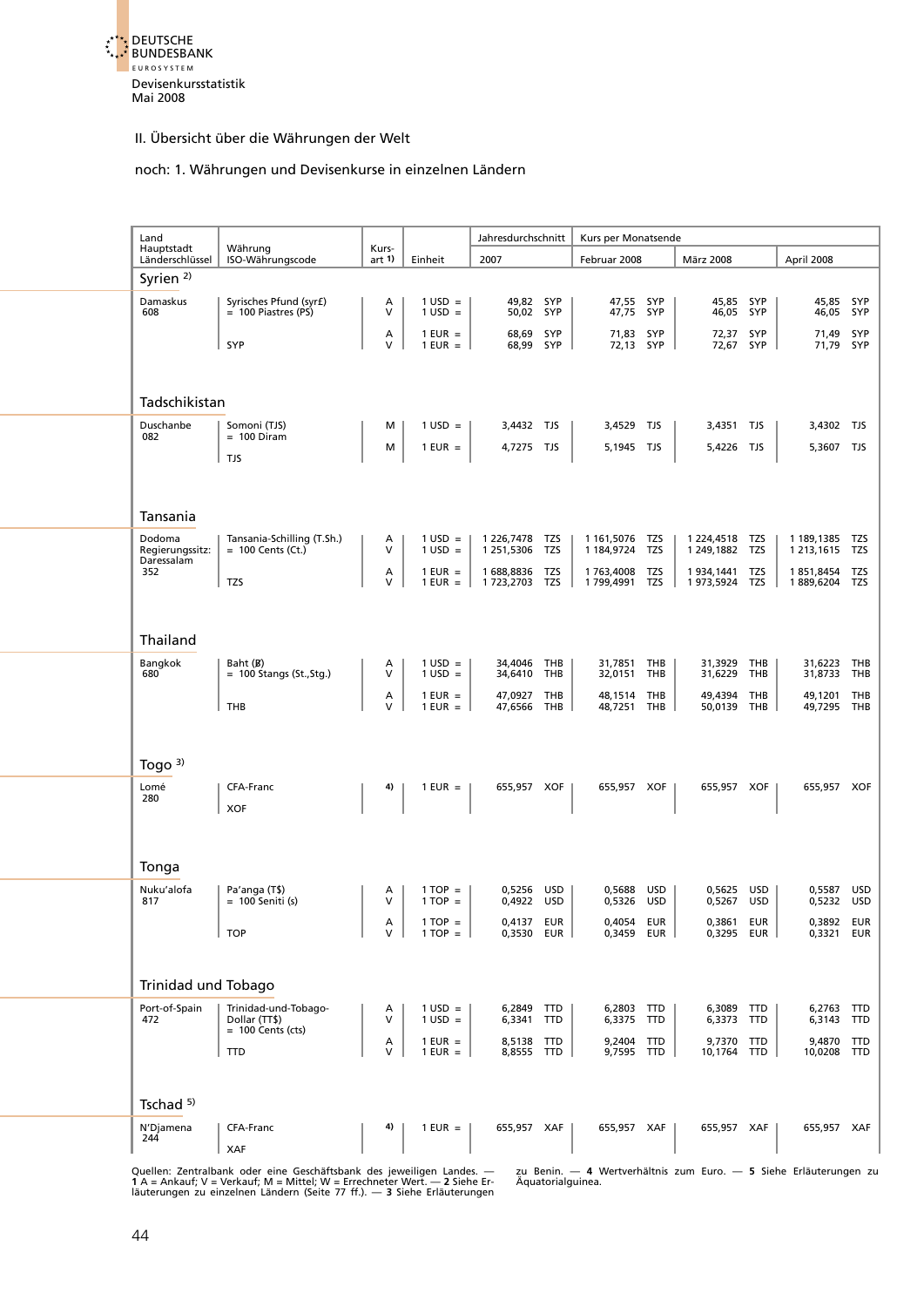## II. Übersicht über die Währungen der Welt

### noch: 1. Währungen und Devisenkurse in einzelnen Ländern

| Land Hauptstadt Länderschlüssel | Währung ISO-Währungscode | Kursart 1) | Einheit | Jahresdurchschnitt 2007 | Kurs per Monatsende Februar 2008 | März 2008 | April 2008 |
|---|---|---|---|---|---|---|---|
| **Syrien 2)** | | | | | | | |
| Damaskus 608 | Syrisches Pfund (syr£) = 100 Piastres (PS) | A | 1 USD = | 49,82 SYP | 47,55 SYP | 45,85 SYP | 45,85 SYP |
| | | V | 1 USD = | 50,02 SYP | 47,75 SYP | 46,05 SYP | 46,05 SYP |
| | | A | 1 EUR = | 68,69 SYP | 71,83 SYP | 72,37 SYP | 71,49 SYP |
| | SYP | V | 1 EUR = | 68,99 SYP | 72,13 SYP | 72,67 SYP | 71,79 SYP |
| **Tadschikistan** | | | | | | | |
| Duschanbe 082 | Somoni (TJS) = 100 Diram | M | 1 USD = | 3,4432 TJS | 3,4529 TJS | 3,4351 TJS | 3,4302 TJS |
| | TJS | M | 1 EUR = | 4,7275 TJS | 5,1945 TJS | 5,4226 TJS | 5,3607 TJS |
| **Tansania** | | | | | | | |
| Dodoma Regierungssitz: Daressalam 352 | Tansania-Schilling (T.Sh.) = 100 Cents (Ct.) | A | 1 USD = | 1 226,7478 TZS | 1 161,5076 TZS | 1 224,4518 TZS | 1 189,1385 TZS |
| | | V | 1 USD = | 1 251,5306 TZS | 1 184,9724 TZS | 1 249,1882 TZS | 1 213,1615 TZS |
| | | A | 1 EUR = | 1 688,8836 TZS | 1 763,4008 TZS | 1 934,1441 TZS | 1 851,8454 TZS |
| | TZS | V | 1 EUR = | 1 723,2703 TZS | 1 799,4991 TZS | 1 973,5924 TZS | 1 889,6204 TZS |
| **Thailand** | | | | | | | |
| Bangkok 680 | Baht (฿) = 100 Stangs (St.,Stg.) | A | 1 USD = | 34,4046 THB | 31,7851 THB | 31,3929 THB | 31,6223 THB |
| | | V | 1 USD = | 34,6410 THB | 32,0151 THB | 31,6229 THB | 31,8733 THB |
| | | A | 1 EUR = | 47,0927 THB | 48,1514 THB | 49,4394 THB | 49,1201 THB |
| | THB | V | 1 EUR = | 47,6566 THB | 48,7251 THB | 50,0139 THB | 49,7295 THB |
| **Togo 3)** | | | | | | | |
| Lomé 280 | CFA-Franc XOF | 4) | 1 EUR = | 655,957 XOF | 655,957 XOF | 655,957 XOF | 655,957 XOF |
| **Tonga** | | | | | | | |
| Nuku'alofa 817 | Pa'anga (T$) = 100 Seniti (s) | A | 1 TOP = | 0,5256 USD | 0,5688 USD | 0,5625 USD | 0,5587 USD |
| | | V | 1 TOP = | 0,4922 USD | 0,5326 USD | 0,5267 USD | 0,5232 USD |
| | | A | 1 TOP = | 0,4137 EUR | 0,4054 EUR | 0,3861 EUR | 0,3892 EUR |
| | TOP | V | 1 TOP = | 0,3530 EUR | 0,3459 EUR | 0,3295 EUR | 0,3321 EUR |
| **Trinidad und Tobago** | | | | | | | |
| Port-of-Spain 472 | Trinidad-und-Tobago-Dollar (TT$) = 100 Cents (cts) | A | 1 USD = | 6,2849 TTD | 6,2803 TTD | 6,3089 TTD | 6,2763 TTD |
| | | V | 1 USD = | 6,3341 TTD | 6,3375 TTD | 6,3373 TTD | 6,3143 TTD |
| | | A | 1 EUR = | 8,5138 TTD | 9,2404 TTD | 9,7370 TTD | 9,4870 TTD |
| | TTD | V | 1 EUR = | 8,8555 TTD | 9,7595 TTD | 10,1764 TTD | 10,0208 TTD |
| **Tschad 5)** | | | | | | | |
| N'Djamena 244 | CFA-Franc XAF | 4) | 1 EUR = | 655,957 XAF | 655,957 XAF | 655,957 XAF | 655,957 XAF |

Quellen: Zentralbank oder eine Geschäftsbank des jeweiligen Landes. — **1** A = Ankauf; V = Verkauf; M = Mittel; W = Errechneter Wert. — **2** Siehe Erläuterungen zu einzelnen Ländern (Seite 77 ff.). — **3** Siehe Erläuterungen zu Benin. — **4** Wertverhältnis zum Euro. — **5** Siehe Erläuterungen zu Äquatorialguinea.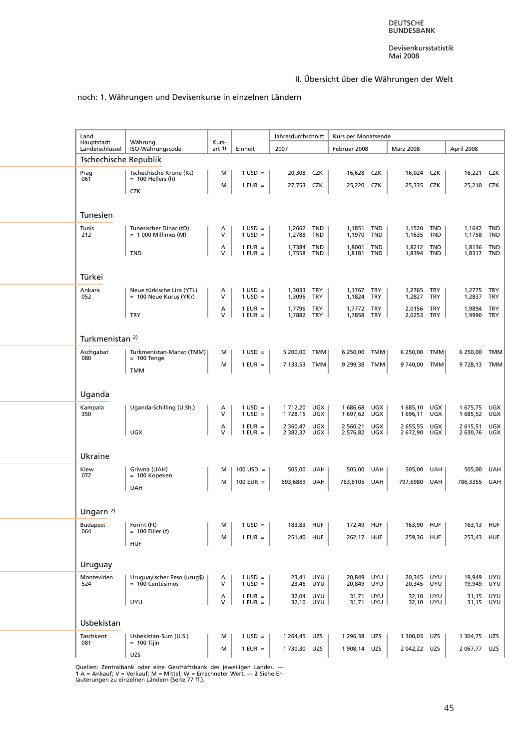## II. Übersicht über die Währungen der Welt

### noch: 1. Währungen und Devisenkurse in einzelnen Ländern

| Land<br>Hauptstadt<br>Länderschlüssel | Währung<br>ISO-Währungscode | Kurs-art 1) | Einheit | Jahresdurchschnitt 2007 | | Kurs per Monatsende Februar 2008 | | März 2008 | | April 2008 | |
|---|---|---|---|---|---|---|---|---|---|---|---|
| **Tschechische Republik** | | | | | | | | | | | |
| Prag 061 | Tschechische Krone (Kč) = 100 Hellers (h) CZK | M | 1 USD = | 20,308 | CZK | 16,628 | CZK | 16,024 | CZK | 16,221 | CZK |
| | | M | 1 EUR = | 27,753 | CZK | 25,220 | CZK | 25,335 | CZK | 25,210 | CZK |
| **Tunesien** | | | | | | | | | | | |
| Tunis 212 | Tunesischer Dinar (tD) = 1 000 Millimes (M) TND | A | 1 USD = | 1,2662 | TND | 1,1851 | TND | 1,1520 | TND | 1,1642 | TND |
| | | V | 1 USD = | 1,2788 | TND | 1,1970 | TND | 1,1635 | TND | 1,1758 | TND |
| | | A | 1 EUR = | 1,7384 | TND | 1,8001 | TND | 1,8212 | TND | 1,8136 | TND |
| | | V | 1 EUR = | 1,7558 | TND | 1,8181 | TND | 1,8394 | TND | 1,8317 | TND |
| **Türkei** | | | | | | | | | | | |
| Ankara 052 | Neue türkische Lira (YTL) = 100 Neue Kuruş (YKr) TRY | A | 1 USD = | 1,3033 | TRY | 1,1767 | TRY | 1,2765 | TRY | 1,2775 | TRY |
| | | V | 1 USD = | 1,3096 | TRY | 1,1824 | TRY | 1,2827 | TRY | 1,2837 | TRY |
| | | A | 1 EUR = | 1,7796 | TRY | 1,7772 | TRY | 2,0156 | TRY | 1,9894 | TRY |
| | | V | 1 EUR = | 1,7882 | TRY | 1,7858 | TRY | 2,0253 | TRY | 1,9990 | TRY |
| **Turkmenistan 2)** | | | | | | | | | | | |
| Aschgabat 080 | Turkmenistan-Manat (TMM) = 100 Tenge TMM | M | 1 USD = | 5 200,00 | TMM | 6 250,00 | TMM | 6 250,00 | TMM | 6 250,00 | TMM |
| | | M | 1 EUR = | 7 133,53 | TMM | 9 299,38 | TMM | 9 740,00 | TMM | 9 728,13 | TMM |
| **Uganda** | | | | | | | | | | | |
| Kampala 350 | Uganda-Schilling (U.Sh.) UGX | A | 1 USD = | 1 712,20 | UGX | 1 686,68 | UGX | 1 685,10 | UGX | 1 675,75 | UGX |
| | | V | 1 USD = | 1 728,15 | UGX | 1 697,62 | UGX | 1 696,11 | UGX | 1 685,52 | UGX |
| | | A | 1 EUR = | 2 360,47 | UGX | 2 560,21 | UGX | 2 655,55 | UGX | 2 615,51 | UGX |
| | | V | 1 EUR = | 2 382,37 | UGX | 2 576,82 | UGX | 2 672,90 | UGX | 2 630,76 | UGX |
| **Ukraine** | | | | | | | | | | | |
| Kiew 072 | Griwna (UAH) = 100 Kopeken UAH | M | 100 USD = | 505,00 | UAH | 505,00 | UAH | 505,00 | UAH | 505,00 | UAH |
| | | M | 100 EUR = | 693,6869 | UAH | 763,6105 | UAH | 797,6980 | UAH | 786,3355 | UAH |
| **Ungarn 2)** | | | | | | | | | | | |
| Budapest 064 | Forint (Ft) = 100 Filler (f) HUF | M | 1 USD = | 183,83 | HUF | 172,49 | HUF | 163,90 | HUF | 163,13 | HUF |
| | | M | 1 EUR = | 251,40 | HUF | 262,17 | HUF | 259,36 | HUF | 253,43 | HUF |
| **Uruguay** | | | | | | | | | | | |
| Montevideo 524 | Uruguayischer Peso (urug$) = 100 Centésimos UYU | A | 1 USD = | 23,41 | UYU | 20,849 | UYU | 20,345 | UYU | 19,949 | UYU |
| | | V | 1 USD = | 23,46 | UYU | 20,849 | UYU | 20,345 | UYU | 19,949 | UYU |
| | | A | 1 EUR = | 32,04 | UYU | 31,71 | UYU | 32,10 | UYU | 31,15 | UYU |
| | | V | 1 EUR = | 32,10 | UYU | 31,71 | UYU | 32,10 | UYU | 31,15 | UYU |
| **Usbekistan** | | | | | | | | | | | |
| Taschkent 081 | Usbekistan-Sum (U.S.) = 100 Tijin UZS | M | 1 USD = | 1 264,45 | UZS | 1 296,38 | UZS | 1 300,03 | UZS | 1 304,75 | UZS |
| | | M | 1 EUR = | 1 730,30 | UZS | 1 908,14 | UZS | 2 042,22 | UZS | 2 067,77 | UZS |

Quellen: Zentralbank oder eine Geschäftsbank des jeweiligen Landes. — **1** A = Ankauf; V = Verkauf; M = Mittel; W = Errechneter Wert. — **2** Siehe Erläuterungen zu einzelnen Ländern (Seite 77 ff.).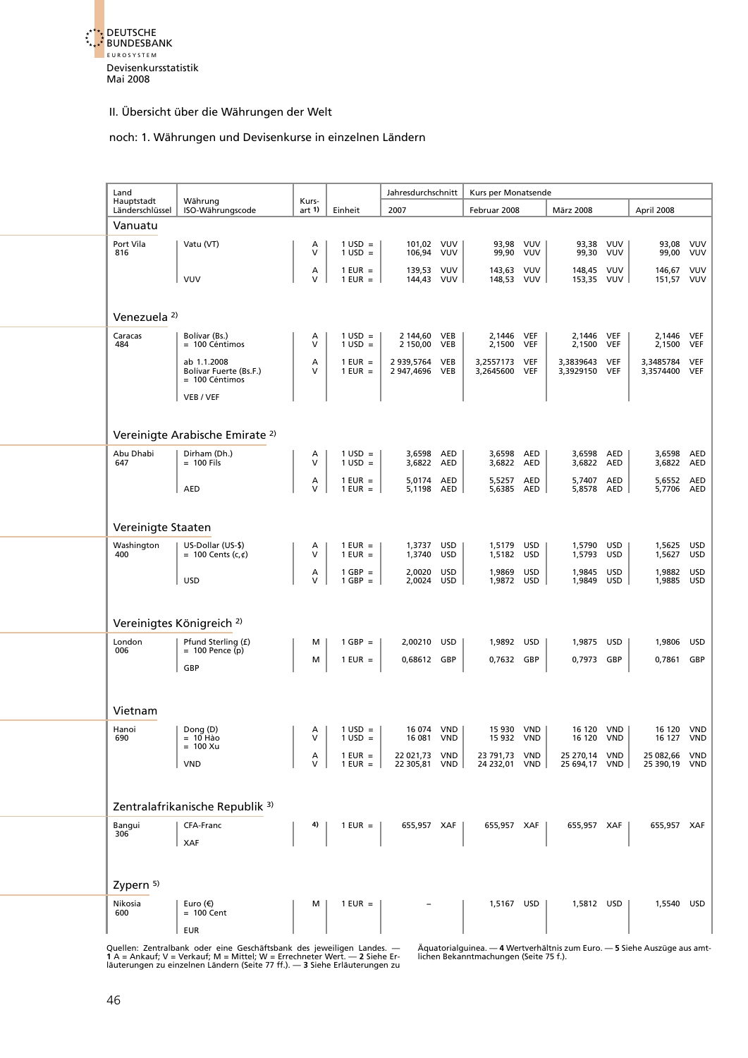II. Übersicht über die Währungen der Welt

noch: 1. Währungen und Devisenkurse in einzelnen Ländern

| Land Hauptstadt Länderschlüssel | Währung ISO-Währungscode | Kursart 1) | Einheit | Jahresdurchschnitt 2007 | Kurs per Monatsende Februar 2008 | März 2008 | April 2008 |
|---|---|---|---|---|---|---|---|
| **Vanuatu** | | | | | | | |
| Port Vila 816 | Vatu (VT) | A | 1 USD = | 101,02 VUV | 93,98 VUV | 93,38 VUV | 93,08 VUV |
| | | V | 1 USD = | 106,94 VUV | 99,90 VUV | 99,30 VUV | 99,00 VUV |
| | | A | 1 EUR = | 139,53 VUV | 143,63 VUV | 148,45 VUV | 146,67 VUV |
| | VUV | V | 1 EUR = | 144,43 VUV | 148,53 VUV | 153,35 VUV | 151,57 VUV |
| **Venezuela 2)** | | | | | | | |
| Caracas 484 | Bolívar (Bs.) = 100 Céntimos | A | 1 USD = | 2 144,60 VEB | 2,1446 VEF | 2,1446 VEF | 2,1446 VEF |
| | | V | 1 USD = | 2 150,00 VEB | 2,1500 VEF | 2,1500 VEF | 2,1500 VEF |
| | ab 1.1.2008 Bolívar Fuerte (Bs.F.) = 100 Céntimos | A | 1 EUR = | 2 939,5764 VEB | 3,2557173 VEF | 3,3839643 VEF | 3,3485784 VEF |
| | VEB / VEF | V | 1 EUR = | 2 947,4696 VEB | 3,2645600 VEF | 3,3929150 VEF | 3,3574400 VEF |
| **Vereinigte Arabische Emirate 2)** | | | | | | | |
| Abu Dhabi 647 | Dirham (Dh.) = 100 Fils | A | 1 USD = | 3,6598 AED | 3,6598 AED | 3,6598 AED | 3,6598 AED |
| | | V | 1 USD = | 3,6822 AED | 3,6822 AED | 3,6822 AED | 3,6822 AED |
| | | A | 1 EUR = | 5,0174 AED | 5,5257 AED | 5,7407 AED | 5,6552 AED |
| | AED | V | 1 EUR = | 5,1198 AED | 5,6385 AED | 5,8578 AED | 5,7706 AED |
| **Vereinigte Staaten** | | | | | | | |
| Washington 400 | US-Dollar (US-$) = 100 Cents (c,¢) | A | 1 EUR = | 1,3737 USD | 1,5179 USD | 1,5790 USD | 1,5625 USD |
| | | V | 1 EUR = | 1,3740 USD | 1,5182 USD | 1,5793 USD | 1,5627 USD |
| | | A | 1 GBP = | 2,0020 USD | 1,9869 USD | 1,9845 USD | 1,9882 USD |
| | USD | V | 1 GBP = | 2,0024 USD | 1,9872 USD | 1,9849 USD | 1,9885 USD |
| **Vereinigtes Königreich 2)** | | | | | | | |
| London 006 | Pfund Sterling (£) = 100 Pence (p) | M | 1 GBP = | 2,00210 USD | 1,9892 USD | 1,9875 USD | 1,9806 USD |
| | GBP | M | 1 EUR = | 0,68612 GBP | 0,7632 GBP | 0,7973 GBP | 0,7861 GBP |
| **Vietnam** | | | | | | | |
| Hanoi 690 | Dong (D) = 10 Hào = 100 Xu | A | 1 USD = | 16 074 VND | 15 930 VND | 16 120 VND | 16 120 VND |
| | | V | 1 USD = | 16 081 VND | 15 932 VND | 16 120 VND | 16 127 VND |
| | | A | 1 EUR = | 22 021,73 VND | 23 791,73 VND | 25 270,14 VND | 25 082,66 VND |
| | VND | V | 1 EUR = | 22 305,81 VND | 24 232,01 VND | 25 694,17 VND | 25 390,19 VND |
| **Zentralafrikanische Republik 3)** | | | | | | | |
| Bangui 306 | CFA-Franc XAF | 4) | 1 EUR = | 655,957 XAF | 655,957 XAF | 655,957 XAF | 655,957 XAF |
| **Zypern 5)** | | | | | | | |
| Nikosia 600 | Euro (€) = 100 Cent EUR | M | 1 EUR = | – | 1,5167 USD | 1,5812 USD | 1,5540 USD |

Quellen: Zentralbank oder eine Geschäftsbank des jeweiligen Landes. — **1** A = Ankauf; V = Verkauf; M = Mittel; W = Errechneter Wert. — **2** Siehe Erläuterungen zu einzelnen Ländern (Seite 77 ff.). — **3** Siehe Erläuterungen zu Äquatorialguinea. — **4** Wertverhältnis zum Euro. — **5** Siehe Auszüge aus amtlichen Bekanntmachungen (Seite 75 f.).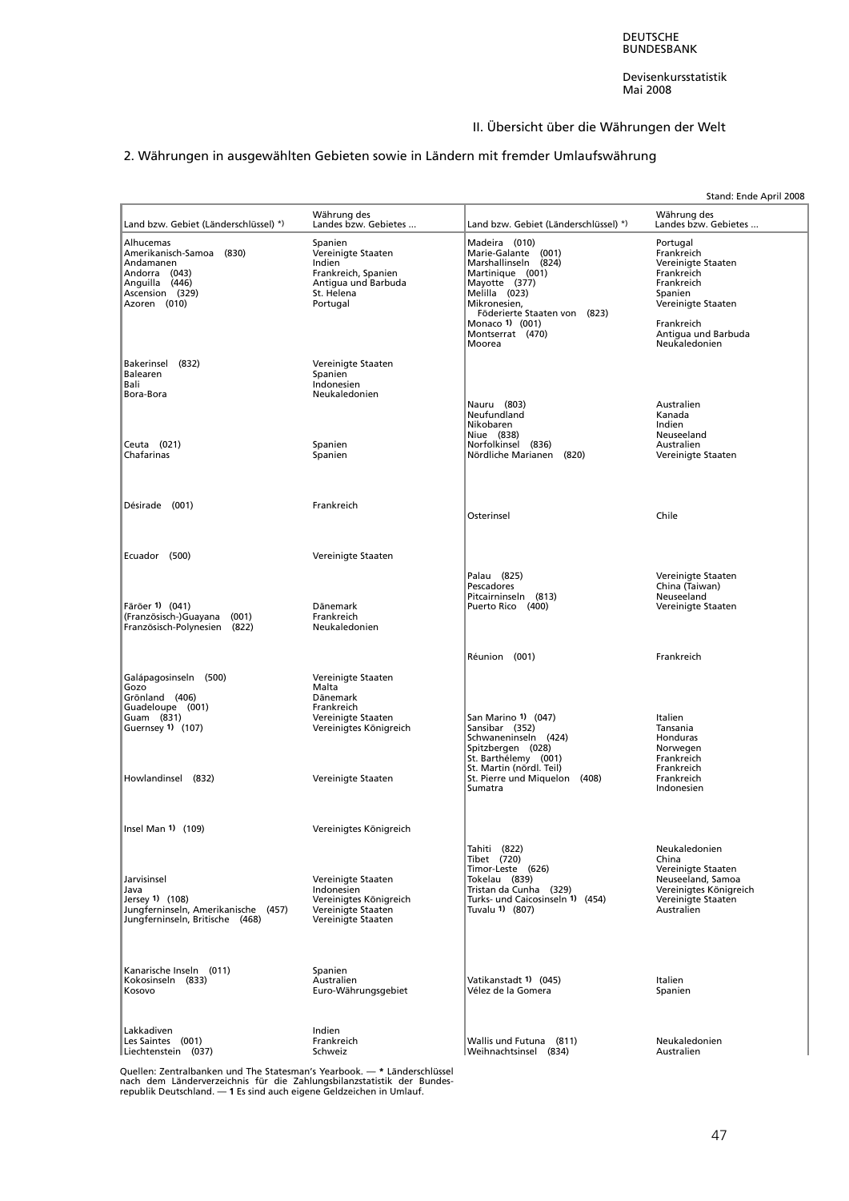## II. Übersicht über die Währungen der Welt

### 2. Währungen in ausgewählten Gebieten sowie in Ländern mit fremder Umlaufswährung

Stand: Ende April 2008

| Land bzw. Gebiet (Länderschlüssel) *) | Währung des Landes bzw. Gebietes ... | Land bzw. Gebiet (Länderschlüssel) *) | Währung des Landes bzw. Gebietes ... |
|---|---|---|---|
| Alhucemas | Spanien | Madeira (010) | Portugal |
| Amerikanisch-Samoa (830) | Vereinigte Staaten | Marie-Galante (001) | Frankreich |
| Andamanen | Indien | Marshallinseln (824) | Vereinigte Staaten |
| Andorra (043) | Frankreich, Spanien | Martinique (001) | Frankreich |
| Anguilla (446) | Antigua und Barbuda | Mayotte (377) | Frankreich |
| Ascension (329) | St. Helena | Melilla (023) | Spanien |
| Azoren (010) | Portugal | Mikronesien, Föderierte Staaten von (823) | Vereinigte Staaten |
| | | Monaco 1) (001) | Frankreich |
| | | Montserrat (470) | Antigua und Barbuda |
| | | Moorea | Neukaledonien |
| Bakerinsel (832) | Vereinigte Staaten | | |
| Balearen | Spanien | | |
| Bali | Indonesien | | |
| Bora-Bora | Neukaledonien | | |
| | | Nauru (803) | Australien |
| | | Neufundland | Kanada |
| | | Nikobaren | Indien |
| | | Niue (838) | Neuseeland |
| Ceuta (021) | Spanien | Norfolkinsel (836) | Australien |
| Chafarinas | Spanien | Nördliche Marianen (820) | Vereinigte Staaten |
| Désirade (001) | Frankreich | | |
| | | Osterinsel | Chile |
| Ecuador (500) | Vereinigte Staaten | | |
| | | Palau (825) | Vereinigte Staaten |
| | | Pescadores | China (Taiwan) |
| | | Pitcairninseln (813) | Neuseeland |
| Färöer 1) (041) | Dänemark | Puerto Rico (400) | Vereinigte Staaten |
| (Französisch-)Guayana (001) | Frankreich | | |
| Französisch-Polynesien (822) | Neukaledonien | | |
| | | Réunion (001) | Frankreich |
| Galápagosinseln (500) | Vereinigte Staaten | | |
| Gozo | Malta | | |
| Grönland (406) | Dänemark | | |
| Guadeloupe (001) | Frankreich | | |
| Guam (831) | Vereinigte Staaten | San Marino 1) (047) | Italien |
| Guernsey 1) (107) | Vereinigtes Königreich | Sansibar (352) | Tansania |
| | | Schwaneninseln (424) | Honduras |
| | | Spitzbergen (028) | Norwegen |
| | | St. Barthélemy (001) | Frankreich |
| | | St. Martin (nördl. Teil) | Frankreich |
| Howlandinsel (832) | Vereinigte Staaten | St. Pierre und Miquelon (408) | Frankreich |
| | | Sumatra | Indonesien |
| Insel Man 1) (109) | Vereinigtes Königreich | | |
| | | Tahiti (822) | Neukaledonien |
| | | Tibet (720) | China |
| | | Timor-Leste (626) | Vereinigte Staaten |
| Jarvisinsel | Vereinigte Staaten | Tokelau (839) | Neuseeland, Samoa |
| Java | Indonesien | Tristan da Cunha (329) | Vereinigtes Königreich |
| Jersey 1) (108) | Vereinigtes Königreich | Turks- und Caicosinseln 1) (454) | Vereinigte Staaten |
| Jungferninseln, Amerikanische (457) | Vereinigte Staaten | Tuvalu 1) (807) | Australien |
| Jungferninseln, Britische (468) | Vereinigte Staaten | | |
| Kanarische Inseln (011) | Spanien | | |
| Kokosinseln (833) | Australien | Vatikanstadt 1) (045) | Italien |
| Kosovo | Euro-Währungsgebiet | Vélez de la Gomera | Spanien |
| Lakkadiven | Indien | | |
| Les Saintes (001) | Frankreich | Wallis und Futuna (811) | Neukaledonien |
| Liechtenstein (037) | Schweiz | Weihnachtsinsel (834) | Australien |

Quellen: Zentralbanken und The Statesman's Yearbook. — * Länderschlüssel nach dem Länderverzeichnis für die Zahlungsbilanzstatistik der Bundesrepublik Deutschland. — 1 Es sind auch eigene Geldzeichen in Umlauf.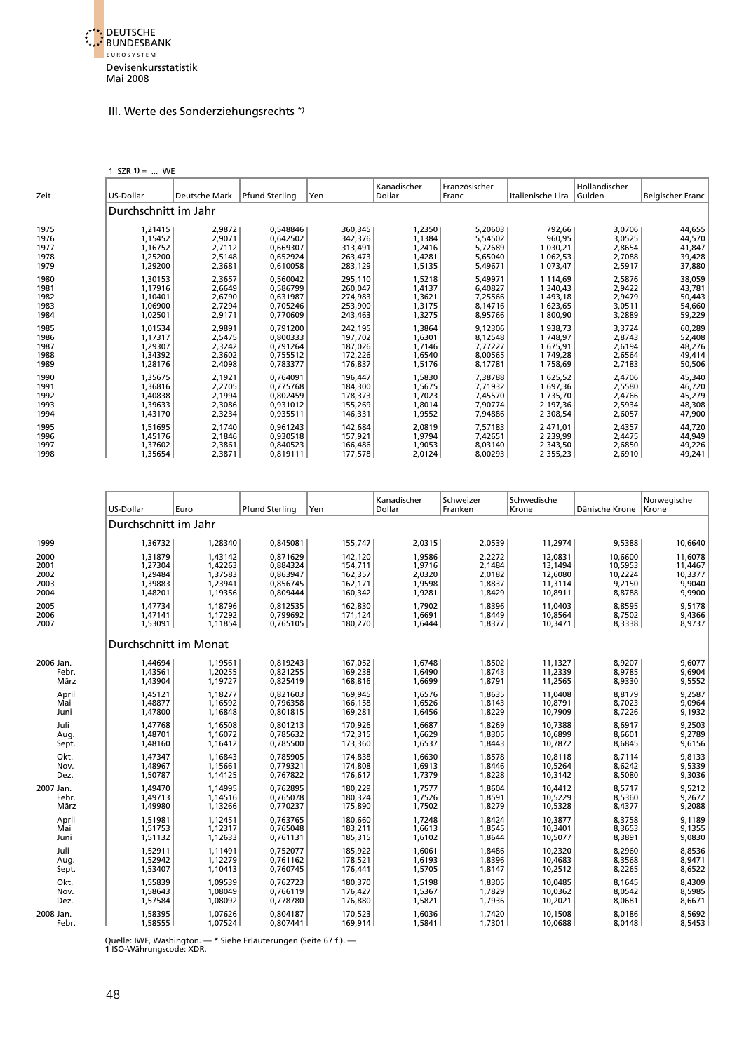Devisenkursstatistik
Mai 2008

## III. Werte des Sonderziehungsrechts *)

1 SZR 1) = ... WE

| Zeit | US-Dollar | Deutsche Mark | Pfund Sterling | Yen | Kanadischer Dollar | Französischer Franc | Italienische Lira | Holländischer Gulden | Belgischer Franc |
|---|---|---|---|---|---|---|---|---|---|
| | Durchschnitt im Jahr | | | | | | | | |
| 1975 | 1,21415 | 2,9872 | 0,548846 | 360,345 | 1,2350 | 5,20603 | 792,66 | 3,0706 | 44,655 |
| 1976 | 1,15452 | 2,9071 | 0,642502 | 342,376 | 1,1384 | 5,54502 | 960,95 | 3,0525 | 44,570 |
| 1977 | 1,16752 | 2,7112 | 0,669307 | 313,491 | 1,2416 | 5,72689 | 1 030,21 | 2,8654 | 41,847 |
| 1978 | 1,25200 | 2,5148 | 0,652924 | 263,473 | 1,4281 | 5,65040 | 1 062,53 | 2,7088 | 39,428 |
| 1979 | 1,29200 | 2,3681 | 0,610058 | 283,129 | 1,5135 | 5,49671 | 1 073,47 | 2,5917 | 37,880 |
| 1980 | 1,30153 | 2,3657 | 0,560042 | 295,110 | 1,5218 | 5,49971 | 1 114,69 | 2,5876 | 38,059 |
| 1981 | 1,17916 | 2,6649 | 0,586799 | 260,047 | 1,4137 | 6,40827 | 1 340,43 | 2,9422 | 43,781 |
| 1982 | 1,10401 | 2,6790 | 0,631987 | 274,983 | 1,3621 | 7,25566 | 1 493,18 | 2,9479 | 50,443 |
| 1983 | 1,06900 | 2,7294 | 0,705246 | 253,900 | 1,3175 | 8,14716 | 1 623,65 | 3,0511 | 54,660 |
| 1984 | 1,02501 | 2,9171 | 0,770609 | 243,463 | 1,3275 | 8,95766 | 1 800,90 | 3,2889 | 59,229 |
| 1985 | 1,01534 | 2,9891 | 0,791200 | 242,195 | 1,3864 | 9,12306 | 1 938,73 | 3,3724 | 60,289 |
| 1986 | 1,17317 | 2,5475 | 0,800333 | 197,702 | 1,6301 | 8,12548 | 1 748,97 | 2,8743 | 52,408 |
| 1987 | 1,29307 | 2,3242 | 0,791264 | 187,026 | 1,7146 | 7,77227 | 1 675,91 | 2,6194 | 48,276 |
| 1988 | 1,34392 | 2,3602 | 0,755512 | 172,226 | 1,6540 | 8,00565 | 1 749,28 | 2,6564 | 49,414 |
| 1989 | 1,28176 | 2,4098 | 0,783377 | 176,837 | 1,5176 | 8,17781 | 1 758,69 | 2,7183 | 50,506 |
| 1990 | 1,35675 | 2,1921 | 0,764091 | 196,447 | 1,5830 | 7,38788 | 1 625,52 | 2,4706 | 45,340 |
| 1991 | 1,36816 | 2,2705 | 0,775768 | 184,300 | 1,5675 | 7,71932 | 1 697,36 | 2,5580 | 46,720 |
| 1992 | 1,40838 | 2,1994 | 0,802459 | 178,373 | 1,7023 | 7,45570 | 1 735,70 | 2,4766 | 45,279 |
| 1993 | 1,39633 | 2,3086 | 0,931012 | 155,269 | 1,8014 | 7,90774 | 2 197,36 | 2,5934 | 48,308 |
| 1994 | 1,43170 | 2,3234 | 0,935511 | 146,331 | 1,9552 | 7,94886 | 2 308,54 | 2,6057 | 47,900 |
| 1995 | 1,51695 | 2,1740 | 0,961243 | 142,684 | 2,0819 | 7,57183 | 2 471,01 | 2,4357 | 44,720 |
| 1996 | 1,45176 | 2,1846 | 0,930518 | 157,921 | 1,9794 | 7,42651 | 2 239,99 | 2,4475 | 44,949 |
| 1997 | 1,37602 | 2,3861 | 0,840523 | 166,486 | 1,9053 | 8,03140 | 2 343,50 | 2,6850 | 49,226 |
| 1998 | 1,35654 | 2,3871 | 0,819111 | 177,578 | 2,0124 | 8,00293 | 2 355,23 | 2,6910 | 49,241 |

| Zeit | US-Dollar | Euro | Pfund Sterling | Yen | Kanadischer Dollar | Schweizer Franken | Schwedische Krone | Dänische Krone | Norwegische Krone |
|---|---|---|---|---|---|---|---|---|---|
| | Durchschnitt im Jahr | | | | | | | | |
| 1999 | 1,36732 | 1,28340 | 0,845081 | 155,747 | 2,0315 | 2,0539 | 11,2974 | 9,5388 | 10,6640 |
| 2000 | 1,31879 | 1,43142 | 0,871629 | 142,120 | 1,9586 | 2,2272 | 12,0831 | 10,6600 | 11,6078 |
| 2001 | 1,27304 | 1,42263 | 0,884324 | 154,711 | 1,9716 | 2,1484 | 13,1494 | 10,5953 | 11,4467 |
| 2002 | 1,29484 | 1,37583 | 0,863947 | 162,357 | 2,0320 | 2,0182 | 12,6080 | 10,2224 | 10,3377 |
| 2003 | 1,39883 | 1,23941 | 0,856745 | 162,171 | 1,9598 | 1,8837 | 11,3114 | 9,2150 | 9,9040 |
| 2004 | 1,48201 | 1,19356 | 0,809444 | 160,342 | 1,9281 | 1,8429 | 10,8911 | 8,8788 | 9,9900 |
| 2005 | 1,47734 | 1,18796 | 0,812535 | 162,830 | 1,7902 | 1,8396 | 11,0403 | 8,8595 | 9,5178 |
| 2006 | 1,47141 | 1,17292 | 0,799692 | 171,124 | 1,6691 | 1,8449 | 10,8564 | 8,7502 | 9,4366 |
| 2007 | 1,53091 | 1,11854 | 0,765105 | 180,270 | 1,6444 | 1,8377 | 10,3471 | 8,3338 | 8,9737 |
| | Durchschnitt im Monat | | | | | | | | |
| 2006 Jan. | 1,44694 | 1,19561 | 0,819243 | 167,052 | 1,6748 | 1,8502 | 11,1327 | 8,9207 | 9,6077 |
| Febr. | 1,43561 | 1,20255 | 0,821255 | 169,238 | 1,6490 | 1,8743 | 11,2339 | 8,9785 | 9,6904 |
| März | 1,43904 | 1,19727 | 0,825419 | 168,816 | 1,6699 | 1,8791 | 11,2565 | 8,9330 | 9,5552 |
| April | 1,45121 | 1,18277 | 0,821603 | 169,945 | 1,6576 | 1,8635 | 11,0408 | 8,8179 | 9,2587 |
| Mai | 1,48877 | 1,16592 | 0,796358 | 166,158 | 1,6526 | 1,8143 | 10,8791 | 8,7023 | 9,0964 |
| Juni | 1,47800 | 1,16848 | 0,801815 | 169,281 | 1,6456 | 1,8229 | 10,7909 | 8,7226 | 9,1932 |
| Juli | 1,47768 | 1,16508 | 0,801213 | 170,926 | 1,6687 | 1,8269 | 10,7388 | 8,6917 | 9,2503 |
| Aug. | 1,48701 | 1,16072 | 0,785632 | 172,315 | 1,6629 | 1,8305 | 10,6899 | 8,6601 | 9,2789 |
| Sept. | 1,48160 | 1,16412 | 0,785500 | 173,360 | 1,6537 | 1,8443 | 10,7872 | 8,6845 | 9,6156 |
| Okt. | 1,47347 | 1,16843 | 0,785905 | 174,838 | 1,6630 | 1,8578 | 10,8118 | 8,7114 | 9,8133 |
| Nov. | 1,48967 | 1,15661 | 0,779321 | 174,808 | 1,6913 | 1,8446 | 10,5264 | 8,6242 | 9,5339 |
| Dez. | 1,50787 | 1,14125 | 0,767822 | 176,617 | 1,7379 | 1,8228 | 10,3142 | 8,5080 | 9,3036 |
| 2007 Jan. | 1,49470 | 1,14995 | 0,762895 | 180,229 | 1,7577 | 1,8604 | 10,4412 | 8,5717 | 9,5212 |
| Febr. | 1,49713 | 1,14516 | 0,765078 | 180,324 | 1,7526 | 1,8591 | 10,5229 | 8,5360 | 9,2672 |
| März | 1,49980 | 1,13266 | 0,770237 | 175,890 | 1,7502 | 1,8279 | 10,5328 | 8,4377 | 9,2088 |
| April | 1,51981 | 1,12451 | 0,763765 | 180,660 | 1,7248 | 1,8424 | 10,3877 | 8,3758 | 9,1189 |
| Mai | 1,51753 | 1,12317 | 0,765048 | 183,211 | 1,6613 | 1,8545 | 10,3401 | 8,3653 | 9,1355 |
| Juni | 1,51132 | 1,12633 | 0,761131 | 185,315 | 1,6102 | 1,8644 | 10,5077 | 8,3891 | 9,0830 |
| Juli | 1,52911 | 1,11491 | 0,752077 | 185,922 | 1,6061 | 1,8486 | 10,2320 | 8,2960 | 8,8536 |
| Aug. | 1,52942 | 1,12279 | 0,761162 | 178,521 | 1,6193 | 1,8396 | 10,4683 | 8,3568 | 8,9471 |
| Sept. | 1,53407 | 1,10413 | 0,760745 | 176,441 | 1,5705 | 1,8147 | 10,2512 | 8,2265 | 8,6522 |
| Okt. | 1,55839 | 1,09539 | 0,762723 | 180,370 | 1,5198 | 1,8305 | 10,0485 | 8,1645 | 8,4309 |
| Nov. | 1,58643 | 1,08049 | 0,766119 | 176,427 | 1,5367 | 1,7829 | 10,0362 | 8,0542 | 8,5985 |
| Dez. | 1,57584 | 1,08092 | 0,778780 | 176,880 | 1,5821 | 1,7936 | 10,2021 | 8,0681 | 8,6671 |
| 2008 Jan. | 1,58395 | 1,07626 | 0,804187 | 170,523 | 1,6036 | 1,7420 | 10,1508 | 8,0186 | 8,5692 |
| Febr. | 1,58555 | 1,07524 | 0,807441 | 169,914 | 1,5841 | 1,7301 | 10,0688 | 8,0148 | 8,5453 |

Quelle: IWF, Washington. — * Siehe Erläuterungen (Seite 67 f.). —
1 ISO-Währungscode: XDR.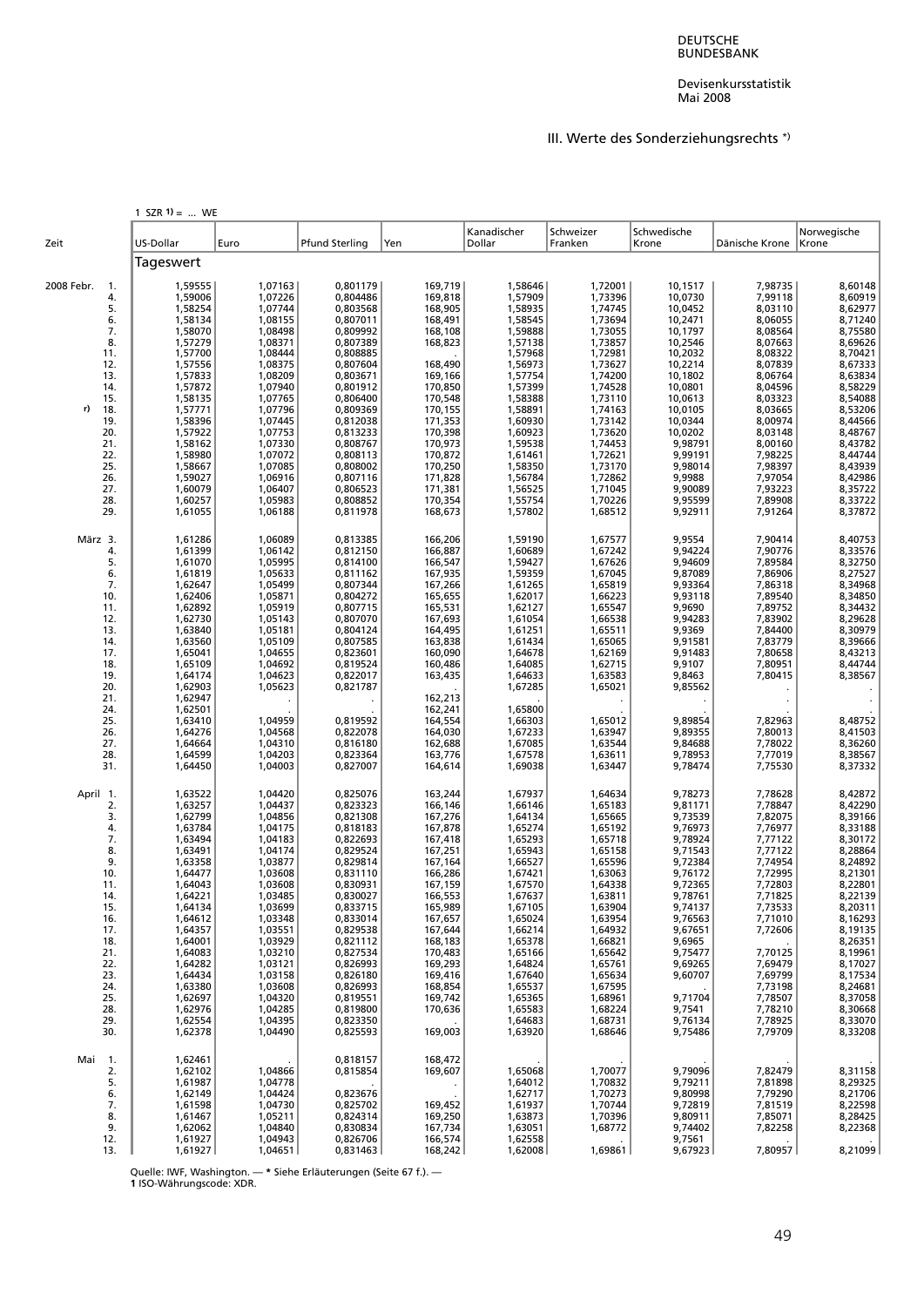DEUTSCHE BUNDESBANK

Devisenkursstatistik
Mai 2008

## III. Werte des Sonderziehungsrechts *)

1 SZR 1) = ... WE

| Zeit | | US-Dollar | Euro | Pfund Sterling | Yen | Kanadischer Dollar | Schweizer Franken | Schwedische Krone | Dänische Krone | Norwegische Krone |
|---|---|---|---|---|---|---|---|---|---|---|
| | | Tageswert | | | | | | | | |
| 2008 Febr. | 1. | 1,59555 | 1,07163 | 0,801179 | 169,719 | 1,58646 | 1,72001 | 10,1517 | 7,98735 | 8,60148 |
| | 4. | 1,59006 | 1,07226 | 0,804486 | 169,818 | 1,57909 | 1,73396 | 10,0730 | 7,99118 | 8,60919 |
| | 5. | 1,58254 | 1,07744 | 0,803568 | 168,905 | 1,58935 | 1,74745 | 10,0452 | 8,03110 | 8,62977 |
| | 6. | 1,58134 | 1,08155 | 0,807011 | 168,491 | 1,58545 | 1,73694 | 10,2471 | 8,06055 | 8,71240 |
| | 7. | 1,58070 | 1,08498 | 0,809992 | 168,108 | 1,59888 | 1,73055 | 10,1797 | 8,08564 | 8,75580 |
| | 8. | 1,57279 | 1,08371 | 0,807389 | 168,823 | 1,57138 | 1,73857 | 10,2546 | 8,07663 | 8,69626 |
| | 11. | 1,57700 | 1,08444 | 0,808885 | . | 1,57968 | 1,72981 | 10,2032 | 8,08322 | 8,70421 |
| | 12. | 1,57556 | 1,08375 | 0,807604 | 168,490 | 1,56973 | 1,73627 | 10,2214 | 8,07839 | 8,67333 |
| | 13. | 1,57833 | 1,08209 | 0,803671 | 169,166 | 1,57754 | 1,74200 | 10,1802 | 8,06764 | 8,63834 |
| | 14. | 1,57872 | 1,07940 | 0,801912 | 170,850 | 1,57399 | 1,74528 | 10,0801 | 8,04596 | 8,58229 |
| | 15. | 1,58135 | 1,07765 | 0,806400 | 170,548 | 1,58388 | 1,73110 | 10,0613 | 8,03323 | 8,54088 |
| r) | 18. | 1,57771 | 1,07796 | 0,809369 | 170,155 | 1,58891 | 1,74163 | 10,0105 | 8,03665 | 8,53206 |
| | 19. | 1,58396 | 1,07445 | 0,812038 | 171,353 | 1,60930 | 1,73142 | 10,0344 | 8,00974 | 8,44566 |
| | 20. | 1,57922 | 1,07753 | 0,813233 | 170,398 | 1,60923 | 1,73620 | 10,0202 | 8,03148 | 8,48767 |
| | 21. | 1,58162 | 1,07330 | 0,808767 | 170,973 | 1,59538 | 1,74453 | 9,98791 | 8,00160 | 8,43782 |
| | 22. | 1,58980 | 1,07072 | 0,808113 | 170,872 | 1,61461 | 1,72621 | 9,99191 | 7,98225 | 8,44744 |
| | 25. | 1,58667 | 1,07085 | 0,808002 | 170,250 | 1,58350 | 1,73170 | 9,98014 | 7,98397 | 8,43939 |
| | 26. | 1,59027 | 1,06916 | 0,807116 | 171,828 | 1,56784 | 1,72862 | 9,9988 | 7,97054 | 8,42986 |
| | 27. | 1,60079 | 1,06407 | 0,806523 | 171,381 | 1,56525 | 1,71045 | 9,90089 | 7,93223 | 8,35722 |
| | 28. | 1,60257 | 1,05983 | 0,808852 | 170,354 | 1,55754 | 1,70226 | 9,95599 | 7,89908 | 8,33722 |
| | 29. | 1,61055 | 1,06188 | 0,811978 | 168,673 | 1,57802 | 1,68512 | 9,92911 | 7,91264 | 8,37872 |
| März | 3. | 1,61286 | 1,06089 | 0,813385 | 166,206 | 1,59190 | 1,67577 | 9,9554 | 7,90414 | 8,40753 |
| | 4. | 1,61399 | 1,06142 | 0,812150 | 166,887 | 1,60689 | 1,67242 | 9,94224 | 7,90776 | 8,33576 |
| | 5. | 1,61070 | 1,05995 | 0,814100 | 166,547 | 1,59427 | 1,67626 | 9,94609 | 7,89584 | 8,32750 |
| | 6. | 1,61819 | 1,05633 | 0,811162 | 167,935 | 1,59359 | 1,67045 | 9,87089 | 7,86906 | 8,27527 |
| | 7. | 1,62647 | 1,05499 | 0,807344 | 167,266 | 1,61265 | 1,65819 | 9,93364 | 7,86318 | 8,34968 |
| | 10. | 1,62406 | 1,05871 | 0,804272 | 165,655 | 1,62017 | 1,66223 | 9,93118 | 7,89540 | 8,34850 |
| | 11. | 1,62892 | 1,05919 | 0,807715 | 165,531 | 1,62127 | 1,65547 | 9,9690 | 7,89752 | 8,34432 |
| | 12. | 1,62730 | 1,05143 | 0,807070 | 167,693 | 1,61054 | 1,66538 | 9,94283 | 7,83902 | 8,29628 |
| | 13. | 1,63840 | 1,05181 | 0,804124 | 164,495 | 1,61251 | 1,65511 | 9,9369 | 7,84400 | 8,30979 |
| | 14. | 1,63560 | 1,05109 | 0,807585 | 163,838 | 1,61434 | 1,65065 | 9,91581 | 7,83779 | 8,39666 |
| | 17. | 1,65041 | 1,04655 | 0,823601 | 160,090 | 1,64678 | 1,62169 | 9,91483 | 7,80658 | 8,43213 |
| | 18. | 1,65109 | 1,04692 | 0,819524 | 160,486 | 1,64085 | 1,62715 | 9,9107 | 7,80951 | 8,44744 |
| | 19. | 1,64174 | 1,04623 | 0,822017 | 163,435 | 1,64633 | 1,63583 | 9,8463 | 7,80415 | 8,38567 |
| | 20. | 1,62903 | 1,05623 | 0,821787 | . | 1,67285 | 1,65021 | 9,85562 | . | . |
| | 21. | 1,62947 | . | . | 162,213 | . | . | . | . | . |
| | 24. | 1,62501 | . | . | 162,241 | 1,65800 | . | . | . | . |
| | 25. | 1,63410 | 1,04959 | 0,819592 | 164,554 | 1,66303 | 1,65012 | 9,89854 | 7,82963 | 8,48752 |
| | 26. | 1,64276 | 1,04568 | 0,822078 | 164,030 | 1,67233 | 1,63947 | 9,89355 | 7,80013 | 8,41503 |
| | 27. | 1,64664 | 1,04310 | 0,816180 | 162,688 | 1,67085 | 1,63544 | 9,84688 | 7,78022 | 8,36260 |
| | 28. | 1,64599 | 1,04203 | 0,823364 | 163,776 | 1,67578 | 1,63611 | 9,78953 | 7,77019 | 8,38567 |
| | 31. | 1,64450 | 1,04003 | 0,827007 | 164,614 | 1,69038 | 1,63447 | 9,78474 | 7,75530 | 8,37332 |
| April | 1. | 1,63522 | 1,04420 | 0,825076 | 163,244 | 1,67937 | 1,64634 | 9,78273 | 7,78628 | 8,42872 |
| | 2. | 1,63257 | 1,04437 | 0,823323 | 166,146 | 1,66146 | 1,65183 | 9,81171 | 7,78847 | 8,42290 |
| | 3. | 1,62799 | 1,04856 | 0,821308 | 167,276 | 1,64134 | 1,65665 | 9,73539 | 7,82075 | 8,39166 |
| | 4. | 1,63784 | 1,04175 | 0,818183 | 167,878 | 1,65274 | 1,65192 | 9,76973 | 7,76977 | 8,33188 |
| | 7. | 1,63494 | 1,04183 | 0,822693 | 167,418 | 1,65293 | 1,65718 | 9,78924 | 7,77122 | 8,30172 |
| | 8. | 1,63491 | 1,04174 | 0,829524 | 167,251 | 1,65943 | 1,65158 | 9,71543 | 7,77122 | 8,28864 |
| | 9. | 1,63358 | 1,03877 | 0,829814 | 167,164 | 1,66527 | 1,65596 | 9,72384 | 7,74954 | 8,24892 |
| | 10. | 1,64477 | 1,03608 | 0,831110 | 166,286 | 1,67421 | 1,63063 | 9,76172 | 7,72995 | 8,21301 |
| | 11. | 1,64043 | 1,03608 | 0,830931 | 167,159 | 1,67570 | 1,64338 | 9,72365 | 7,72803 | 8,22801 |
| | 14. | 1,64221 | 1,03485 | 0,830027 | 166,553 | 1,67637 | 1,63811 | 9,78761 | 7,71825 | 8,22139 |
| | 15. | 1,64134 | 1,03699 | 0,833715 | 165,989 | 1,67105 | 1,63904 | 9,74137 | 7,73533 | 8,20311 |
| | 16. | 1,64612 | 1,03348 | 0,833014 | 167,657 | 1,65024 | 1,63954 | 9,76563 | 7,71010 | 8,16293 |
| | 17. | 1,64357 | 1,03551 | 0,829538 | 167,644 | 1,66214 | 1,64932 | 9,67651 | 7,72606 | 8,19135 |
| | 18. | 1,64001 | 1,03929 | 0,821112 | 168,183 | 1,65378 | 1,66821 | 9,6965 | . | 8,26351 |
| | 21. | 1,64083 | 1,03210 | 0,827534 | 170,483 | 1,65166 | 1,65642 | 9,75477 | 7,70125 | 8,19961 |
| | 22. | 1,64282 | 1,03121 | 0,826993 | 169,293 | 1,64824 | 1,65761 | 9,69265 | 7,69479 | 8,17027 |
| | 23. | 1,64434 | 1,03158 | 0,826180 | 169,416 | 1,67640 | 1,65634 | 9,60707 | 7,69799 | 8,17534 |
| | 24. | 1,63380 | 1,03608 | 0,826993 | 168,854 | 1,65537 | 1,67595 | . | 7,73198 | 8,24681 |
| | 25. | 1,62697 | 1,04320 | 0,819551 | 169,742 | 1,65365 | 1,68961 | 9,71704 | 7,78507 | 8,37058 |
| | 28. | 1,62976 | 1,04285 | 0,819800 | 170,636 | 1,65583 | 1,68224 | 9,7541 | 7,78210 | 8,30668 |
| | 29. | 1,62554 | 1,04395 | 0,823350 | . | 1,64683 | 1,68731 | 9,76134 | 7,78925 | 8,33070 |
| | 30. | 1,62378 | 1,04490 | 0,825593 | 169,003 | 1,63920 | 1,68646 | 9,75486 | 7,79709 | 8,33208 |
| Mai | 1. | 1,62461 | . | 0,818157 | 168,472 | . | . | . | . | . |
| | 2. | 1,62102 | 1,04866 | 0,815854 | 169,607 | 1,65068 | 1,70077 | 9,79096 | 7,82479 | 8,31158 |
| | 5. | 1,61987 | 1,04778 | . | . | 1,64012 | 1,70832 | 9,79211 | 7,81898 | 8,29325 |
| | 6. | 1,62149 | 1,04424 | 0,823676 | . | 1,62717 | 1,70273 | 9,80998 | 7,79290 | 8,21706 |
| | 7. | 1,61598 | 1,04730 | 0,825702 | 169,452 | 1,61937 | 1,70744 | 9,72819 | 7,81519 | 8,22598 |
| | 8. | 1,61467 | 1,05211 | 0,824314 | 169,250 | 1,63873 | 1,70396 | 9,80911 | 7,85071 | 8,28425 |
| | 9. | 1,62062 | 1,04840 | 0,830834 | 167,734 | 1,63051 | 1,68772 | 9,74402 | 7,82258 | 8,22368 |
| | 12. | 1,61927 | 1,04943 | 0,826706 | 166,574 | 1,62558 | . | 9,7561 | . | . |
| | 13. | 1,61927 | 1,04651 | 0,831463 | 168,242 | 1,62008 | 1,69861 | 9,67923 | 7,80957 | 8,21099 |

Quelle: IWF, Washington. — * Siehe Erläuterungen (Seite 67 f.). —
1 ISO-Währungscode: XDR.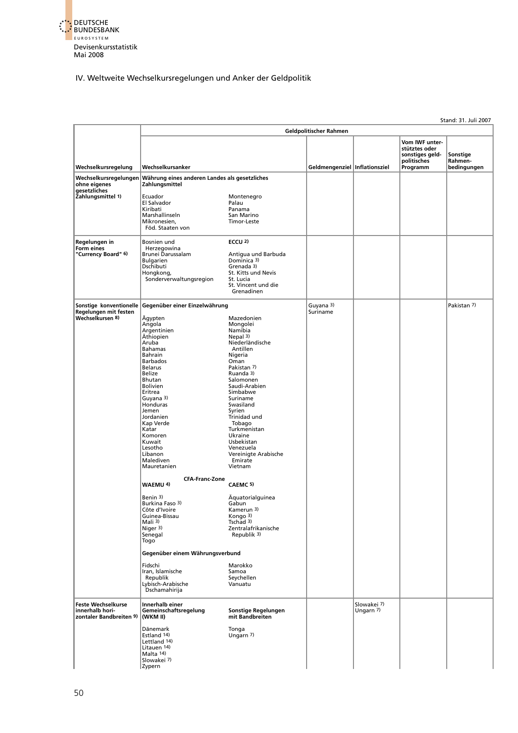## IV. Weltweite Wechselkursregelungen und Anker der Geldpolitik

Stand: 31. Juli 2007

| Wechselkursregelung | Geldpolitischer Rahmen: Wechselkursanker | | Geldmengenziel | Inflationsziel | Vom IWF unterstütztes oder sonstiges geldpolitisches Programm | Sonstige Rahmenbedingungen |
|---|---|---|---|---|---|---|
| Wechselkursregelungen ohne eigenes gesetzliches Zahlungsmittel 1) | **Währung eines anderen Landes als gesetzliches Zahlungsmittel** | | | | | |
| | Ecuador<br>El Salvador<br>Kiribati<br>Marshallinseln<br>Mikronesien, Föd. Staaten von | Montenegro<br>Palau<br>Panama<br>San Marino<br>Timor-Leste | | | | |
| Regelungen in Form eines "Currency Board" 6) | Bosnien und Herzegowina<br>Brunei Darussalam<br>Bulgarien<br>Dschibuti<br>Hongkong, Sonderverwaltungsregion | **ECCU 2)**<br>Antigua und Barbuda<br>Dominica 3)<br>Grenada 3)<br>St. Kitts und Nevis<br>St. Lucia<br>St. Vincent und die Grenadinen | | | | |
| Sonstige konventionelle Regelungen mit festen Wechselkursen 8) | **Gegenüber einer Einzelwährung** | | Guyana 3)<br>Suriname | | | Pakistan 7) |
| | Ägypten<br>Angola<br>Argentinien<br>Äthiopien<br>Aruba<br>Bahamas<br>Bahrain<br>Barbados<br>Belarus<br>Belize<br>Bhutan<br>Bolivien<br>Eritrea<br>Guyana 3)<br>Honduras<br>Jemen<br>Jordanien<br>Kap Verde<br>Katar<br>Komoren<br>Kuwait<br>Lesotho<br>Libanon<br>Malediven<br>Mauretanien | Mazedonien<br>Mongolei<br>Namibia<br>Nepal 3)<br>Niederländische Antillen<br>Nigeria<br>Oman<br>Pakistan 7)<br>Ruanda 3)<br>Salomonen<br>Saudi-Arabien<br>Simbabwe<br>Suriname<br>Swasiland<br>Syrien<br>Trinidad und Tobago<br>Turkmenistan<br>Ukraine<br>Usbekistan<br>Venezuela<br>Vereinigte Arabische Emirate<br>Vietnam | | | | |
| | **CFA-Franc-Zone**<br>**WAEMU 4)**<br>Benin 3)<br>Burkina Faso 3)<br>Côte d'Ivoire<br>Guinea-Bissau<br>Mali 3)<br>Niger 3)<br>Senegal<br>Togo | **CAEMC 5)**<br>Äquatorialguinea<br>Gabun<br>Kamerun 3)<br>Kongo 3)<br>Tschad 3)<br>Zentralafrikanische Republik 3) | | | | |
| | **Gegenüber einem Währungsverbund**<br>Fidschi<br>Iran, Islamische Republik<br>Lybisch-Arabische Dschamahirija | Marokko<br>Samoa<br>Seychellen<br>Vanuatu | | | | |
| Feste Wechselkurse innerhalb horizontaler Bandbreiten 9) | **Innerhalb einer Gemeinschaftsregelung (WKM II)**<br>Dänemark<br>Estland 14)<br>Lettland 14)<br>Litauen 14)<br>Malta 14)<br>Slowakei 7)<br>Zypern | **Sonstige Regelungen mit Bandbreiten**<br>Tonga<br>Ungarn 7) | | Slowakei 7)<br>Ungarn 7) | | |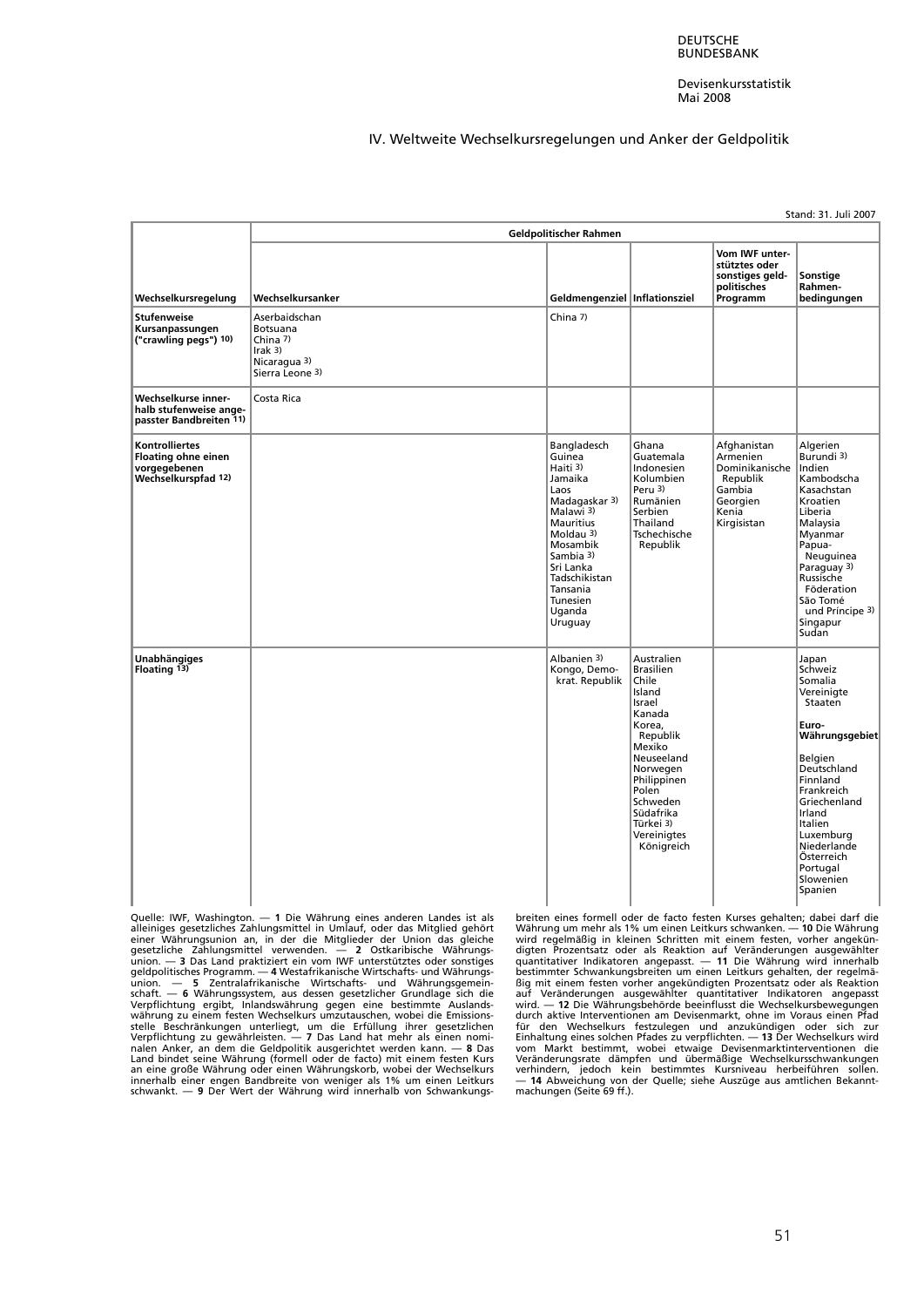Devisenkursstatistik
Mai 2008

## IV. Weltweite Wechselkursregelungen und Anker der Geldpolitik

Stand: 31. Juli 2007

| | Geldpolitischer Rahmen | | | | |
|---|---|---|---|---|---|
| Wechselkursregelung | Wechselkursanker | Geldmengenziel | Inflationsziel | Vom IWF unterstütztes oder sonstiges geldpolitisches Programm | Sonstige Rahmenbedingungen |
| Stufenweise Kursanpassungen ("crawling pegs") [10] | Aserbaidschan<br>Botsuana<br>China [7]<br>Irak [3]<br>Nicaragua [3]<br>Sierra Leone [3] | China [7] | | | |
| Wechselkurse innerhalb stufenweise angepasster Bandbreiten [11] | Costa Rica | | | | |
| Kontrolliertes Floating ohne einen vorgegebenen Wechselkurspfad [12] | | Bangladesch<br>Guinea<br>Haiti [3]<br>Jamaika<br>Laos<br>Madagaskar [3]<br>Malawi [3]<br>Mauritius<br>Moldau [3]<br>Mosambik<br>Sambia [3]<br>Sri Lanka<br>Tadschikistan<br>Tansania<br>Tunesien<br>Uganda<br>Uruguay | Ghana<br>Guatemala<br>Indonesien<br>Kolumbien<br>Peru [3]<br>Rumänien<br>Serbien<br>Thailand<br>Tschechische Republik | Afghanistan<br>Armenien<br>Dominikanische Republik<br>Gambia<br>Georgien<br>Kenia<br>Kirgisistan | Algerien<br>Burundi [3]<br>Indien<br>Kambodscha<br>Kasachstan<br>Kroatien<br>Liberia<br>Malaysia<br>Myanmar<br>Papua-Neuguinea<br>Paraguay [3]<br>Russische Föderation<br>São Tomé und Príncipe [3]<br>Singapur<br>Sudan |
| Unabhängiges Floating [13] | | Albanien [3]<br>Kongo, Demokrat. Republik | Australien<br>Brasilien<br>Chile<br>Island<br>Israel<br>Kanada<br>Korea, Republik<br>Mexiko<br>Neuseeland<br>Norwegen<br>Philippinen<br>Polen<br>Schweden<br>Südafrika<br>Türkei [3]<br>Vereinigtes Königreich | | Japan<br>Schweiz<br>Somalia<br>Vereinigte Staaten<br><br>**Euro-Währungsgebiet**<br><br>Belgien<br>Deutschland<br>Finnland<br>Frankreich<br>Griechenland<br>Irland<br>Italien<br>Luxemburg<br>Niederlande<br>Österreich<br>Portugal<br>Slowenien<br>Spanien |

Quelle: IWF, Washington. — **1** Die Währung eines anderen Landes ist als alleiniges gesetzliches Zahlungsmittel in Umlauf, oder das Mitglied gehört einer Währungsunion an, in der die Mitglieder der Union das gleiche gesetzliche Zahlungsmittel verwenden. — **2** Ostkaribische Währungsunion. — **3** Das Land praktiziert ein vom IWF unterstütztes oder sonstiges geldpolitisches Programm. — **4** Westafrikanische Wirtschafts- und Währungsunion. — **5** Zentralafrikanische Wirtschafts- und Währungsgemeinschaft. — **6** Währungssystem, aus dessen gesetzlicher Grundlage sich die Verpflichtung ergibt, Inlandswährung gegen eine bestimmte Auslandswährung zu einem festen Wechselkurs umzutauschen, wobei die Emissionsstelle Beschränkungen unterliegt, um die Erfüllung ihrer gesetzlichen Verpflichtung zu gewährleisten. — **7** Das Land hat mehr als einen nominalen Anker, an dem die Geldpolitik ausgerichtet werden kann. — **8** Das Land bindet seine Währung (formell oder de facto) mit einem festen Kurs an eine große Währung oder einen Währungskorb, wobei der Wechselkurs innerhalb einer engen Bandbreite von weniger als 1% um einen Leitkurs schwankt. — **9** Der Wert der Währung wird innerhalb von Schwankungsbreiten eines formell oder de facto festen Kurses gehalten; dabei darf die Währung um mehr als 1% um einen Leitkurs schwanken. — **10** Die Währung wird regelmäßig in kleinen Schritten mit einem festen, vorher angekündigten Prozentsatz oder als Reaktion auf Veränderungen ausgewählter quantitativer Indikatoren angepasst. — **11** Die Währung wird innerhalb bestimmter Schwankungsbreiten um einen Leitkurs gehalten, der regelmäßig mit einem festen vorher angekündigten Prozentsatz oder als Reaktion auf Veränderungen ausgewählter quantitativer Indikatoren angepasst wird. — **12** Die Währungsbehörde beeinflusst die Wechselkursbewegungen durch aktive Interventionen am Devisenmarkt, ohne im Voraus einen Pfad für den Wechselkurs festzulegen und anzukündigen oder sich zur Einhaltung eines solchen Pfades zu verpflichten. — **13** Der Wechselkurs wird vom Markt bestimmt, wobei etwaige Devisenmarktinterventionen die Veränderungsrate dämpfen und übermäßige Wechselkursschwankungen verhindern, jedoch kein bestimmtes Kursniveau herbeiführen sollen. — **14** Abweichung von der Quelle; siehe Auszüge aus amtlichen Bekanntmachungen (Seite 69 ff.).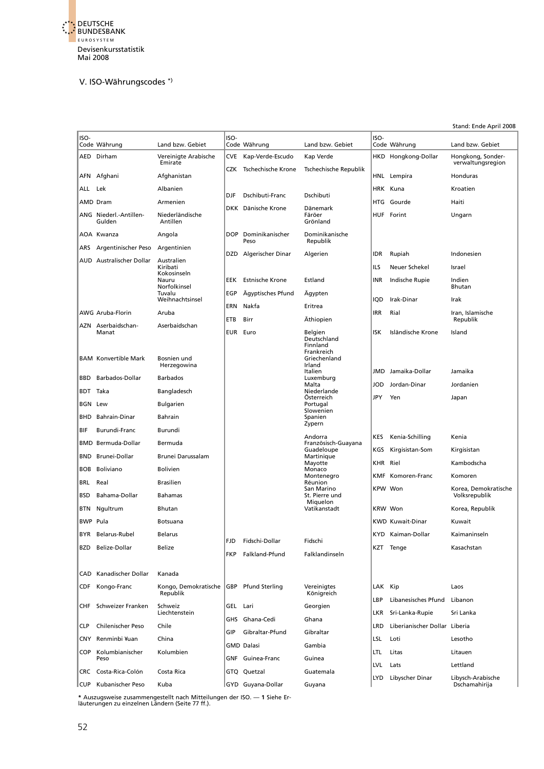## V. ISO-Währungscodes *)

Stand: Ende April 2008

| ISO-Code | Währung | Land bzw. Gebiet |
|---|---|---|
| AED | Dirham | Vereinigte Arabische Emirate |
| AFN | Afghani | Afghanistan |
| ALL | Lek | Albanien |
| AMD | Dram | Armenien |
| ANG | Niederl.-Antillen-Gulden | Niederländische Antillen |
| AOA | Kwanza | Angola |
| ARS | Argentinischer Peso | Argentinien |
| AUD | Australischer Dollar | Australien<br>Kiribati<br>Kokosinseln<br>Nauru<br>Norfolkinsel<br>Tuvalu<br>Weihnachtsinsel |
| AWG | Aruba-Florin | Aruba |
| AZN | Aserbaidschan-Manat | Aserbaidschan |
| BAM | Konvertible Mark | Bosnien und Herzegowina |
| BBD | Barbados-Dollar | Barbados |
| BDT | Taka | Bangladesch |
| BGN | Lew | Bulgarien |
| BHD | Bahrain-Dinar | Bahrain |
| BIF | Burundi-Franc | Burundi |
| BMD | Bermuda-Dollar | Bermuda |
| BND | Brunei-Dollar | Brunei Darussalam |
| BOB | Boliviano | Bolivien |
| BRL | Real | Brasilien |
| BSD | Bahama-Dollar | Bahamas |
| BTN | Ngultrum | Bhutan |
| BWP | Pula | Botsuana |
| BYR | Belarus-Rubel | Belarus |
| BZD | Belize-Dollar | Belize |
| CAD | Kanadischer Dollar | Kanada |
| CDF | Kongo-Franc | Kongo, Demokratische Republik |
| CHF | Schweizer Franken | Schweiz<br>Liechtenstein |
| CLP | Chilenischer Peso | Chile |
| CNY | Renminbi ¥uan | China |
| COP | Kolumbianischer Peso | Kolumbien |
| CRC | Costa-Rica-Colón | Costa Rica |
| CUP | Kubanischer Peso | Kuba |
| CVE | Kap-Verde-Escudo | Kap Verde |
| CZK | Tschechische Krone | Tschechische Republik |
| DJF | Dschibuti-Franc | Dschibuti |
| DKK | Dänische Krone | Dänemark<br>Färöer<br>Grönland |
| DOP | Dominikanischer Peso | Dominikanische Republik |
| DZD | Algerischer Dinar | Algerien |
| EEK | Estnische Krone | Estland |
| EGP | Ägyptisches Pfund | Ägypten |
| ERN | Nakfa | Eritrea |
| ETB | Birr | Äthiopien |
| EUR | Euro | Belgien<br>Deutschland<br>Finnland<br>Frankreich<br>Griechenland<br>Irland<br>Italien<br>Luxemburg<br>Malta<br>Niederlande<br>Österreich<br>Portugal<br>Slowenien<br>Spanien<br>Zypern<br><br>Andorra<br>Französisch-Guayana<br>Guadeloupe<br>Martinique<br>Mayotte<br>Monaco<br>Montenegro<br>Réunion<br>San Marino<br>St. Pierre und Miquelon<br>Vatikanstadt |
| FJD | Fidschi-Dollar | Fidschi |
| FKP | Falkland-Pfund | Falklandinseln |
| GBP | Pfund Sterling | Vereinigtes Königreich |
| GEL | Lari | Georgien |
| GHS | Ghana-Cedi | Ghana |
| GIP | Gibraltar-Pfund | Gibraltar |
| GMD | Dalasi | Gambia |
| GNF | Guinea-Franc | Guinea |
| GTQ | Quetzal | Guatemala |
| GYD | Guyana-Dollar | Guyana |
| HKD | Hongkong-Dollar | Hongkong, Sonderverwaltungsregion |
| HNL | Lempira | Honduras |
| HRK | Kuna | Kroatien |
| HTG | Gourde | Haiti |
| HUF | Forint | Ungarn |
| IDR | Rupiah | Indonesien |
| ILS | Neuer Schekel | Israel |
| INR | Indische Rupie | Indien<br>Bhutan |
| IQD | Irak-Dinar | Irak |
| IRR | Rial | Iran, Islamische Republik |
| ISK | Isländische Krone | Island |
| JMD | Jamaika-Dollar | Jamaika |
| JOD | Jordan-Dinar | Jordanien |
| JPY | Yen | Japan |
| KES | Kenia-Schilling | Kenia |
| KGS | Kirgisistan-Som | Kirgisistan |
| KHR | Riel | Kambodscha |
| KMF | Komoren-Franc | Komoren |
| KPW | Won | Korea, Demokratische Volksrepublik |
| KRW | Won | Korea, Republik |
| KWD | Kuwait-Dinar | Kuwait |
| KYD | Kaiman-Dollar | Kaimaninseln |
| KZT | Tenge | Kasachstan |
| LAK | Kip | Laos |
| LBP | Libanesisches Pfund | Libanon |
| LKR | Sri-Lanka-Rupie | Sri Lanka |
| LRD | Liberianischer Dollar | Liberia |
| LSL | Loti | Lesotho |
| LTL | Litas | Litauen |
| LVL | Lats | Lettland |
| LYD | Libyscher Dinar | Libysch-Arabische Dschamahirija |

* Auszugsweise zusammengestellt nach Mitteilungen der ISO. — **1** Siehe Erläuterungen zu einzelnen Ländern (Seite 77 ff.).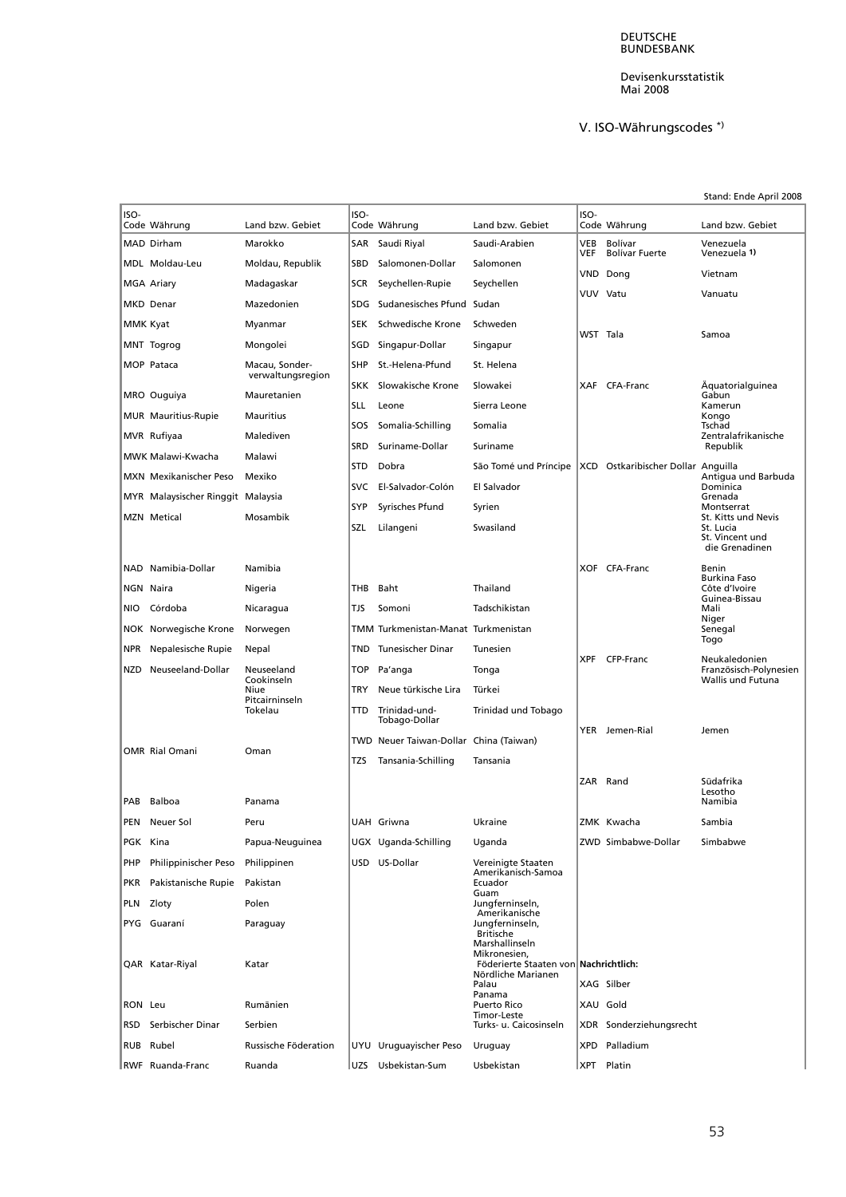V. ISO-Währungscodes *)

Stand: Ende April 2008

| ISO-Code | Währung | Land bzw. Gebiet | ISO-Code | Währung | Land bzw. Gebiet | ISO-Code | Währung | Land bzw. Gebiet |
|---|---|---|---|---|---|---|---|---|
| MAD | Dirham | Marokko | SAR | Saudi Riyal | Saudi-Arabien | VEB<br>VEF | Bolívar<br>Bolívar Fuerte | Venezuela<br>Venezuela 1) |
| MDL | Moldau-Leu | Moldau, Republik | SBD | Salomonen-Dollar | Salomonen | VND | Dong | Vietnam |
| MGA | Ariary | Madagaskar | SCR | Seychellen-Rupie | Seychellen | VUV | Vatu | Vanuatu |
| MKD | Denar | Mazedonien | SDG | Sudanesisches Pfund | Sudan | | | |
| MMK | Kyat | Myanmar | SEK | Schwedische Krone | Schweden | WST | Tala | Samoa |
| MNT | Togrog | Mongolei | SGD | Singapur-Dollar | Singapur | | | |
| MOP | Pataca | Macau, Sonder-verwaltungsregion | SHP | St.-Helena-Pfund | St. Helena | | | |
| MRO | Ouguiya | Mauretanien | SKK | Slowakische Krone | Slowakei | XAF | CFA-Franc | Äquatorialguinea<br>Gabun<br>Kamerun<br>Kongo<br>Tschad<br>Zentralafrikanische Republik |
| MUR | Mauritius-Rupie | Mauritius | SLL | Leone | Sierra Leone | | | |
| MVR | Rufiyaa | Malediven | SOS | Somalia-Schilling | Somalia | | | |
| MWK | Malawi-Kwacha | Malawi | SRD | Suriname-Dollar | Suriname | | | |
| MXN | Mexikanischer Peso | Mexiko | STD | Dobra | São Tomé und Principe | XCD | Ostkaribischer Dollar | Anguilla<br>Antigua und Barbuda<br>Dominica<br>Grenada<br>Montserrat<br>St. Kitts und Nevis<br>St. Lucia<br>St. Vincent und die Grenadinen |
| MYR | Malaysischer Ringgit | Malaysia | SVC | El-Salvador-Colón | El Salvador | | | |
| MZN | Metical | Mosambik | SYP | Syrisches Pfund | Syrien | | | |
| | | | SZL | Lilangeni | Swasiland | | | |
| NAD | Namibia-Dollar | Namibia | | | | XOF | CFA-Franc | Benin<br>Burkina Faso<br>Côte d'Ivoire<br>Guinea-Bissau<br>Mali<br>Niger<br>Senegal<br>Togo |
| NGN | Naira | Nigeria | THB | Baht | Thailand | | | |
| NIO | Córdoba | Nicaragua | TJS | Somoni | Tadschikistan | | | |
| NOK | Norwegische Krone | Norwegen | TMM | Turkmenistan-Manat | Turkmenistan | | | |
| NPR | Nepalesische Rupie | Nepal | TND | Tunesischer Dinar | Tunesien | XPF | CFP-Franc | Neukaledonien<br>Französisch-Polynesien<br>Wallis und Futuna |
| NZD | Neuseeland-Dollar | Neuseeland<br>Cookinseln<br>Niue<br>Pitcairninseln<br>Tokelau | TOP | Pa'anga | Tonga | | | |
| | | | TRY | Neue türkische Lira | Türkei | | | |
| | | | TTD | Trinidad-und-Tobago-Dollar | Trinidad und Tobago | | | |
| | | | TWD | Neuer Taiwan-Dollar | China (Taiwan) | YER | Jemen-Rial | Jemen |
| OMR | Rial Omani | Oman | TZS | Tansania-Schilling | Tansania | | | |
| PAB | Balboa | Panama | | | | ZAR | Rand | Südafrika<br>Lesotho<br>Namibia |
| PEN | Neuer Sol | Peru | UAH | Griwna | Ukraine | ZMK | Kwacha | Sambia |
| PGK | Kina | Papua-Neuguinea | UGX | Uganda-Schilling | Uganda | ZWD | Simbabwe-Dollar | Simbabwe |
| PHP | Philippinischer Peso | Philippinen | USD | US-Dollar | Vereinigte Staaten<br>Amerikanisch-Samoa<br>Ecuador<br>Guam<br>Jungferninseln, Amerikanische<br>Jungferninseln, Britische<br>Marshallinseln<br>Mikronesien, Föderierte Staaten von<br>Nördliche Marianen<br>Palau<br>Panama<br>Puerto Rico<br>Timor-Leste<br>Turks- u. Caicosinseln | | | |
| PKR | Pakistanische Rupie | Pakistan | | | | | | |
| PLN | Zloty | Polen | | | | | | |
| PYG | Guaraní | Paraguay | | | | | | |
| QAR | Katar-Riyal | Katar | | | | **Nachrichtlich:** | | |
| | | | | | | XAG | Silber | |
| RON | Leu | Rumänien | | | | XAU | Gold | |
| RSD | Serbischer Dinar | Serbien | | | | XDR | Sonderziehungsrecht | |
| RUB | Rubel | Russische Föderation | UYU | Uruguayischer Peso | Uruguay | XPD | Palladium | |
| RWF | Ruanda-Franc | Ruanda | UZS | Usbekistan-Sum | Usbekistan | XPT | Platin | |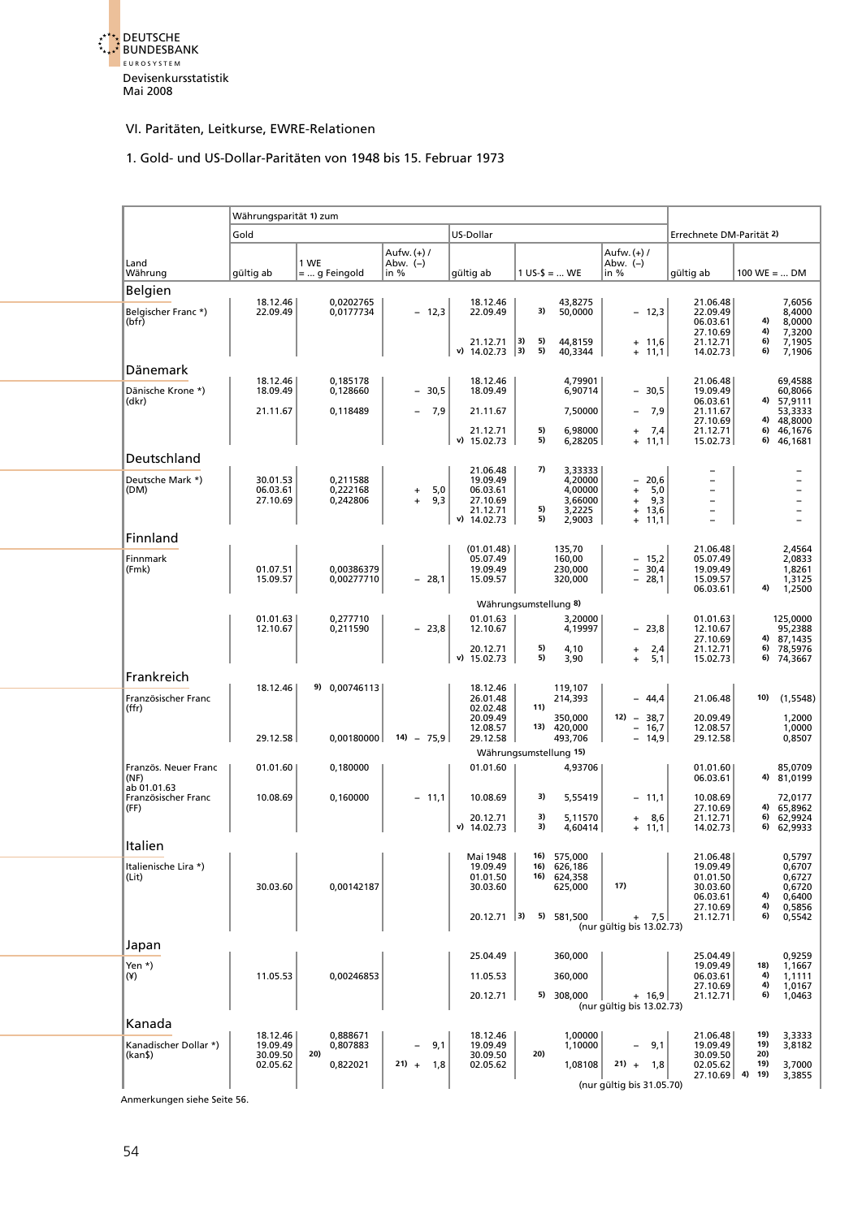Devisenkursstatistik
Mai 2008

## VI. Paritäten, Leitkurse, EWRE-Relationen

### 1. Gold- und US-Dollar-Paritäten von 1948 bis 15. Februar 1973

| Land Währung | Währungsparität 1) zum Gold: gültig ab | Gold: 1 WE = ... g Feingold | Gold: Aufw. (+) / Abw. (–) in % | US-Dollar: gültig ab | US-Dollar: 1 US-$ = ... WE | US-Dollar: Aufw. (+) / Abw. (–) in % | Errechnete DM-Parität 2): gültig ab | Errechnete DM-Parität 2): 100 WE = ... DM |
|---|---|---|---|---|---|---|---|---|
| **Belgien** | | | | | | | | |
| Belgischer Franc *) (bfr) | 18.12.46 | 0,0202765 | | 18.12.46 | 43,8275 | | 21.06.48 | 7,6056 |
| | 22.09.49 | 0,0177734 | – 12,3 | 22.09.49 | 3) 50,0000 | – 12,3 | 22.09.49 | 8,4000 |
| | | | | | | | 06.03.61 | 4) 8,0000 |
| | | | | | | | 27.10.69 | 4) 7,3200 |
| | | | | 21.12.71 | 3) 5) 44,8159 | + 11,6 | 21.12.71 | 6) 7,1905 |
| | | | | v) 14.02.73 | 3) 5) 40,3344 | + 11,1 | 14.02.73 | 6) 7,1906 |
| **Dänemark** | | | | | | | | |
| Dänische Krone *) (dkr) | 18.12.46 | 0,185178 | | 18.12.46 | 4,79901 | | 21.06.48 | 69,4588 |
| | 18.09.49 | 0,128660 | – 30,5 | 18.09.49 | 6,90714 | – 30,5 | 19.09.49 | 60,8066 |
| | | | | | | | 06.03.61 | 4) 57,9111 |
| | 21.11.67 | 0,118489 | – 7,9 | 21.11.67 | 7,50000 | – 7,9 | 21.11.67 | 53,3333 |
| | | | | | | | 27.10.69 | 4) 48,8000 |
| | | | | 21.12.71 | 5) 6,98000 | + 7,4 | 21.12.71 | 6) 46,1676 |
| | | | | v) 15.02.73 | 5) 6,28205 | + 11,1 | 15.02.73 | 6) 46,1681 |
| **Deutschland** | | | | | | | | |
| Deutsche Mark *) (DM) | | | | 21.06.48 | 7) 3,33333 | | – | – |
| | 30.01.53 | 0,211588 | | 19.09.49 | 4,20000 | – 20,6 | – | – |
| | 06.03.61 | 0,222168 | + 5,0 | 06.03.61 | 4,00000 | + 5,0 | – | – |
| | 27.10.69 | 0,242806 | + 9,3 | 27.10.69 | 3,66000 | + 9,3 | – | – |
| | | | | 21.12.71 | 5) 3,2225 | + 13,6 | – | – |
| | | | | v) 14.02.73 | 5) 2,9003 | + 11,1 | – | – |
| **Finnland** | | | | | | | | |
| Finnmark (Fmk) | | | | (01.01.48) | 135,70 | | 21.06.48 | 2,4564 |
| | | | | 05.07.49 | 160,00 | – 15,2 | 05.07.49 | 2,0833 |
| | 01.07.51 | 0,00386379 | | 19.09.49 | 230,000 | – 30,4 | 19.09.49 | 1,8261 |
| | 15.09.57 | 0,00277710 | – 28,1 | 15.09.57 | 320,000 | – 28,1 | 15.09.57 | 1,3125 |
| | | | | | | | 06.03.61 | 4) 1,2500 |
| | | | | Währungsumstellung 8) | | | | |
| | 01.01.63 | 0,277710 | | 01.01.63 | 3,20000 | | 01.01.63 | 125,0000 |
| | 12.10.67 | 0,211590 | – 23,8 | 12.10.67 | 4,19997 | – 23,8 | 12.10.67 | 95,2388 |
| | | | | | | | 27.10.69 | 4) 87,1435 |
| | | | | 20.12.71 | 5) 4,10 | + 2,4 | 21.12.71 | 6) 78,5976 |
| | | | | v) 15.02.73 | 5) 3,90 | + 5,1 | 15.02.73 | 6) 74,3667 |
| **Frankreich** | | | | | | | | |
| Französischer Franc (ffr) | 18.12.46 | 9) 0,00746113 | | 18.12.46 | 119,107 | | | |
| | | | | 26.01.48 | 214,393 | – 44,4 | 21.06.48 | 10) (1,5548) |
| | | | | 02.02.48 | 11) | | | |
| | | | | 20.09.49 | 350,000 | 12) – 38,7 | 20.09.49 | 1,2000 |
| | | | | 12.08.57 | 13) 420,000 | – 16,7 | 12.08.57 | 1,0000 |
| | 29.12.58 | 0,00180000 | 14) – 75,9 | 29.12.58 | 493,706 | – 14,9 | 29.12.58 | 0,8507 |
| | | | | Währungsumstellung 15) | | | | |
| Französ. Neuer Franc (NF) | 01.01.60 | 0,180000 | | 01.01.60 | 4,93706 | | 01.01.60 | 85,0709 |
| ab 01.01.63 Französischer Franc (FF) | | | | | | | 06.03.61 | 4) 81,0199 |
| | 10.08.69 | 0,160000 | – 11,1 | 10.08.69 | 3) 5,55419 | – 11,1 | 10.08.69 | 72,0177 |
| | | | | | | | 27.10.69 | 4) 65,8962 |
| | | | | 20.12.71 | 3) 5,11570 | + 8,6 | 21.12.71 | 6) 62,9924 |
| | | | | v) 14.02.73 | 3) 4,60414 | + 11,1 | 14.02.73 | 6) 62,9933 |
| **Italien** | | | | | | | | |
| Italienische Lira *) (Lit) | | | | Mai 1948 | 16) 575,000 | | 21.06.48 | 0,5797 |
| | | | | 19.09.49 | 16) 626,186 | | 19.09.49 | 0,6707 |
| | | | | 01.01.50 | 16) 624,358 | | 01.01.50 | 0,6727 |
| | 30.03.60 | 0,00142187 | | 30.03.60 | 625,000 | 17) | 30.03.60 | 0,6720 |
| | | | | | | | 06.03.61 | 4) 0,6400 |
| | | | | | | | 27.10.69 | 4) 0,5856 |
| | | | | 20.12.71 | 3) 5) 581,500 | + 7,5 (nur gültig bis 13.02.73) | 21.12.71 | 6) 0,5542 |
| **Japan** | | | | | | | | |
| Yen *) (¥) | | | | 25.04.49 | 360,000 | | 25.04.49 | 0,9259 |
| | | | | | | | 19.09.49 | 18) 1,1667 |
| | 11.05.53 | 0,00246853 | | 11.05.53 | 360,000 | | 06.03.61 | 4) 1,1111 |
| | | | | | | | 27.10.69 | 4) 1,0167 |
| | | | | 20.12.71 | 5) 308,000 | + 16,9 (nur gültig bis 13.02.73) | 21.12.71 | 6) 1,0463 |
| **Kanada** | | | | | | | | |
| Kanadischer Dollar *) (kan$) | 18.12.46 | 0,888671 | | 18.12.46 | 1,00000 | | 21.06.48 | 19) 3,3333 |
| | 19.09.49 | 0,807883 | – 9,1 | 19.09.49 | 1,10000 | – 9,1 | 19.09.49 | 19) 3,8182 |
| | 30.09.50 | 20) | | 30.09.50 | 20) | | 30.09.50 | 20) |
| | 02.05.62 | 0,822021 | 21) + 1,8 | 02.05.62 | 1,08108 | 21) + 1,8 (nur gültig bis 31.05.70) | 02.05.62 | 19) 3,7000 |
| | | | | | | | 27.10.69 | 4) 19) 3,3855 |

Anmerkungen siehe Seite 56.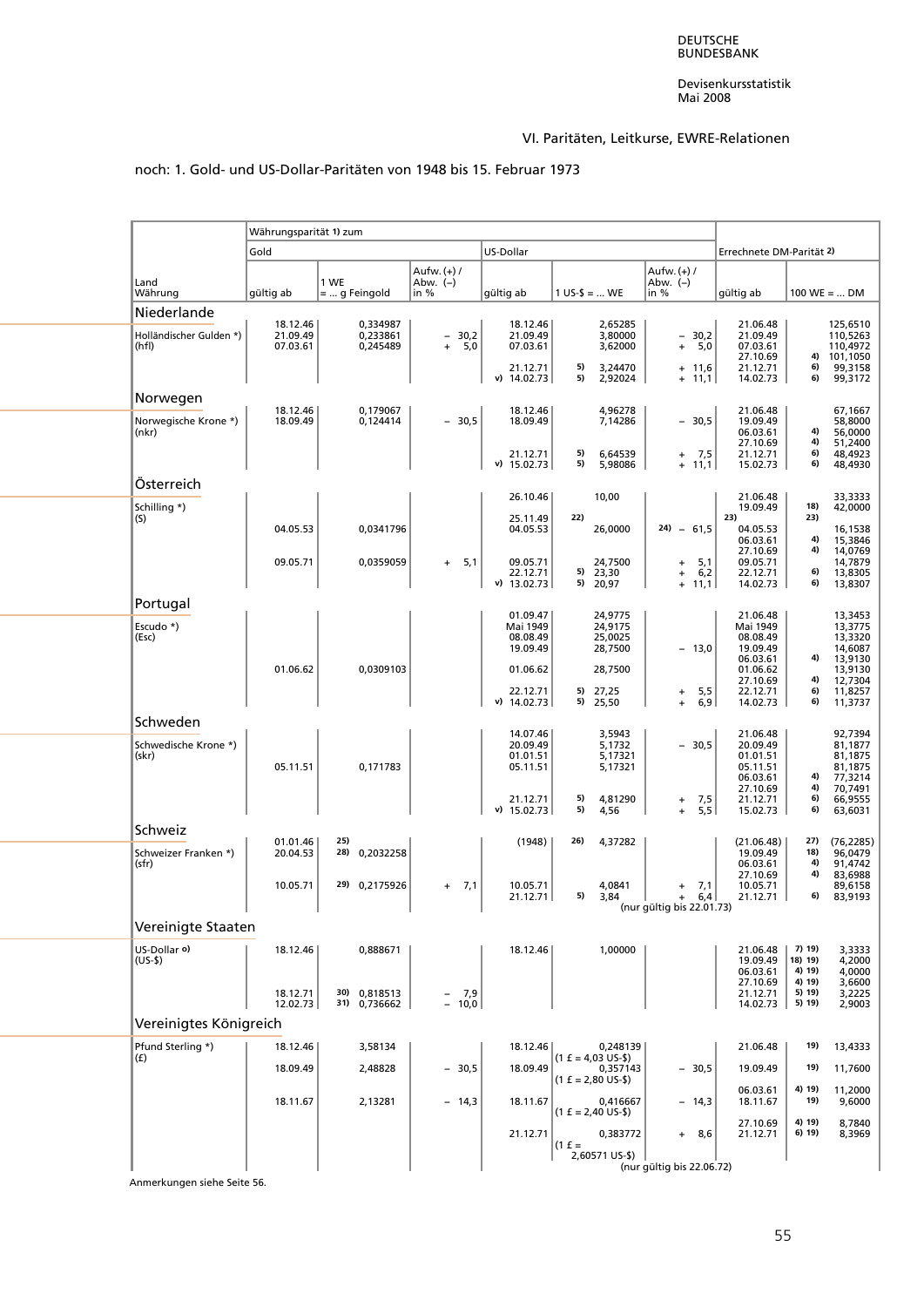VI. Paritäten, Leitkurse, EWRE-Relationen

noch: 1. Gold- und US-Dollar-Paritäten von 1948 bis 15. Februar 1973

| Land Währung | Währungsparität 1) zum Gold gültig ab | 1 WE = ... g Feingold | Aufw. (+) / Abw. (–) in % | US-Dollar gültig ab | 1 US-$ = ... WE | Aufw. (+) / Abw. (–) in % | Errechnete DM-Parität 2) gültig ab | 100 WE = ... DM |
|---|---|---|---|---|---|---|---|---|
| **Niederlande** | | | | | | | | |
| Holländischer Gulden *) (hfl) | 18.12.46 | 0,334987 | | 18.12.46 | 2,65285 | | 21.06.48 | 125,6510 |
| | 21.09.49 | 0,233861 | – 30,2 | 21.09.49 | 3,80000 | – 30,2 | 21.09.49 | 110,5263 |
| | 07.03.61 | 0,245489 | + 5,0 | 07.03.61 | 3,62000 | + 5,0 | 07.03.61 | 110,4972 |
| | | | | | | | 27.10.69 | 4) 101,1050 |
| | | | | 21.12.71 | 5) 3,24470 | + 11,6 | 21.12.71 | 6) 99,3158 |
| | | | | v) 14.02.73 | 5) 2,92024 | + 11,1 | 14.02.73 | 6) 99,3172 |
| **Norwegen** | | | | | | | | |
| Norwegische Krone *) (nkr) | 18.12.46 | 0,179067 | | 18.12.46 | 4,96278 | | 21.06.48 | 67,1667 |
| | 18.09.49 | 0,124414 | – 30,5 | 18.09.49 | 7,14286 | – 30,5 | 19.09.49 | 58,8000 |
| | | | | | | | 06.03.61 | 4) 56,0000 |
| | | | | | | | 27.10.69 | 4) 51,2400 |
| | | | | 21.12.71 | 5) 6,64539 | + 7,5 | 21.12.71 | 6) 48,4923 |
| | | | | v) 15.02.73 | 5) 5,98086 | + 11,1 | 15.02.73 | 6) 48,4930 |
| **Österreich** | | | | | | | | |
| Schilling *) (S) | | | | 26.10.46 | 10,00 | | 21.06.48 | 33,3333 |
| | | | | | | | 19.09.49 | 18) 42,0000 |
| | | | | 25.11.49 | 22) | | 23) | |
| | 04.05.53 | 0,0341796 | | 04.05.53 | 26,0000 | 24) – 61,5 | 04.05.53 | 16,1538 |
| | | | | | | | 06.03.61 | 4) 15,3846 |
| | | | | | | | 27.10.69 | 4) 14,0769 |
| | 09.05.71 | 0,0359059 | + 5,1 | 09.05.71 | 24,7500 | + 5,1 | 09.05.71 | 14,7879 |
| | | | | 22.12.71 | 5) 23,30 | + 6,2 | 22.12.71 | 6) 13,8305 |
| | | | | v) 13.02.73 | 5) 20,97 | + 11,1 | 14.02.73 | 6) 13,8307 |
| **Portugal** | | | | | | | | |
| Escudo *) (Esc) | | | | 01.09.47 | 24,9775 | | 21.06.48 | 13,3453 |
| | | | | Mai 1949 | 24,9175 | | Mai 1949 | 13,3775 |
| | | | | 08.08.49 | 25,0025 | | 08.08.49 | 13,3320 |
| | | | | 19.09.49 | 28,7500 | – 13,0 | 19.09.49 | 14,6087 |
| | | | | | | | 06.03.61 | 4) 13,9130 |
| | 01.06.62 | 0,0309103 | | 01.06.62 | 28,7500 | | 01.06.62 | 13,9130 |
| | | | | | | | 27.10.69 | 4) 12,7304 |
| | | | | 22.12.71 | 5) 27,25 | + 5,5 | 22.12.71 | 6) 11,8257 |
| | | | | v) 14.02.73 | 5) 25,50 | + 6,9 | 14.02.73 | 6) 11,3737 |
| **Schweden** | | | | | | | | |
| Schwedische Krone *) (skr) | | | | 14.07.46 | 3,5943 | | 21.06.48 | 92,7394 |
| | | | | 20.09.49 | 5,1732 | – 30,5 | 20.09.49 | 81,1877 |
| | | | | 01.01.51 | 5,17321 | | 01.01.51 | 81,1875 |
| | 05.11.51 | 0,171783 | | 05.11.51 | 5,17321 | | 05.11.51 | 81,1875 |
| | | | | | | | 06.03.61 | 4) 77,3214 |
| | | | | | | | 27.10.69 | 4) 70,7491 |
| | | | | 21.12.71 | 5) 4,81290 | + 7,5 | 21.12.71 | 6) 66,9555 |
| | | | | v) 15.02.73 | 5) 4,56 | + 5,5 | 15.02.73 | 6) 63,6031 |
| **Schweiz** | | | | | | | | |
| Schweizer Franken *) (sfr) | 01.01.46 | 25) | | (1948) | 26) 4,37282 | | (21.06.48) | 27) (76,2285) |
| | 20.04.53 | 28) 0,2032258 | | | | | 19.09.49 | 18) 96,0479 |
| | | | | | | | 06.03.61 | 4) 91,4742 |
| | | | | | | | 27.10.69 | 4) 83,6988 |
| | 10.05.71 | 29) 0,2175926 | + 7,1 | 10.05.71 | 4,0841 | + 7,1 | 10.05.71 | 89,6158 |
| | | | | 21.12.71 | 5) 3,84 | + 6,4 (nur gültig bis 22.01.73) | 21.12.71 | 6) 83,9193 |
| **Vereinigte Staaten** | | | | | | | | |
| US-Dollar o) (US-$) | 18.12.46 | 0,888671 | | 18.12.46 | 1,00000 | | 21.06.48 | 7) 19) 3,3333 |
| | | | | | | | 19.09.49 | 18) 19) 4,2000 |
| | | | | | | | 06.03.61 | 4) 19) 4,0000 |
| | | | | | | | 27.10.69 | 4) 19) 3,6600 |
| | 18.12.71 | 30) 0,818513 | – 7,9 | | | | 21.12.71 | 5) 19) 3,2225 |
| | 12.02.73 | 31) 0,736662 | – 10,0 | | | | 14.02.73 | 5) 19) 2,9003 |
| **Vereinigtes Königreich** | | | | | | | | |
| Pfund Sterling *) (£) | 18.12.46 | 3,58134 | | 18.12.46 | 0,248139 (1 £ = 4,03 US-$) | | 21.06.48 | 19) 13,4333 |
| | 18.09.49 | 2,48828 | – 30,5 | 18.09.49 | 0,357143 (1 £ = 2,80 US-$) | – 30,5 | 19.09.49 | 19) 11,7600 |
| | | | | | | | 06.03.61 | 4) 19) 11,2000 |
| | 18.11.67 | 2,13281 | – 14,3 | 18.11.67 | 0,416667 (1 £ = 2,40 US-$) | – 14,3 | 18.11.67 | 19) 9,6000 |
| | | | | | | | 27.10.69 | 4) 19) 8,7840 |
| | | | | 21.12.71 | 0,383772 (1 £ = 2,60571 US-$) | + 8,6 (nur gültig bis 22.06.72) | 21.12.71 | 6) 19) 8,3969 |

Anmerkungen siehe Seite 56.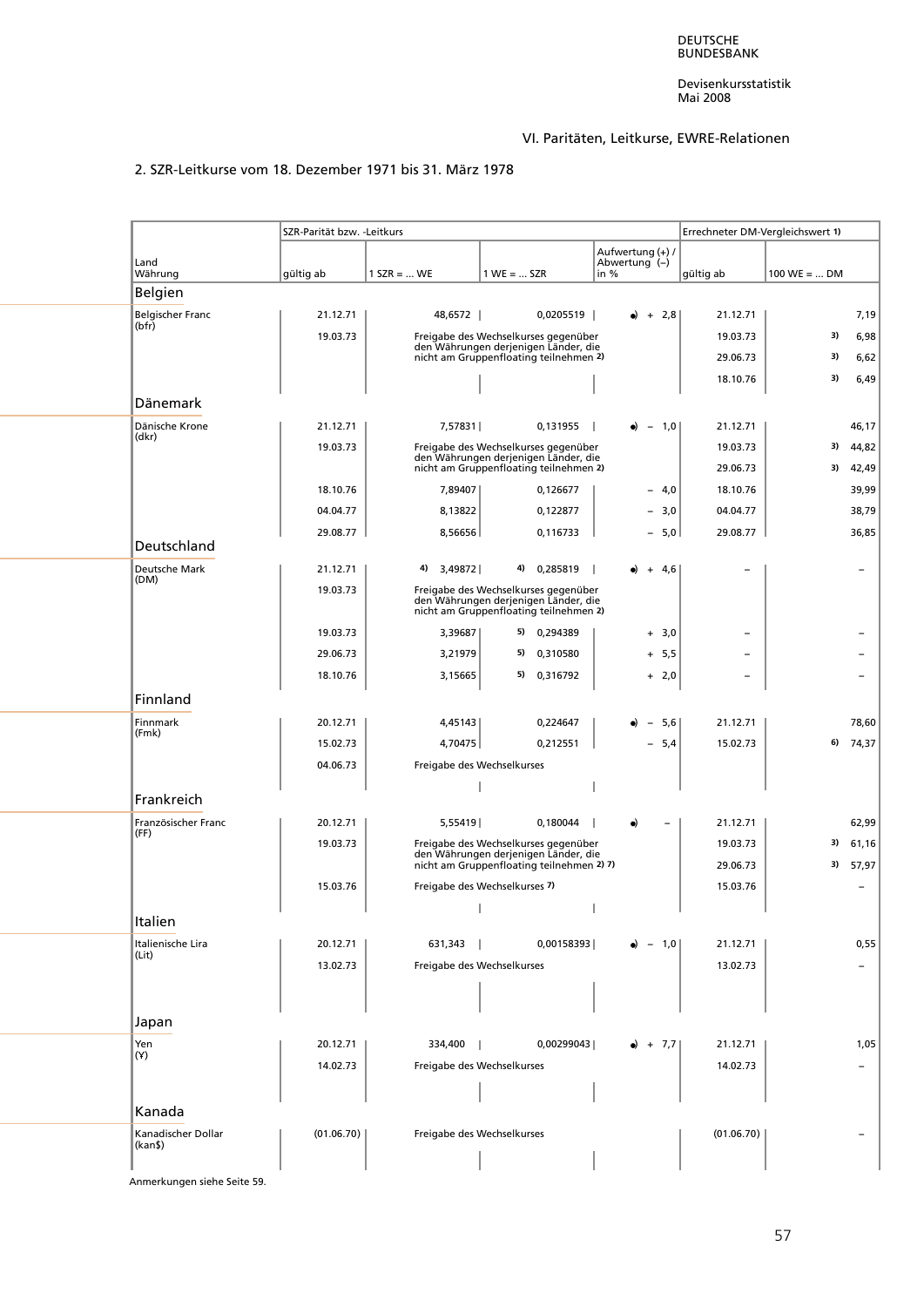## VI. Paritäten, Leitkurse, EWRE-Relationen

### 2. SZR-Leitkurse vom 18. Dezember 1971 bis 31. März 1978

| Land Währung | SZR-Parität bzw. -Leitkurs gültig ab | 1 SZR = ... WE | 1 WE = ... SZR | Aufwertung (+) / Abwertung (–) in % | Errechneter DM-Vergleichswert 1) gültig ab | 100 WE = ... DM |
|---|---|---|---|---|---|---|
| **Belgien** | | | | | | |
| Belgischer Franc (bfr) | 21.12.71 | 48,6572 | 0,0205519 | •) + 2,8 | 21.12.71 | 7,19 |
| | 19.03.73 | Freigabe des Wechselkurses gegenüber den Währungen derjenigen Länder, die nicht am Gruppenfloating teilnehmen 2) | | | 19.03.73 | 3) 6,98 |
| | | | | | 29.06.73 | 3) 6,62 |
| | | | | | 18.10.76 | 3) 6,49 |
| **Dänemark** | | | | | | |
| Dänische Krone (dkr) | 21.12.71 | 7,57831 | 0,131955 | •) – 1,0 | 21.12.71 | 46,17 |
| | 19.03.73 | Freigabe des Wechselkurses gegenüber den Währungen derjenigen Länder, die nicht am Gruppenfloating teilnehmen 2) | | | 19.03.73 | 3) 44,82 |
| | | | | | 29.06.73 | 3) 42,49 |
| | 18.10.76 | 7,89407 | 0,126677 | – 4,0 | 18.10.76 | 39,99 |
| | 04.04.77 | 8,13822 | 0,122877 | – 3,0 | 04.04.77 | 38,79 |
| | 29.08.77 | 8,56656 | 0,116733 | – 5,0 | 29.08.77 | 36,85 |
| **Deutschland** | | | | | | |
| Deutsche Mark (DM) | 21.12.71 | 4) 3,49872 | 4) 0,285819 | •) + 4,6 | – | – |
| | 19.03.73 | Freigabe des Wechselkurses gegenüber den Währungen derjenigen Länder, die nicht am Gruppenfloating teilnehmen 2) | | | | |
| | 19.03.73 | 3,39687 | 5) 0,294389 | + 3,0 | – | – |
| | 29.06.73 | 3,21979 | 5) 0,310580 | + 5,5 | – | – |
| | 18.10.76 | 3,15665 | 5) 0,316792 | + 2,0 | – | – |
| **Finnland** | | | | | | |
| Finnmark (Fmk) | 20.12.71 | 4,45143 | 0,224647 | •) – 5,6 | 21.12.71 | 78,60 |
| | 15.02.73 | 4,70475 | 0,212551 | – 5,4 | 15.02.73 | 6) 74,37 |
| | 04.06.73 | Freigabe des Wechselkurses | | | | |
| **Frankreich** | | | | | | |
| Französischer Franc (FF) | 20.12.71 | 5,55419 | 0,180044 | •) – | 21.12.71 | 62,99 |
| | 19.03.73 | Freigabe des Wechselkurses gegenüber den Währungen derjenigen Länder, die nicht am Gruppenfloating teilnehmen 2) 7) | | | 19.03.73 | 3) 61,16 |
| | | | | | 29.06.73 | 3) 57,97 |
| | 15.03.76 | Freigabe des Wechselkurses 7) | | | 15.03.76 | – |
| **Italien** | | | | | | |
| Italienische Lira (Lit) | 20.12.71 | 631,343 | 0,00158393 | •) – 1,0 | 21.12.71 | 0,55 |
| | 13.02.73 | Freigabe des Wechselkurses | | | 13.02.73 | – |
| **Japan** | | | | | | |
| Yen (Y) | 20.12.71 | 334,400 | 0,00299043 | •) + 7,7 | 21.12.71 | 1,05 |
| | 14.02.73 | Freigabe des Wechselkurses | | | 14.02.73 | – |
| **Kanada** | | | | | | |
| Kanadischer Dollar (kan$) | (01.06.70) | Freigabe des Wechselkurses | | | (01.06.70) | – |

Anmerkungen siehe Seite 59.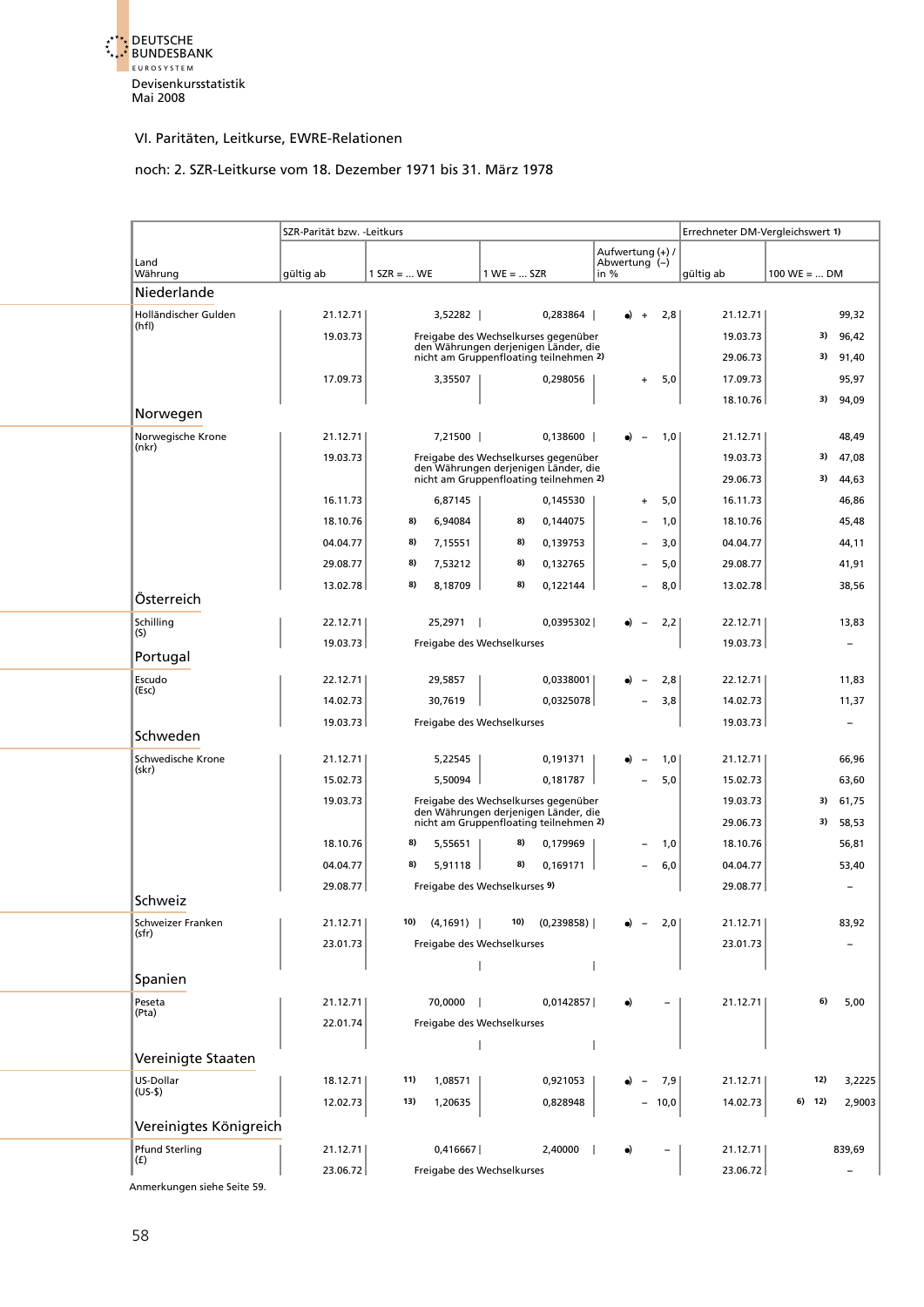## VI. Paritäten, Leitkurse, EWRE-Relationen

### noch: 2. SZR-Leitkurse vom 18. Dezember 1971 bis 31. März 1978

| Land / Währung | SZR-Parität bzw. -Leitkurs | | | | Errechneter DM-Vergleichswert 1) | |
|---|---|---|---|---|---|---|
| | gültig ab | 1 SZR = ... WE | 1 WE = ... SZR | Aufwertung (+) / Abwertung (–) in % | gültig ab | 100 WE = ... DM |
| **Niederlande** | | | | | | |
| Holländischer Gulden (hfl) | 21.12.71 | 3,52282 | 0,283864 | •) + 2,8 | 21.12.71 | 99,32 |
| | 19.03.73 | Freigabe des Wechselkurses gegenüber den Währungen derjenigen Länder, die nicht am Gruppenfloating teilnehmen 2) | | | 19.03.73 | 3) 96,42 |
| | | | | | 29.06.73 | 3) 91,40 |
| | 17.09.73 | 3,35507 | 0,298056 | + 5,0 | 17.09.73 | 95,97 |
| | | | | | 18.10.76 | 3) 94,09 |
| **Norwegen** | | | | | | |
| Norwegische Krone (nkr) | 21.12.71 | 7,21500 | 0,138600 | •) – 1,0 | 21.12.71 | 48,49 |
| | 19.03.73 | Freigabe des Wechselkurses gegenüber den Währungen derjenigen Länder, die nicht am Gruppenfloating teilnehmen 2) | | | 19.03.73 | 3) 47,08 |
| | | | | | 29.06.73 | 3) 44,63 |
| | 16.11.73 | 6,87145 | 0,145530 | + 5,0 | 16.11.73 | 46,86 |
| | 18.10.76 | 8) 6,94084 | 8) 0,144075 | – 1,0 | 18.10.76 | 45,48 |
| | 04.04.77 | 8) 7,15551 | 8) 0,139753 | – 3,0 | 04.04.77 | 44,11 |
| | 29.08.77 | 8) 7,53212 | 8) 0,132765 | – 5,0 | 29.08.77 | 41,91 |
| | 13.02.78 | 8) 8,18709 | 8) 0,122144 | – 8,0 | 13.02.78 | 38,56 |
| **Österreich** | | | | | | |
| Schilling (S) | 22.12.71 | 25,2971 | 0,0395302 | •) – 2,2 | 22.12.71 | 13,83 |
| | 19.03.73 | Freigabe des Wechselkurses | | | 19.03.73 | – |
| **Portugal** | | | | | | |
| Escudo (Esc) | 22.12.71 | 29,5857 | 0,0338001 | •) – 2,8 | 22.12.71 | 11,83 |
| | 14.02.73 | 30,7619 | 0,0325078 | – 3,8 | 14.02.73 | 11,37 |
| | 19.03.73 | Freigabe des Wechselkurses | | | 19.03.73 | – |
| **Schweden** | | | | | | |
| Schwedische Krone (skr) | 21.12.71 | 5,22545 | 0,191371 | •) – 1,0 | 21.12.71 | 66,96 |
| | 15.02.73 | 5,50094 | 0,181787 | – 5,0 | 15.02.73 | 63,60 |
| | 19.03.73 | Freigabe des Wechselkurses gegenüber den Währungen derjenigen Länder, die nicht am Gruppenfloating teilnehmen 2) | | | 19.03.73 | 3) 61,75 |
| | | | | | 29.06.73 | 3) 58,53 |
| | 18.10.76 | 8) 5,55651 | 8) 0,179969 | – 1,0 | 18.10.76 | 56,81 |
| | 04.04.77 | 8) 5,91118 | 8) 0,169171 | – 6,0 | 04.04.77 | 53,40 |
| | 29.08.77 | Freigabe des Wechselkurses 9) | | | 29.08.77 | – |
| **Schweiz** | | | | | | |
| Schweizer Franken (sfr) | 21.12.71 | 10) (4,1691) | 10) (0,239858) | •) – 2,0 | 21.12.71 | 83,92 |
| | 23.01.73 | Freigabe des Wechselkurses | | | 23.01.73 | – |
| **Spanien** | | | | | | |
| Peseta (Pta) | 21.12.71 | 70,0000 | 0,0142857 | •) – | 21.12.71 | 6) 5,00 |
| | 22.01.74 | Freigabe des Wechselkurses | | | | |
| **Vereinigte Staaten** | | | | | | |
| US-Dollar (US-$) | 18.12.71 | 11) 1,08571 | 0,921053 | •) – 7,9 | 21.12.71 | 12) 3,2225 |
| | 12.02.73 | 13) 1,20635 | 0,828948 | – 10,0 | 14.02.73 | 6) 12) 2,9003 |
| **Vereinigtes Königreich** | | | | | | |
| Pfund Sterling (£) | 21.12.71 | 0,416667 | 2,40000 | •) – | 21.12.71 | 839,69 |
| | 23.06.72 | Freigabe des Wechselkurses | | | 23.06.72 | – |

Anmerkungen siehe Seite 59.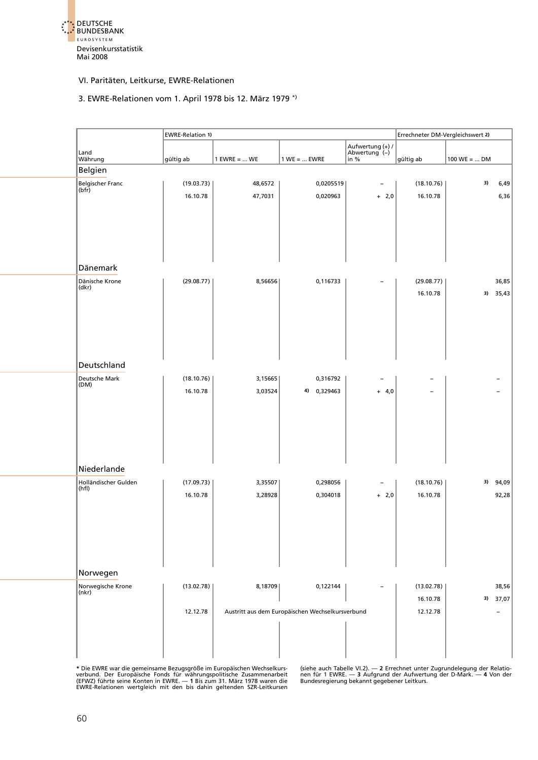Devisenkursstatistik
Mai 2008

## VI. Paritäten, Leitkurse, EWRE-Relationen

### 3. EWRE-Relationen vom 1. April 1978 bis 12. März 1979 *)

| Land / Währung | EWRE-Relation 1) | | | | Errechneter DM-Vergleichswert 2) | |
|---|---|---|---|---|---|---|
| | gültig ab | 1 EWRE = ... WE | 1 WE = ... EWRE | Aufwertung (+) / Abwertung (–) in % | gültig ab | 100 WE = ... DM |
| **Belgien** | | | | | | |
| Belgischer Franc (bfr) | (19.03.73) | 48,6572 | 0,0205519 | – | (18.10.76) | 3) 6,49 |
| | 16.10.78 | 47,7031 | 0,020963 | + 2,0 | 16.10.78 | 6,36 |
| **Dänemark** | | | | | | |
| Dänische Krone (dkr) | (29.08.77) | 8,56656 | 0,116733 | – | (29.08.77) | 36,85 |
| | | | | | 16.10.78 | 3) 35,43 |
| **Deutschland** | | | | | | |
| Deutsche Mark (DM) | (18.10.76) | 3,15665 | 0,316792 | – | – | – |
| | 16.10.78 | 3,03524 | 4) 0,329463 | + 4,0 | – | – |
| **Niederlande** | | | | | | |
| Holländischer Gulden (hfl) | (17.09.73) | 3,35507 | 0,298056 | – | (18.10.76) | 3) 94,09 |
| | 16.10.78 | 3,28928 | 0,304018 | + 2,0 | 16.10.78 | 92,28 |
| **Norwegen** | | | | | | |
| Norwegische Krone (nkr) | (13.02.78) | 8,18709 | 0,122144 | – | (13.02.78) | 38,56 |
| | | | | | 16.10.78 | 3) 37,07 |
| | 12.12.78 | Austritt aus dem Europäischen Wechselkursverbund | | | 12.12.78 | – |

* Die EWRE war die gemeinsame Bezugsgröße im Europäischen Wechselkursverbund. Der Europäische Fonds für währungspolitische Zusammenarbeit (EFWZ) führte seine Konten in EWRE. — **1** Bis zum 31. März 1978 waren die EWRE-Relationen wertgleich mit den bis dahin geltenden SZR-Leitkursen (siehe auch Tabelle VI.2). — **2** Errechnet unter Zugrundelegung der Relationen für 1 EWRE. — **3** Aufgrund der Aufwertung der D-Mark. — **4** Von der Bundesregierung bekannt gegebener Leitkurs.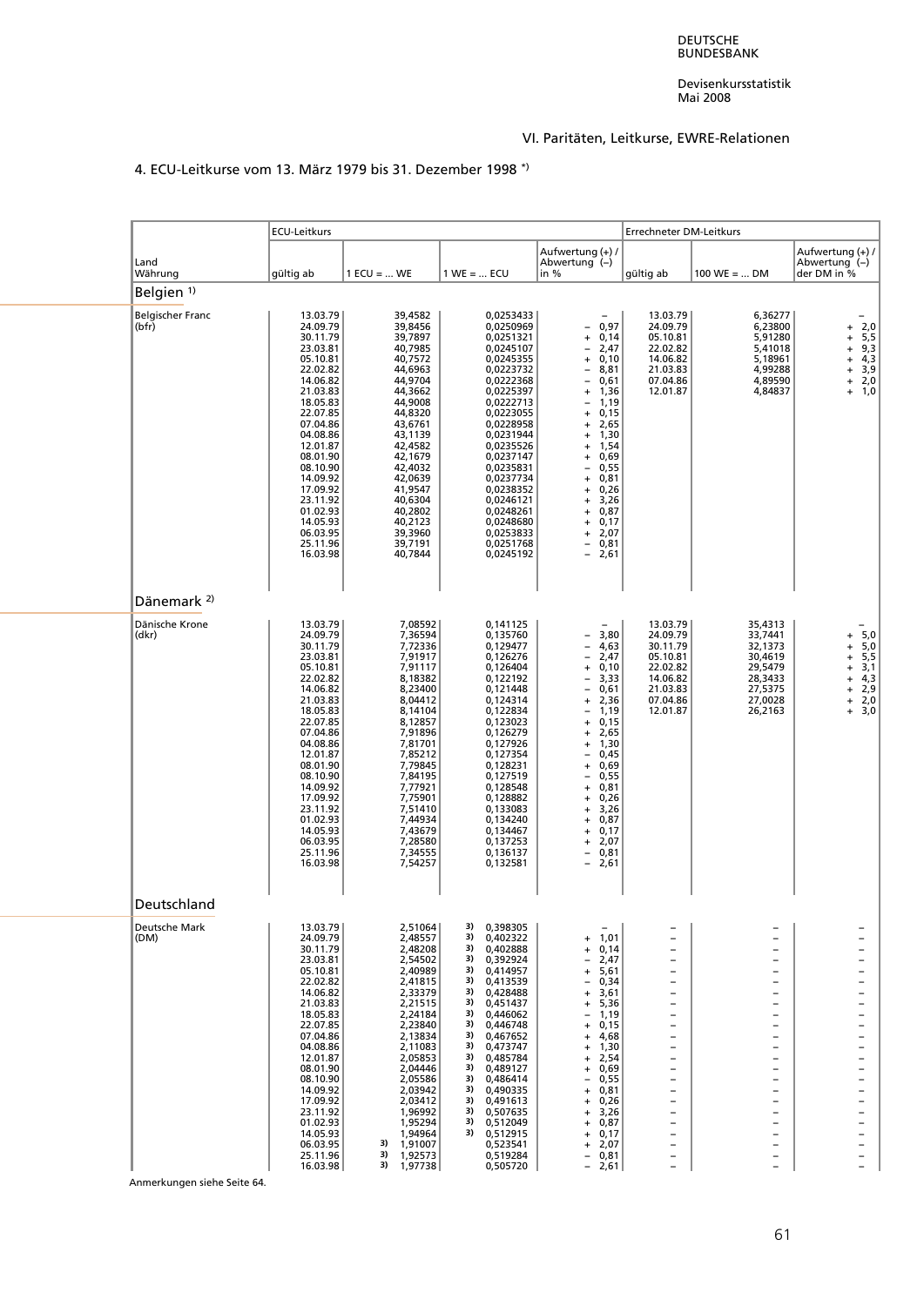## VI. Paritäten, Leitkurse, EWRE-Relationen

### 4. ECU-Leitkurse vom 13. März 1979 bis 31. Dezember 1998 *)

| Land / Währung | ECU-Leitkurs gültig ab | 1 ECU = ... WE | 1 WE = ... ECU | Aufwertung (+) / Abwertung (–) in % | Errechneter DM-Leitkurs gültig ab | 100 WE = ... DM | Aufwertung (+) / Abwertung (–) der DM in % |
|---|---|---|---|---|---|---|---|
| **Belgien 1)** | | | | | | | |
| Belgischer Franc (bfr) | 13.03.79 | 39,4582 | 0,0253433 | – | 13.03.79 | 6,36277 | – |
| | 24.09.79 | 39,8456 | 0,0250969 | – 0,97 | 24.09.79 | 6,23800 | + 2,0 |
| | 30.11.79 | 39,7897 | 0,0251321 | + 0,14 | 05.10.81 | 5,91280 | + 5,5 |
| | 23.03.81 | 40,7985 | 0,0245107 | – 2,47 | 22.02.82 | 5,41018 | + 9,3 |
| | 05.10.81 | 40,7572 | 0,0245355 | + 0,10 | 14.06.82 | 5,18961 | + 4,3 |
| | 22.02.82 | 44,6963 | 0,0223732 | – 8,81 | 21.03.83 | 4,99288 | + 3,9 |
| | 14.06.82 | 44,9704 | 0,0222368 | – 0,61 | 07.04.86 | 4,89590 | + 2,0 |
| | 21.03.83 | 44,3662 | 0,0225397 | + 1,36 | 12.01.87 | 4,84837 | + 1,0 |
| | 18.05.83 | 44,9008 | 0,0222713 | – 1,19 | | | |
| | 22.07.85 | 44,8320 | 0,0223055 | + 0,15 | | | |
| | 07.04.86 | 43,6761 | 0,0228958 | + 2,65 | | | |
| | 04.08.86 | 43,1139 | 0,0231944 | + 1,30 | | | |
| | 12.01.87 | 42,4582 | 0,0235526 | + 1,54 | | | |
| | 08.01.90 | 42,1679 | 0,0237147 | + 0,69 | | | |
| | 08.10.90 | 42,4032 | 0,0235831 | – 0,55 | | | |
| | 14.09.92 | 42,0639 | 0,0237734 | + 0,81 | | | |
| | 17.09.92 | 41,9547 | 0,0238352 | + 0,26 | | | |
| | 23.11.92 | 40,6304 | 0,0246121 | + 3,26 | | | |
| | 01.02.93 | 40,2802 | 0,0248261 | + 0,87 | | | |
| | 14.05.93 | 40,2123 | 0,0248680 | + 0,17 | | | |
| | 06.03.95 | 39,3960 | 0,0253833 | + 2,07 | | | |
| | 25.11.96 | 39,7191 | 0,0251768 | – 0,81 | | | |
| | 16.03.98 | 40,7844 | 0,0245192 | – 2,61 | | | |
| **Dänemark 2)** | | | | | | | |
| Dänische Krone (dkr) | 13.03.79 | 7,08592 | 0,141125 | – | 13.03.79 | 35,4313 | – |
| | 24.09.79 | 7,36594 | 0,135760 | – 3,80 | 24.09.79 | 33,7441 | + 5,0 |
| | 30.11.79 | 7,72336 | 0,129477 | – 4,63 | 30.11.79 | 32,1373 | + 5,0 |
| | 23.03.81 | 7,91917 | 0,126276 | – 2,47 | 05.10.81 | 30,4619 | + 5,5 |
| | 05.10.81 | 7,91117 | 0,126404 | + 0,10 | 22.02.82 | 29,5479 | + 3,1 |
| | 22.02.82 | 8,18382 | 0,122192 | – 3,33 | 14.06.82 | 28,3433 | + 4,3 |
| | 14.06.82 | 8,23400 | 0,121448 | – 0,61 | 21.03.83 | 27,5375 | + 2,9 |
| | 21.03.83 | 8,04412 | 0,124314 | + 2,36 | 07.04.86 | 27,0028 | + 2,0 |
| | 18.05.83 | 8,14104 | 0,122834 | – 1,19 | 12.01.87 | 26,2163 | + 3,0 |
| | 22.07.85 | 8,12857 | 0,123023 | + 0,15 | | | |
| | 07.04.86 | 7,91896 | 0,126279 | + 2,65 | | | |
| | 04.08.86 | 7,81701 | 0,127926 | + 1,30 | | | |
| | 12.01.87 | 7,85212 | 0,127354 | – 0,45 | | | |
| | 08.01.90 | 7,79845 | 0,128231 | + 0,69 | | | |
| | 08.10.90 | 7,84195 | 0,127519 | – 0,55 | | | |
| | 14.09.92 | 7,77921 | 0,128548 | + 0,81 | | | |
| | 17.09.92 | 7,75901 | 0,128882 | + 0,26 | | | |
| | 23.11.92 | 7,51410 | 0,133083 | + 3,26 | | | |
| | 01.02.93 | 7,44934 | 0,134240 | + 0,87 | | | |
| | 14.05.93 | 7,43679 | 0,134467 | + 0,17 | | | |
| | 06.03.95 | 7,28580 | 0,137253 | + 2,07 | | | |
| | 25.11.96 | 7,34555 | 0,136137 | – 0,81 | | | |
| | 16.03.98 | 7,54257 | 0,132581 | – 2,61 | | | |
| **Deutschland** | | | | | | | |
| Deutsche Mark (DM) | 13.03.79 | 2,51064 | 3) 0,398305 | – | – | – | – |
| | 24.09.79 | 2,48557 | 3) 0,402322 | + 1,01 | – | – | – |
| | 30.11.79 | 2,48208 | 3) 0,402888 | + 0,14 | – | – | – |
| | 23.03.81 | 2,54502 | 3) 0,392924 | – 2,47 | – | – | – |
| | 05.10.81 | 2,40989 | 3) 0,414957 | + 5,61 | – | – | – |
| | 22.02.82 | 2,41815 | 3) 0,413539 | – 0,34 | – | – | – |
| | 14.06.82 | 2,33379 | 3) 0,428488 | + 3,61 | – | – | – |
| | 21.03.83 | 2,21515 | 3) 0,451437 | + 5,36 | – | – | – |
| | 18.05.83 | 2,24184 | 3) 0,446062 | – 1,19 | – | – | – |
| | 22.07.85 | 2,23840 | 3) 0,446748 | + 0,15 | – | – | – |
| | 07.04.86 | 2,13834 | 3) 0,467652 | + 4,68 | – | – | – |
| | 04.08.86 | 2,11083 | 3) 0,473747 | + 1,30 | – | – | – |
| | 12.01.87 | 2,05853 | 3) 0,485784 | + 2,54 | – | – | – |
| | 08.01.90 | 2,04446 | 3) 0,489127 | + 0,69 | – | – | – |
| | 08.10.90 | 2,05586 | 3) 0,486414 | – 0,55 | – | – | – |
| | 14.09.92 | 2,03942 | 3) 0,490335 | + 0,81 | – | – | – |
| | 17.09.92 | 2,03412 | 3) 0,491613 | + 0,26 | – | – | – |
| | 23.11.92 | 1,96992 | 3) 0,507635 | + 3,26 | – | – | – |
| | 01.02.93 | 1,95294 | 3) 0,512049 | + 0,87 | – | – | – |
| | 14.05.93 | 1,94964 | 3) 0,512915 | + 0,17 | – | – | – |
| | 06.03.95 | 3) 1,91007 | 0,523541 | + 2,07 | – | – | – |
| | 25.11.96 | 3) 1,92573 | 0,519284 | – 0,81 | – | – | – |
| | 16.03.98 | 3) 1,97738 | 0,505720 | – 2,61 | – | – | – |

Anmerkungen siehe Seite 64.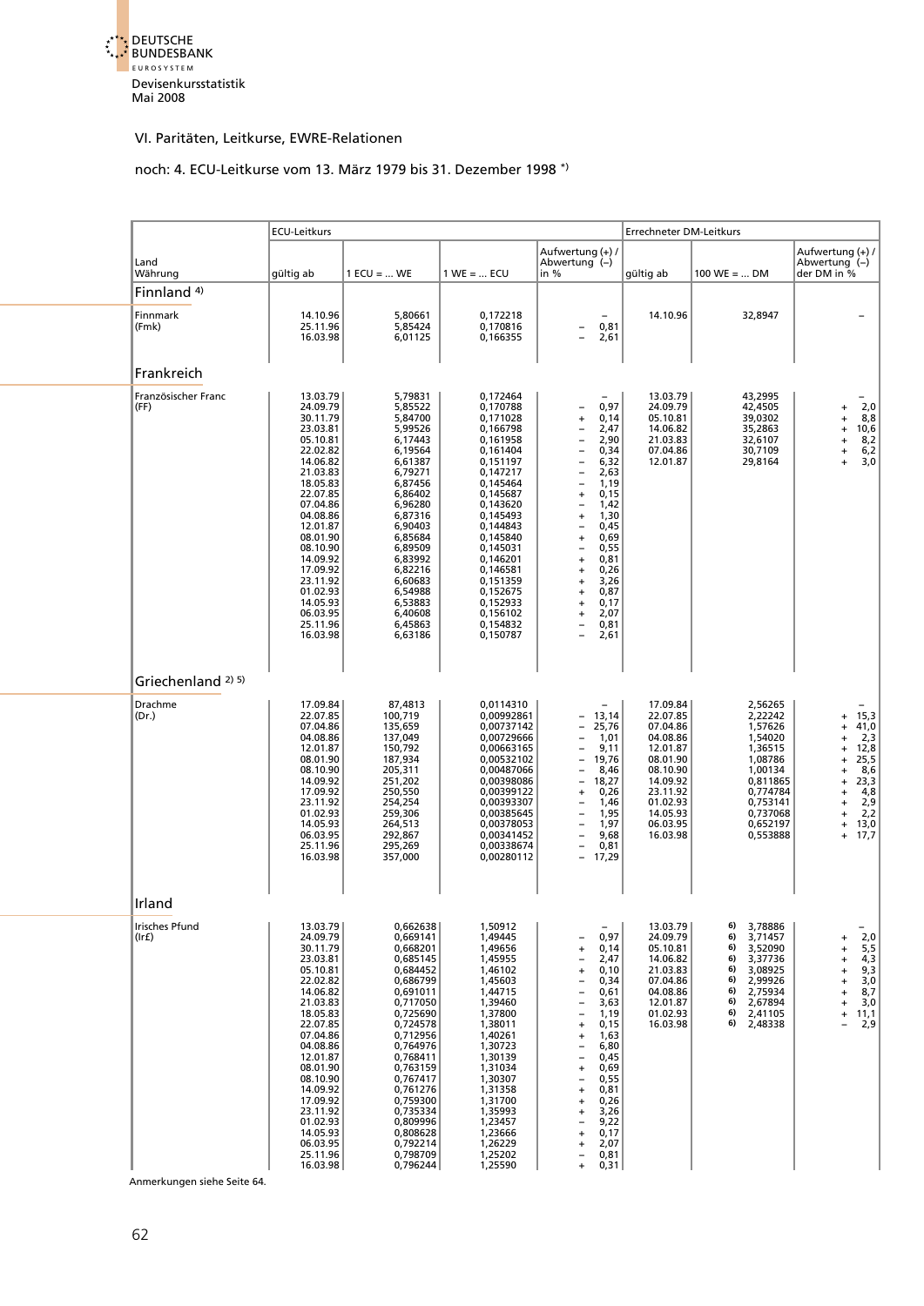## VI. Paritäten, Leitkurse, EWRE-Relationen

### noch: 4. ECU-Leitkurse vom 13. März 1979 bis 31. Dezember 1998 *)

| Land / Währung | ECU-Leitkurs gültig ab | 1 ECU = ... WE | 1 WE = ... ECU | Aufwertung (+) / Abwertung (–) in % | Errechneter DM-Leitkurs gültig ab | 100 WE = ... DM | Aufwertung (+) / Abwertung (–) der DM in % |
|---|---|---|---|---|---|---|---|
| **Finnland** 4) | | | | | | | |
| Finnmark (Fmk) | 14.10.96 | 5,80661 | 0,172218 | – | 14.10.96 | 32,8947 | – |
| | 25.11.96 | 5,85424 | 0,170816 | – 0,81 | | | |
| | 16.03.98 | 6,01125 | 0,166355 | – 2,61 | | | |
| **Frankreich** | | | | | | | |
| Französischer Franc (FF) | 13.03.79 | 5,79831 | 0,172464 | – | 13.03.79 | 43,2995 | – |
| | 24.09.79 | 5,85522 | 0,170788 | – 0,97 | 24.09.79 | 42,4505 | + 2,0 |
| | 30.11.79 | 5,84700 | 0,171028 | + 0,14 | 05.10.81 | 39,0302 | + 8,8 |
| | 23.03.81 | 5,99526 | 0,166798 | – 2,47 | 14.06.82 | 35,2863 | + 10,6 |
| | 05.10.81 | 6,17443 | 0,161958 | – 2,90 | 21.03.83 | 32,6107 | + 8,2 |
| | 22.02.82 | 6,19564 | 0,161404 | – 0,34 | 07.04.86 | 30,7109 | + 6,2 |
| | 14.06.82 | 6,61387 | 0,151197 | – 6,32 | 12.01.87 | 29,8164 | + 3,0 |
| | 21.03.83 | 6,79271 | 0,147217 | – 2,63 | | | |
| | 18.05.83 | 6,87456 | 0,145464 | – 1,19 | | | |
| | 22.07.85 | 6,86402 | 0,145687 | + 0,15 | | | |
| | 07.04.86 | 6,96280 | 0,143620 | – 1,42 | | | |
| | 04.08.86 | 6,87316 | 0,145493 | + 1,30 | | | |
| | 12.01.87 | 6,90403 | 0,144843 | – 0,45 | | | |
| | 08.01.90 | 6,85684 | 0,145840 | + 0,69 | | | |
| | 08.10.90 | 6,89509 | 0,145031 | – 0,55 | | | |
| | 14.09.92 | 6,83992 | 0,146201 | + 0,81 | | | |
| | 17.09.92 | 6,82216 | 0,146581 | + 0,26 | | | |
| | 23.11.92 | 6,60683 | 0,151359 | + 3,26 | | | |
| | 01.02.93 | 6,54988 | 0,152675 | + 0,87 | | | |
| | 14.05.93 | 6,53883 | 0,152933 | + 0,17 | | | |
| | 06.03.95 | 6,40608 | 0,156102 | + 2,07 | | | |
| | 25.11.96 | 6,45863 | 0,154832 | – 0,81 | | | |
| | 16.03.98 | 6,63186 | 0,150787 | – 2,61 | | | |
| **Griechenland** 2) 5) | | | | | | | |
| Drachme (Dr.) | 17.09.84 | 87,4813 | 0,0114310 | – | 17.09.84 | 2,56265 | – |
| | 22.07.85 | 100,719 | 0,00992861 | – 13,14 | 22.07.85 | 2,22242 | + 15,3 |
| | 07.04.86 | 135,659 | 0,00737142 | – 25,76 | 07.04.86 | 1,57626 | + 41,0 |
| | 04.08.86 | 137,049 | 0,00729666 | – 1,01 | 04.08.86 | 1,54020 | + 2,3 |
| | 12.01.87 | 150,792 | 0,00663165 | – 9,11 | 12.01.87 | 1,36515 | + 12,8 |
| | 08.01.90 | 187,934 | 0,00532102 | – 19,76 | 08.01.90 | 1,08786 | + 25,5 |
| | 08.10.90 | 205,311 | 0,00487066 | – 8,46 | 08.10.90 | 1,00134 | + 8,6 |
| | 14.09.92 | 251,202 | 0,00398086 | – 18,27 | 14.09.92 | 0,811865 | + 23,3 |
| | 17.09.92 | 250,550 | 0,00399122 | + 0,26 | 23.11.92 | 0,774784 | + 4,8 |
| | 23.11.92 | 254,254 | 0,00393307 | – 1,46 | 01.02.93 | 0,753141 | + 2,9 |
| | 01.02.93 | 259,306 | 0,00385645 | – 1,95 | 14.05.93 | 0,737068 | + 2,2 |
| | 14.05.93 | 264,513 | 0,00378053 | – 1,97 | 06.03.95 | 0,652197 | + 13,0 |
| | 06.03.95 | 292,867 | 0,00341452 | – 9,68 | 16.03.98 | 0,553888 | + 17,7 |
| | 25.11.96 | 295,269 | 0,00338674 | – 0,81 | | | |
| | 16.03.98 | 357,000 | 0,00280112 | – 17,29 | | | |
| **Irland** | | | | | | | |
| Irisches Pfund (Ir£) | 13.03.79 | 0,662638 | 1,50912 | – | 13.03.79 | 6) 3,78886 | – |
| | 24.09.79 | 0,669141 | 1,49445 | – 0,97 | 24.09.79 | 6) 3,71457 | + 2,0 |
| | 30.11.79 | 0,668201 | 1,49656 | + 0,14 | 05.10.81 | 6) 3,52090 | + 5,5 |
| | 23.03.81 | 0,685145 | 1,45955 | – 2,47 | 14.06.82 | 6) 3,37736 | + 4,3 |
| | 05.10.81 | 0,684452 | 1,46102 | + 0,10 | 21.03.83 | 6) 3,08925 | + 9,3 |
| | 22.02.82 | 0,686799 | 1,45603 | – 0,34 | 07.04.86 | 6) 2,99926 | + 3,0 |
| | 14.06.82 | 0,691011 | 1,44715 | – 0,61 | 04.08.86 | 6) 2,75934 | + 8,7 |
| | 21.03.83 | 0,717050 | 1,39460 | – 3,63 | 12.01.87 | 6) 2,67894 | + 3,0 |
| | 18.05.83 | 0,725690 | 1,37800 | – 1,19 | 01.02.93 | 6) 2,41105 | + 11,1 |
| | 22.07.85 | 0,724578 | 1,38011 | + 0,15 | 16.03.98 | 6) 2,48338 | – 2,9 |
| | 07.04.86 | 0,712956 | 1,40261 | + 1,63 | | | |
| | 04.08.86 | 0,764976 | 1,30723 | – 6,80 | | | |
| | 12.01.87 | 0,768411 | 1,30139 | – 0,45 | | | |
| | 08.01.90 | 0,763159 | 1,31034 | + 0,69 | | | |
| | 08.10.90 | 0,767417 | 1,30307 | – 0,55 | | | |
| | 14.09.92 | 0,761276 | 1,31358 | + 0,81 | | | |
| | 17.09.92 | 0,759300 | 1,31700 | + 0,26 | | | |
| | 23.11.92 | 0,735334 | 1,35993 | + 3,26 | | | |
| | 01.02.93 | 0,809996 | 1,23457 | – 9,22 | | | |
| | 14.05.93 | 0,808628 | 1,23666 | + 0,17 | | | |
| | 06.03.95 | 0,792214 | 1,26229 | + 2,07 | | | |
| | 25.11.96 | 0,798709 | 1,25202 | – 0,81 | | | |
| | 16.03.98 | 0,796244 | 1,25590 | + 0,31 | | | |

Anmerkungen siehe Seite 64.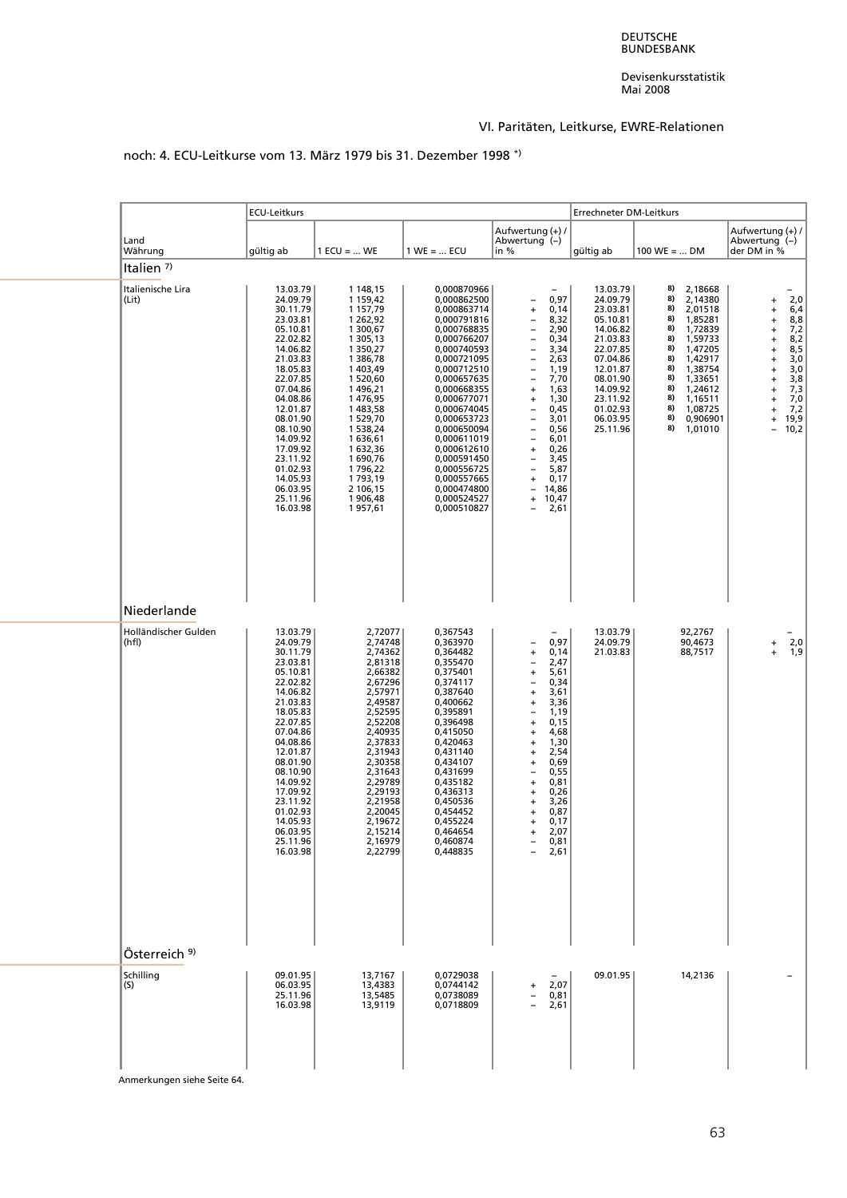## VI. Paritäten, Leitkurse, EWRE-Relationen

### noch: 4. ECU-Leitkurse vom 13. März 1979 bis 31. Dezember 1998 *)

| Land Währung | ECU-Leitkurs gültig ab | 1 ECU = ... WE | 1 WE = ... ECU | Aufwertung (+) / Abwertung (–) in % | Errechneter DM-Leitkurs gültig ab | 100 WE = ... DM | Aufwertung (+) / Abwertung (–) der DM in % |
|---|---|---|---|---|---|---|---|
| **Italien 7)** | | | | | | | |
| Italienische Lira (Lit) | 13.03.79 | 1 148,15 | 0,000870966 | – | 13.03.79 | 8) 2,18668 | – |
| | 24.09.79 | 1 159,42 | 0,000862500 | – 0,97 | 24.09.79 | 8) 2,14380 | + 2,0 |
| | 30.11.79 | 1 157,79 | 0,000863714 | + 0,14 | 23.03.81 | 8) 2,01518 | + 6,4 |
| | 23.03.81 | 1 262,92 | 0,000791816 | – 8,32 | 05.10.81 | 8) 1,85281 | + 8,8 |
| | 05.10.81 | 1 300,67 | 0,000768835 | – 2,90 | 14.06.82 | 8) 1,72839 | + 7,2 |
| | 22.02.82 | 1 305,13 | 0,000766207 | – 0,34 | 21.03.83 | 8) 1,59733 | + 8,2 |
| | 14.06.82 | 1 350,27 | 0,000740593 | – 3,34 | 22.07.85 | 8) 1,47205 | + 8,5 |
| | 21.03.83 | 1 386,78 | 0,000721095 | – 2,63 | 07.04.86 | 8) 1,42917 | + 3,0 |
| | 18.05.83 | 1 403,49 | 0,000712510 | – 1,19 | 12.01.87 | 8) 1,38754 | + 3,0 |
| | 22.07.85 | 1 520,60 | 0,000657635 | – 7,70 | 08.01.90 | 8) 1,33651 | + 3,8 |
| | 07.04.86 | 1 496,21 | 0,000668355 | + 1,63 | 14.09.92 | 8) 1,24612 | + 7,3 |
| | 04.08.86 | 1 476,95 | 0,000677071 | + 1,30 | 23.11.92 | 8) 1,16511 | + 7,0 |
| | 12.01.87 | 1 483,58 | 0,000674045 | – 0,45 | 01.02.93 | 8) 1,08725 | + 7,2 |
| | 08.01.90 | 1 529,70 | 0,000653723 | – 3,01 | 06.03.95 | 8) 0,906901 | + 19,9 |
| | 08.10.90 | 1 538,24 | 0,000650094 | – 0,56 | 25.11.96 | 8) 1,01010 | – 10,2 |
| | 14.09.92 | 1 636,61 | 0,000611019 | – 6,01 | | | |
| | 17.09.92 | 1 632,36 | 0,000612610 | + 0,26 | | | |
| | 23.11.92 | 1 690,76 | 0,000591450 | – 3,45 | | | |
| | 01.02.93 | 1 796,22 | 0,000556725 | – 5,87 | | | |
| | 14.05.93 | 1 793,19 | 0,000557665 | + 0,17 | | | |
| | 06.03.95 | 2 106,15 | 0,000474800 | – 14,86 | | | |
| | 25.11.96 | 1 906,48 | 0,000524527 | + 10,47 | | | |
| | 16.03.98 | 1 957,61 | 0,000510827 | – 2,61 | | | |
| **Niederlande** | | | | | | | |
| Holländischer Gulden (hfl) | 13.03.79 | 2,72077 | 0,367543 | – | 13.03.79 | 92,2767 | – |
| | 24.09.79 | 2,74748 | 0,363970 | – 0,97 | 24.09.79 | 90,4673 | + 2,0 |
| | 30.11.79 | 2,74362 | 0,364482 | + 0,14 | 21.03.83 | 88,7517 | + 1,9 |
| | 23.03.81 | 2,81318 | 0,355470 | – 2,47 | | | |
| | 05.10.81 | 2,66382 | 0,375401 | + 5,61 | | | |
| | 22.02.82 | 2,67296 | 0,374117 | – 0,34 | | | |
| | 14.06.82 | 2,57971 | 0,387640 | + 3,61 | | | |
| | 21.03.83 | 2,49587 | 0,400662 | + 3,36 | | | |
| | 18.05.83 | 2,52595 | 0,395891 | – 1,19 | | | |
| | 22.07.85 | 2,52208 | 0,396498 | + 0,15 | | | |
| | 07.04.86 | 2,40935 | 0,415050 | + 4,68 | | | |
| | 04.08.86 | 2,37833 | 0,420463 | + 1,30 | | | |
| | 12.01.87 | 2,31943 | 0,431140 | + 2,54 | | | |
| | 08.01.90 | 2,30358 | 0,434107 | + 0,69 | | | |
| | 08.10.90 | 2,31643 | 0,431699 | – 0,55 | | | |
| | 14.09.92 | 2,29789 | 0,435182 | + 0,81 | | | |
| | 17.09.92 | 2,29193 | 0,436313 | + 0,26 | | | |
| | 23.11.92 | 2,21958 | 0,450536 | + 3,26 | | | |
| | 01.02.93 | 2,20045 | 0,454452 | + 0,87 | | | |
| | 14.05.93 | 2,19672 | 0,455224 | + 0,17 | | | |
| | 06.03.95 | 2,15214 | 0,464654 | + 2,07 | | | |
| | 25.11.96 | 2,16979 | 0,460874 | – 0,81 | | | |
| | 16.03.98 | 2,22799 | 0,448835 | – 2,61 | | | |
| **Österreich 9)** | | | | | | | |
| Schilling (S) | 09.01.95 | 13,7167 | 0,0729038 | – | 09.01.95 | 14,2136 | – |
| | 06.03.95 | 13,4383 | 0,0744142 | + 2,07 | | | |
| | 25.11.96 | 13,5485 | 0,0738089 | – 0,81 | | | |
| | 16.03.98 | 13,9119 | 0,0718809 | – 2,61 | | | |

Anmerkungen siehe Seite 64.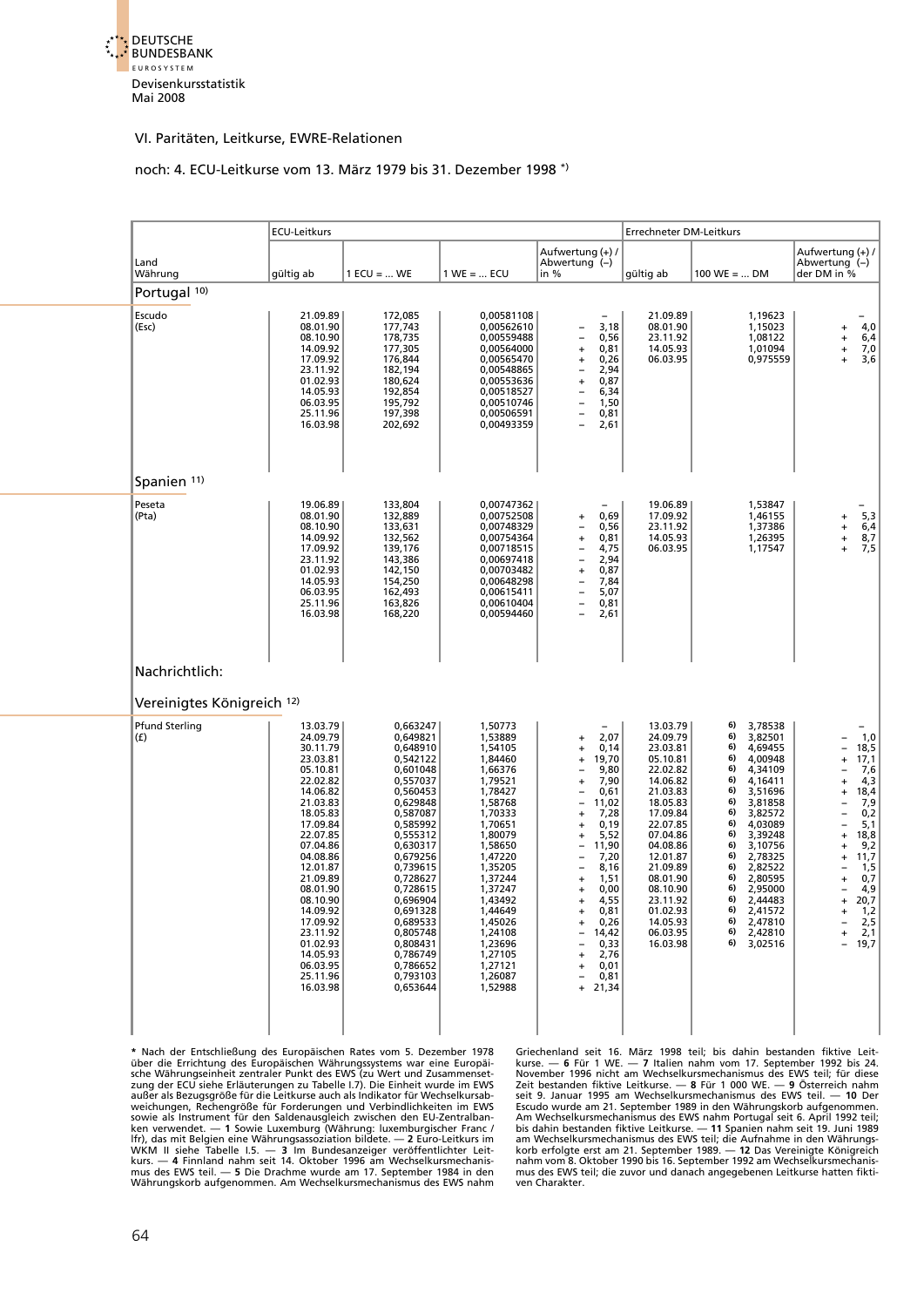VI. Paritäten, Leitkurse, EWRE-Relationen

noch: 4. ECU-Leitkurse vom 13. März 1979 bis 31. Dezember 1998 *)

| Land Währung | ECU-Leitkurs gültig ab | 1 ECU = ... WE | 1 WE = ... ECU | Aufwertung (+) / Abwertung (–) in % | Errechneter DM-Leitkurs gültig ab | 100 WE = ... DM | Aufwertung (+) / Abwertung (–) der DM in % |
|---|---|---|---|---|---|---|---|
| **Portugal 10)** | | | | | | | |
| Escudo (Esc) | 21.09.89 | 172,085 | 0,00581108 | – | 21.09.89 | 1,19623 | – |
| | 08.01.90 | 177,743 | 0,00562610 | – 3,18 | 08.01.90 | 1,15023 | + 4,0 |
| | 08.10.90 | 178,735 | 0,00559488 | – 0,56 | 23.11.92 | 1,08122 | + 6,4 |
| | 14.09.92 | 177,305 | 0,00564000 | + 0,81 | 14.05.93 | 1,01094 | + 7,0 |
| | 17.09.92 | 176,844 | 0,00565470 | + 0,26 | 06.03.95 | 0,975559 | + 3,6 |
| | 23.11.92 | 182,194 | 0,00548865 | – 2,94 | | | |
| | 01.02.93 | 180,624 | 0,00553636 | + 0,87 | | | |
| | 14.05.93 | 192,854 | 0,00518527 | – 6,34 | | | |
| | 06.03.95 | 195,792 | 0,00510746 | – 1,50 | | | |
| | 25.11.96 | 197,398 | 0,00506591 | – 0,81 | | | |
| | 16.03.98 | 202,692 | 0,00493359 | – 2,61 | | | |
| **Spanien 11)** | | | | | | | |
| Peseta (Pta) | 19.06.89 | 133,804 | 0,00747362 | – | 19.06.89 | 1,53847 | – |
| | 08.01.90 | 132,889 | 0,00752508 | + 0,69 | 17.09.92 | 1,46155 | + 5,3 |
| | 08.10.90 | 133,631 | 0,00748329 | – 0,56 | 23.11.92 | 1,37386 | + 6,4 |
| | 14.09.92 | 132,562 | 0,00754364 | + 0,81 | 14.05.93 | 1,26395 | + 8,7 |
| | 17.09.92 | 139,176 | 0,00718515 | – 4,75 | 06.03.95 | 1,17547 | + 7,5 |
| | 23.11.92 | 143,386 | 0,00697418 | – 2,94 | | | |
| | 01.02.93 | 142,150 | 0,00703482 | + 0,87 | | | |
| | 14.05.93 | 154,250 | 0,00648298 | – 7,84 | | | |
| | 06.03.95 | 162,493 | 0,00615411 | – 5,07 | | | |
| | 25.11.96 | 163,826 | 0,00610404 | – 0,81 | | | |
| | 16.03.98 | 168,220 | 0,00594460 | – 2,61 | | | |
| **Nachrichtlich:** | | | | | | | |
| **Vereinigtes Königreich 12)** | | | | | | | |
| Pfund Sterling (£) | 13.03.79 | 0,663247 | 1,50773 | – | 13.03.79 | 6) 3,78538 | – |
| | 24.09.79 | 0,649821 | 1,53889 | + 2,07 | 24.09.79 | 6) 3,82501 | – 1,0 |
| | 30.11.79 | 0,648910 | 1,54105 | + 0,14 | 23.03.81 | 6) 4,69455 | – 18,5 |
| | 23.03.81 | 0,542122 | 1,84460 | + 19,70 | 05.10.81 | 6) 4,00948 | + 17,1 |
| | 05.10.81 | 0,601048 | 1,66376 | – 9,80 | 22.02.82 | 6) 4,34109 | – 7,6 |
| | 22.02.82 | 0,557037 | 1,79521 | + 7,90 | 14.06.82 | 6) 4,16411 | + 4,3 |
| | 14.06.82 | 0,560453 | 1,78427 | – 0,61 | 21.03.83 | 6) 3,51696 | + 18,4 |
| | 21.03.83 | 0,629848 | 1,58768 | – 11,02 | 18.05.83 | 6) 3,81858 | – 7,9 |
| | 18.05.83 | 0,587087 | 1,70333 | + 7,28 | 17.09.84 | 6) 3,82572 | – 0,2 |
| | 17.09.84 | 0,585992 | 1,70651 | + 0,19 | 22.07.85 | 6) 4,03089 | – 5,1 |
| | 22.07.85 | 0,555312 | 1,80079 | + 5,52 | 07.04.86 | 6) 3,39248 | + 18,8 |
| | 07.04.86 | 0,630317 | 1,58650 | – 11,90 | 04.08.86 | 6) 3,10756 | + 9,2 |
| | 04.08.86 | 0,679256 | 1,47220 | – 7,20 | 12.01.87 | 6) 2,78325 | + 11,7 |
| | 12.01.87 | 0,739615 | 1,35205 | – 8,16 | 21.09.89 | 6) 2,82522 | – 1,5 |
| | 21.09.89 | 0,728627 | 1,37244 | + 1,51 | 08.01.90 | 6) 2,80595 | + 0,7 |
| | 08.01.90 | 0,728615 | 1,37247 | + 0,00 | 08.10.90 | 6) 2,95000 | – 4,9 |
| | 08.10.90 | 0,696904 | 1,43492 | + 4,55 | 23.11.92 | 6) 2,44483 | + 20,7 |
| | 14.09.92 | 0,691328 | 1,44649 | + 0,81 | 01.02.93 | 6) 2,41572 | + 1,2 |
| | 17.09.92 | 0,689533 | 1,45026 | + 0,26 | 14.05.93 | 6) 2,47810 | – 2,5 |
| | 23.11.92 | 0,805748 | 1,24108 | – 14,42 | 06.03.95 | 6) 2,42810 | + 2,1 |
| | 01.02.93 | 0,808431 | 1,23696 | – 0,33 | 16.03.98 | 6) 3,02516 | – 19,7 |
| | 14.05.93 | 0,786749 | 1,27105 | + 2,76 | | | |
| | 06.03.95 | 0,786652 | 1,27121 | + 0,01 | | | |
| | 25.11.96 | 0,793103 | 1,26087 | – 0,81 | | | |
| | 16.03.98 | 0,653644 | 1,52988 | + 21,34 | | | |

* Nach der Entschließung des Europäischen Rates vom 5. Dezember 1978 über die Errichtung des Europäischen Währungssystems war eine Europäische Währungseinheit zentraler Punkt des EWS (zu Wert und Zusammensetzung der ECU siehe Erläuterungen zu Tabelle I.7). Die Einheit wurde im EWS außer als Bezugsgröße für die Leitkurse auch als Indikator für Wechselkursabweichungen, Rechengröße für Forderungen und Verbindlichkeiten im EWS sowie als Instrument für den Saldenausgleich zwischen den EU-Zentralbanken verwendet. — **1** Sowie Luxemburg (Währung: luxemburgischer Franc / lfr), das mit Belgien eine Währungsassoziation bildete. — **2** Euro-Leitkurs im WKM II siehe Tabelle I.5. — **3** Im Bundesanzeiger veröffentlichter Leitkurs. — **4** Finnland nahm seit 14. Oktober 1996 am Wechselkursmechanismus des EWS teil. — **5** Die Drachme wurde am 17. September 1984 in den Währungskorb aufgenommen. Am Wechselkursmechanismus des EWS nahm Griechenland seit 16. März 1998 teil; bis dahin bestanden fiktive Leitkurse. — **6** Für 1 WE. — **7** Italien nahm vom 17. September 1992 bis 24. November 1996 nicht am Wechselkursmechanismus des EWS teil; für diese Zeit bestanden fiktive Leitkurse. — **8** Für 1 000 WE. — **9** Österreich nahm seit 9. Januar 1995 am Wechselkursmechanismus des EWS teil. — **10** Der Escudo wurde am 21. September 1989 in den Währungskorb aufgenommen. Am Wechselkursmechanismus des EWS nahm Portugal seit 6. April 1992 teil; bis dahin bestanden fiktive Leitkurse. — **11** Spanien nahm seit 19. Juni 1989 am Wechselkursmechanismus des EWS teil; die Aufnahme in den Währungskorb erfolgte erst am 21. September 1989. — **12** Das Vereinigte Königreich nahm vom 8. Oktober 1990 bis 16. September 1992 am Wechselkursmechanismus des EWS teil; die zuvor und danach angegebenen Leitkurse hatten fiktiven Charakter.